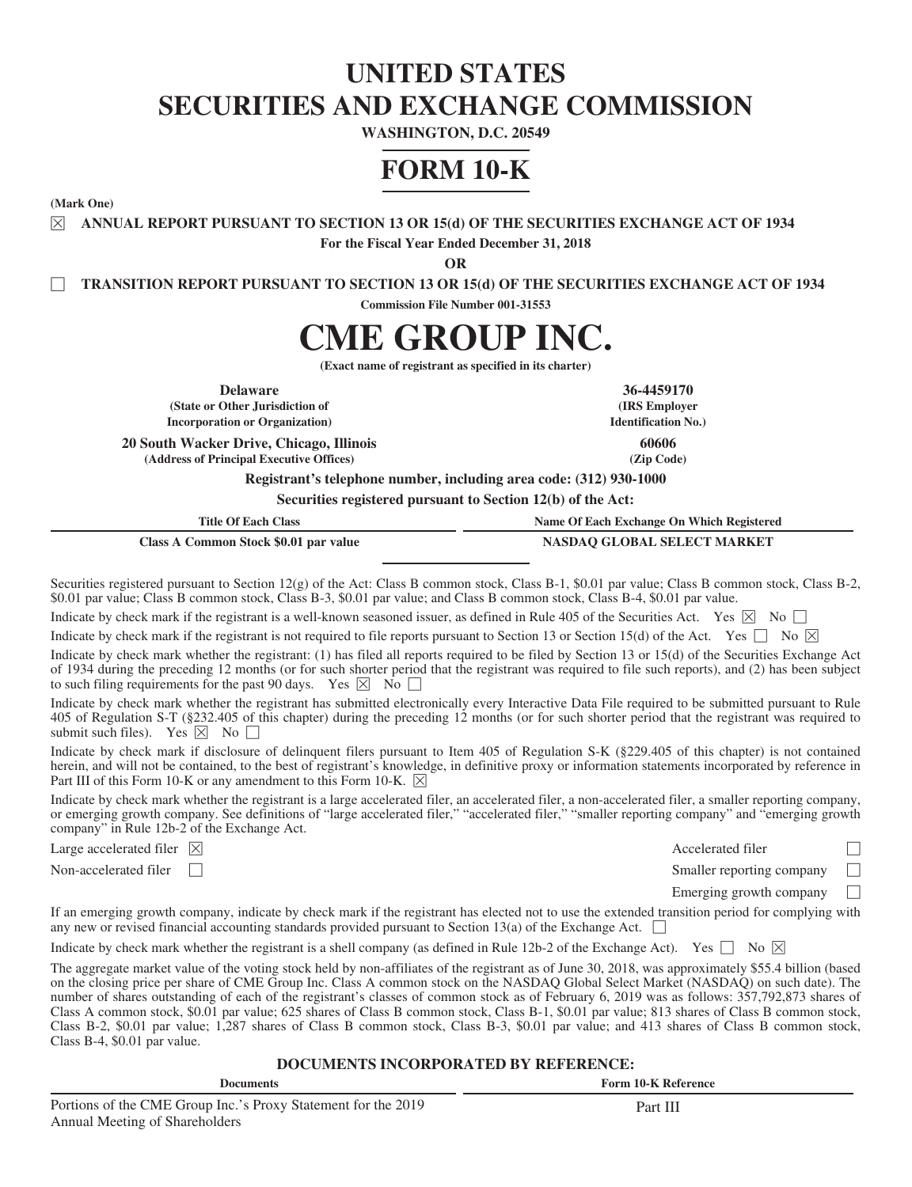# UNITED STATES SECURITIES AND EXCHANGE COMMISSION

**WASHINGTON, D.C. 20549**

# FORM 10-K

**(Mark One)**

☒ **ANNUAL REPORT PURSUANT TO SECTION 13 OR 15(d) OF THE SECURITIES EXCHANGE ACT OF 1934**

**For the Fiscal Year Ended December 31, 2018**

**OR**

☐ **TRANSITION REPORT PURSUANT TO SECTION 13 OR 15(d) OF THE SECURITIES EXCHANGE ACT OF 1934**

**Commission File Number 001-31553**

# CME GROUP INC.

**(Exact name of registrant as specified in its charter)**

| | |
|---|---|
| **Delaware** | **36-4459170** |
| **(State or Other Jurisdiction of Incorporation or Organization)** | **(IRS Employer Identification No.)** |
| **20 South Wacker Drive, Chicago, Illinois** | **60606** |
| **(Address of Principal Executive Offices)** | **(Zip Code)** |

**Registrant's telephone number, including area code: (312) 930-1000**

**Securities registered pursuant to Section 12(b) of the Act:**

| Title Of Each Class | Name Of Each Exchange On Which Registered |
|---|---|
| Class A Common Stock $0.01 par value | NASDAQ GLOBAL SELECT MARKET |

Securities registered pursuant to Section 12(g) of the Act: Class B common stock, Class B-1, $0.01 par value; Class B common stock, Class B-2, $0.01 par value; Class B common stock, Class B-3, $0.01 par value; and Class B common stock, Class B-4, $0.01 par value.

Indicate by check mark if the registrant is a well-known seasoned issuer, as defined in Rule 405 of the Securities Act. Yes ☒ No ☐

Indicate by check mark if the registrant is not required to file reports pursuant to Section 13 or Section 15(d) of the Act. Yes ☐ No ☒

Indicate by check mark whether the registrant: (1) has filed all reports required to be filed by Section 13 or 15(d) of the Securities Exchange Act of 1934 during the preceding 12 months (or for such shorter period that the registrant was required to file such reports), and (2) has been subject to such filing requirements for the past 90 days. Yes ☒ No ☐

Indicate by check mark whether the registrant has submitted electronically every Interactive Data File required to be submitted pursuant to Rule 405 of Regulation S-T (§232.405 of this chapter) during the preceding 12 months (or for such shorter period that the registrant was required to submit such files). Yes ☒ No ☐

Indicate by check mark if disclosure of delinquent filers pursuant to Item 405 of Regulation S-K (§229.405 of this chapter) is not contained herein, and will not be contained, to the best of registrant's knowledge, in definitive proxy or information statements incorporated by reference in Part III of this Form 10-K or any amendment to this Form 10-K. ☒

Indicate by check mark whether the registrant is a large accelerated filer, an accelerated filer, a non-accelerated filer, a smaller reporting company, or emerging growth company. See definitions of "large accelerated filer," "accelerated filer," "smaller reporting company" and "emerging growth company" in Rule 12b-2 of the Exchange Act.

| | | | |
|---|---|---|---|
| Large accelerated filer | ☒ | Accelerated filer | ☐ |
| Non-accelerated filer | ☐ | Smaller reporting company | ☐ |
| | | Emerging growth company | ☐ |

If an emerging growth company, indicate by check mark if the registrant has elected not to use the extended transition period for complying with any new or revised financial accounting standards provided pursuant to Section 13(a) of the Exchange Act. ☐

Indicate by check mark whether the registrant is a shell company (as defined in Rule 12b-2 of the Exchange Act). Yes ☐ No ☒

The aggregate market value of the voting stock held by non-affiliates of the registrant as of June 30, 2018, was approximately $55.4 billion (based on the closing price per share of CME Group Inc. Class A common stock on the NASDAQ Global Select Market (NASDAQ) on such date). The number of shares outstanding of each of the registrant's classes of common stock as of February 6, 2019 was as follows: 357,792,873 shares of Class A common stock, $0.01 par value; 625 shares of Class B common stock, Class B-1, $0.01 par value; 813 shares of Class B common stock, Class B-2, $0.01 par value; 1,287 shares of Class B common stock, Class B-3, $0.01 par value; and 413 shares of Class B common stock, Class B-4, $0.01 par value.

**DOCUMENTS INCORPORATED BY REFERENCE:**

| Documents | Form 10-K Reference |
|---|---|
| Portions of the CME Group Inc.'s Proxy Statement for the 2019 Annual Meeting of Shareholders | Part III |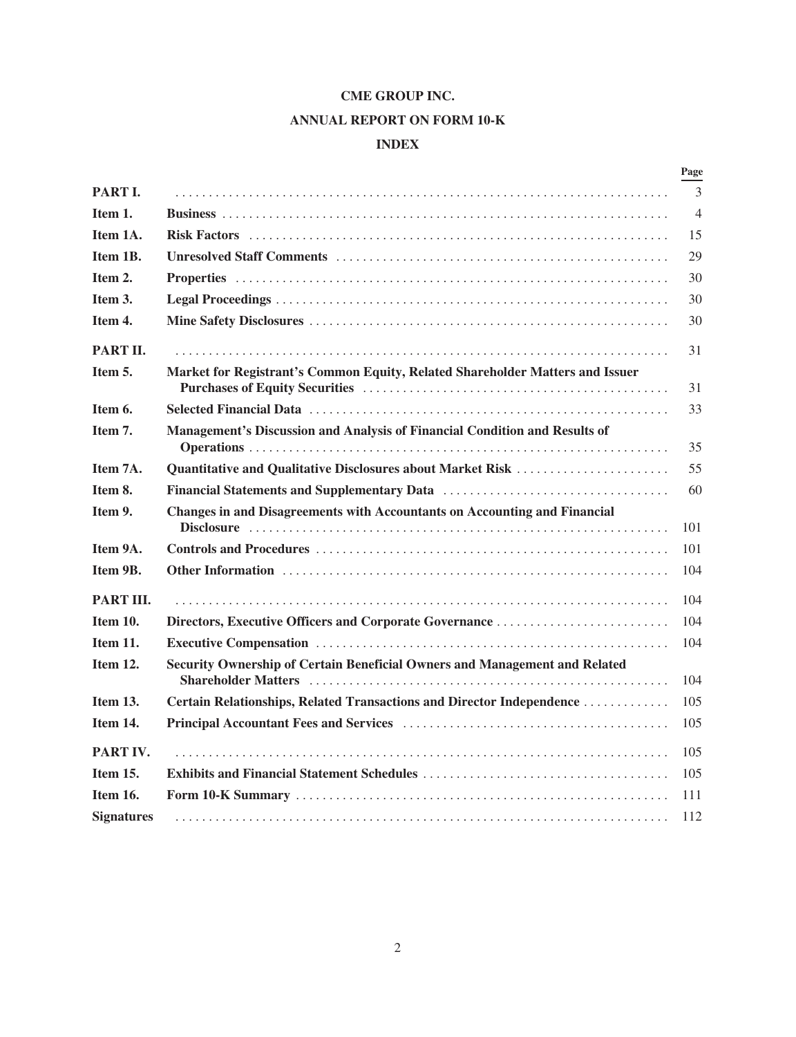# CME GROUP INC.

## ANNUAL REPORT ON FORM 10-K

## INDEX

| | | Page |
|---|---|---|
| **PART I.** | | 3 |
| **Item 1.** | **Business** | 4 |
| **Item 1A.** | **Risk Factors** | 15 |
| **Item 1B.** | **Unresolved Staff Comments** | 29 |
| **Item 2.** | **Properties** | 30 |
| **Item 3.** | **Legal Proceedings** | 30 |
| **Item 4.** | **Mine Safety Disclosures** | 30 |
| **PART II.** | | 31 |
| **Item 5.** | **Market for Registrant's Common Equity, Related Shareholder Matters and Issuer Purchases of Equity Securities** | 31 |
| **Item 6.** | **Selected Financial Data** | 33 |
| **Item 7.** | **Management's Discussion and Analysis of Financial Condition and Results of Operations** | 35 |
| **Item 7A.** | **Quantitative and Qualitative Disclosures about Market Risk** | 55 |
| **Item 8.** | **Financial Statements and Supplementary Data** | 60 |
| **Item 9.** | **Changes in and Disagreements with Accountants on Accounting and Financial Disclosure** | 101 |
| **Item 9A.** | **Controls and Procedures** | 101 |
| **Item 9B.** | **Other Information** | 104 |
| **PART III.** | | 104 |
| **Item 10.** | **Directors, Executive Officers and Corporate Governance** | 104 |
| **Item 11.** | **Executive Compensation** | 104 |
| **Item 12.** | **Security Ownership of Certain Beneficial Owners and Management and Related Shareholder Matters** | 104 |
| **Item 13.** | **Certain Relationships, Related Transactions and Director Independence** | 105 |
| **Item 14.** | **Principal Accountant Fees and Services** | 105 |
| **PART IV.** | | 105 |
| **Item 15.** | **Exhibits and Financial Statement Schedules** | 105 |
| **Item 16.** | **Form 10-K Summary** | 111 |
| **Signatures** | | 112 |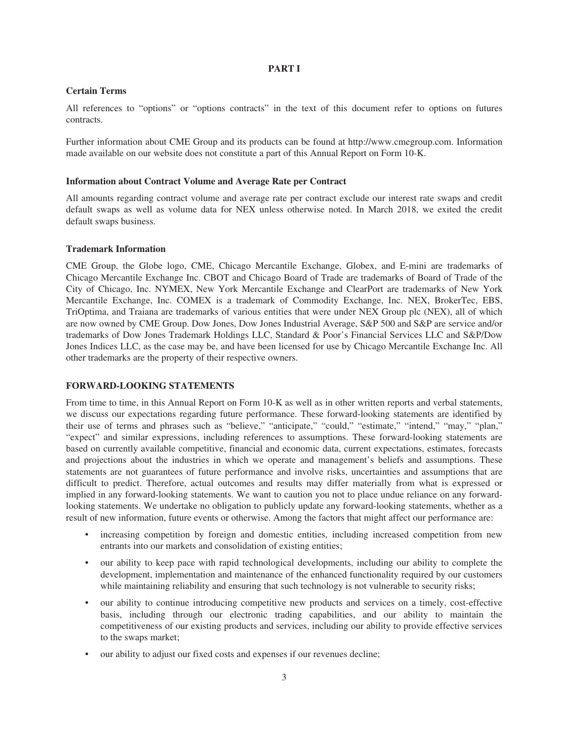# PART I

### Certain Terms

All references to "options" or "options contracts" in the text of this document refer to options on futures contracts.

Further information about CME Group and its products can be found at http://www.cmegroup.com. Information made available on our website does not constitute a part of this Annual Report on Form 10-K.

### Information about Contract Volume and Average Rate per Contract

All amounts regarding contract volume and average rate per contract exclude our interest rate swaps and credit default swaps as well as volume data for NEX unless otherwise noted. In March 2018, we exited the credit default swaps business.

### Trademark Information

CME Group, the Globe logo, CME, Chicago Mercantile Exchange, Globex, and E-mini are trademarks of Chicago Mercantile Exchange Inc. CBOT and Chicago Board of Trade are trademarks of Board of Trade of the City of Chicago, Inc. NYMEX, New York Mercantile Exchange and ClearPort are trademarks of New York Mercantile Exchange, Inc. COMEX is a trademark of Commodity Exchange, Inc. NEX, BrokerTec, EBS, TriOptima, and Traiana are trademarks of various entities that were under NEX Group plc (NEX), all of which are now owned by CME Group. Dow Jones, Dow Jones Industrial Average, S&P 500 and S&P are service and/or trademarks of Dow Jones Trademark Holdings LLC, Standard & Poor's Financial Services LLC and S&P/Dow Jones Indices LLC, as the case may be, and have been licensed for use by Chicago Mercantile Exchange Inc. All other trademarks are the property of their respective owners.

## FORWARD-LOOKING STATEMENTS

From time to time, in this Annual Report on Form 10-K as well as in other written reports and verbal statements, we discuss our expectations regarding future performance. These forward-looking statements are identified by their use of terms and phrases such as "believe," "anticipate," "could," "estimate," "intend," "may," "plan," "expect" and similar expressions, including references to assumptions. These forward-looking statements are based on currently available competitive, financial and economic data, current expectations, estimates, forecasts and projections about the industries in which we operate and management's beliefs and assumptions. These statements are not guarantees of future performance and involve risks, uncertainties and assumptions that are difficult to predict. Therefore, actual outcomes and results may differ materially from what is expressed or implied in any forward-looking statements. We want to caution you not to place undue reliance on any forward-looking statements. We undertake no obligation to publicly update any forward-looking statements, whether as a result of new information, future events or otherwise. Among the factors that might affect our performance are:

- increasing competition by foreign and domestic entities, including increased competition from new entrants into our markets and consolidation of existing entities;
- our ability to keep pace with rapid technological developments, including our ability to complete the development, implementation and maintenance of the enhanced functionality required by our customers while maintaining reliability and ensuring that such technology is not vulnerable to security risks;
- our ability to continue introducing competitive new products and services on a timely, cost-effective basis, including through our electronic trading capabilities, and our ability to maintain the competitiveness of our existing products and services, including our ability to provide effective services to the swaps market;
- our ability to adjust our fixed costs and expenses if our revenues decline;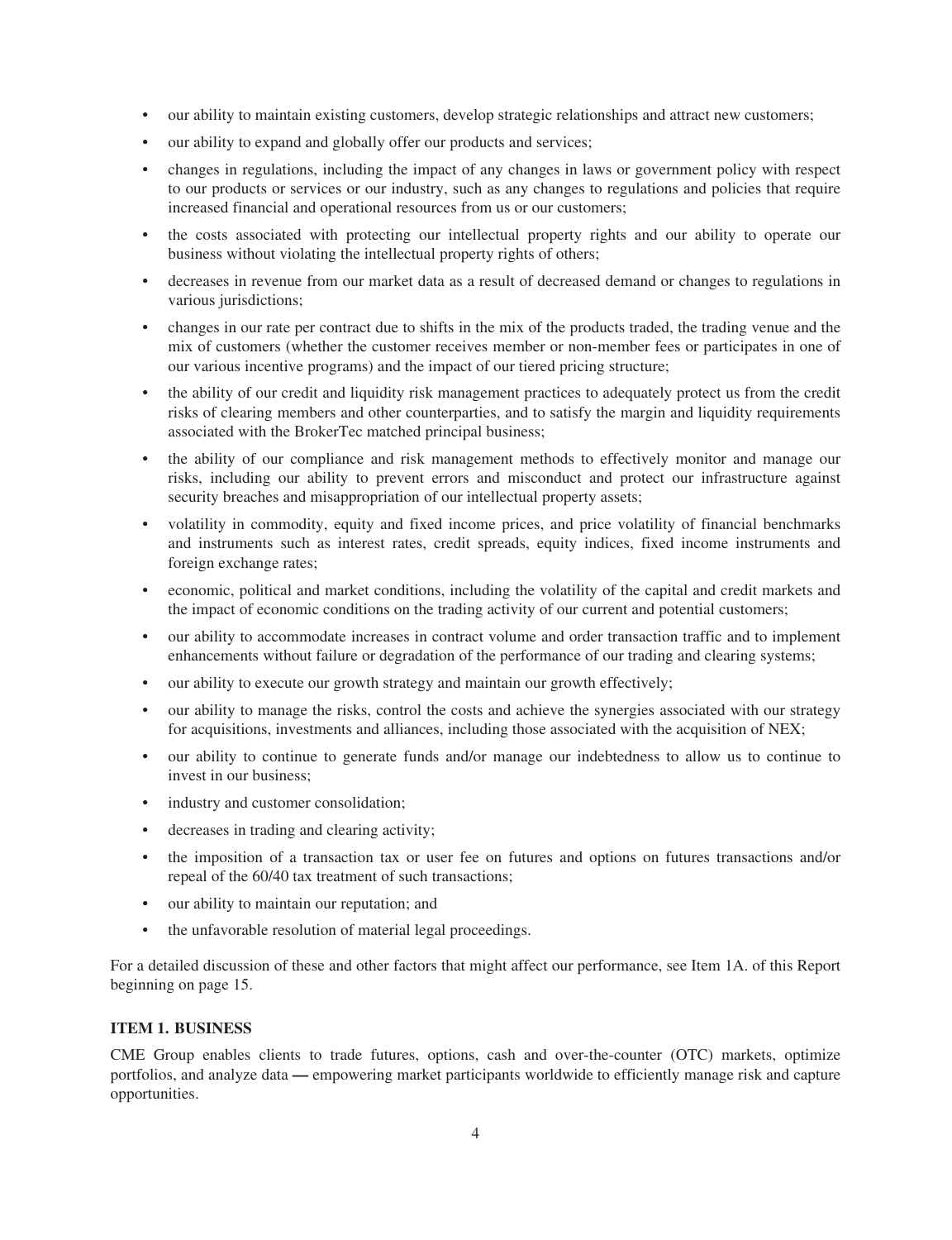- our ability to maintain existing customers, develop strategic relationships and attract new customers;
- our ability to expand and globally offer our products and services;
- changes in regulations, including the impact of any changes in laws or government policy with respect to our products or services or our industry, such as any changes to regulations and policies that require increased financial and operational resources from us or our customers;
- the costs associated with protecting our intellectual property rights and our ability to operate our business without violating the intellectual property rights of others;
- decreases in revenue from our market data as a result of decreased demand or changes to regulations in various jurisdictions;
- changes in our rate per contract due to shifts in the mix of the products traded, the trading venue and the mix of customers (whether the customer receives member or non-member fees or participates in one of our various incentive programs) and the impact of our tiered pricing structure;
- the ability of our credit and liquidity risk management practices to adequately protect us from the credit risks of clearing members and other counterparties, and to satisfy the margin and liquidity requirements associated with the BrokerTec matched principal business;
- the ability of our compliance and risk management methods to effectively monitor and manage our risks, including our ability to prevent errors and misconduct and protect our infrastructure against security breaches and misappropriation of our intellectual property assets;
- volatility in commodity, equity and fixed income prices, and price volatility of financial benchmarks and instruments such as interest rates, credit spreads, equity indices, fixed income instruments and foreign exchange rates;
- economic, political and market conditions, including the volatility of the capital and credit markets and the impact of economic conditions on the trading activity of our current and potential customers;
- our ability to accommodate increases in contract volume and order transaction traffic and to implement enhancements without failure or degradation of the performance of our trading and clearing systems;
- our ability to execute our growth strategy and maintain our growth effectively;
- our ability to manage the risks, control the costs and achieve the synergies associated with our strategy for acquisitions, investments and alliances, including those associated with the acquisition of NEX;
- our ability to continue to generate funds and/or manage our indebtedness to allow us to continue to invest in our business;
- industry and customer consolidation;
- decreases in trading and clearing activity;
- the imposition of a transaction tax or user fee on futures and options on futures transactions and/or repeal of the 60/40 tax treatment of such transactions;
- our ability to maintain our reputation; and
- the unfavorable resolution of material legal proceedings.

For a detailed discussion of these and other factors that might affect our performance, see Item 1A. of this Report beginning on page 15.

## ITEM 1. BUSINESS

CME Group enables clients to trade futures, options, cash and over-the-counter (OTC) markets, optimize portfolios, and analyze data — empowering market participants worldwide to efficiently manage risk and capture opportunities.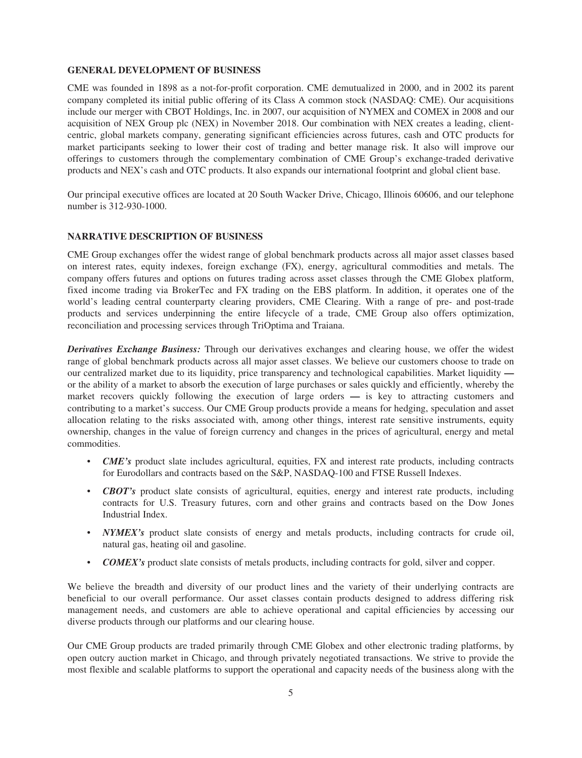## GENERAL DEVELOPMENT OF BUSINESS

CME was founded in 1898 as a not-for-profit corporation. CME demutualized in 2000, and in 2002 its parent company completed its initial public offering of its Class A common stock (NASDAQ: CME). Our acquisitions include our merger with CBOT Holdings, Inc. in 2007, our acquisition of NYMEX and COMEX in 2008 and our acquisition of NEX Group plc (NEX) in November 2018. Our combination with NEX creates a leading, client-centric, global markets company, generating significant efficiencies across futures, cash and OTC products for market participants seeking to lower their cost of trading and better manage risk. It also will improve our offerings to customers through the complementary combination of CME Group's exchange-traded derivative products and NEX's cash and OTC products. It also expands our international footprint and global client base.

Our principal executive offices are located at 20 South Wacker Drive, Chicago, Illinois 60606, and our telephone number is 312-930-1000.

## NARRATIVE DESCRIPTION OF BUSINESS

CME Group exchanges offer the widest range of global benchmark products across all major asset classes based on interest rates, equity indexes, foreign exchange (FX), energy, agricultural commodities and metals. The company offers futures and options on futures trading across asset classes through the CME Globex platform, fixed income trading via BrokerTec and FX trading on the EBS platform. In addition, it operates one of the world's leading central counterparty clearing providers, CME Clearing. With a range of pre- and post-trade products and services underpinning the entire lifecycle of a trade, CME Group also offers optimization, reconciliation and processing services through TriOptima and Traiana.

***Derivatives Exchange Business:*** Through our derivatives exchanges and clearing house, we offer the widest range of global benchmark products across all major asset classes. We believe our customers choose to trade on our centralized market due to its liquidity, price transparency and technological capabilities. Market liquidity — or the ability of a market to absorb the execution of large purchases or sales quickly and efficiently, whereby the market recovers quickly following the execution of large orders — is key to attracting customers and contributing to a market's success. Our CME Group products provide a means for hedging, speculation and asset allocation relating to the risks associated with, among other things, interest rate sensitive instruments, equity ownership, changes in the value of foreign currency and changes in the prices of agricultural, energy and metal commodities.

- ***CME's*** product slate includes agricultural, equities, FX and interest rate products, including contracts for Eurodollars and contracts based on the S&P, NASDAQ-100 and FTSE Russell Indexes.
- ***CBOT's*** product slate consists of agricultural, equities, energy and interest rate products, including contracts for U.S. Treasury futures, corn and other grains and contracts based on the Dow Jones Industrial Index.
- ***NYMEX's*** product slate consists of energy and metals products, including contracts for crude oil, natural gas, heating oil and gasoline.
- ***COMEX's*** product slate consists of metals products, including contracts for gold, silver and copper.

We believe the breadth and diversity of our product lines and the variety of their underlying contracts are beneficial to our overall performance. Our asset classes contain products designed to address differing risk management needs, and customers are able to achieve operational and capital efficiencies by accessing our diverse products through our platforms and our clearing house.

Our CME Group products are traded primarily through CME Globex and other electronic trading platforms, by open outcry auction market in Chicago, and through privately negotiated transactions. We strive to provide the most flexible and scalable platforms to support the operational and capacity needs of the business along with the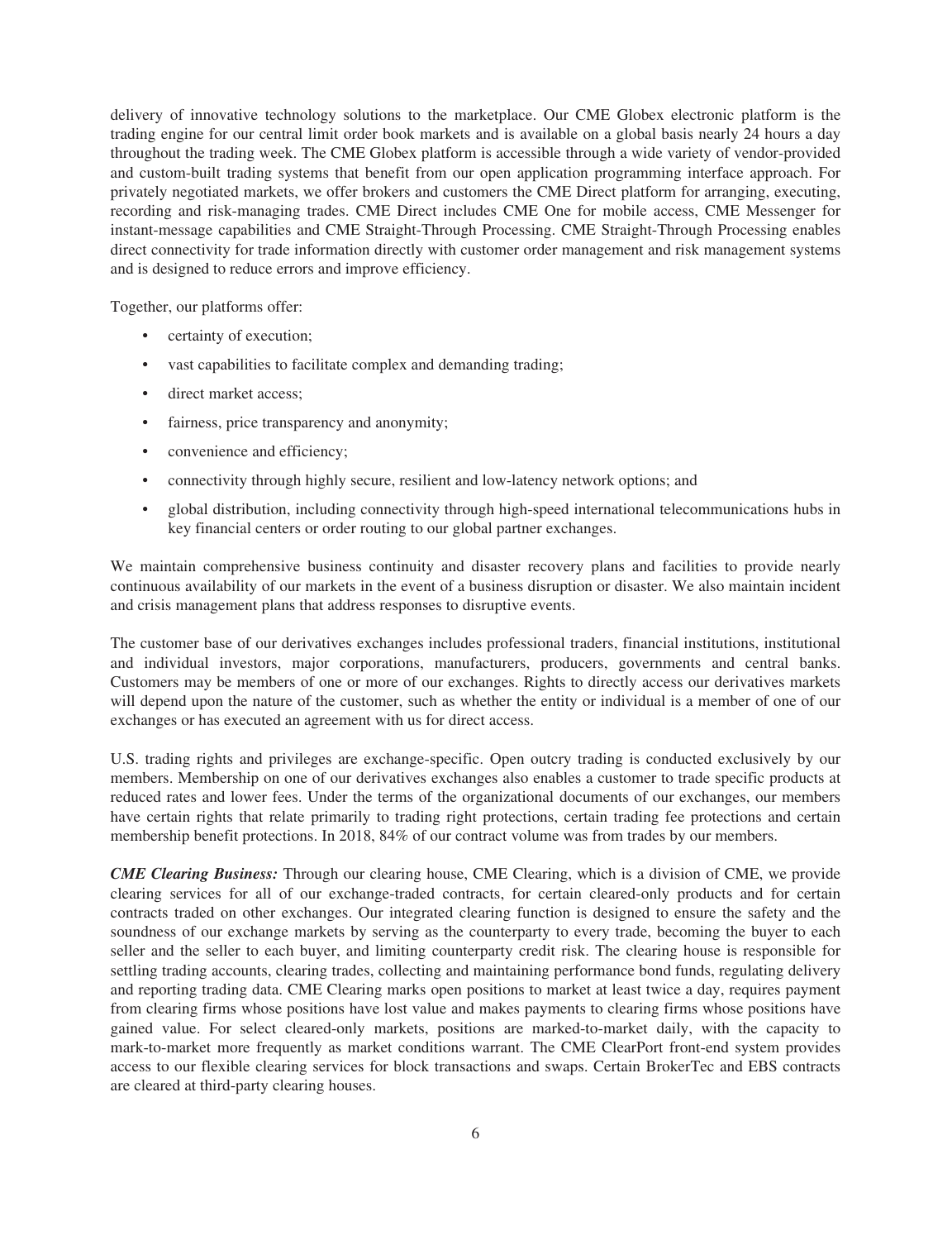delivery of innovative technology solutions to the marketplace. Our CME Globex electronic platform is the trading engine for our central limit order book markets and is available on a global basis nearly 24 hours a day throughout the trading week. The CME Globex platform is accessible through a wide variety of vendor-provided and custom-built trading systems that benefit from our open application programming interface approach. For privately negotiated markets, we offer brokers and customers the CME Direct platform for arranging, executing, recording and risk-managing trades. CME Direct includes CME One for mobile access, CME Messenger for instant-message capabilities and CME Straight-Through Processing. CME Straight-Through Processing enables direct connectivity for trade information directly with customer order management and risk management systems and is designed to reduce errors and improve efficiency.

Together, our platforms offer:

- certainty of execution;
- vast capabilities to facilitate complex and demanding trading;
- direct market access;
- fairness, price transparency and anonymity;
- convenience and efficiency;
- connectivity through highly secure, resilient and low-latency network options; and
- global distribution, including connectivity through high-speed international telecommunications hubs in key financial centers or order routing to our global partner exchanges.

We maintain comprehensive business continuity and disaster recovery plans and facilities to provide nearly continuous availability of our markets in the event of a business disruption or disaster. We also maintain incident and crisis management plans that address responses to disruptive events.

The customer base of our derivatives exchanges includes professional traders, financial institutions, institutional and individual investors, major corporations, manufacturers, producers, governments and central banks. Customers may be members of one or more of our exchanges. Rights to directly access our derivatives markets will depend upon the nature of the customer, such as whether the entity or individual is a member of one of our exchanges or has executed an agreement with us for direct access.

U.S. trading rights and privileges are exchange-specific. Open outcry trading is conducted exclusively by our members. Membership on one of our derivatives exchanges also enables a customer to trade specific products at reduced rates and lower fees. Under the terms of the organizational documents of our exchanges, our members have certain rights that relate primarily to trading right protections, certain trading fee protections and certain membership benefit protections. In 2018, 84% of our contract volume was from trades by our members.

***CME Clearing Business:*** Through our clearing house, CME Clearing, which is a division of CME, we provide clearing services for all of our exchange-traded contracts, for certain cleared-only products and for certain contracts traded on other exchanges. Our integrated clearing function is designed to ensure the safety and the soundness of our exchange markets by serving as the counterparty to every trade, becoming the buyer to each seller and the seller to each buyer, and limiting counterparty credit risk. The clearing house is responsible for settling trading accounts, clearing trades, collecting and maintaining performance bond funds, regulating delivery and reporting trading data. CME Clearing marks open positions to market at least twice a day, requires payment from clearing firms whose positions have lost value and makes payments to clearing firms whose positions have gained value. For select cleared-only markets, positions are marked-to-market daily, with the capacity to mark-to-market more frequently as market conditions warrant. The CME ClearPort front-end system provides access to our flexible clearing services for block transactions and swaps. Certain BrokerTec and EBS contracts are cleared at third-party clearing houses.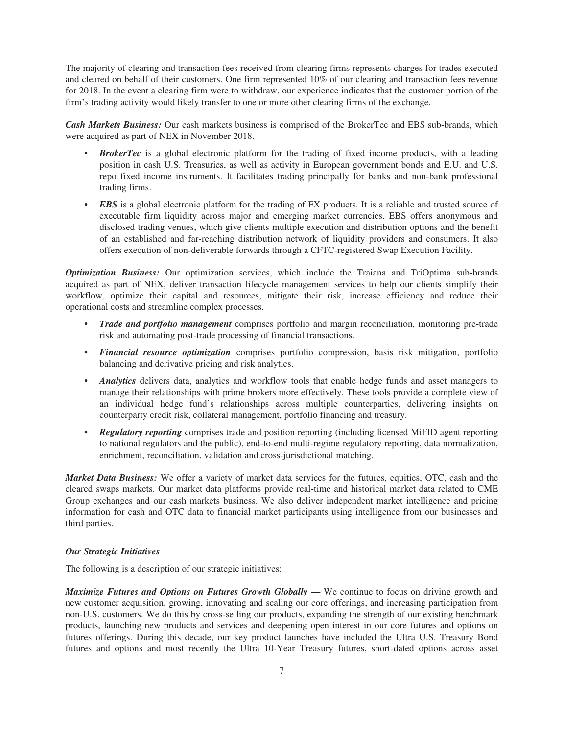The majority of clearing and transaction fees received from clearing firms represents charges for trades executed and cleared on behalf of their customers. One firm represented 10% of our clearing and transaction fees revenue for 2018. In the event a clearing firm were to withdraw, our experience indicates that the customer portion of the firm's trading activity would likely transfer to one or more other clearing firms of the exchange.

***Cash Markets Business:*** Our cash markets business is comprised of the BrokerTec and EBS sub-brands, which were acquired as part of NEX in November 2018.

- ***BrokerTec*** is a global electronic platform for the trading of fixed income products, with a leading position in cash U.S. Treasuries, as well as activity in European government bonds and E.U. and U.S. repo fixed income instruments. It facilitates trading principally for banks and non-bank professional trading firms.
- ***EBS*** is a global electronic platform for the trading of FX products. It is a reliable and trusted source of executable firm liquidity across major and emerging market currencies. EBS offers anonymous and disclosed trading venues, which give clients multiple execution and distribution options and the benefit of an established and far-reaching distribution network of liquidity providers and consumers. It also offers execution of non-deliverable forwards through a CFTC-registered Swap Execution Facility.

***Optimization Business:*** Our optimization services, which include the Traiana and TriOptima sub-brands acquired as part of NEX, deliver transaction lifecycle management services to help our clients simplify their workflow, optimize their capital and resources, mitigate their risk, increase efficiency and reduce their operational costs and streamline complex processes.

- ***Trade and portfolio management*** comprises portfolio and margin reconciliation, monitoring pre-trade risk and automating post-trade processing of financial transactions.
- ***Financial resource optimization*** comprises portfolio compression, basis risk mitigation, portfolio balancing and derivative pricing and risk analytics.
- ***Analytics*** delivers data, analytics and workflow tools that enable hedge funds and asset managers to manage their relationships with prime brokers more effectively. These tools provide a complete view of an individual hedge fund's relationships across multiple counterparties, delivering insights on counterparty credit risk, collateral management, portfolio financing and treasury.
- ***Regulatory reporting*** comprises trade and position reporting (including licensed MiFID agent reporting to national regulators and the public), end-to-end multi-regime regulatory reporting, data normalization, enrichment, reconciliation, validation and cross-jurisdictional matching.

***Market Data Business:*** We offer a variety of market data services for the futures, equities, OTC, cash and the cleared swaps markets. Our market data platforms provide real-time and historical market data related to CME Group exchanges and our cash markets business. We also deliver independent market intelligence and pricing information for cash and OTC data to financial market participants using intelligence from our businesses and third parties.

***Our Strategic Initiatives***

The following is a description of our strategic initiatives:

***Maximize Futures and Options on Futures Growth Globally —*** We continue to focus on driving growth and new customer acquisition, growing, innovating and scaling our core offerings, and increasing participation from non-U.S. customers. We do this by cross-selling our products, expanding the strength of our existing benchmark products, launching new products and services and deepening open interest in our core futures and options on futures offerings. During this decade, our key product launches have included the Ultra U.S. Treasury Bond futures and options and most recently the Ultra 10-Year Treasury futures, short-dated options across asset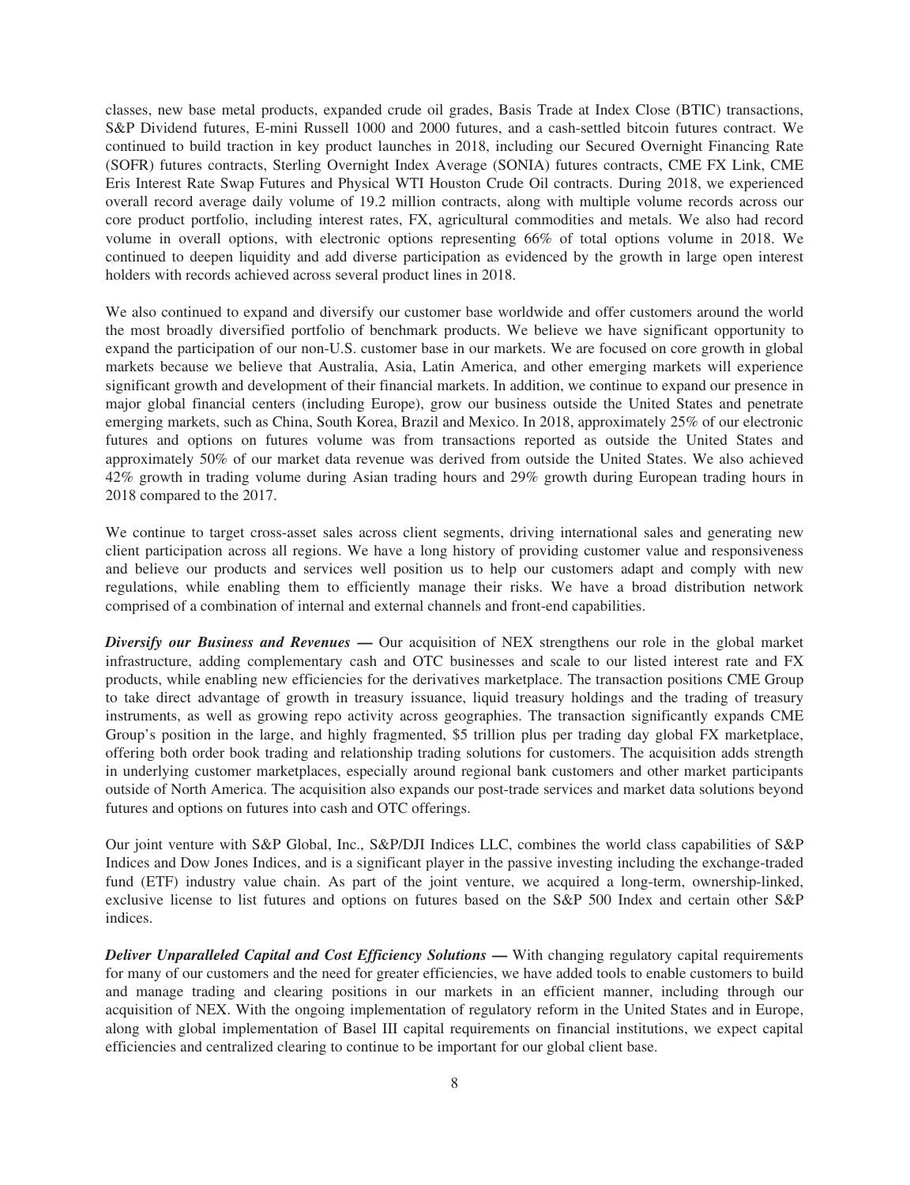classes, new base metal products, expanded crude oil grades, Basis Trade at Index Close (BTIC) transactions, S&P Dividend futures, E-mini Russell 1000 and 2000 futures, and a cash-settled bitcoin futures contract. We continued to build traction in key product launches in 2018, including our Secured Overnight Financing Rate (SOFR) futures contracts, Sterling Overnight Index Average (SONIA) futures contracts, CME FX Link, CME Eris Interest Rate Swap Futures and Physical WTI Houston Crude Oil contracts. During 2018, we experienced overall record average daily volume of 19.2 million contracts, along with multiple volume records across our core product portfolio, including interest rates, FX, agricultural commodities and metals. We also had record volume in overall options, with electronic options representing 66% of total options volume in 2018. We continued to deepen liquidity and add diverse participation as evidenced by the growth in large open interest holders with records achieved across several product lines in 2018.

We also continued to expand and diversify our customer base worldwide and offer customers around the world the most broadly diversified portfolio of benchmark products. We believe we have significant opportunity to expand the participation of our non-U.S. customer base in our markets. We are focused on core growth in global markets because we believe that Australia, Asia, Latin America, and other emerging markets will experience significant growth and development of their financial markets. In addition, we continue to expand our presence in major global financial centers (including Europe), grow our business outside the United States and penetrate emerging markets, such as China, South Korea, Brazil and Mexico. In 2018, approximately 25% of our electronic futures and options on futures volume was from transactions reported as outside the United States and approximately 50% of our market data revenue was derived from outside the United States. We also achieved 42% growth in trading volume during Asian trading hours and 29% growth during European trading hours in 2018 compared to the 2017.

We continue to target cross-asset sales across client segments, driving international sales and generating new client participation across all regions. We have a long history of providing customer value and responsiveness and believe our products and services well position us to help our customers adapt and comply with new regulations, while enabling them to efficiently manage their risks. We have a broad distribution network comprised of a combination of internal and external channels and front-end capabilities.

***Diversify our Business and Revenues —*** Our acquisition of NEX strengthens our role in the global market infrastructure, adding complementary cash and OTC businesses and scale to our listed interest rate and FX products, while enabling new efficiencies for the derivatives marketplace. The transaction positions CME Group to take direct advantage of growth in treasury issuance, liquid treasury holdings and the trading of treasury instruments, as well as growing repo activity across geographies. The transaction significantly expands CME Group's position in the large, and highly fragmented, $5 trillion plus per trading day global FX marketplace, offering both order book trading and relationship trading solutions for customers. The acquisition adds strength in underlying customer marketplaces, especially around regional bank customers and other market participants outside of North America. The acquisition also expands our post-trade services and market data solutions beyond futures and options on futures into cash and OTC offerings.

Our joint venture with S&P Global, Inc., S&P/DJI Indices LLC, combines the world class capabilities of S&P Indices and Dow Jones Indices, and is a significant player in the passive investing including the exchange-traded fund (ETF) industry value chain. As part of the joint venture, we acquired a long-term, ownership-linked, exclusive license to list futures and options on futures based on the S&P 500 Index and certain other S&P indices.

***Deliver Unparalleled Capital and Cost Efficiency Solutions —*** With changing regulatory capital requirements for many of our customers and the need for greater efficiencies, we have added tools to enable customers to build and manage trading and clearing positions in our markets in an efficient manner, including through our acquisition of NEX. With the ongoing implementation of regulatory reform in the United States and in Europe, along with global implementation of Basel III capital requirements on financial institutions, we expect capital efficiencies and centralized clearing to continue to be important for our global client base.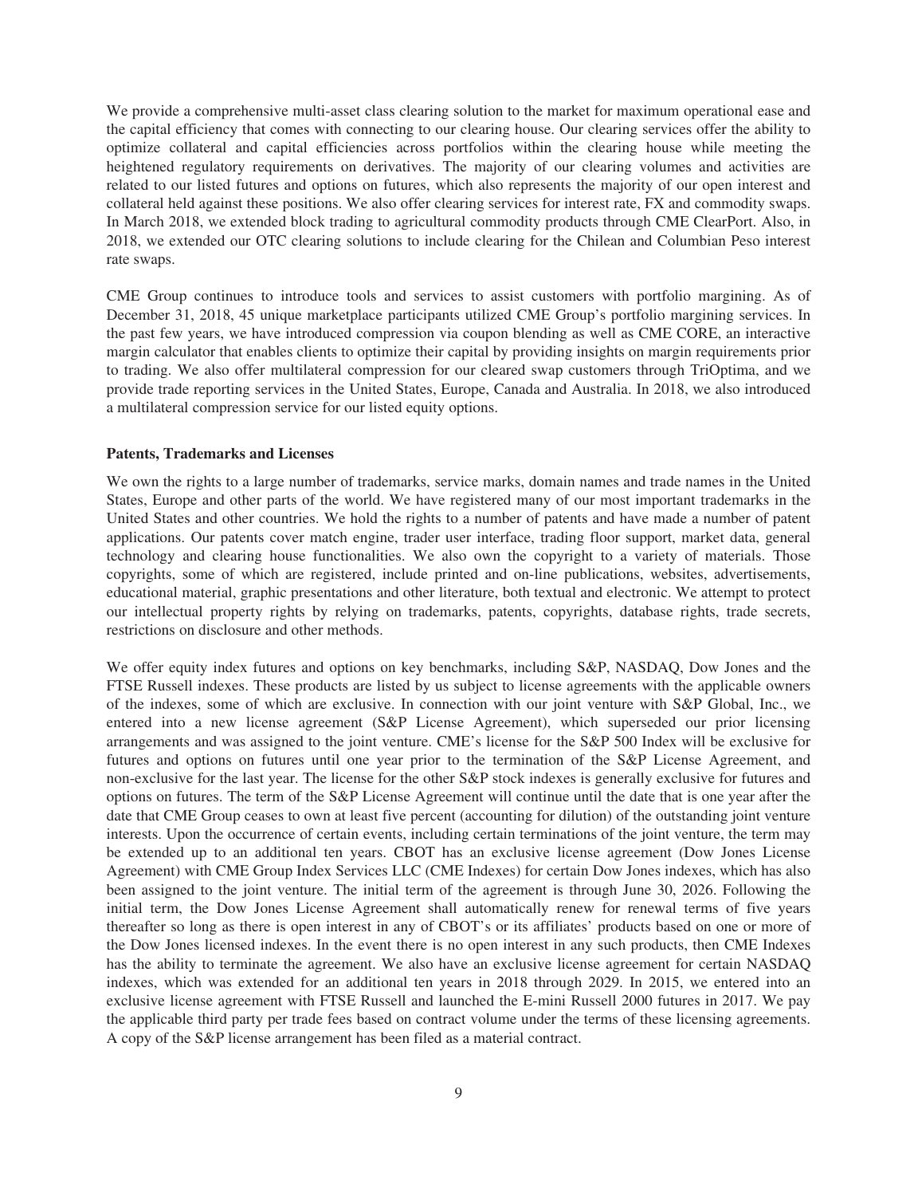We provide a comprehensive multi-asset class clearing solution to the market for maximum operational ease and the capital efficiency that comes with connecting to our clearing house. Our clearing services offer the ability to optimize collateral and capital efficiencies across portfolios within the clearing house while meeting the heightened regulatory requirements on derivatives. The majority of our clearing volumes and activities are related to our listed futures and options on futures, which also represents the majority of our open interest and collateral held against these positions. We also offer clearing services for interest rate, FX and commodity swaps. In March 2018, we extended block trading to agricultural commodity products through CME ClearPort. Also, in 2018, we extended our OTC clearing solutions to include clearing for the Chilean and Columbian Peso interest rate swaps.

CME Group continues to introduce tools and services to assist customers with portfolio margining. As of December 31, 2018, 45 unique marketplace participants utilized CME Group's portfolio margining services. In the past few years, we have introduced compression via coupon blending as well as CME CORE, an interactive margin calculator that enables clients to optimize their capital by providing insights on margin requirements prior to trading. We also offer multilateral compression for our cleared swap customers through TriOptima, and we provide trade reporting services in the United States, Europe, Canada and Australia. In 2018, we also introduced a multilateral compression service for our listed equity options.

**Patents, Trademarks and Licenses**

We own the rights to a large number of trademarks, service marks, domain names and trade names in the United States, Europe and other parts of the world. We have registered many of our most important trademarks in the United States and other countries. We hold the rights to a number of patents and have made a number of patent applications. Our patents cover match engine, trader user interface, trading floor support, market data, general technology and clearing house functionalities. We also own the copyright to a variety of materials. Those copyrights, some of which are registered, include printed and on-line publications, websites, advertisements, educational material, graphic presentations and other literature, both textual and electronic. We attempt to protect our intellectual property rights by relying on trademarks, patents, copyrights, database rights, trade secrets, restrictions on disclosure and other methods.

We offer equity index futures and options on key benchmarks, including S&P, NASDAQ, Dow Jones and the FTSE Russell indexes. These products are listed by us subject to license agreements with the applicable owners of the indexes, some of which are exclusive. In connection with our joint venture with S&P Global, Inc., we entered into a new license agreement (S&P License Agreement), which superseded our prior licensing arrangements and was assigned to the joint venture. CME's license for the S&P 500 Index will be exclusive for futures and options on futures until one year prior to the termination of the S&P License Agreement, and non-exclusive for the last year. The license for the other S&P stock indexes is generally exclusive for futures and options on futures. The term of the S&P License Agreement will continue until the date that is one year after the date that CME Group ceases to own at least five percent (accounting for dilution) of the outstanding joint venture interests. Upon the occurrence of certain events, including certain terminations of the joint venture, the term may be extended up to an additional ten years. CBOT has an exclusive license agreement (Dow Jones License Agreement) with CME Group Index Services LLC (CME Indexes) for certain Dow Jones indexes, which has also been assigned to the joint venture. The initial term of the agreement is through June 30, 2026. Following the initial term, the Dow Jones License Agreement shall automatically renew for renewal terms of five years thereafter so long as there is open interest in any of CBOT's or its affiliates' products based on one or more of the Dow Jones licensed indexes. In the event there is no open interest in any such products, then CME Indexes has the ability to terminate the agreement. We also have an exclusive license agreement for certain NASDAQ indexes, which was extended for an additional ten years in 2018 through 2029. In 2015, we entered into an exclusive license agreement with FTSE Russell and launched the E-mini Russell 2000 futures in 2017. We pay the applicable third party per trade fees based on contract volume under the terms of these licensing agreements. A copy of the S&P license arrangement has been filed as a material contract.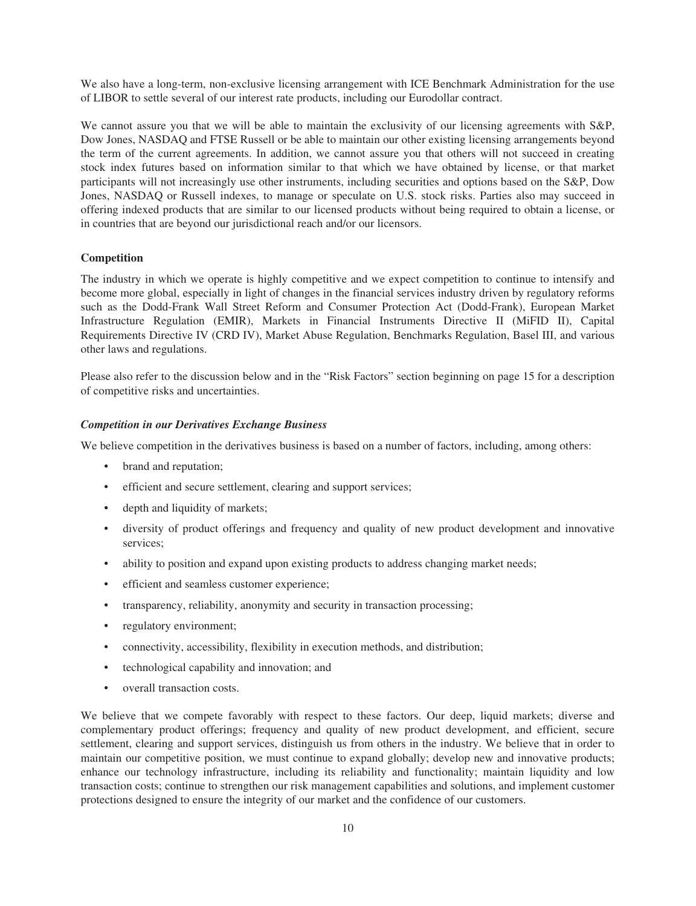We also have a long-term, non-exclusive licensing arrangement with ICE Benchmark Administration for the use of LIBOR to settle several of our interest rate products, including our Eurodollar contract.

We cannot assure you that we will be able to maintain the exclusivity of our licensing agreements with S&P, Dow Jones, NASDAQ and FTSE Russell or be able to maintain our other existing licensing arrangements beyond the term of the current agreements. In addition, we cannot assure you that others will not succeed in creating stock index futures based on information similar to that which we have obtained by license, or that market participants will not increasingly use other instruments, including securities and options based on the S&P, Dow Jones, NASDAQ or Russell indexes, to manage or speculate on U.S. stock risks. Parties also may succeed in offering indexed products that are similar to our licensed products without being required to obtain a license, or in countries that are beyond our jurisdictional reach and/or our licensors.

**Competition**

The industry in which we operate is highly competitive and we expect competition to continue to intensify and become more global, especially in light of changes in the financial services industry driven by regulatory reforms such as the Dodd-Frank Wall Street Reform and Consumer Protection Act (Dodd-Frank), European Market Infrastructure Regulation (EMIR), Markets in Financial Instruments Directive II (MiFID II), Capital Requirements Directive IV (CRD IV), Market Abuse Regulation, Benchmarks Regulation, Basel III, and various other laws and regulations.

Please also refer to the discussion below and in the "Risk Factors" section beginning on page 15 for a description of competitive risks and uncertainties.

***Competition in our Derivatives Exchange Business***

We believe competition in the derivatives business is based on a number of factors, including, among others:

- brand and reputation;
- efficient and secure settlement, clearing and support services;
- depth and liquidity of markets;
- diversity of product offerings and frequency and quality of new product development and innovative services;
- ability to position and expand upon existing products to address changing market needs;
- efficient and seamless customer experience;
- transparency, reliability, anonymity and security in transaction processing;
- regulatory environment;
- connectivity, accessibility, flexibility in execution methods, and distribution;
- technological capability and innovation; and
- overall transaction costs.

We believe that we compete favorably with respect to these factors. Our deep, liquid markets; diverse and complementary product offerings; frequency and quality of new product development, and efficient, secure settlement, clearing and support services, distinguish us from others in the industry. We believe that in order to maintain our competitive position, we must continue to expand globally; develop new and innovative products; enhance our technology infrastructure, including its reliability and functionality; maintain liquidity and low transaction costs; continue to strengthen our risk management capabilities and solutions, and implement customer protections designed to ensure the integrity of our market and the confidence of our customers.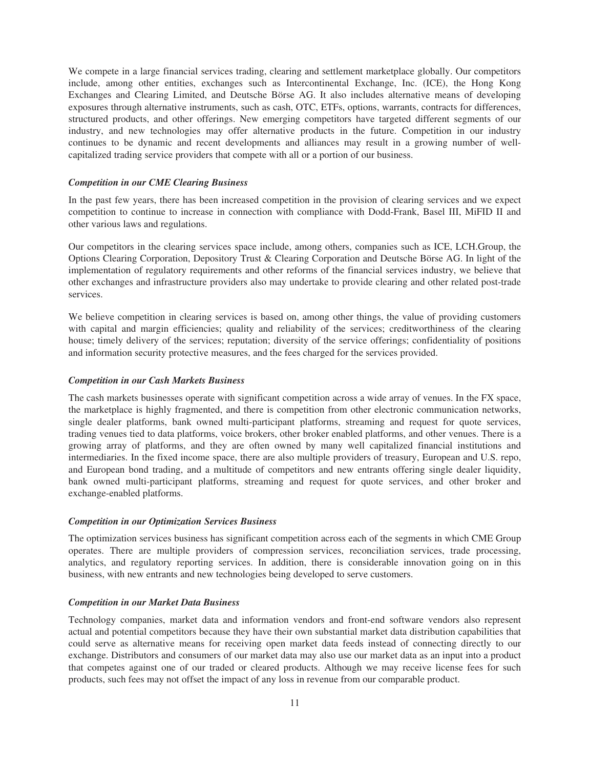We compete in a large financial services trading, clearing and settlement marketplace globally. Our competitors include, among other entities, exchanges such as Intercontinental Exchange, Inc. (ICE), the Hong Kong Exchanges and Clearing Limited, and Deutsche Börse AG. It also includes alternative means of developing exposures through alternative instruments, such as cash, OTC, ETFs, options, warrants, contracts for differences, structured products, and other offerings. New emerging competitors have targeted different segments of our industry, and new technologies may offer alternative products in the future. Competition in our industry continues to be dynamic and recent developments and alliances may result in a growing number of well-capitalized trading service providers that compete with all or a portion of our business.

***Competition in our CME Clearing Business***

In the past few years, there has been increased competition in the provision of clearing services and we expect competition to continue to increase in connection with compliance with Dodd-Frank, Basel III, MiFID II and other various laws and regulations.

Our competitors in the clearing services space include, among others, companies such as ICE, LCH.Group, the Options Clearing Corporation, Depository Trust & Clearing Corporation and Deutsche Börse AG. In light of the implementation of regulatory requirements and other reforms of the financial services industry, we believe that other exchanges and infrastructure providers also may undertake to provide clearing and other related post-trade services.

We believe competition in clearing services is based on, among other things, the value of providing customers with capital and margin efficiencies; quality and reliability of the services; creditworthiness of the clearing house; timely delivery of the services; reputation; diversity of the service offerings; confidentiality of positions and information security protective measures, and the fees charged for the services provided.

***Competition in our Cash Markets Business***

The cash markets businesses operate with significant competition across a wide array of venues. In the FX space, the marketplace is highly fragmented, and there is competition from other electronic communication networks, single dealer platforms, bank owned multi-participant platforms, streaming and request for quote services, trading venues tied to data platforms, voice brokers, other broker enabled platforms, and other venues. There is a growing array of platforms, and they are often owned by many well capitalized financial institutions and intermediaries. In the fixed income space, there are also multiple providers of treasury, European and U.S. repo, and European bond trading, and a multitude of competitors and new entrants offering single dealer liquidity, bank owned multi-participant platforms, streaming and request for quote services, and other broker and exchange-enabled platforms.

***Competition in our Optimization Services Business***

The optimization services business has significant competition across each of the segments in which CME Group operates. There are multiple providers of compression services, reconciliation services, trade processing, analytics, and regulatory reporting services. In addition, there is considerable innovation going on in this business, with new entrants and new technologies being developed to serve customers.

***Competition in our Market Data Business***

Technology companies, market data and information vendors and front-end software vendors also represent actual and potential competitors because they have their own substantial market data distribution capabilities that could serve as alternative means for receiving open market data feeds instead of connecting directly to our exchange. Distributors and consumers of our market data may also use our market data as an input into a product that competes against one of our traded or cleared products. Although we may receive license fees for such products, such fees may not offset the impact of any loss in revenue from our comparable product.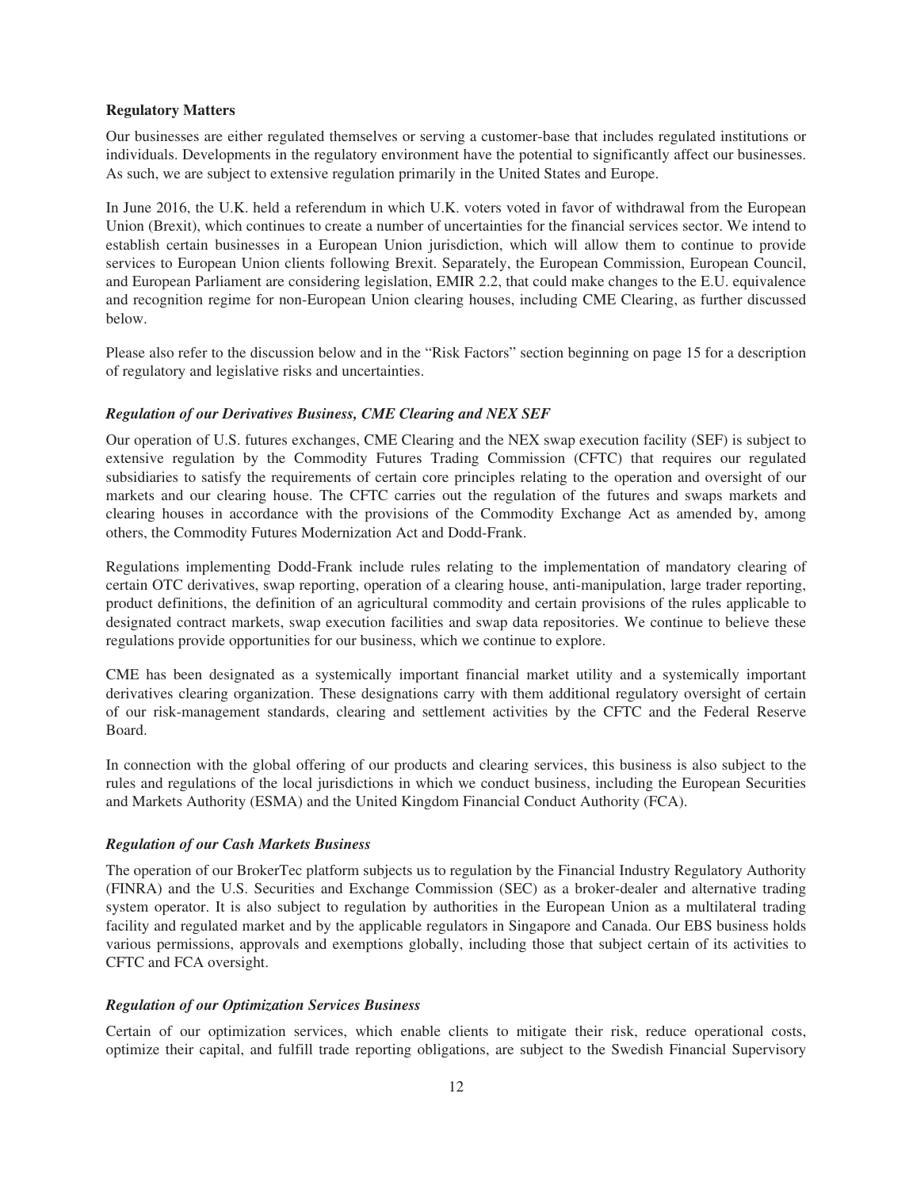**Regulatory Matters**

Our businesses are either regulated themselves or serving a customer-base that includes regulated institutions or individuals. Developments in the regulatory environment have the potential to significantly affect our businesses. As such, we are subject to extensive regulation primarily in the United States and Europe.

In June 2016, the U.K. held a referendum in which U.K. voters voted in favor of withdrawal from the European Union (Brexit), which continues to create a number of uncertainties for the financial services sector. We intend to establish certain businesses in a European Union jurisdiction, which will allow them to continue to provide services to European Union clients following Brexit. Separately, the European Commission, European Council, and European Parliament are considering legislation, EMIR 2.2, that could make changes to the E.U. equivalence and recognition regime for non-European Union clearing houses, including CME Clearing, as further discussed below.

Please also refer to the discussion below and in the "Risk Factors" section beginning on page 15 for a description of regulatory and legislative risks and uncertainties.

***Regulation of our Derivatives Business, CME Clearing and NEX SEF***

Our operation of U.S. futures exchanges, CME Clearing and the NEX swap execution facility (SEF) is subject to extensive regulation by the Commodity Futures Trading Commission (CFTC) that requires our regulated subsidiaries to satisfy the requirements of certain core principles relating to the operation and oversight of our markets and our clearing house. The CFTC carries out the regulation of the futures and swaps markets and clearing houses in accordance with the provisions of the Commodity Exchange Act as amended by, among others, the Commodity Futures Modernization Act and Dodd-Frank.

Regulations implementing Dodd-Frank include rules relating to the implementation of mandatory clearing of certain OTC derivatives, swap reporting, operation of a clearing house, anti-manipulation, large trader reporting, product definitions, the definition of an agricultural commodity and certain provisions of the rules applicable to designated contract markets, swap execution facilities and swap data repositories. We continue to believe these regulations provide opportunities for our business, which we continue to explore.

CME has been designated as a systemically important financial market utility and a systemically important derivatives clearing organization. These designations carry with them additional regulatory oversight of certain of our risk-management standards, clearing and settlement activities by the CFTC and the Federal Reserve Board.

In connection with the global offering of our products and clearing services, this business is also subject to the rules and regulations of the local jurisdictions in which we conduct business, including the European Securities and Markets Authority (ESMA) and the United Kingdom Financial Conduct Authority (FCA).

***Regulation of our Cash Markets Business***

The operation of our BrokerTec platform subjects us to regulation by the Financial Industry Regulatory Authority (FINRA) and the U.S. Securities and Exchange Commission (SEC) as a broker-dealer and alternative trading system operator. It is also subject to regulation by authorities in the European Union as a multilateral trading facility and regulated market and by the applicable regulators in Singapore and Canada. Our EBS business holds various permissions, approvals and exemptions globally, including those that subject certain of its activities to CFTC and FCA oversight.

***Regulation of our Optimization Services Business***

Certain of our optimization services, which enable clients to mitigate their risk, reduce operational costs, optimize their capital, and fulfill trade reporting obligations, are subject to the Swedish Financial Supervisory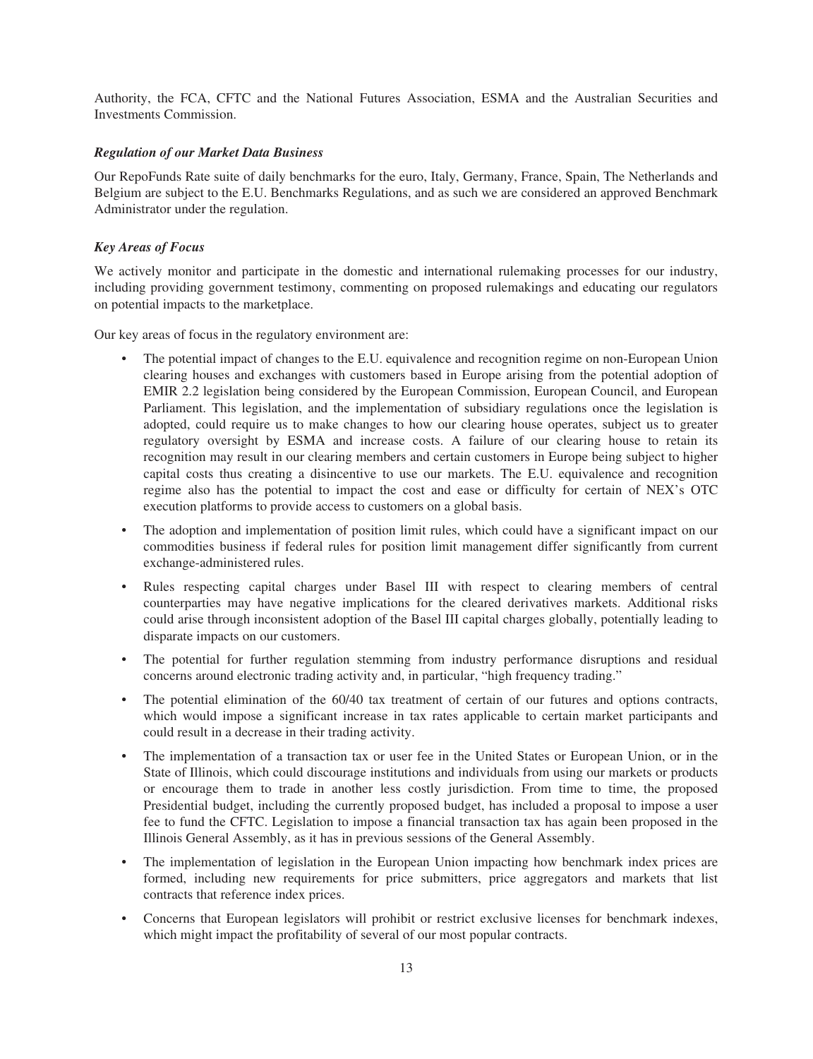Authority, the FCA, CFTC and the National Futures Association, ESMA and the Australian Securities and Investments Commission.

***Regulation of our Market Data Business***

Our RepoFunds Rate suite of daily benchmarks for the euro, Italy, Germany, France, Spain, The Netherlands and Belgium are subject to the E.U. Benchmarks Regulations, and as such we are considered an approved Benchmark Administrator under the regulation.

***Key Areas of Focus***

We actively monitor and participate in the domestic and international rulemaking processes for our industry, including providing government testimony, commenting on proposed rulemakings and educating our regulators on potential impacts to the marketplace.

Our key areas of focus in the regulatory environment are:

- The potential impact of changes to the E.U. equivalence and recognition regime on non-European Union clearing houses and exchanges with customers based in Europe arising from the potential adoption of EMIR 2.2 legislation being considered by the European Commission, European Council, and European Parliament. This legislation, and the implementation of subsidiary regulations once the legislation is adopted, could require us to make changes to how our clearing house operates, subject us to greater regulatory oversight by ESMA and increase costs. A failure of our clearing house to retain its recognition may result in our clearing members and certain customers in Europe being subject to higher capital costs thus creating a disincentive to use our markets. The E.U. equivalence and recognition regime also has the potential to impact the cost and ease or difficulty for certain of NEX's OTC execution platforms to provide access to customers on a global basis.
- The adoption and implementation of position limit rules, which could have a significant impact on our commodities business if federal rules for position limit management differ significantly from current exchange-administered rules.
- Rules respecting capital charges under Basel III with respect to clearing members of central counterparties may have negative implications for the cleared derivatives markets. Additional risks could arise through inconsistent adoption of the Basel III capital charges globally, potentially leading to disparate impacts on our customers.
- The potential for further regulation stemming from industry performance disruptions and residual concerns around electronic trading activity and, in particular, "high frequency trading."
- The potential elimination of the 60/40 tax treatment of certain of our futures and options contracts, which would impose a significant increase in tax rates applicable to certain market participants and could result in a decrease in their trading activity.
- The implementation of a transaction tax or user fee in the United States or European Union, or in the State of Illinois, which could discourage institutions and individuals from using our markets or products or encourage them to trade in another less costly jurisdiction. From time to time, the proposed Presidential budget, including the currently proposed budget, has included a proposal to impose a user fee to fund the CFTC. Legislation to impose a financial transaction tax has again been proposed in the Illinois General Assembly, as it has in previous sessions of the General Assembly.
- The implementation of legislation in the European Union impacting how benchmark index prices are formed, including new requirements for price submitters, price aggregators and markets that list contracts that reference index prices.
- Concerns that European legislators will prohibit or restrict exclusive licenses for benchmark indexes, which might impact the profitability of several of our most popular contracts.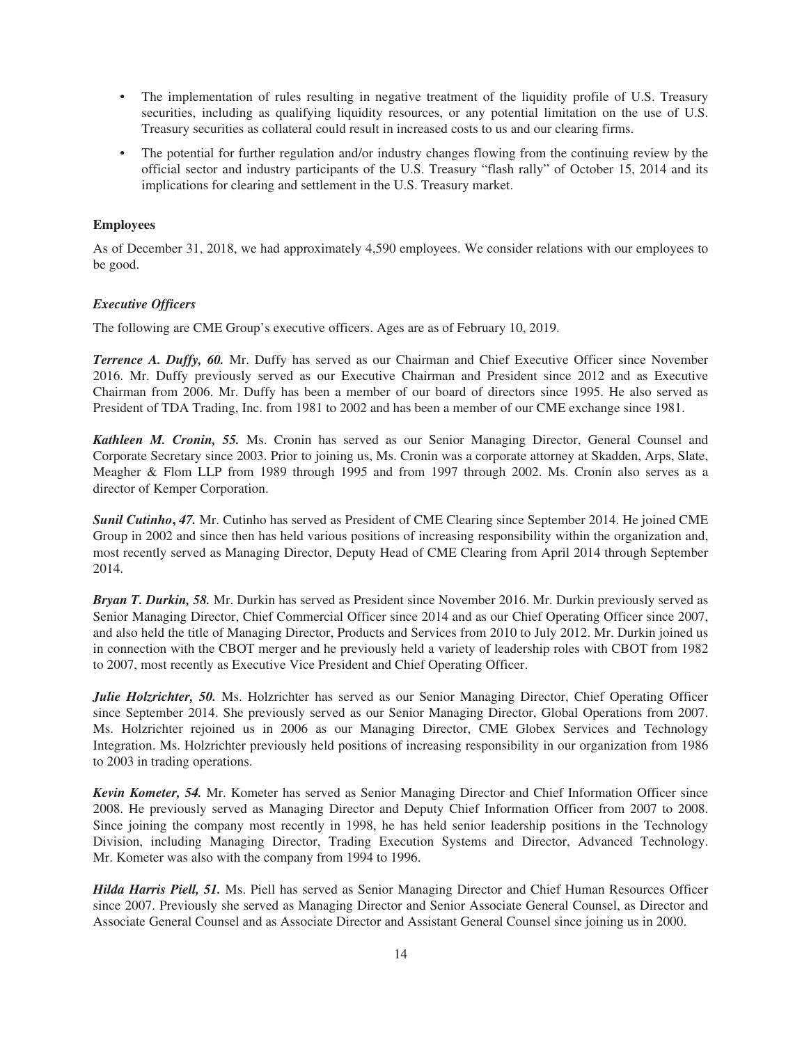- The implementation of rules resulting in negative treatment of the liquidity profile of U.S. Treasury securities, including as qualifying liquidity resources, or any potential limitation on the use of U.S. Treasury securities as collateral could result in increased costs to us and our clearing firms.
- The potential for further regulation and/or industry changes flowing from the continuing review by the official sector and industry participants of the U.S. Treasury "flash rally" of October 15, 2014 and its implications for clearing and settlement in the U.S. Treasury market.

**Employees**

As of December 31, 2018, we had approximately 4,590 employees. We consider relations with our employees to be good.

***Executive Officers***

The following are CME Group's executive officers. Ages are as of February 10, 2019.

***Terrence A. Duffy, 60.*** Mr. Duffy has served as our Chairman and Chief Executive Officer since November 2016. Mr. Duffy previously served as our Executive Chairman and President since 2012 and as Executive Chairman from 2006. Mr. Duffy has been a member of our board of directors since 1995. He also served as President of TDA Trading, Inc. from 1981 to 2002 and has been a member of our CME exchange since 1981.

***Kathleen M. Cronin, 55.*** Ms. Cronin has served as our Senior Managing Director, General Counsel and Corporate Secretary since 2003. Prior to joining us, Ms. Cronin was a corporate attorney at Skadden, Arps, Slate, Meagher & Flom LLP from 1989 through 1995 and from 1997 through 2002. Ms. Cronin also serves as a director of Kemper Corporation.

***Sunil Cutinho, 47.*** Mr. Cutinho has served as President of CME Clearing since September 2014. He joined CME Group in 2002 and since then has held various positions of increasing responsibility within the organization and, most recently served as Managing Director, Deputy Head of CME Clearing from April 2014 through September 2014.

***Bryan T. Durkin, 58.*** Mr. Durkin has served as President since November 2016. Mr. Durkin previously served as Senior Managing Director, Chief Commercial Officer since 2014 and as our Chief Operating Officer since 2007, and also held the title of Managing Director, Products and Services from 2010 to July 2012. Mr. Durkin joined us in connection with the CBOT merger and he previously held a variety of leadership roles with CBOT from 1982 to 2007, most recently as Executive Vice President and Chief Operating Officer.

***Julie Holzrichter, 50.*** Ms. Holzrichter has served as our Senior Managing Director, Chief Operating Officer since September 2014. She previously served as our Senior Managing Director, Global Operations from 2007. Ms. Holzrichter rejoined us in 2006 as our Managing Director, CME Globex Services and Technology Integration. Ms. Holzrichter previously held positions of increasing responsibility in our organization from 1986 to 2003 in trading operations.

***Kevin Kometer, 54.*** Mr. Kometer has served as Senior Managing Director and Chief Information Officer since 2008. He previously served as Managing Director and Deputy Chief Information Officer from 2007 to 2008. Since joining the company most recently in 1998, he has held senior leadership positions in the Technology Division, including Managing Director, Trading Execution Systems and Director, Advanced Technology. Mr. Kometer was also with the company from 1994 to 1996.

***Hilda Harris Piell, 51.*** Ms. Piell has served as Senior Managing Director and Chief Human Resources Officer since 2007. Previously she served as Managing Director and Senior Associate General Counsel, as Director and Associate General Counsel and as Associate Director and Assistant General Counsel since joining us in 2000.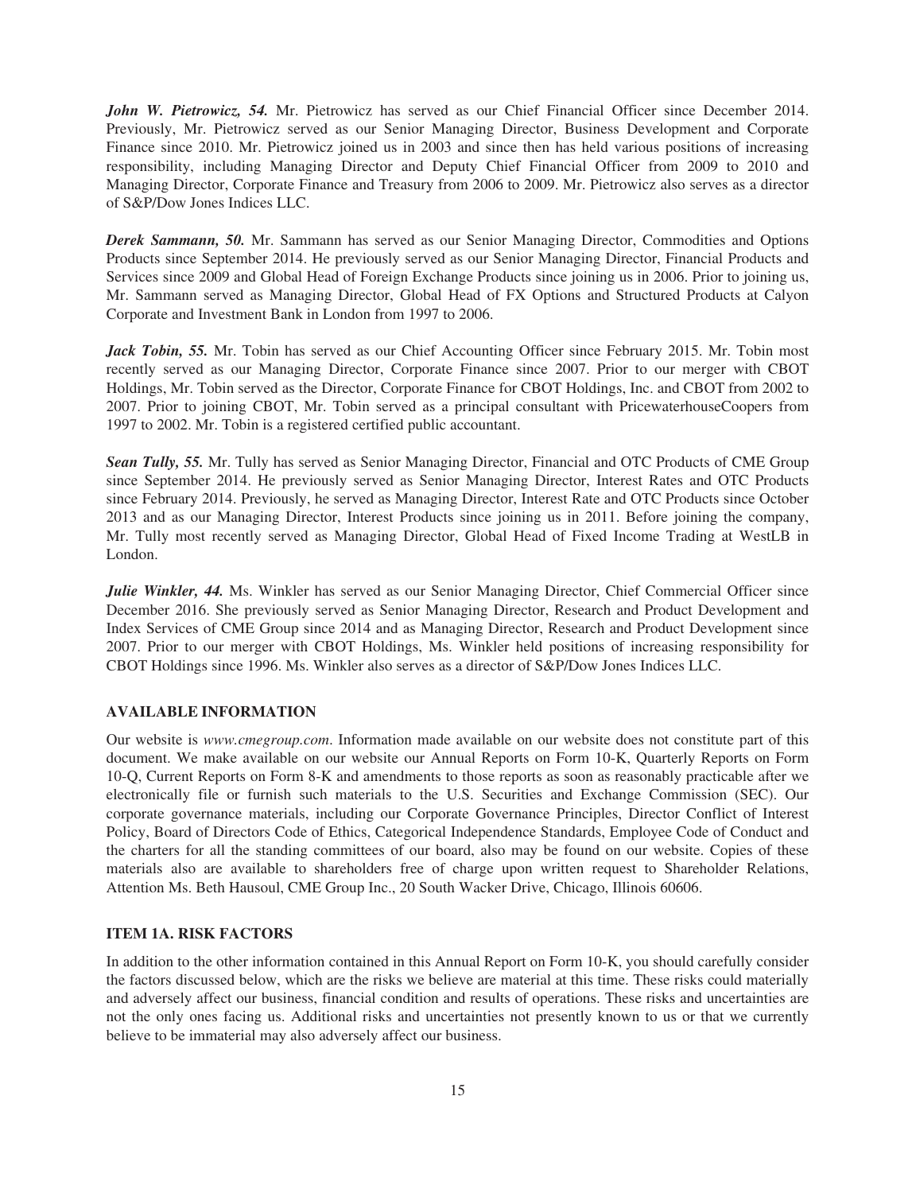***John W. Pietrowicz, 54.*** Mr. Pietrowicz has served as our Chief Financial Officer since December 2014. Previously, Mr. Pietrowicz served as our Senior Managing Director, Business Development and Corporate Finance since 2010. Mr. Pietrowicz joined us in 2003 and since then has held various positions of increasing responsibility, including Managing Director and Deputy Chief Financial Officer from 2009 to 2010 and Managing Director, Corporate Finance and Treasury from 2006 to 2009. Mr. Pietrowicz also serves as a director of S&P/Dow Jones Indices LLC.

***Derek Sammann, 50.*** Mr. Sammann has served as our Senior Managing Director, Commodities and Options Products since September 2014. He previously served as our Senior Managing Director, Financial Products and Services since 2009 and Global Head of Foreign Exchange Products since joining us in 2006. Prior to joining us, Mr. Sammann served as Managing Director, Global Head of FX Options and Structured Products at Calyon Corporate and Investment Bank in London from 1997 to 2006.

***Jack Tobin, 55.*** Mr. Tobin has served as our Chief Accounting Officer since February 2015. Mr. Tobin most recently served as our Managing Director, Corporate Finance since 2007. Prior to our merger with CBOT Holdings, Mr. Tobin served as the Director, Corporate Finance for CBOT Holdings, Inc. and CBOT from 2002 to 2007. Prior to joining CBOT, Mr. Tobin served as a principal consultant with PricewaterhouseCoopers from 1997 to 2002. Mr. Tobin is a registered certified public accountant.

***Sean Tully, 55.*** Mr. Tully has served as Senior Managing Director, Financial and OTC Products of CME Group since September 2014. He previously served as Senior Managing Director, Interest Rates and OTC Products since February 2014. Previously, he served as Managing Director, Interest Rate and OTC Products since October 2013 and as our Managing Director, Interest Products since joining us in 2011. Before joining the company, Mr. Tully most recently served as Managing Director, Global Head of Fixed Income Trading at WestLB in London.

***Julie Winkler, 44.*** Ms. Winkler has served as our Senior Managing Director, Chief Commercial Officer since December 2016. She previously served as Senior Managing Director, Research and Product Development and Index Services of CME Group since 2014 and as Managing Director, Research and Product Development since 2007. Prior to our merger with CBOT Holdings, Ms. Winkler held positions of increasing responsibility for CBOT Holdings since 1996. Ms. Winkler also serves as a director of S&P/Dow Jones Indices LLC.

## AVAILABLE INFORMATION

Our website is *www.cmegroup.com*. Information made available on our website does not constitute part of this document. We make available on our website our Annual Reports on Form 10-K, Quarterly Reports on Form 10-Q, Current Reports on Form 8-K and amendments to those reports as soon as reasonably practicable after we electronically file or furnish such materials to the U.S. Securities and Exchange Commission (SEC). Our corporate governance materials, including our Corporate Governance Principles, Director Conflict of Interest Policy, Board of Directors Code of Ethics, Categorical Independence Standards, Employee Code of Conduct and the charters for all the standing committees of our board, also may be found on our website. Copies of these materials also are available to shareholders free of charge upon written request to Shareholder Relations, Attention Ms. Beth Hausoul, CME Group Inc., 20 South Wacker Drive, Chicago, Illinois 60606.

## ITEM 1A. RISK FACTORS

In addition to the other information contained in this Annual Report on Form 10-K, you should carefully consider the factors discussed below, which are the risks we believe are material at this time. These risks could materially and adversely affect our business, financial condition and results of operations. These risks and uncertainties are not the only ones facing us. Additional risks and uncertainties not presently known to us or that we currently believe to be immaterial may also adversely affect our business.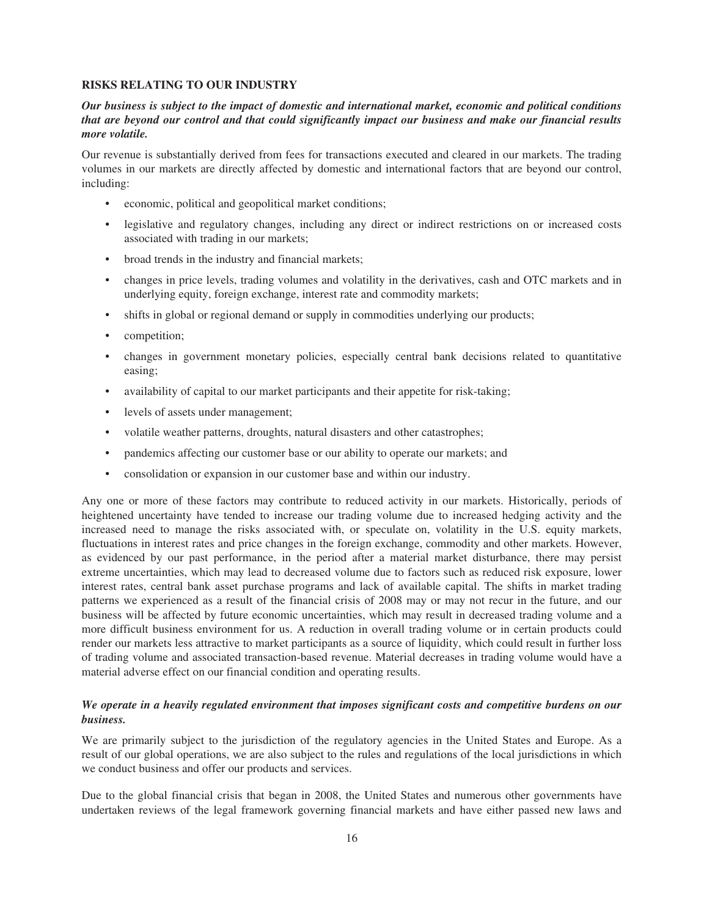## RISKS RELATING TO OUR INDUSTRY

***Our business is subject to the impact of domestic and international market, economic and political conditions that are beyond our control and that could significantly impact our business and make our financial results more volatile.***

Our revenue is substantially derived from fees for transactions executed and cleared in our markets. The trading volumes in our markets are directly affected by domestic and international factors that are beyond our control, including:

- economic, political and geopolitical market conditions;
- legislative and regulatory changes, including any direct or indirect restrictions on or increased costs associated with trading in our markets;
- broad trends in the industry and financial markets;
- changes in price levels, trading volumes and volatility in the derivatives, cash and OTC markets and in underlying equity, foreign exchange, interest rate and commodity markets;
- shifts in global or regional demand or supply in commodities underlying our products;
- competition;
- changes in government monetary policies, especially central bank decisions related to quantitative easing;
- availability of capital to our market participants and their appetite for risk-taking;
- levels of assets under management;
- volatile weather patterns, droughts, natural disasters and other catastrophes;
- pandemics affecting our customer base or our ability to operate our markets; and
- consolidation or expansion in our customer base and within our industry.

Any one or more of these factors may contribute to reduced activity in our markets. Historically, periods of heightened uncertainty have tended to increase our trading volume due to increased hedging activity and the increased need to manage the risks associated with, or speculate on, volatility in the U.S. equity markets, fluctuations in interest rates and price changes in the foreign exchange, commodity and other markets. However, as evidenced by our past performance, in the period after a material market disturbance, there may persist extreme uncertainties, which may lead to decreased volume due to factors such as reduced risk exposure, lower interest rates, central bank asset purchase programs and lack of available capital. The shifts in market trading patterns we experienced as a result of the financial crisis of 2008 may or may not recur in the future, and our business will be affected by future economic uncertainties, which may result in decreased trading volume and a more difficult business environment for us. A reduction in overall trading volume or in certain products could render our markets less attractive to market participants as a source of liquidity, which could result in further loss of trading volume and associated transaction-based revenue. Material decreases in trading volume would have a material adverse effect on our financial condition and operating results.

***We operate in a heavily regulated environment that imposes significant costs and competitive burdens on our business.***

We are primarily subject to the jurisdiction of the regulatory agencies in the United States and Europe. As a result of our global operations, we are also subject to the rules and regulations of the local jurisdictions in which we conduct business and offer our products and services.

Due to the global financial crisis that began in 2008, the United States and numerous other governments have undertaken reviews of the legal framework governing financial markets and have either passed new laws and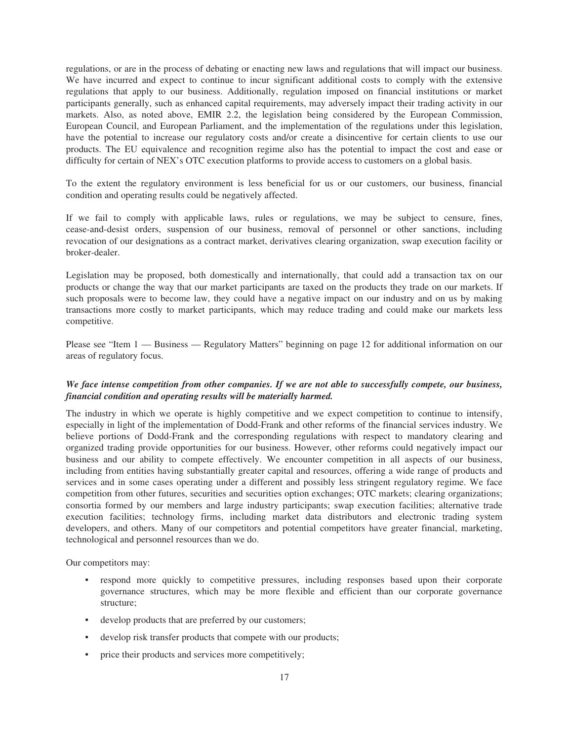regulations, or are in the process of debating or enacting new laws and regulations that will impact our business. We have incurred and expect to continue to incur significant additional costs to comply with the extensive regulations that apply to our business. Additionally, regulation imposed on financial institutions or market participants generally, such as enhanced capital requirements, may adversely impact their trading activity in our markets. Also, as noted above, EMIR 2.2, the legislation being considered by the European Commission, European Council, and European Parliament, and the implementation of the regulations under this legislation, have the potential to increase our regulatory costs and/or create a disincentive for certain clients to use our products. The EU equivalence and recognition regime also has the potential to impact the cost and ease or difficulty for certain of NEX's OTC execution platforms to provide access to customers on a global basis.

To the extent the regulatory environment is less beneficial for us or our customers, our business, financial condition and operating results could be negatively affected.

If we fail to comply with applicable laws, rules or regulations, we may be subject to censure, fines, cease-and-desist orders, suspension of our business, removal of personnel or other sanctions, including revocation of our designations as a contract market, derivatives clearing organization, swap execution facility or broker-dealer.

Legislation may be proposed, both domestically and internationally, that could add a transaction tax on our products or change the way that our market participants are taxed on the products they trade on our markets. If such proposals were to become law, they could have a negative impact on our industry and on us by making transactions more costly to market participants, which may reduce trading and could make our markets less competitive.

Please see "Item 1 — Business — Regulatory Matters" beginning on page 12 for additional information on our areas of regulatory focus.

***We face intense competition from other companies. If we are not able to successfully compete, our business, financial condition and operating results will be materially harmed.***

The industry in which we operate is highly competitive and we expect competition to continue to intensify, especially in light of the implementation of Dodd-Frank and other reforms of the financial services industry. We believe portions of Dodd-Frank and the corresponding regulations with respect to mandatory clearing and organized trading provide opportunities for our business. However, other reforms could negatively impact our business and our ability to compete effectively. We encounter competition in all aspects of our business, including from entities having substantially greater capital and resources, offering a wide range of products and services and in some cases operating under a different and possibly less stringent regulatory regime. We face competition from other futures, securities and securities option exchanges; OTC markets; clearing organizations; consortia formed by our members and large industry participants; swap execution facilities; alternative trade execution facilities; technology firms, including market data distributors and electronic trading system developers, and others. Many of our competitors and potential competitors have greater financial, marketing, technological and personnel resources than we do.

Our competitors may:

- respond more quickly to competitive pressures, including responses based upon their corporate governance structures, which may be more flexible and efficient than our corporate governance structure;
- develop products that are preferred by our customers;
- develop risk transfer products that compete with our products;
- price their products and services more competitively;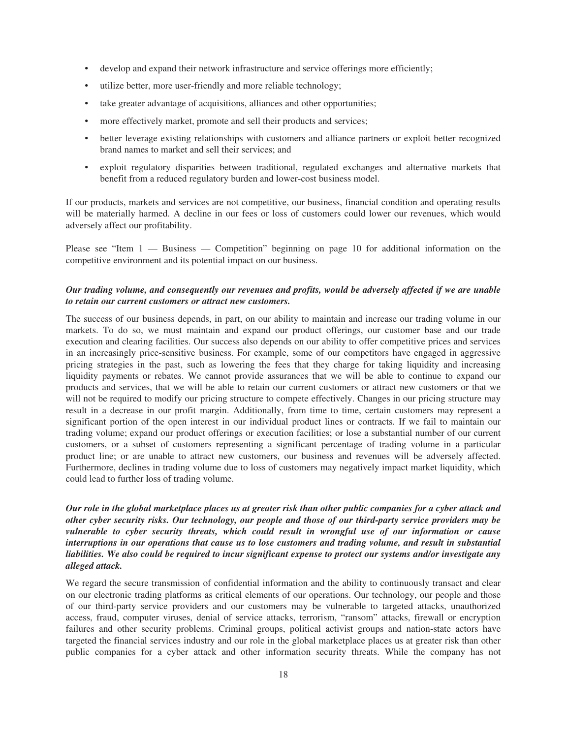- develop and expand their network infrastructure and service offerings more efficiently;
- utilize better, more user-friendly and more reliable technology;
- take greater advantage of acquisitions, alliances and other opportunities;
- more effectively market, promote and sell their products and services;
- better leverage existing relationships with customers and alliance partners or exploit better recognized brand names to market and sell their services; and
- exploit regulatory disparities between traditional, regulated exchanges and alternative markets that benefit from a reduced regulatory burden and lower-cost business model.

If our products, markets and services are not competitive, our business, financial condition and operating results will be materially harmed. A decline in our fees or loss of customers could lower our revenues, which would adversely affect our profitability.

Please see "Item 1 — Business — Competition" beginning on page 10 for additional information on the competitive environment and its potential impact on our business.

***Our trading volume, and consequently our revenues and profits, would be adversely affected if we are unable to retain our current customers or attract new customers.***

The success of our business depends, in part, on our ability to maintain and increase our trading volume in our markets. To do so, we must maintain and expand our product offerings, our customer base and our trade execution and clearing facilities. Our success also depends on our ability to offer competitive prices and services in an increasingly price-sensitive business. For example, some of our competitors have engaged in aggressive pricing strategies in the past, such as lowering the fees that they charge for taking liquidity and increasing liquidity payments or rebates. We cannot provide assurances that we will be able to continue to expand our products and services, that we will be able to retain our current customers or attract new customers or that we will not be required to modify our pricing structure to compete effectively. Changes in our pricing structure may result in a decrease in our profit margin. Additionally, from time to time, certain customers may represent a significant portion of the open interest in our individual product lines or contracts. If we fail to maintain our trading volume; expand our product offerings or execution facilities; or lose a substantial number of our current customers, or a subset of customers representing a significant percentage of trading volume in a particular product line; or are unable to attract new customers, our business and revenues will be adversely affected. Furthermore, declines in trading volume due to loss of customers may negatively impact market liquidity, which could lead to further loss of trading volume.

***Our role in the global marketplace places us at greater risk than other public companies for a cyber attack and other cyber security risks. Our technology, our people and those of our third-party service providers may be vulnerable to cyber security threats, which could result in wrongful use of our information or cause interruptions in our operations that cause us to lose customers and trading volume, and result in substantial liabilities. We also could be required to incur significant expense to protect our systems and/or investigate any alleged attack.***

We regard the secure transmission of confidential information and the ability to continuously transact and clear on our electronic trading platforms as critical elements of our operations. Our technology, our people and those of our third-party service providers and our customers may be vulnerable to targeted attacks, unauthorized access, fraud, computer viruses, denial of service attacks, terrorism, "ransom" attacks, firewall or encryption failures and other security problems. Criminal groups, political activist groups and nation-state actors have targeted the financial services industry and our role in the global marketplace places us at greater risk than other public companies for a cyber attack and other information security threats. While the company has not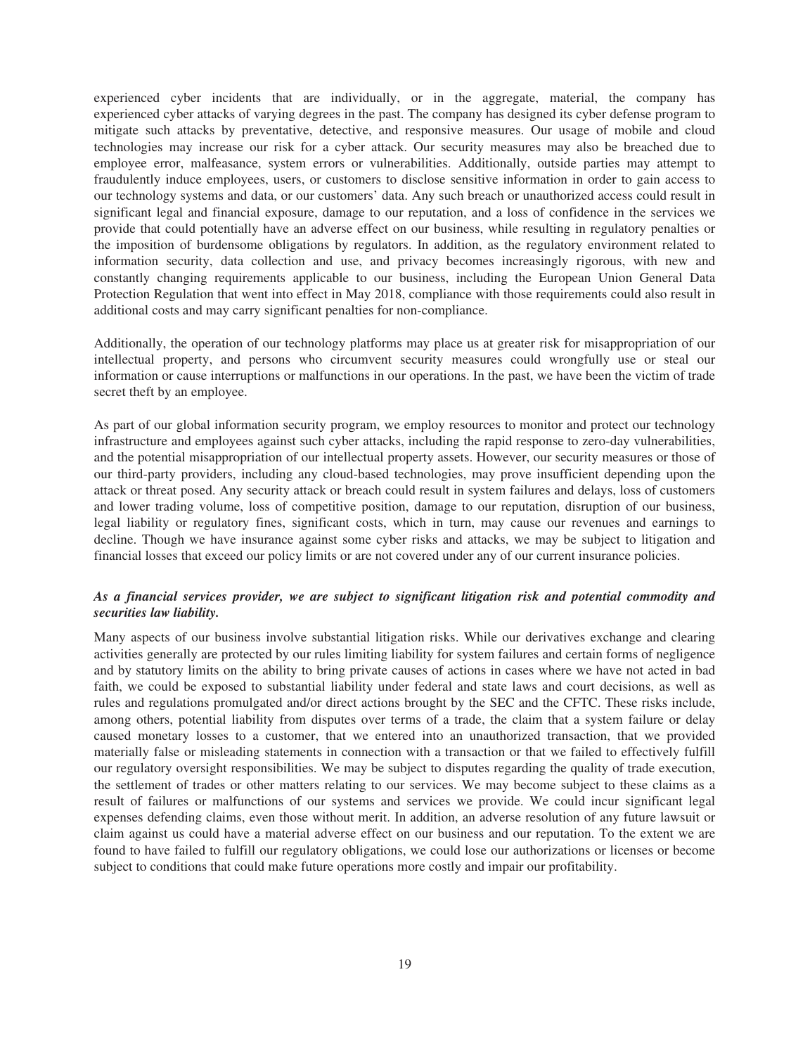experienced cyber incidents that are individually, or in the aggregate, material, the company has experienced cyber attacks of varying degrees in the past. The company has designed its cyber defense program to mitigate such attacks by preventative, detective, and responsive measures. Our usage of mobile and cloud technologies may increase our risk for a cyber attack. Our security measures may also be breached due to employee error, malfeasance, system errors or vulnerabilities. Additionally, outside parties may attempt to fraudulently induce employees, users, or customers to disclose sensitive information in order to gain access to our technology systems and data, or our customers' data. Any such breach or unauthorized access could result in significant legal and financial exposure, damage to our reputation, and a loss of confidence in the services we provide that could potentially have an adverse effect on our business, while resulting in regulatory penalties or the imposition of burdensome obligations by regulators. In addition, as the regulatory environment related to information security, data collection and use, and privacy becomes increasingly rigorous, with new and constantly changing requirements applicable to our business, including the European Union General Data Protection Regulation that went into effect in May 2018, compliance with those requirements could also result in additional costs and may carry significant penalties for non-compliance.

Additionally, the operation of our technology platforms may place us at greater risk for misappropriation of our intellectual property, and persons who circumvent security measures could wrongfully use or steal our information or cause interruptions or malfunctions in our operations. In the past, we have been the victim of trade secret theft by an employee.

As part of our global information security program, we employ resources to monitor and protect our technology infrastructure and employees against such cyber attacks, including the rapid response to zero-day vulnerabilities, and the potential misappropriation of our intellectual property assets. However, our security measures or those of our third-party providers, including any cloud-based technologies, may prove insufficient depending upon the attack or threat posed. Any security attack or breach could result in system failures and delays, loss of customers and lower trading volume, loss of competitive position, damage to our reputation, disruption of our business, legal liability or regulatory fines, significant costs, which in turn, may cause our revenues and earnings to decline. Though we have insurance against some cyber risks and attacks, we may be subject to litigation and financial losses that exceed our policy limits or are not covered under any of our current insurance policies.

***As a financial services provider, we are subject to significant litigation risk and potential commodity and securities law liability.***

Many aspects of our business involve substantial litigation risks. While our derivatives exchange and clearing activities generally are protected by our rules limiting liability for system failures and certain forms of negligence and by statutory limits on the ability to bring private causes of actions in cases where we have not acted in bad faith, we could be exposed to substantial liability under federal and state laws and court decisions, as well as rules and regulations promulgated and/or direct actions brought by the SEC and the CFTC. These risks include, among others, potential liability from disputes over terms of a trade, the claim that a system failure or delay caused monetary losses to a customer, that we entered into an unauthorized transaction, that we provided materially false or misleading statements in connection with a transaction or that we failed to effectively fulfill our regulatory oversight responsibilities. We may be subject to disputes regarding the quality of trade execution, the settlement of trades or other matters relating to our services. We may become subject to these claims as a result of failures or malfunctions of our systems and services we provide. We could incur significant legal expenses defending claims, even those without merit. In addition, an adverse resolution of any future lawsuit or claim against us could have a material adverse effect on our business and our reputation. To the extent we are found to have failed to fulfill our regulatory obligations, we could lose our authorizations or licenses or become subject to conditions that could make future operations more costly and impair our profitability.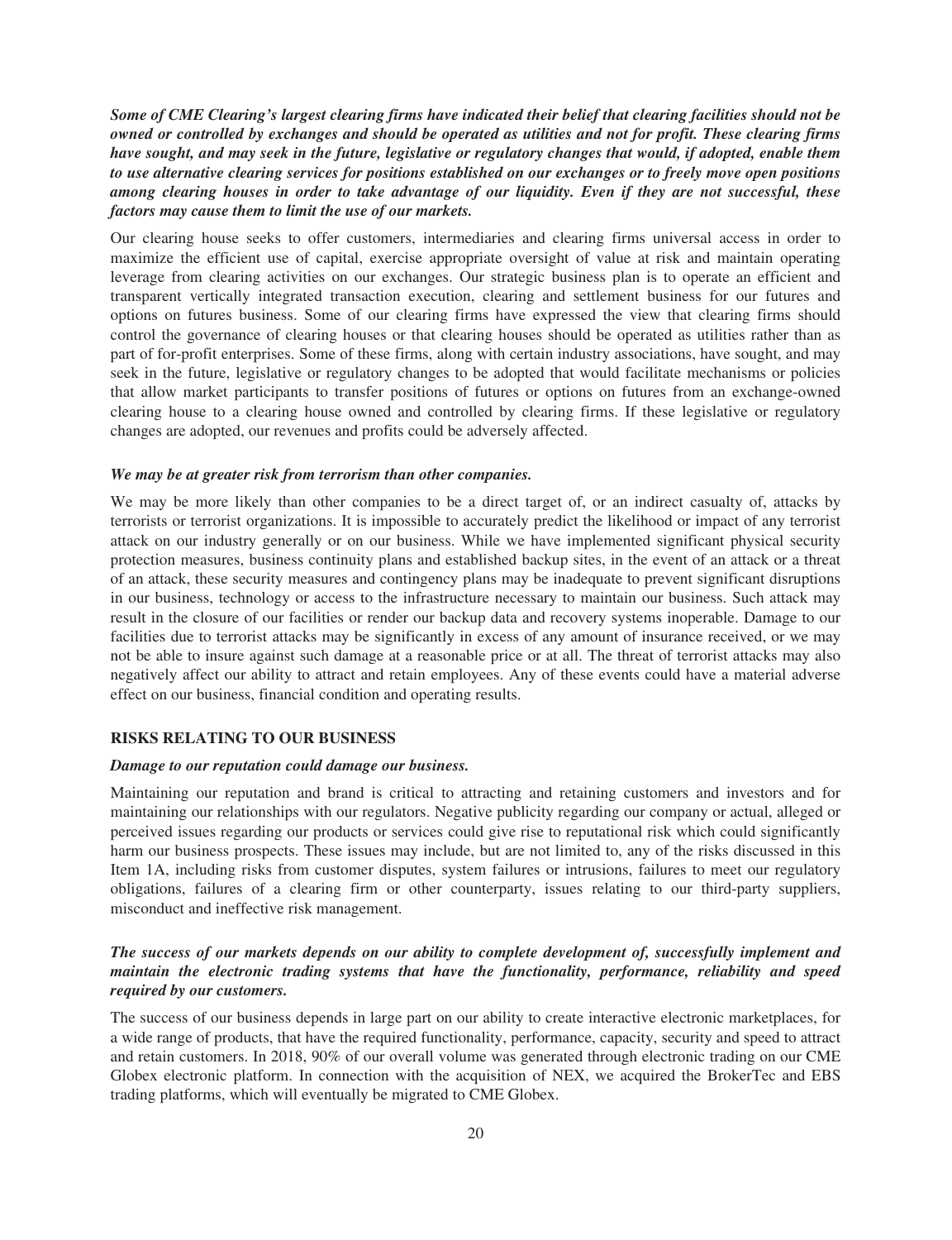***Some of CME Clearing's largest clearing firms have indicated their belief that clearing facilities should not be owned or controlled by exchanges and should be operated as utilities and not for profit. These clearing firms have sought, and may seek in the future, legislative or regulatory changes that would, if adopted, enable them to use alternative clearing services for positions established on our exchanges or to freely move open positions among clearing houses in order to take advantage of our liquidity. Even if they are not successful, these factors may cause them to limit the use of our markets.***

Our clearing house seeks to offer customers, intermediaries and clearing firms universal access in order to maximize the efficient use of capital, exercise appropriate oversight of value at risk and maintain operating leverage from clearing activities on our exchanges. Our strategic business plan is to operate an efficient and transparent vertically integrated transaction execution, clearing and settlement business for our futures and options on futures business. Some of our clearing firms have expressed the view that clearing firms should control the governance of clearing houses or that clearing houses should be operated as utilities rather than as part of for-profit enterprises. Some of these firms, along with certain industry associations, have sought, and may seek in the future, legislative or regulatory changes to be adopted that would facilitate mechanisms or policies that allow market participants to transfer positions of futures or options on futures from an exchange-owned clearing house to a clearing house owned and controlled by clearing firms. If these legislative or regulatory changes are adopted, our revenues and profits could be adversely affected.

***We may be at greater risk from terrorism than other companies.***

We may be more likely than other companies to be a direct target of, or an indirect casualty of, attacks by terrorists or terrorist organizations. It is impossible to accurately predict the likelihood or impact of any terrorist attack on our industry generally or on our business. While we have implemented significant physical security protection measures, business continuity plans and established backup sites, in the event of an attack or a threat of an attack, these security measures and contingency plans may be inadequate to prevent significant disruptions in our business, technology or access to the infrastructure necessary to maintain our business. Such attack may result in the closure of our facilities or render our backup data and recovery systems inoperable. Damage to our facilities due to terrorist attacks may be significantly in excess of any amount of insurance received, or we may not be able to insure against such damage at a reasonable price or at all. The threat of terrorist attacks may also negatively affect our ability to attract and retain employees. Any of these events could have a material adverse effect on our business, financial condition and operating results.

## RISKS RELATING TO OUR BUSINESS

***Damage to our reputation could damage our business.***

Maintaining our reputation and brand is critical to attracting and retaining customers and investors and for maintaining our relationships with our regulators. Negative publicity regarding our company or actual, alleged or perceived issues regarding our products or services could give rise to reputational risk which could significantly harm our business prospects. These issues may include, but are not limited to, any of the risks discussed in this Item 1A, including risks from customer disputes, system failures or intrusions, failures to meet our regulatory obligations, failures of a clearing firm or other counterparty, issues relating to our third-party suppliers, misconduct and ineffective risk management.

***The success of our markets depends on our ability to complete development of, successfully implement and maintain the electronic trading systems that have the functionality, performance, reliability and speed required by our customers.***

The success of our business depends in large part on our ability to create interactive electronic marketplaces, for a wide range of products, that have the required functionality, performance, capacity, security and speed to attract and retain customers. In 2018, 90% of our overall volume was generated through electronic trading on our CME Globex electronic platform. In connection with the acquisition of NEX, we acquired the BrokerTec and EBS trading platforms, which will eventually be migrated to CME Globex.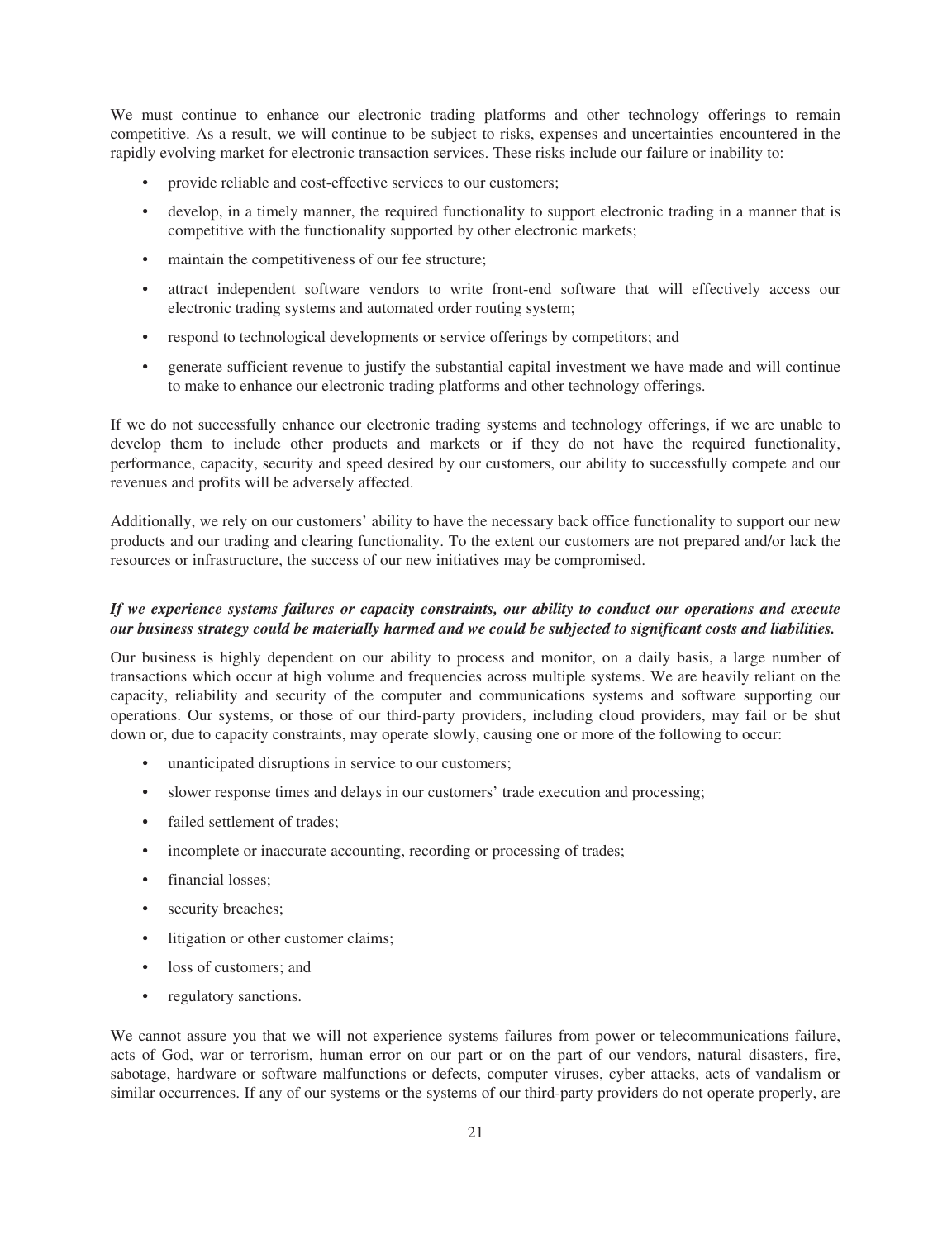We must continue to enhance our electronic trading platforms and other technology offerings to remain competitive. As a result, we will continue to be subject to risks, expenses and uncertainties encountered in the rapidly evolving market for electronic transaction services. These risks include our failure or inability to:

- provide reliable and cost-effective services to our customers;
- develop, in a timely manner, the required functionality to support electronic trading in a manner that is competitive with the functionality supported by other electronic markets;
- maintain the competitiveness of our fee structure;
- attract independent software vendors to write front-end software that will effectively access our electronic trading systems and automated order routing system;
- respond to technological developments or service offerings by competitors; and
- generate sufficient revenue to justify the substantial capital investment we have made and will continue to make to enhance our electronic trading platforms and other technology offerings.

If we do not successfully enhance our electronic trading systems and technology offerings, if we are unable to develop them to include other products and markets or if they do not have the required functionality, performance, capacity, security and speed desired by our customers, our ability to successfully compete and our revenues and profits will be adversely affected.

Additionally, we rely on our customers' ability to have the necessary back office functionality to support our new products and our trading and clearing functionality. To the extent our customers are not prepared and/or lack the resources or infrastructure, the success of our new initiatives may be compromised.

***If we experience systems failures or capacity constraints, our ability to conduct our operations and execute our business strategy could be materially harmed and we could be subjected to significant costs and liabilities.***

Our business is highly dependent on our ability to process and monitor, on a daily basis, a large number of transactions which occur at high volume and frequencies across multiple systems. We are heavily reliant on the capacity, reliability and security of the computer and communications systems and software supporting our operations. Our systems, or those of our third-party providers, including cloud providers, may fail or be shut down or, due to capacity constraints, may operate slowly, causing one or more of the following to occur:

- unanticipated disruptions in service to our customers;
- slower response times and delays in our customers' trade execution and processing;
- failed settlement of trades;
- incomplete or inaccurate accounting, recording or processing of trades;
- financial losses;
- security breaches;
- litigation or other customer claims;
- loss of customers; and
- regulatory sanctions.

We cannot assure you that we will not experience systems failures from power or telecommunications failure, acts of God, war or terrorism, human error on our part or on the part of our vendors, natural disasters, fire, sabotage, hardware or software malfunctions or defects, computer viruses, cyber attacks, acts of vandalism or similar occurrences. If any of our systems or the systems of our third-party providers do not operate properly, are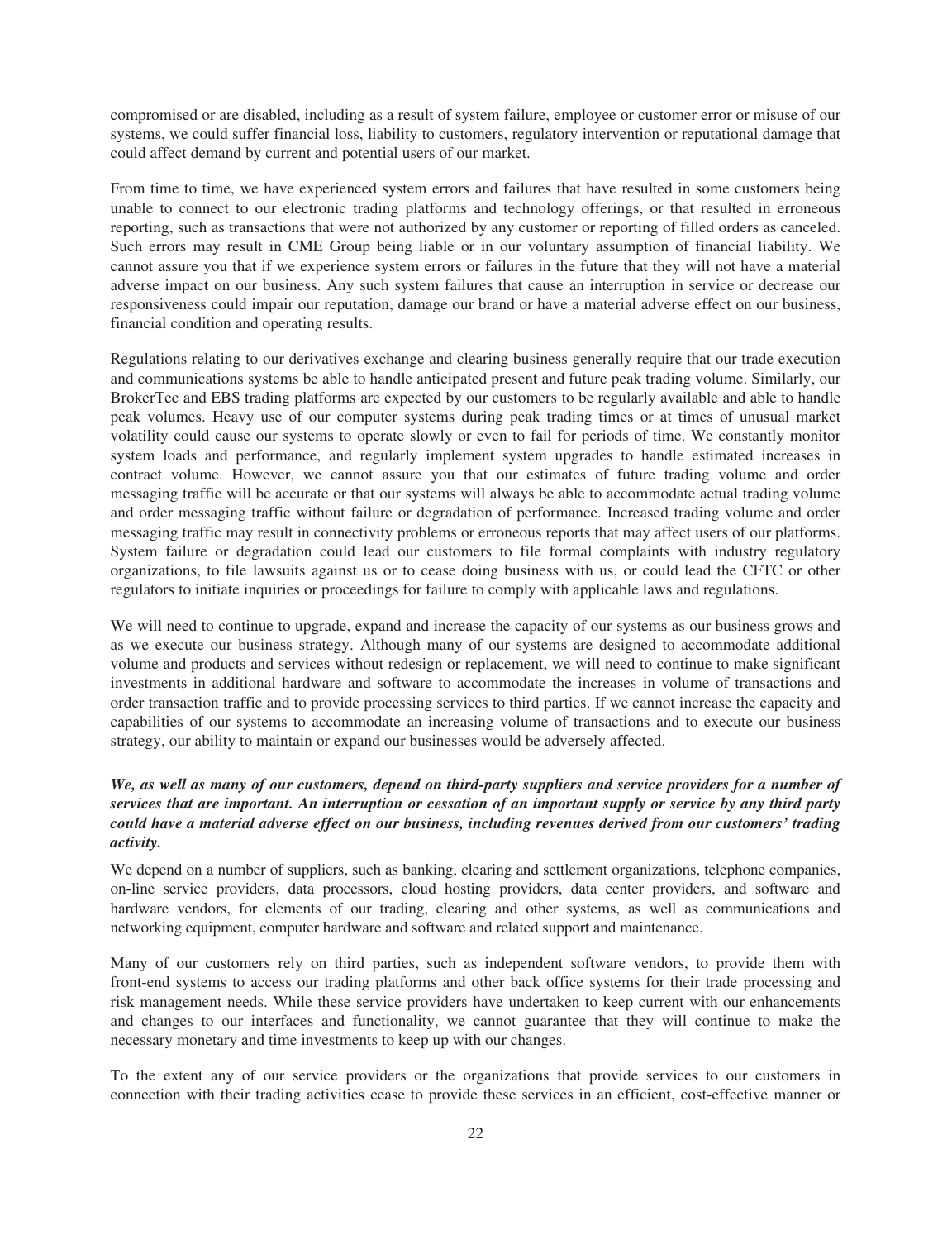compromised or are disabled, including as a result of system failure, employee or customer error or misuse of our systems, we could suffer financial loss, liability to customers, regulatory intervention or reputational damage that could affect demand by current and potential users of our market.

From time to time, we have experienced system errors and failures that have resulted in some customers being unable to connect to our electronic trading platforms and technology offerings, or that resulted in erroneous reporting, such as transactions that were not authorized by any customer or reporting of filled orders as canceled. Such errors may result in CME Group being liable or in our voluntary assumption of financial liability. We cannot assure you that if we experience system errors or failures in the future that they will not have a material adverse impact on our business. Any such system failures that cause an interruption in service or decrease our responsiveness could impair our reputation, damage our brand or have a material adverse effect on our business, financial condition and operating results.

Regulations relating to our derivatives exchange and clearing business generally require that our trade execution and communications systems be able to handle anticipated present and future peak trading volume. Similarly, our BrokerTec and EBS trading platforms are expected by our customers to be regularly available and able to handle peak volumes. Heavy use of our computer systems during peak trading times or at times of unusual market volatility could cause our systems to operate slowly or even to fail for periods of time. We constantly monitor system loads and performance, and regularly implement system upgrades to handle estimated increases in contract volume. However, we cannot assure you that our estimates of future trading volume and order messaging traffic will be accurate or that our systems will always be able to accommodate actual trading volume and order messaging traffic without failure or degradation of performance. Increased trading volume and order messaging traffic may result in connectivity problems or erroneous reports that may affect users of our platforms. System failure or degradation could lead our customers to file formal complaints with industry regulatory organizations, to file lawsuits against us or to cease doing business with us, or could lead the CFTC or other regulators to initiate inquiries or proceedings for failure to comply with applicable laws and regulations.

We will need to continue to upgrade, expand and increase the capacity of our systems as our business grows and as we execute our business strategy. Although many of our systems are designed to accommodate additional volume and products and services without redesign or replacement, we will need to continue to make significant investments in additional hardware and software to accommodate the increases in volume of transactions and order transaction traffic and to provide processing services to third parties. If we cannot increase the capacity and capabilities of our systems to accommodate an increasing volume of transactions and to execute our business strategy, our ability to maintain or expand our businesses would be adversely affected.

***We, as well as many of our customers, depend on third-party suppliers and service providers for a number of services that are important. An interruption or cessation of an important supply or service by any third party could have a material adverse effect on our business, including revenues derived from our customers' trading activity.***

We depend on a number of suppliers, such as banking, clearing and settlement organizations, telephone companies, on-line service providers, data processors, cloud hosting providers, data center providers, and software and hardware vendors, for elements of our trading, clearing and other systems, as well as communications and networking equipment, computer hardware and software and related support and maintenance.

Many of our customers rely on third parties, such as independent software vendors, to provide them with front-end systems to access our trading platforms and other back office systems for their trade processing and risk management needs. While these service providers have undertaken to keep current with our enhancements and changes to our interfaces and functionality, we cannot guarantee that they will continue to make the necessary monetary and time investments to keep up with our changes.

To the extent any of our service providers or the organizations that provide services to our customers in connection with their trading activities cease to provide these services in an efficient, cost-effective manner or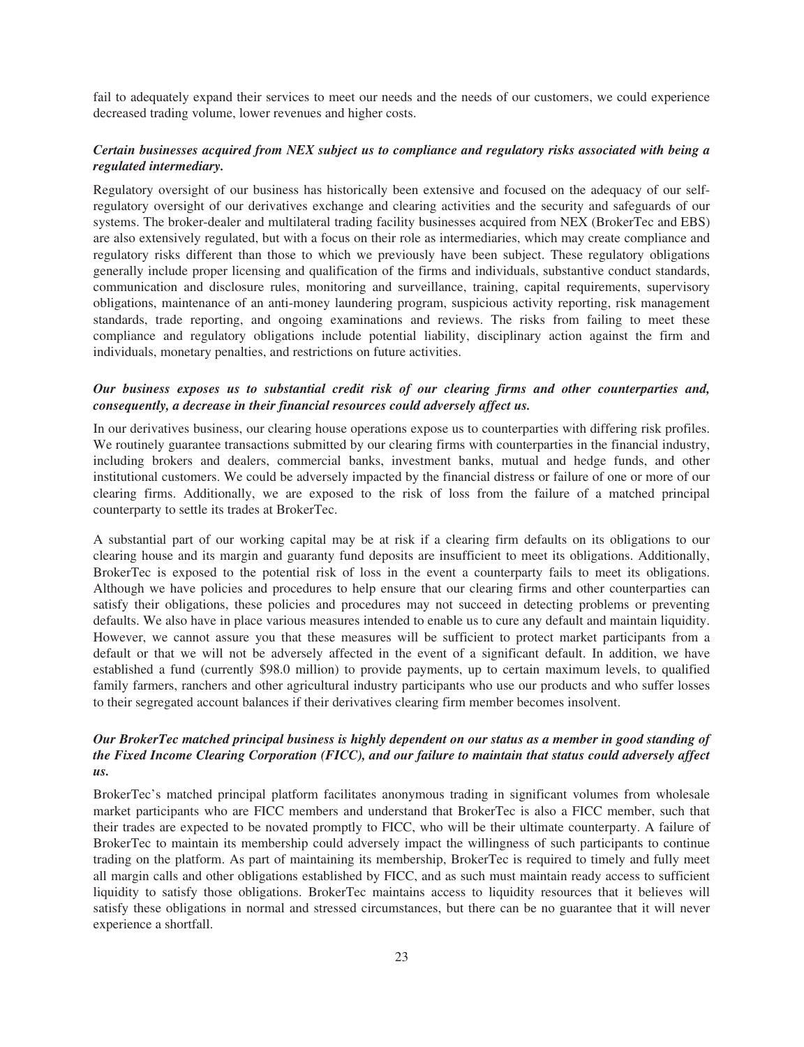fail to adequately expand their services to meet our needs and the needs of our customers, we could experience decreased trading volume, lower revenues and higher costs.

***Certain businesses acquired from NEX subject us to compliance and regulatory risks associated with being a regulated intermediary.***

Regulatory oversight of our business has historically been extensive and focused on the adequacy of our self-regulatory oversight of our derivatives exchange and clearing activities and the security and safeguards of our systems. The broker-dealer and multilateral trading facility businesses acquired from NEX (BrokerTec and EBS) are also extensively regulated, but with a focus on their role as intermediaries, which may create compliance and regulatory risks different than those to which we previously have been subject. These regulatory obligations generally include proper licensing and qualification of the firms and individuals, substantive conduct standards, communication and disclosure rules, monitoring and surveillance, training, capital requirements, supervisory obligations, maintenance of an anti-money laundering program, suspicious activity reporting, risk management standards, trade reporting, and ongoing examinations and reviews. The risks from failing to meet these compliance and regulatory obligations include potential liability, disciplinary action against the firm and individuals, monetary penalties, and restrictions on future activities.

***Our business exposes us to substantial credit risk of our clearing firms and other counterparties and, consequently, a decrease in their financial resources could adversely affect us.***

In our derivatives business, our clearing house operations expose us to counterparties with differing risk profiles. We routinely guarantee transactions submitted by our clearing firms with counterparties in the financial industry, including brokers and dealers, commercial banks, investment banks, mutual and hedge funds, and other institutional customers. We could be adversely impacted by the financial distress or failure of one or more of our clearing firms. Additionally, we are exposed to the risk of loss from the failure of a matched principal counterparty to settle its trades at BrokerTec.

A substantial part of our working capital may be at risk if a clearing firm defaults on its obligations to our clearing house and its margin and guaranty fund deposits are insufficient to meet its obligations. Additionally, BrokerTec is exposed to the potential risk of loss in the event a counterparty fails to meet its obligations. Although we have policies and procedures to help ensure that our clearing firms and other counterparties can satisfy their obligations, these policies and procedures may not succeed in detecting problems or preventing defaults. We also have in place various measures intended to enable us to cure any default and maintain liquidity. However, we cannot assure you that these measures will be sufficient to protect market participants from a default or that we will not be adversely affected in the event of a significant default. In addition, we have established a fund (currently $98.0 million) to provide payments, up to certain maximum levels, to qualified family farmers, ranchers and other agricultural industry participants who use our products and who suffer losses to their segregated account balances if their derivatives clearing firm member becomes insolvent.

***Our BrokerTec matched principal business is highly dependent on our status as a member in good standing of the Fixed Income Clearing Corporation (FICC), and our failure to maintain that status could adversely affect us.***

BrokerTec's matched principal platform facilitates anonymous trading in significant volumes from wholesale market participants who are FICC members and understand that BrokerTec is also a FICC member, such that their trades are expected to be novated promptly to FICC, who will be their ultimate counterparty. A failure of BrokerTec to maintain its membership could adversely impact the willingness of such participants to continue trading on the platform. As part of maintaining its membership, BrokerTec is required to timely and fully meet all margin calls and other obligations established by FICC, and as such must maintain ready access to sufficient liquidity to satisfy those obligations. BrokerTec maintains access to liquidity resources that it believes will satisfy these obligations in normal and stressed circumstances, but there can be no guarantee that it will never experience a shortfall.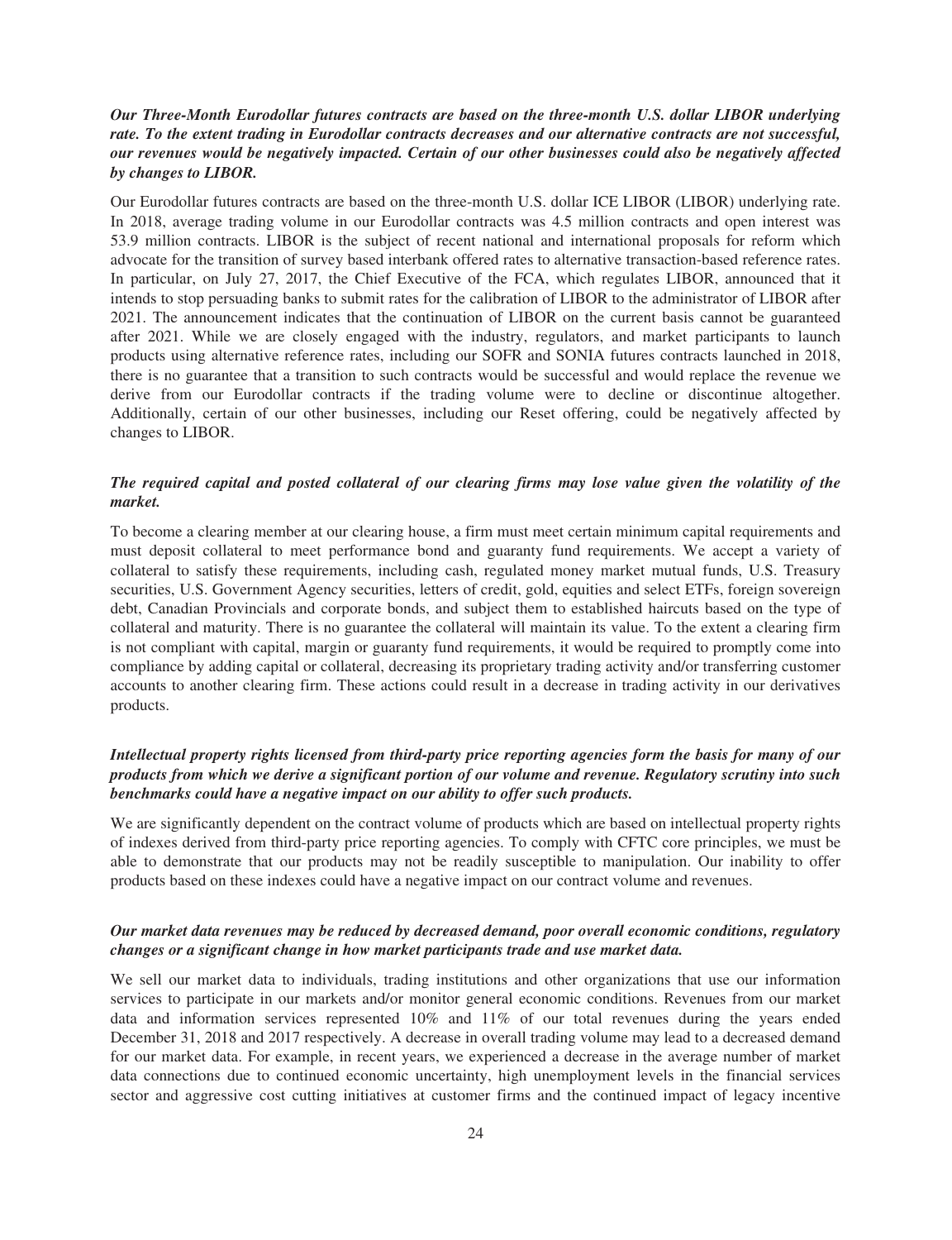***Our Three-Month Eurodollar futures contracts are based on the three-month U.S. dollar LIBOR underlying rate. To the extent trading in Eurodollar contracts decreases and our alternative contracts are not successful, our revenues would be negatively impacted. Certain of our other businesses could also be negatively affected by changes to LIBOR.***

Our Eurodollar futures contracts are based on the three-month U.S. dollar ICE LIBOR (LIBOR) underlying rate. In 2018, average trading volume in our Eurodollar contracts was 4.5 million contracts and open interest was 53.9 million contracts. LIBOR is the subject of recent national and international proposals for reform which advocate for the transition of survey based interbank offered rates to alternative transaction-based reference rates. In particular, on July 27, 2017, the Chief Executive of the FCA, which regulates LIBOR, announced that it intends to stop persuading banks to submit rates for the calibration of LIBOR to the administrator of LIBOR after 2021. The announcement indicates that the continuation of LIBOR on the current basis cannot be guaranteed after 2021. While we are closely engaged with the industry, regulators, and market participants to launch products using alternative reference rates, including our SOFR and SONIA futures contracts launched in 2018, there is no guarantee that a transition to such contracts would be successful and would replace the revenue we derive from our Eurodollar contracts if the trading volume were to decline or discontinue altogether. Additionally, certain of our other businesses, including our Reset offering, could be negatively affected by changes to LIBOR.

***The required capital and posted collateral of our clearing firms may lose value given the volatility of the market.***

To become a clearing member at our clearing house, a firm must meet certain minimum capital requirements and must deposit collateral to meet performance bond and guaranty fund requirements. We accept a variety of collateral to satisfy these requirements, including cash, regulated money market mutual funds, U.S. Treasury securities, U.S. Government Agency securities, letters of credit, gold, equities and select ETFs, foreign sovereign debt, Canadian Provincials and corporate bonds, and subject them to established haircuts based on the type of collateral and maturity. There is no guarantee the collateral will maintain its value. To the extent a clearing firm is not compliant with capital, margin or guaranty fund requirements, it would be required to promptly come into compliance by adding capital or collateral, decreasing its proprietary trading activity and/or transferring customer accounts to another clearing firm. These actions could result in a decrease in trading activity in our derivatives products.

***Intellectual property rights licensed from third-party price reporting agencies form the basis for many of our products from which we derive a significant portion of our volume and revenue. Regulatory scrutiny into such benchmarks could have a negative impact on our ability to offer such products.***

We are significantly dependent on the contract volume of products which are based on intellectual property rights of indexes derived from third-party price reporting agencies. To comply with CFTC core principles, we must be able to demonstrate that our products may not be readily susceptible to manipulation. Our inability to offer products based on these indexes could have a negative impact on our contract volume and revenues.

***Our market data revenues may be reduced by decreased demand, poor overall economic conditions, regulatory changes or a significant change in how market participants trade and use market data.***

We sell our market data to individuals, trading institutions and other organizations that use our information services to participate in our markets and/or monitor general economic conditions. Revenues from our market data and information services represented 10% and 11% of our total revenues during the years ended December 31, 2018 and 2017 respectively. A decrease in overall trading volume may lead to a decreased demand for our market data. For example, in recent years, we experienced a decrease in the average number of market data connections due to continued economic uncertainty, high unemployment levels in the financial services sector and aggressive cost cutting initiatives at customer firms and the continued impact of legacy incentive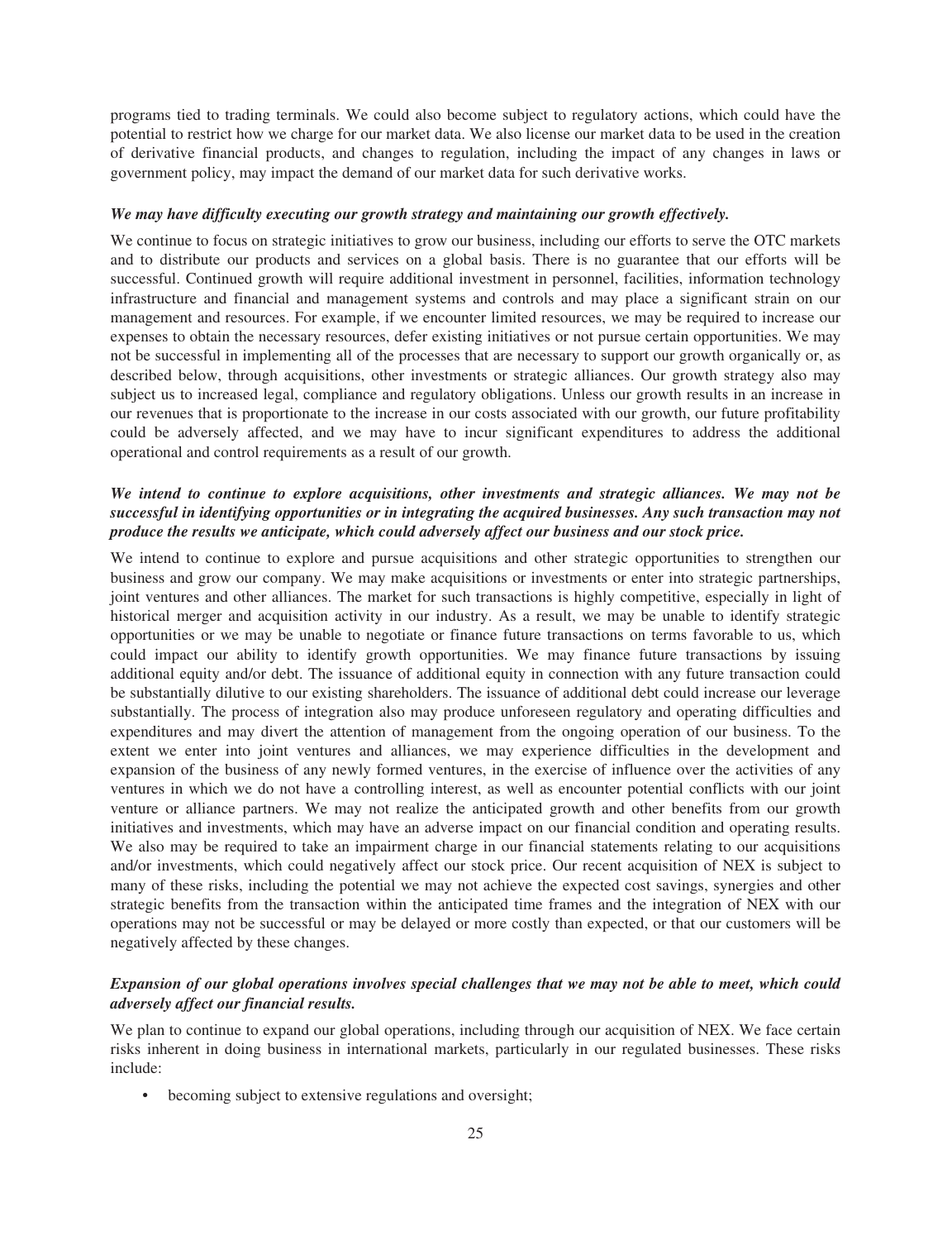programs tied to trading terminals. We could also become subject to regulatory actions, which could have the potential to restrict how we charge for our market data. We also license our market data to be used in the creation of derivative financial products, and changes to regulation, including the impact of any changes in laws or government policy, may impact the demand of our market data for such derivative works.

***We may have difficulty executing our growth strategy and maintaining our growth effectively.***

We continue to focus on strategic initiatives to grow our business, including our efforts to serve the OTC markets and to distribute our products and services on a global basis. There is no guarantee that our efforts will be successful. Continued growth will require additional investment in personnel, facilities, information technology infrastructure and financial and management systems and controls and may place a significant strain on our management and resources. For example, if we encounter limited resources, we may be required to increase our expenses to obtain the necessary resources, defer existing initiatives or not pursue certain opportunities. We may not be successful in implementing all of the processes that are necessary to support our growth organically or, as described below, through acquisitions, other investments or strategic alliances. Our growth strategy also may subject us to increased legal, compliance and regulatory obligations. Unless our growth results in an increase in our revenues that is proportionate to the increase in our costs associated with our growth, our future profitability could be adversely affected, and we may have to incur significant expenditures to address the additional operational and control requirements as a result of our growth.

***We intend to continue to explore acquisitions, other investments and strategic alliances. We may not be successful in identifying opportunities or in integrating the acquired businesses. Any such transaction may not produce the results we anticipate, which could adversely affect our business and our stock price.***

We intend to continue to explore and pursue acquisitions and other strategic opportunities to strengthen our business and grow our company. We may make acquisitions or investments or enter into strategic partnerships, joint ventures and other alliances. The market for such transactions is highly competitive, especially in light of historical merger and acquisition activity in our industry. As a result, we may be unable to identify strategic opportunities or we may be unable to negotiate or finance future transactions on terms favorable to us, which could impact our ability to identify growth opportunities. We may finance future transactions by issuing additional equity and/or debt. The issuance of additional equity in connection with any future transaction could be substantially dilutive to our existing shareholders. The issuance of additional debt could increase our leverage substantially. The process of integration also may produce unforeseen regulatory and operating difficulties and expenditures and may divert the attention of management from the ongoing operation of our business. To the extent we enter into joint ventures and alliances, we may experience difficulties in the development and expansion of the business of any newly formed ventures, in the exercise of influence over the activities of any ventures in which we do not have a controlling interest, as well as encounter potential conflicts with our joint venture or alliance partners. We may not realize the anticipated growth and other benefits from our growth initiatives and investments, which may have an adverse impact on our financial condition and operating results. We also may be required to take an impairment charge in our financial statements relating to our acquisitions and/or investments, which could negatively affect our stock price. Our recent acquisition of NEX is subject to many of these risks, including the potential we may not achieve the expected cost savings, synergies and other strategic benefits from the transaction within the anticipated time frames and the integration of NEX with our operations may not be successful or may be delayed or more costly than expected, or that our customers will be negatively affected by these changes.

***Expansion of our global operations involves special challenges that we may not be able to meet, which could adversely affect our financial results.***

We plan to continue to expand our global operations, including through our acquisition of NEX. We face certain risks inherent in doing business in international markets, particularly in our regulated businesses. These risks include:

- becoming subject to extensive regulations and oversight;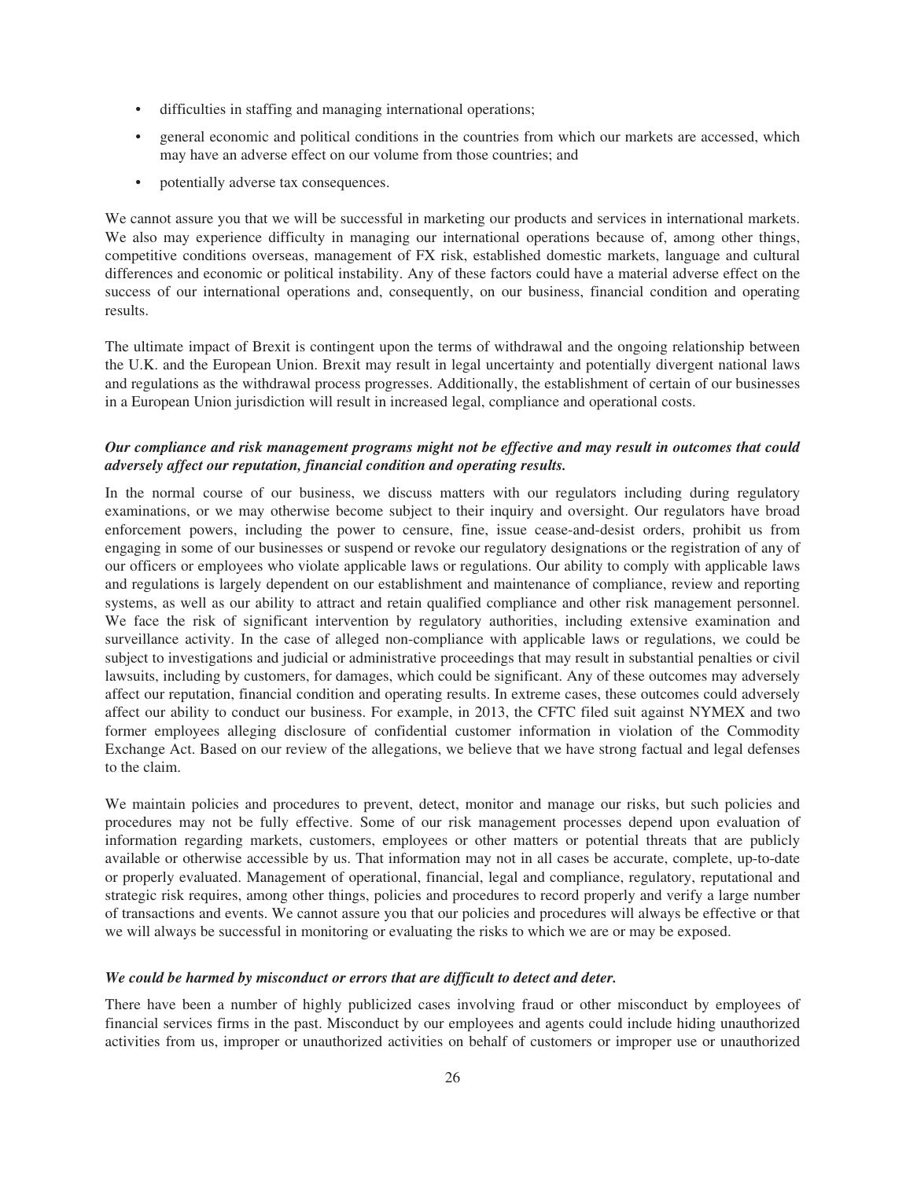- difficulties in staffing and managing international operations;
- general economic and political conditions in the countries from which our markets are accessed, which may have an adverse effect on our volume from those countries; and
- potentially adverse tax consequences.

We cannot assure you that we will be successful in marketing our products and services in international markets. We also may experience difficulty in managing our international operations because of, among other things, competitive conditions overseas, management of FX risk, established domestic markets, language and cultural differences and economic or political instability. Any of these factors could have a material adverse effect on the success of our international operations and, consequently, on our business, financial condition and operating results.

The ultimate impact of Brexit is contingent upon the terms of withdrawal and the ongoing relationship between the U.K. and the European Union. Brexit may result in legal uncertainty and potentially divergent national laws and regulations as the withdrawal process progresses. Additionally, the establishment of certain of our businesses in a European Union jurisdiction will result in increased legal, compliance and operational costs.

***Our compliance and risk management programs might not be effective and may result in outcomes that could adversely affect our reputation, financial condition and operating results.***

In the normal course of our business, we discuss matters with our regulators including during regulatory examinations, or we may otherwise become subject to their inquiry and oversight. Our regulators have broad enforcement powers, including the power to censure, fine, issue cease-and-desist orders, prohibit us from engaging in some of our businesses or suspend or revoke our regulatory designations or the registration of any of our officers or employees who violate applicable laws or regulations. Our ability to comply with applicable laws and regulations is largely dependent on our establishment and maintenance of compliance, review and reporting systems, as well as our ability to attract and retain qualified compliance and other risk management personnel. We face the risk of significant intervention by regulatory authorities, including extensive examination and surveillance activity. In the case of alleged non-compliance with applicable laws or regulations, we could be subject to investigations and judicial or administrative proceedings that may result in substantial penalties or civil lawsuits, including by customers, for damages, which could be significant. Any of these outcomes may adversely affect our reputation, financial condition and operating results. In extreme cases, these outcomes could adversely affect our ability to conduct our business. For example, in 2013, the CFTC filed suit against NYMEX and two former employees alleging disclosure of confidential customer information in violation of the Commodity Exchange Act. Based on our review of the allegations, we believe that we have strong factual and legal defenses to the claim.

We maintain policies and procedures to prevent, detect, monitor and manage our risks, but such policies and procedures may not be fully effective. Some of our risk management processes depend upon evaluation of information regarding markets, customers, employees or other matters or potential threats that are publicly available or otherwise accessible by us. That information may not in all cases be accurate, complete, up-to-date or properly evaluated. Management of operational, financial, legal and compliance, regulatory, reputational and strategic risk requires, among other things, policies and procedures to record properly and verify a large number of transactions and events. We cannot assure you that our policies and procedures will always be effective or that we will always be successful in monitoring or evaluating the risks to which we are or may be exposed.

***We could be harmed by misconduct or errors that are difficult to detect and deter.***

There have been a number of highly publicized cases involving fraud or other misconduct by employees of financial services firms in the past. Misconduct by our employees and agents could include hiding unauthorized activities from us, improper or unauthorized activities on behalf of customers or improper use or unauthorized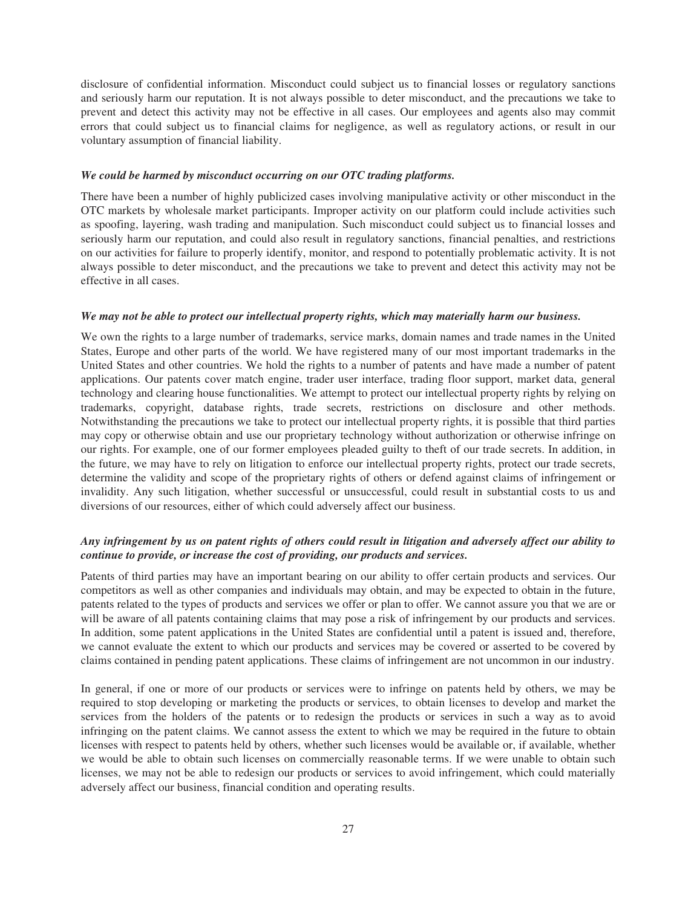disclosure of confidential information. Misconduct could subject us to financial losses or regulatory sanctions and seriously harm our reputation. It is not always possible to deter misconduct, and the precautions we take to prevent and detect this activity may not be effective in all cases. Our employees and agents also may commit errors that could subject us to financial claims for negligence, as well as regulatory actions, or result in our voluntary assumption of financial liability.

***We could be harmed by misconduct occurring on our OTC trading platforms.***

There have been a number of highly publicized cases involving manipulative activity or other misconduct in the OTC markets by wholesale market participants. Improper activity on our platform could include activities such as spoofing, layering, wash trading and manipulation. Such misconduct could subject us to financial losses and seriously harm our reputation, and could also result in regulatory sanctions, financial penalties, and restrictions on our activities for failure to properly identify, monitor, and respond to potentially problematic activity. It is not always possible to deter misconduct, and the precautions we take to prevent and detect this activity may not be effective in all cases.

***We may not be able to protect our intellectual property rights, which may materially harm our business.***

We own the rights to a large number of trademarks, service marks, domain names and trade names in the United States, Europe and other parts of the world. We have registered many of our most important trademarks in the United States and other countries. We hold the rights to a number of patents and have made a number of patent applications. Our patents cover match engine, trader user interface, trading floor support, market data, general technology and clearing house functionalities. We attempt to protect our intellectual property rights by relying on trademarks, copyright, database rights, trade secrets, restrictions on disclosure and other methods. Notwithstanding the precautions we take to protect our intellectual property rights, it is possible that third parties may copy or otherwise obtain and use our proprietary technology without authorization or otherwise infringe on our rights. For example, one of our former employees pleaded guilty to theft of our trade secrets. In addition, in the future, we may have to rely on litigation to enforce our intellectual property rights, protect our trade secrets, determine the validity and scope of the proprietary rights of others or defend against claims of infringement or invalidity. Any such litigation, whether successful or unsuccessful, could result in substantial costs to us and diversions of our resources, either of which could adversely affect our business.

***Any infringement by us on patent rights of others could result in litigation and adversely affect our ability to continue to provide, or increase the cost of providing, our products and services.***

Patents of third parties may have an important bearing on our ability to offer certain products and services. Our competitors as well as other companies and individuals may obtain, and may be expected to obtain in the future, patents related to the types of products and services we offer or plan to offer. We cannot assure you that we are or will be aware of all patents containing claims that may pose a risk of infringement by our products and services. In addition, some patent applications in the United States are confidential until a patent is issued and, therefore, we cannot evaluate the extent to which our products and services may be covered or asserted to be covered by claims contained in pending patent applications. These claims of infringement are not uncommon in our industry.

In general, if one or more of our products or services were to infringe on patents held by others, we may be required to stop developing or marketing the products or services, to obtain licenses to develop and market the services from the holders of the patents or to redesign the products or services in such a way as to avoid infringing on the patent claims. We cannot assess the extent to which we may be required in the future to obtain licenses with respect to patents held by others, whether such licenses would be available or, if available, whether we would be able to obtain such licenses on commercially reasonable terms. If we were unable to obtain such licenses, we may not be able to redesign our products or services to avoid infringement, which could materially adversely affect our business, financial condition and operating results.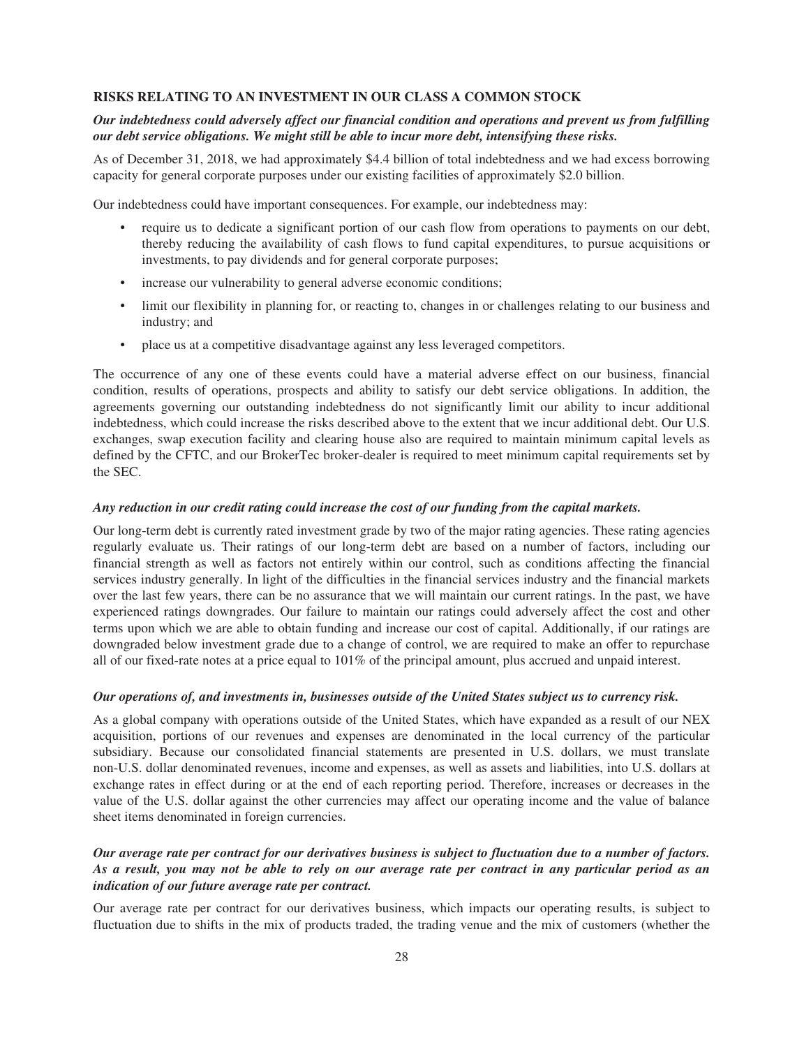### RISKS RELATING TO AN INVESTMENT IN OUR CLASS A COMMON STOCK

***Our indebtedness could adversely affect our financial condition and operations and prevent us from fulfilling our debt service obligations. We might still be able to incur more debt, intensifying these risks.***

As of December 31, 2018, we had approximately $4.4 billion of total indebtedness and we had excess borrowing capacity for general corporate purposes under our existing facilities of approximately $2.0 billion.

Our indebtedness could have important consequences. For example, our indebtedness may:

- require us to dedicate a significant portion of our cash flow from operations to payments on our debt, thereby reducing the availability of cash flows to fund capital expenditures, to pursue acquisitions or investments, to pay dividends and for general corporate purposes;
- increase our vulnerability to general adverse economic conditions;
- limit our flexibility in planning for, or reacting to, changes in or challenges relating to our business and industry; and
- place us at a competitive disadvantage against any less leveraged competitors.

The occurrence of any one of these events could have a material adverse effect on our business, financial condition, results of operations, prospects and ability to satisfy our debt service obligations. In addition, the agreements governing our outstanding indebtedness do not significantly limit our ability to incur additional indebtedness, which could increase the risks described above to the extent that we incur additional debt. Our U.S. exchanges, swap execution facility and clearing house also are required to maintain minimum capital levels as defined by the CFTC, and our BrokerTec broker-dealer is required to meet minimum capital requirements set by the SEC.

***Any reduction in our credit rating could increase the cost of our funding from the capital markets.***

Our long-term debt is currently rated investment grade by two of the major rating agencies. These rating agencies regularly evaluate us. Their ratings of our long-term debt are based on a number of factors, including our financial strength as well as factors not entirely within our control, such as conditions affecting the financial services industry generally. In light of the difficulties in the financial services industry and the financial markets over the last few years, there can be no assurance that we will maintain our current ratings. In the past, we have experienced ratings downgrades. Our failure to maintain our ratings could adversely affect the cost and other terms upon which we are able to obtain funding and increase our cost of capital. Additionally, if our ratings are downgraded below investment grade due to a change of control, we are required to make an offer to repurchase all of our fixed-rate notes at a price equal to 101% of the principal amount, plus accrued and unpaid interest.

***Our operations of, and investments in, businesses outside of the United States subject us to currency risk.***

As a global company with operations outside of the United States, which have expanded as a result of our NEX acquisition, portions of our revenues and expenses are denominated in the local currency of the particular subsidiary. Because our consolidated financial statements are presented in U.S. dollars, we must translate non-U.S. dollar denominated revenues, income and expenses, as well as assets and liabilities, into U.S. dollars at exchange rates in effect during or at the end of each reporting period. Therefore, increases or decreases in the value of the U.S. dollar against the other currencies may affect our operating income and the value of balance sheet items denominated in foreign currencies.

***Our average rate per contract for our derivatives business is subject to fluctuation due to a number of factors. As a result, you may not be able to rely on our average rate per contract in any particular period as an indication of our future average rate per contract.***

Our average rate per contract for our derivatives business, which impacts our operating results, is subject to fluctuation due to shifts in the mix of products traded, the trading venue and the mix of customers (whether the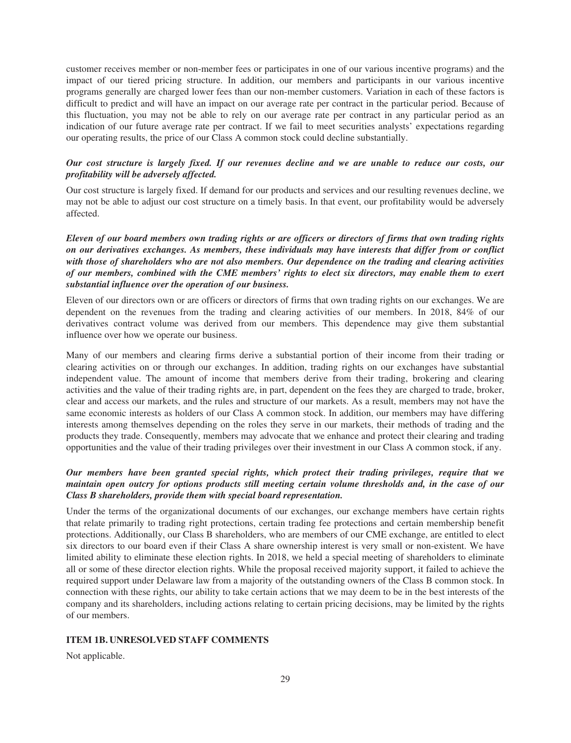customer receives member or non-member fees or participates in one of our various incentive programs) and the impact of our tiered pricing structure. In addition, our members and participants in our various incentive programs generally are charged lower fees than our non-member customers. Variation in each of these factors is difficult to predict and will have an impact on our average rate per contract in the particular period. Because of this fluctuation, you may not be able to rely on our average rate per contract in any particular period as an indication of our future average rate per contract. If we fail to meet securities analysts' expectations regarding our operating results, the price of our Class A common stock could decline substantially.

***Our cost structure is largely fixed. If our revenues decline and we are unable to reduce our costs, our profitability will be adversely affected.***

Our cost structure is largely fixed. If demand for our products and services and our resulting revenues decline, we may not be able to adjust our cost structure on a timely basis. In that event, our profitability would be adversely affected.

***Eleven of our board members own trading rights or are officers or directors of firms that own trading rights on our derivatives exchanges. As members, these individuals may have interests that differ from or conflict with those of shareholders who are not also members. Our dependence on the trading and clearing activities of our members, combined with the CME members' rights to elect six directors, may enable them to exert substantial influence over the operation of our business.***

Eleven of our directors own or are officers or directors of firms that own trading rights on our exchanges. We are dependent on the revenues from the trading and clearing activities of our members. In 2018, 84% of our derivatives contract volume was derived from our members. This dependence may give them substantial influence over how we operate our business.

Many of our members and clearing firms derive a substantial portion of their income from their trading or clearing activities on or through our exchanges. In addition, trading rights on our exchanges have substantial independent value. The amount of income that members derive from their trading, brokering and clearing activities and the value of their trading rights are, in part, dependent on the fees they are charged to trade, broker, clear and access our markets, and the rules and structure of our markets. As a result, members may not have the same economic interests as holders of our Class A common stock. In addition, our members may have differing interests among themselves depending on the roles they serve in our markets, their methods of trading and the products they trade. Consequently, members may advocate that we enhance and protect their clearing and trading opportunities and the value of their trading privileges over their investment in our Class A common stock, if any.

***Our members have been granted special rights, which protect their trading privileges, require that we maintain open outcry for options products still meeting certain volume thresholds and, in the case of our Class B shareholders, provide them with special board representation.***

Under the terms of the organizational documents of our exchanges, our exchange members have certain rights that relate primarily to trading right protections, certain trading fee protections and certain membership benefit protections. Additionally, our Class B shareholders, who are members of our CME exchange, are entitled to elect six directors to our board even if their Class A share ownership interest is very small or non-existent. We have limited ability to eliminate these election rights. In 2018, we held a special meeting of shareholders to eliminate all or some of these director election rights. While the proposal received majority support, it failed to achieve the required support under Delaware law from a majority of the outstanding owners of the Class B common stock. In connection with these rights, our ability to take certain actions that we may deem to be in the best interests of the company and its shareholders, including actions relating to certain pricing decisions, may be limited by the rights of our members.

## ITEM 1B. UNRESOLVED STAFF COMMENTS

Not applicable.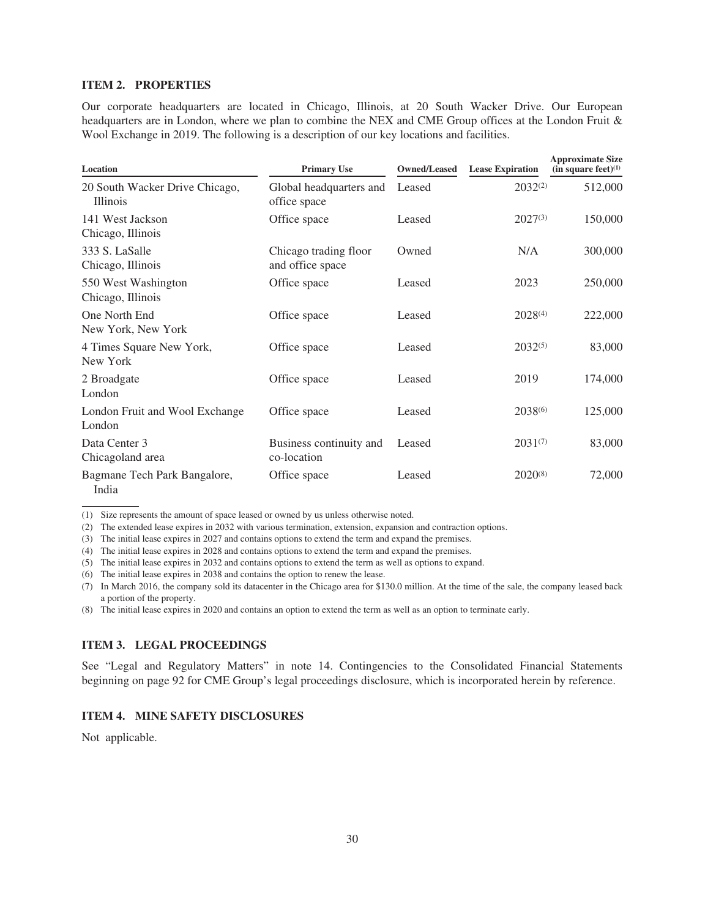### ITEM 2. PROPERTIES

Our corporate headquarters are located in Chicago, Illinois, at 20 South Wacker Drive. Our European headquarters are in London, where we plan to combine the NEX and CME Group offices at the London Fruit & Wool Exchange in 2019. The following is a description of our key locations and facilities.

| Location | Primary Use | Owned/Leased | Lease Expiration | Approximate Size (in square feet)[1] |
|---|---|---|---|---|
| 20 South Wacker Drive Chicago, Illinois | Global headquarters and office space | Leased | 2032[2] | 512,000 |
| 141 West Jackson Chicago, Illinois | Office space | Leased | 2027[3] | 150,000 |
| 333 S. LaSalle Chicago, Illinois | Chicago trading floor and office space | Owned | N/A | 300,000 |
| 550 West Washington Chicago, Illinois | Office space | Leased | 2023 | 250,000 |
| One North End New York, New York | Office space | Leased | 2028[4] | 222,000 |
| 4 Times Square New York, New York | Office space | Leased | 2032[5] | 83,000 |
| 2 Broadgate London | Office space | Leased | 2019 | 174,000 |
| London Fruit and Wool Exchange London | Office space | Leased | 2038[6] | 125,000 |
| Data Center 3 Chicagoland area | Business continuity and co-location | Leased | 2031[7] | 83,000 |
| Bagmane Tech Park Bangalore, India | Office space | Leased | 2020[8] | 72,000 |

(1) Size represents the amount of space leased or owned by us unless otherwise noted.
(2) The extended lease expires in 2032 with various termination, extension, expansion and contraction options.
(3) The initial lease expires in 2027 and contains options to extend the term and expand the premises.
(4) The initial lease expires in 2028 and contains options to extend the term and expand the premises.
(5) The initial lease expires in 2032 and contains options to extend the term as well as options to expand.
(6) The initial lease expires in 2038 and contains the option to renew the lease.
(7) In March 2016, the company sold its datacenter in the Chicago area for $130.0 million. At the time of the sale, the company leased back a portion of the property.
(8) The initial lease expires in 2020 and contains an option to extend the term as well as an option to terminate early.

### ITEM 3. LEGAL PROCEEDINGS

See "Legal and Regulatory Matters" in note 14. Contingencies to the Consolidated Financial Statements beginning on page 92 for CME Group's legal proceedings disclosure, which is incorporated herein by reference.

### ITEM 4. MINE SAFETY DISCLOSURES

Not applicable.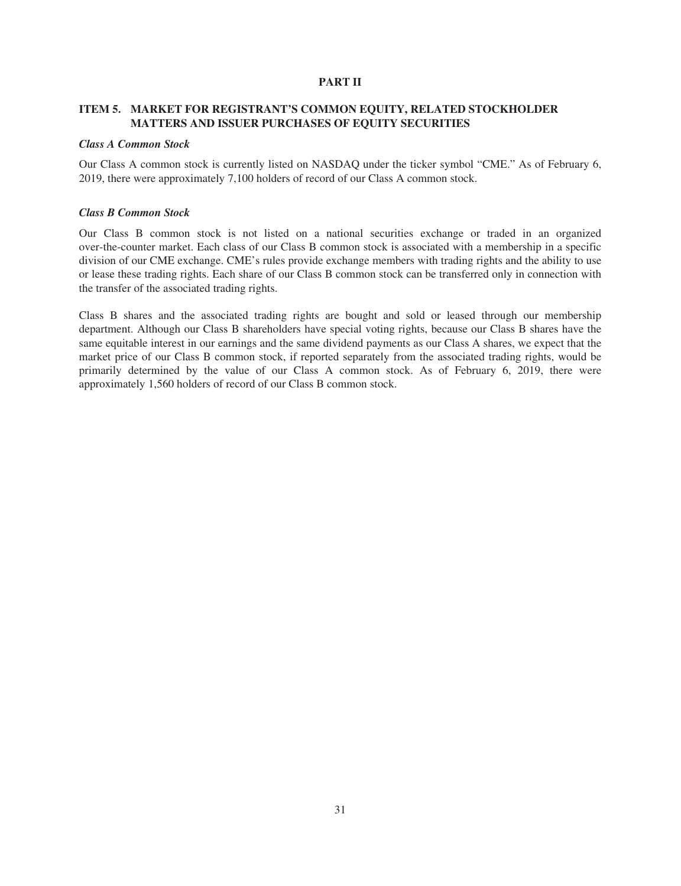# PART II

## ITEM 5. MARKET FOR REGISTRANT'S COMMON EQUITY, RELATED STOCKHOLDER MATTERS AND ISSUER PURCHASES OF EQUITY SECURITIES

***Class A Common Stock***

Our Class A common stock is currently listed on NASDAQ under the ticker symbol "CME." As of February 6, 2019, there were approximately 7,100 holders of record of our Class A common stock.

***Class B Common Stock***

Our Class B common stock is not listed on a national securities exchange or traded in an organized over-the-counter market. Each class of our Class B common stock is associated with a membership in a specific division of our CME exchange. CME's rules provide exchange members with trading rights and the ability to use or lease these trading rights. Each share of our Class B common stock can be transferred only in connection with the transfer of the associated trading rights.

Class B shares and the associated trading rights are bought and sold or leased through our membership department. Although our Class B shareholders have special voting rights, because our Class B shares have the same equitable interest in our earnings and the same dividend payments as our Class A shares, we expect that the market price of our Class B common stock, if reported separately from the associated trading rights, would be primarily determined by the value of our Class A common stock. As of February 6, 2019, there were approximately 1,560 holders of record of our Class B common stock.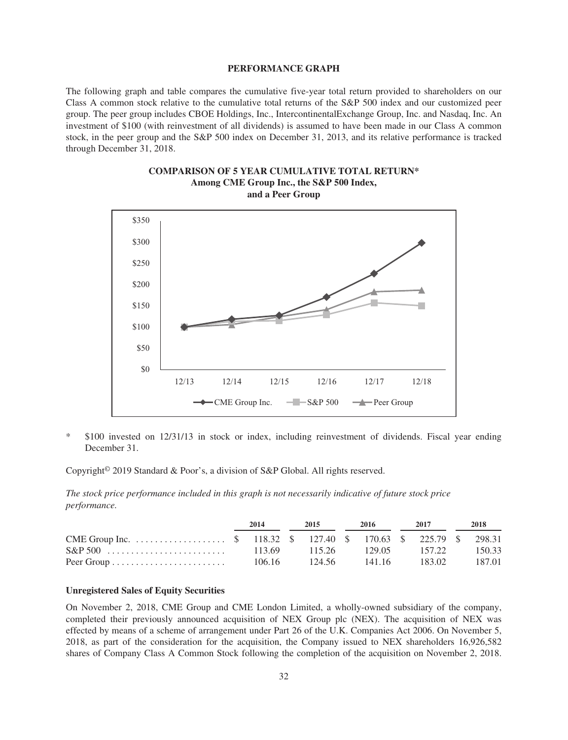## PERFORMANCE GRAPH

The following graph and table compares the cumulative five-year total return provided to shareholders on our Class A common stock relative to the cumulative total returns of the S&P 500 index and our customized peer group. The peer group includes CBOE Holdings, Inc., IntercontinentalExchange Group, Inc. and Nasdaq, Inc. An investment of $100 (with reinvestment of all dividends) is assumed to have been made in our Class A common stock, in the peer group and the S&P 500 index on December 31, 2013, and its relative performance is tracked through December 31, 2018.

**COMPARISON OF 5 YEAR CUMULATIVE TOTAL RETURN***
**Among CME Group Inc., the S&P 500 Index, and a Peer Group**

\* $100 invested on 12/31/13 in stock or index, including reinvestment of dividends. Fiscal year ending December 31.

Copyright© 2019 Standard & Poor's, a division of S&P Global. All rights reserved.

*The stock price performance included in this graph is not necessarily indicative of future stock price performance.*

| | 2014 | 2015 | 2016 | 2017 | 2018 |
|---|---|---|---|---|---|
| CME Group Inc. | $ 118.32 | $ 127.40 | $ 170.63 | $ 225.79 | $ 298.31 |
| S&P 500 | 113.69 | 115.26 | 129.05 | 157.22 | 150.33 |
| Peer Group | 106.16 | 124.56 | 141.16 | 183.02 | 187.01 |

### Unregistered Sales of Equity Securities

On November 2, 2018, CME Group and CME London Limited, a wholly-owned subsidiary of the company, completed their previously announced acquisition of NEX Group plc (NEX). The acquisition of NEX was effected by means of a scheme of arrangement under Part 26 of the U.K. Companies Act 2006. On November 5, 2018, as part of the consideration for the acquisition, the Company issued to NEX shareholders 16,926,582 shares of Company Class A Common Stock following the completion of the acquisition on November 2, 2018.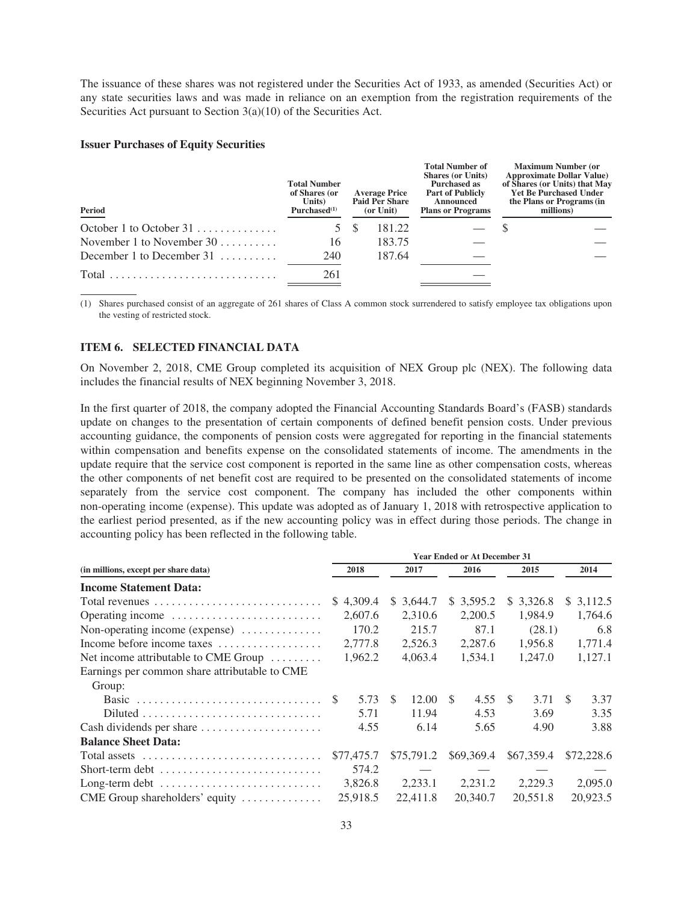The issuance of these shares was not registered under the Securities Act of 1933, as amended (Securities Act) or any state securities laws and was made in reliance on an exemption from the registration requirements of the Securities Act pursuant to Section 3(a)(10) of the Securities Act.

**Issuer Purchases of Equity Securities**

| Period | Total Number of Shares (or Units) Purchased[(1)] | Average Price Paid Per Share (or Unit) | Total Number of Shares (or Units) Purchased as Part of Publicly Announced Plans or Programs | Maximum Number (or Approximate Dollar Value) of Shares (or Units) that May Yet Be Purchased Under the Plans or Programs (in millions) |
|---|---|---|---|---|
| October 1 to October 31 | 5 | $ 181.22 | — | $ — |
| November 1 to November 30 | 16 | 183.75 | — | — |
| December 1 to December 31 | 240 | 187.64 | — | — |
| Total | 261 | | — | |

(1) Shares purchased consist of an aggregate of 261 shares of Class A common stock surrendered to satisfy employee tax obligations upon the vesting of restricted stock.

## ITEM 6. SELECTED FINANCIAL DATA

On November 2, 2018, CME Group completed its acquisition of NEX Group plc (NEX). The following data includes the financial results of NEX beginning November 3, 2018.

In the first quarter of 2018, the company adopted the Financial Accounting Standards Board's (FASB) standards update on changes to the presentation of certain components of defined benefit pension costs. Under previous accounting guidance, the components of pension costs were aggregated for reporting in the financial statements within compensation and benefits expense on the consolidated statements of income. The amendments in the update require that the service cost component is reported in the same line as other compensation costs, whereas the other components of net benefit cost are required to be presented on the consolidated statements of income separately from the service cost component. The company has included the other components within non-operating income (expense). This update was adopted as of January 1, 2018 with retrospective application to the earliest period presented, as if the new accounting policy was in effect during those periods. The change in accounting policy has been reflected in the following table.

| | Year Ended or At December 31 | | | | |
|---|---|---|---|---|---|
| (in millions, except per share data) | 2018 | 2017 | 2016 | 2015 | 2014 |
| **Income Statement Data:** | | | | | |
| Total revenues | $ 4,309.4 | $ 3,644.7 | $ 3,595.2 | $ 3,326.8 | $ 3,112.5 |
| Operating income | 2,607.6 | 2,310.6 | 2,200.5 | 1,984.9 | 1,764.6 |
| Non-operating income (expense) | 170.2 | 215.7 | 87.1 | (28.1) | 6.8 |
| Income before income taxes | 2,777.8 | 2,526.3 | 2,287.6 | 1,956.8 | 1,771.4 |
| Net income attributable to CME Group | 1,962.2 | 4,063.4 | 1,534.1 | 1,247.0 | 1,127.1 |
| Earnings per common share attributable to CME Group: | | | | | |
| Basic | $ 5.73 | $ 12.00 | $ 4.55 | $ 3.71 | $ 3.37 |
| Diluted | 5.71 | 11.94 | 4.53 | 3.69 | 3.35 |
| Cash dividends per share | 4.55 | 6.14 | 5.65 | 4.90 | 3.88 |
| **Balance Sheet Data:** | | | | | |
| Total assets | $77,475.7 | $75,791.2 | $69,369.4 | $67,359.4 | $72,228.6 |
| Short-term debt | 574.2 | — | — | — | — |
| Long-term debt | 3,826.8 | 2,233.1 | 2,231.2 | 2,229.3 | 2,095.0 |
| CME Group shareholders' equity | 25,918.5 | 22,411.8 | 20,340.7 | 20,551.8 | 20,923.5 |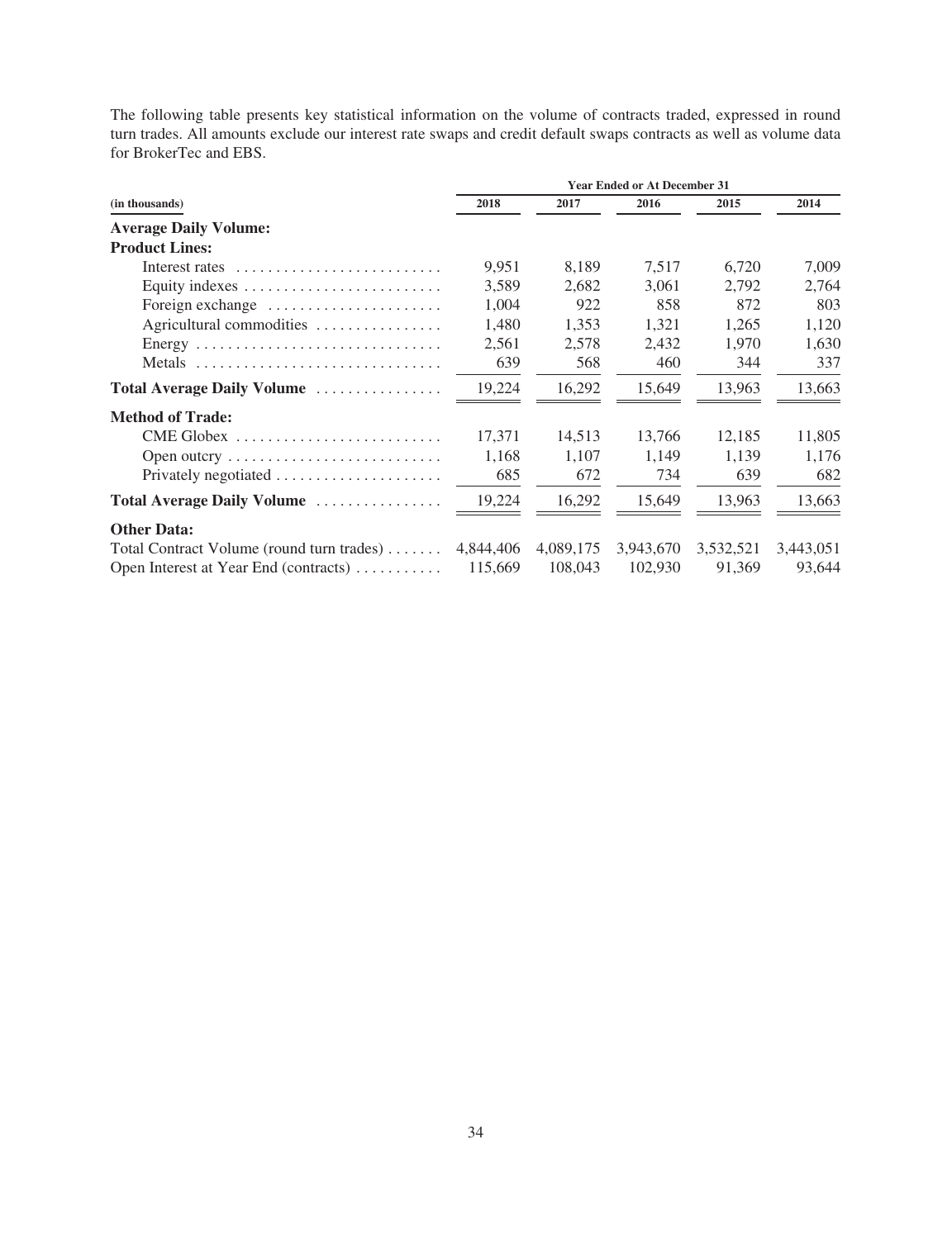The following table presents key statistical information on the volume of contracts traded, expressed in round turn trades. All amounts exclude our interest rate swaps and credit default swaps contracts as well as volume data for BrokerTec and EBS.

| (in thousands) | Year Ended or At December 31 | | | | |
|---|---|---|---|---|---|
| | 2018 | 2017 | 2016 | 2015 | 2014 |
| **Average Daily Volume:** | | | | | |
| **Product Lines:** | | | | | |
| Interest rates | 9,951 | 8,189 | 7,517 | 6,720 | 7,009 |
| Equity indexes | 3,589 | 2,682 | 3,061 | 2,792 | 2,764 |
| Foreign exchange | 1,004 | 922 | 858 | 872 | 803 |
| Agricultural commodities | 1,480 | 1,353 | 1,321 | 1,265 | 1,120 |
| Energy | 2,561 | 2,578 | 2,432 | 1,970 | 1,630 |
| Metals | 639 | 568 | 460 | 344 | 337 |
| **Total Average Daily Volume** | 19,224 | 16,292 | 15,649 | 13,963 | 13,663 |
| **Method of Trade:** | | | | | |
| CME Globex | 17,371 | 14,513 | 13,766 | 12,185 | 11,805 |
| Open outcry | 1,168 | 1,107 | 1,149 | 1,139 | 1,176 |
| Privately negotiated | 685 | 672 | 734 | 639 | 682 |
| **Total Average Daily Volume** | 19,224 | 16,292 | 15,649 | 13,963 | 13,663 |
| **Other Data:** | | | | | |
| Total Contract Volume (round turn trades) | 4,844,406 | 4,089,175 | 3,943,670 | 3,532,521 | 3,443,051 |
| Open Interest at Year End (contracts) | 115,669 | 108,043 | 102,930 | 91,369 | 93,644 |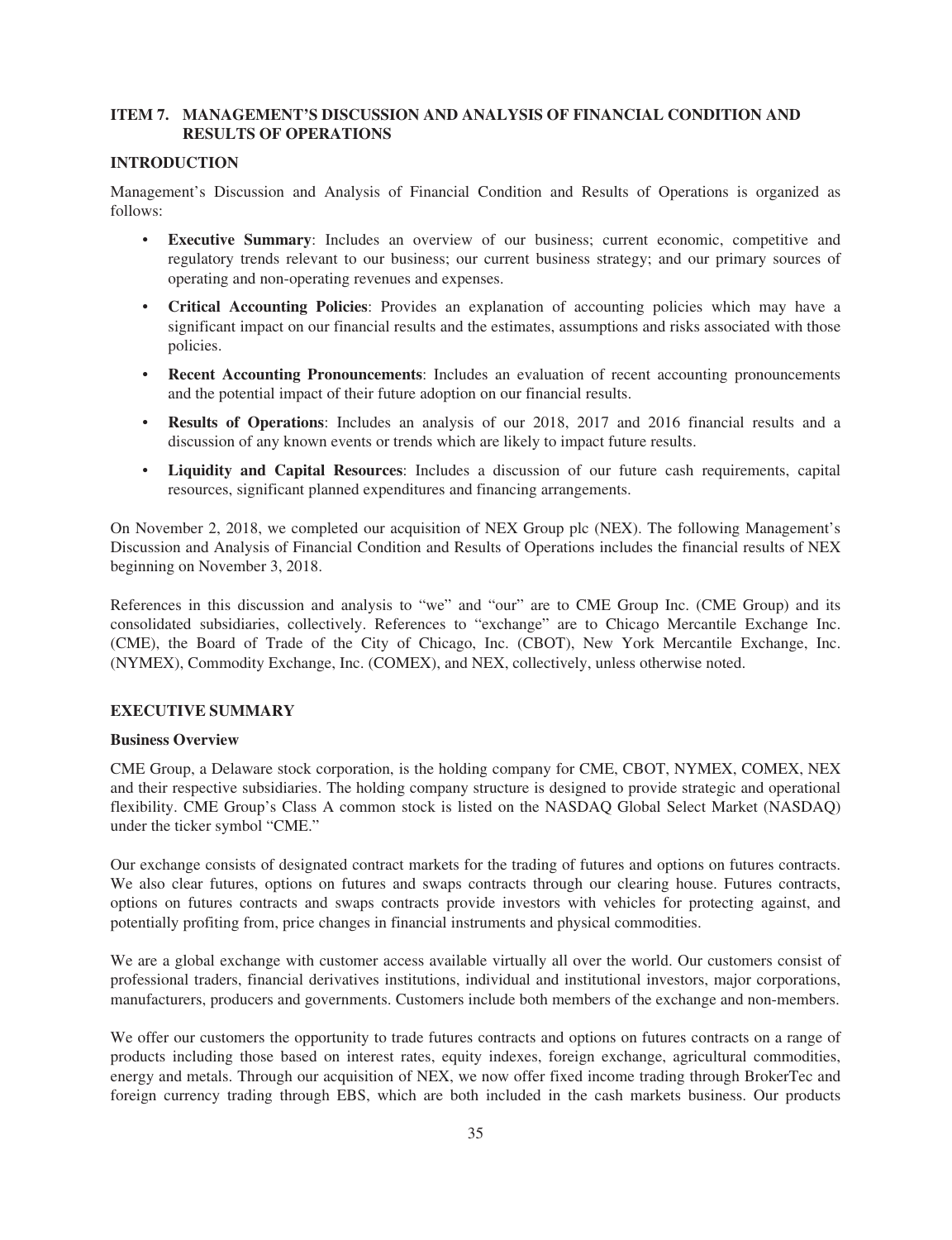## ITEM 7. MANAGEMENT'S DISCUSSION AND ANALYSIS OF FINANCIAL CONDITION AND RESULTS OF OPERATIONS

### INTRODUCTION

Management's Discussion and Analysis of Financial Condition and Results of Operations is organized as follows:

- **Executive Summary**: Includes an overview of our business; current economic, competitive and regulatory trends relevant to our business; our current business strategy; and our primary sources of operating and non-operating revenues and expenses.
- **Critical Accounting Policies**: Provides an explanation of accounting policies which may have a significant impact on our financial results and the estimates, assumptions and risks associated with those policies.
- **Recent Accounting Pronouncements**: Includes an evaluation of recent accounting pronouncements and the potential impact of their future adoption on our financial results.
- **Results of Operations**: Includes an analysis of our 2018, 2017 and 2016 financial results and a discussion of any known events or trends which are likely to impact future results.
- **Liquidity and Capital Resources**: Includes a discussion of our future cash requirements, capital resources, significant planned expenditures and financing arrangements.

On November 2, 2018, we completed our acquisition of NEX Group plc (NEX). The following Management's Discussion and Analysis of Financial Condition and Results of Operations includes the financial results of NEX beginning on November 3, 2018.

References in this discussion and analysis to "we" and "our" are to CME Group Inc. (CME Group) and its consolidated subsidiaries, collectively. References to "exchange" are to Chicago Mercantile Exchange Inc. (CME), the Board of Trade of the City of Chicago, Inc. (CBOT), New York Mercantile Exchange, Inc. (NYMEX), Commodity Exchange, Inc. (COMEX), and NEX, collectively, unless otherwise noted.

### EXECUTIVE SUMMARY

#### Business Overview

CME Group, a Delaware stock corporation, is the holding company for CME, CBOT, NYMEX, COMEX, NEX and their respective subsidiaries. The holding company structure is designed to provide strategic and operational flexibility. CME Group's Class A common stock is listed on the NASDAQ Global Select Market (NASDAQ) under the ticker symbol "CME."

Our exchange consists of designated contract markets for the trading of futures and options on futures contracts. We also clear futures, options on futures and swaps contracts through our clearing house. Futures contracts, options on futures contracts and swaps contracts provide investors with vehicles for protecting against, and potentially profiting from, price changes in financial instruments and physical commodities.

We are a global exchange with customer access available virtually all over the world. Our customers consist of professional traders, financial derivatives institutions, individual and institutional investors, major corporations, manufacturers, producers and governments. Customers include both members of the exchange and non-members.

We offer our customers the opportunity to trade futures contracts and options on futures contracts on a range of products including those based on interest rates, equity indexes, foreign exchange, agricultural commodities, energy and metals. Through our acquisition of NEX, we now offer fixed income trading through BrokerTec and foreign currency trading through EBS, which are both included in the cash markets business. Our products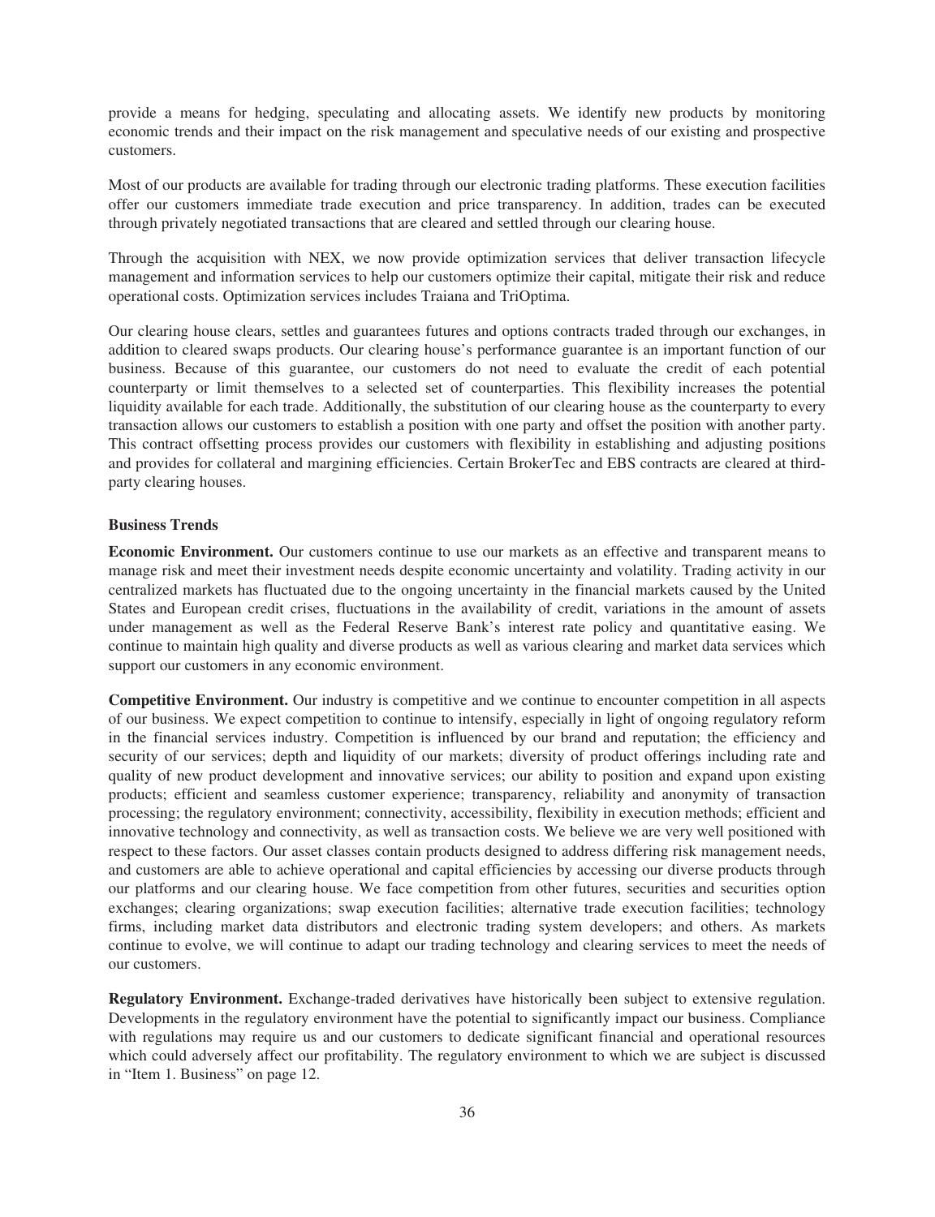provide a means for hedging, speculating and allocating assets. We identify new products by monitoring economic trends and their impact on the risk management and speculative needs of our existing and prospective customers.

Most of our products are available for trading through our electronic trading platforms. These execution facilities offer our customers immediate trade execution and price transparency. In addition, trades can be executed through privately negotiated transactions that are cleared and settled through our clearing house.

Through the acquisition with NEX, we now provide optimization services that deliver transaction lifecycle management and information services to help our customers optimize their capital, mitigate their risk and reduce operational costs. Optimization services includes Traiana and TriOptima.

Our clearing house clears, settles and guarantees futures and options contracts traded through our exchanges, in addition to cleared swaps products. Our clearing house's performance guarantee is an important function of our business. Because of this guarantee, our customers do not need to evaluate the credit of each potential counterparty or limit themselves to a selected set of counterparties. This flexibility increases the potential liquidity available for each trade. Additionally, the substitution of our clearing house as the counterparty to every transaction allows our customers to establish a position with one party and offset the position with another party. This contract offsetting process provides our customers with flexibility in establishing and adjusting positions and provides for collateral and margining efficiencies. Certain BrokerTec and EBS contracts are cleared at third-party clearing houses.

**Business Trends**

**Economic Environment.** Our customers continue to use our markets as an effective and transparent means to manage risk and meet their investment needs despite economic uncertainty and volatility. Trading activity in our centralized markets has fluctuated due to the ongoing uncertainty in the financial markets caused by the United States and European credit crises, fluctuations in the availability of credit, variations in the amount of assets under management as well as the Federal Reserve Bank's interest rate policy and quantitative easing. We continue to maintain high quality and diverse products as well as various clearing and market data services which support our customers in any economic environment.

**Competitive Environment.** Our industry is competitive and we continue to encounter competition in all aspects of our business. We expect competition to continue to intensify, especially in light of ongoing regulatory reform in the financial services industry. Competition is influenced by our brand and reputation; the efficiency and security of our services; depth and liquidity of our markets; diversity of product offerings including rate and quality of new product development and innovative services; our ability to position and expand upon existing products; efficient and seamless customer experience; transparency, reliability and anonymity of transaction processing; the regulatory environment; connectivity, accessibility, flexibility in execution methods; efficient and innovative technology and connectivity, as well as transaction costs. We believe we are very well positioned with respect to these factors. Our asset classes contain products designed to address differing risk management needs, and customers are able to achieve operational and capital efficiencies by accessing our diverse products through our platforms and our clearing house. We face competition from other futures, securities and securities option exchanges; clearing organizations; swap execution facilities; alternative trade execution facilities; technology firms, including market data distributors and electronic trading system developers; and others. As markets continue to evolve, we will continue to adapt our trading technology and clearing services to meet the needs of our customers.

**Regulatory Environment.** Exchange-traded derivatives have historically been subject to extensive regulation. Developments in the regulatory environment have the potential to significantly impact our business. Compliance with regulations may require us and our customers to dedicate significant financial and operational resources which could adversely affect our profitability. The regulatory environment to which we are subject is discussed in "Item 1. Business" on page 12.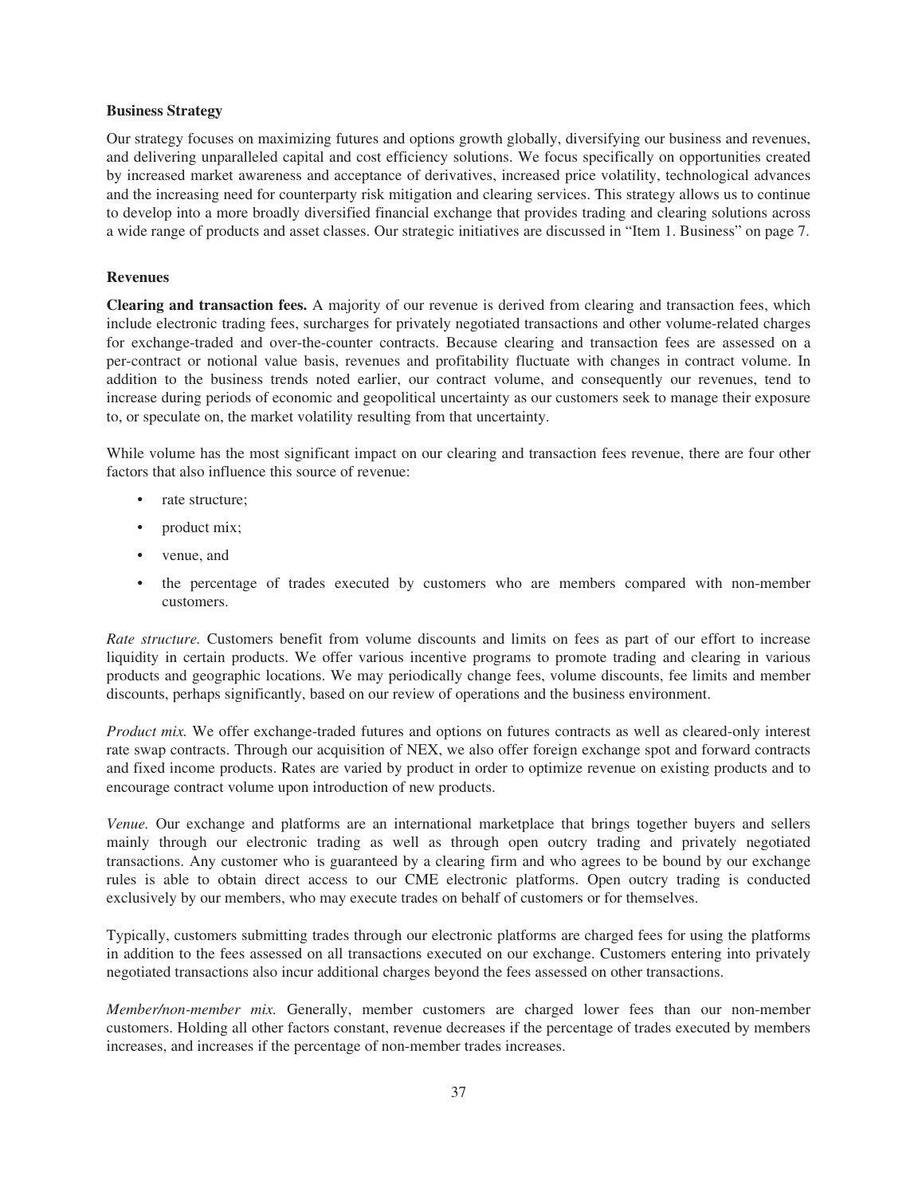**Business Strategy**

Our strategy focuses on maximizing futures and options growth globally, diversifying our business and revenues, and delivering unparalleled capital and cost efficiency solutions. We focus specifically on opportunities created by increased market awareness and acceptance of derivatives, increased price volatility, technological advances and the increasing need for counterparty risk mitigation and clearing services. This strategy allows us to continue to develop into a more broadly diversified financial exchange that provides trading and clearing solutions across a wide range of products and asset classes. Our strategic initiatives are discussed in "Item 1. Business" on page 7.

**Revenues**

**Clearing and transaction fees.** A majority of our revenue is derived from clearing and transaction fees, which include electronic trading fees, surcharges for privately negotiated transactions and other volume-related charges for exchange-traded and over-the-counter contracts. Because clearing and transaction fees are assessed on a per-contract or notional value basis, revenues and profitability fluctuate with changes in contract volume. In addition to the business trends noted earlier, our contract volume, and consequently our revenues, tend to increase during periods of economic and geopolitical uncertainty as our customers seek to manage their exposure to, or speculate on, the market volatility resulting from that uncertainty.

While volume has the most significant impact on our clearing and transaction fees revenue, there are four other factors that also influence this source of revenue:

- rate structure;
- product mix;
- venue, and
- the percentage of trades executed by customers who are members compared with non-member customers.

*Rate structure.* Customers benefit from volume discounts and limits on fees as part of our effort to increase liquidity in certain products. We offer various incentive programs to promote trading and clearing in various products and geographic locations. We may periodically change fees, volume discounts, fee limits and member discounts, perhaps significantly, based on our review of operations and the business environment.

*Product mix.* We offer exchange-traded futures and options on futures contracts as well as cleared-only interest rate swap contracts. Through our acquisition of NEX, we also offer foreign exchange spot and forward contracts and fixed income products. Rates are varied by product in order to optimize revenue on existing products and to encourage contract volume upon introduction of new products.

*Venue.* Our exchange and platforms are an international marketplace that brings together buyers and sellers mainly through our electronic trading as well as through open outcry trading and privately negotiated transactions. Any customer who is guaranteed by a clearing firm and who agrees to be bound by our exchange rules is able to obtain direct access to our CME electronic platforms. Open outcry trading is conducted exclusively by our members, who may execute trades on behalf of customers or for themselves.

Typically, customers submitting trades through our electronic platforms are charged fees for using the platforms in addition to the fees assessed on all transactions executed on our exchange. Customers entering into privately negotiated transactions also incur additional charges beyond the fees assessed on other transactions.

*Member/non-member mix.* Generally, member customers are charged lower fees than our non-member customers. Holding all other factors constant, revenue decreases if the percentage of trades executed by members increases, and increases if the percentage of non-member trades increases.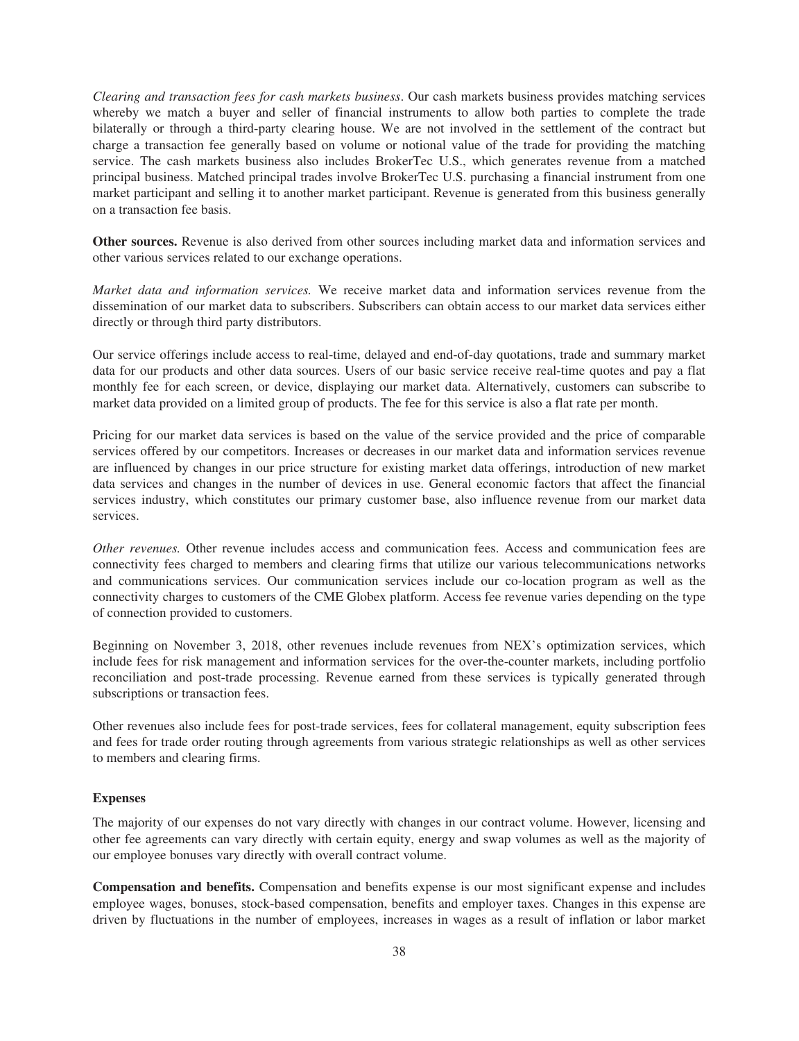*Clearing and transaction fees for cash markets business*. Our cash markets business provides matching services whereby we match a buyer and seller of financial instruments to allow both parties to complete the trade bilaterally or through a third-party clearing house. We are not involved in the settlement of the contract but charge a transaction fee generally based on volume or notional value of the trade for providing the matching service. The cash markets business also includes BrokerTec U.S., which generates revenue from a matched principal business. Matched principal trades involve BrokerTec U.S. purchasing a financial instrument from one market participant and selling it to another market participant. Revenue is generated from this business generally on a transaction fee basis.

**Other sources.** Revenue is also derived from other sources including market data and information services and other various services related to our exchange operations.

*Market data and information services.* We receive market data and information services revenue from the dissemination of our market data to subscribers. Subscribers can obtain access to our market data services either directly or through third party distributors.

Our service offerings include access to real-time, delayed and end-of-day quotations, trade and summary market data for our products and other data sources. Users of our basic service receive real-time quotes and pay a flat monthly fee for each screen, or device, displaying our market data. Alternatively, customers can subscribe to market data provided on a limited group of products. The fee for this service is also a flat rate per month.

Pricing for our market data services is based on the value of the service provided and the price of comparable services offered by our competitors. Increases or decreases in our market data and information services revenue are influenced by changes in our price structure for existing market data offerings, introduction of new market data services and changes in the number of devices in use. General economic factors that affect the financial services industry, which constitutes our primary customer base, also influence revenue from our market data services.

*Other revenues.* Other revenue includes access and communication fees. Access and communication fees are connectivity fees charged to members and clearing firms that utilize our various telecommunications networks and communications services. Our communication services include our co-location program as well as the connectivity charges to customers of the CME Globex platform. Access fee revenue varies depending on the type of connection provided to customers.

Beginning on November 3, 2018, other revenues include revenues from NEX's optimization services, which include fees for risk management and information services for the over-the-counter markets, including portfolio reconciliation and post-trade processing. Revenue earned from these services is typically generated through subscriptions or transaction fees.

Other revenues also include fees for post-trade services, fees for collateral management, equity subscription fees and fees for trade order routing through agreements from various strategic relationships as well as other services to members and clearing firms.

**Expenses**

The majority of our expenses do not vary directly with changes in our contract volume. However, licensing and other fee agreements can vary directly with certain equity, energy and swap volumes as well as the majority of our employee bonuses vary directly with overall contract volume.

**Compensation and benefits.** Compensation and benefits expense is our most significant expense and includes employee wages, bonuses, stock-based compensation, benefits and employer taxes. Changes in this expense are driven by fluctuations in the number of employees, increases in wages as a result of inflation or labor market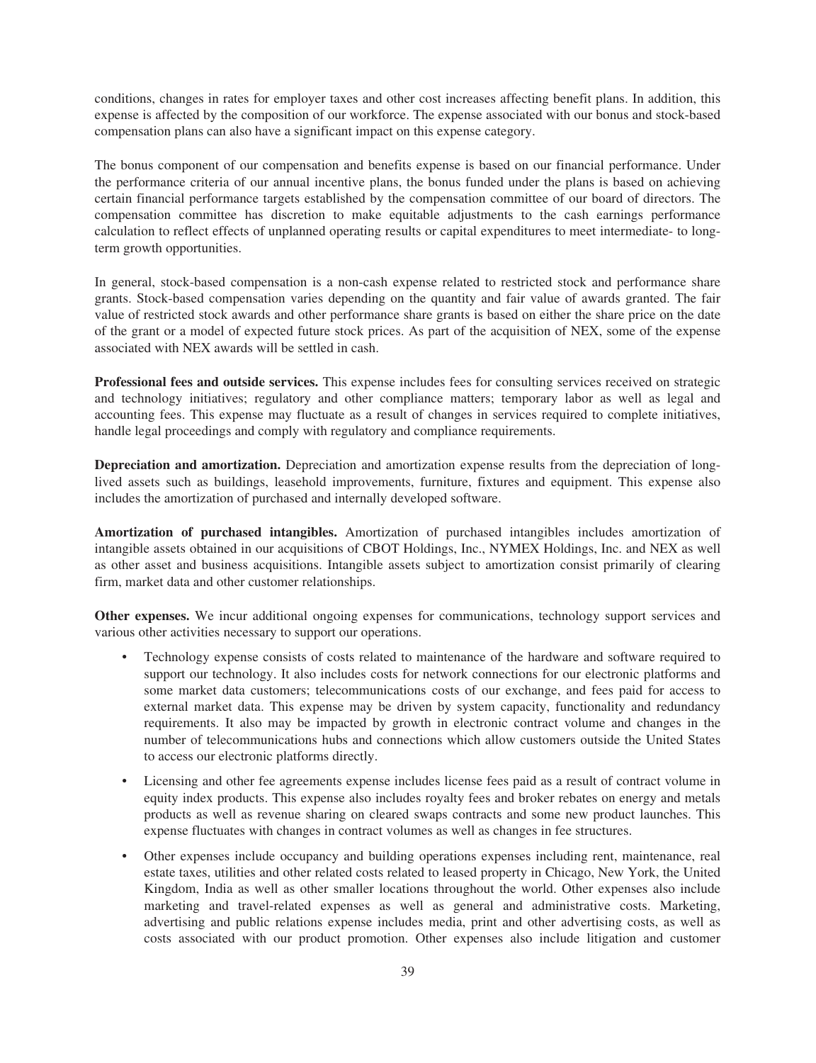conditions, changes in rates for employer taxes and other cost increases affecting benefit plans. In addition, this expense is affected by the composition of our workforce. The expense associated with our bonus and stock-based compensation plans can also have a significant impact on this expense category.

The bonus component of our compensation and benefits expense is based on our financial performance. Under the performance criteria of our annual incentive plans, the bonus funded under the plans is based on achieving certain financial performance targets established by the compensation committee of our board of directors. The compensation committee has discretion to make equitable adjustments to the cash earnings performance calculation to reflect effects of unplanned operating results or capital expenditures to meet intermediate- to long-term growth opportunities.

In general, stock-based compensation is a non-cash expense related to restricted stock and performance share grants. Stock-based compensation varies depending on the quantity and fair value of awards granted. The fair value of restricted stock awards and other performance share grants is based on either the share price on the date of the grant or a model of expected future stock prices. As part of the acquisition of NEX, some of the expense associated with NEX awards will be settled in cash.

**Professional fees and outside services.** This expense includes fees for consulting services received on strategic and technology initiatives; regulatory and other compliance matters; temporary labor as well as legal and accounting fees. This expense may fluctuate as a result of changes in services required to complete initiatives, handle legal proceedings and comply with regulatory and compliance requirements.

**Depreciation and amortization.** Depreciation and amortization expense results from the depreciation of long-lived assets such as buildings, leasehold improvements, furniture, fixtures and equipment. This expense also includes the amortization of purchased and internally developed software.

**Amortization of purchased intangibles.** Amortization of purchased intangibles includes amortization of intangible assets obtained in our acquisitions of CBOT Holdings, Inc., NYMEX Holdings, Inc. and NEX as well as other asset and business acquisitions. Intangible assets subject to amortization consist primarily of clearing firm, market data and other customer relationships.

**Other expenses.** We incur additional ongoing expenses for communications, technology support services and various other activities necessary to support our operations.

- Technology expense consists of costs related to maintenance of the hardware and software required to support our technology. It also includes costs for network connections for our electronic platforms and some market data customers; telecommunications costs of our exchange, and fees paid for access to external market data. This expense may be driven by system capacity, functionality and redundancy requirements. It also may be impacted by growth in electronic contract volume and changes in the number of telecommunications hubs and connections which allow customers outside the United States to access our electronic platforms directly.
- Licensing and other fee agreements expense includes license fees paid as a result of contract volume in equity index products. This expense also includes royalty fees and broker rebates on energy and metals products as well as revenue sharing on cleared swaps contracts and some new product launches. This expense fluctuates with changes in contract volumes as well as changes in fee structures.
- Other expenses include occupancy and building operations expenses including rent, maintenance, real estate taxes, utilities and other related costs related to leased property in Chicago, New York, the United Kingdom, India as well as other smaller locations throughout the world. Other expenses also include marketing and travel-related expenses as well as general and administrative costs. Marketing, advertising and public relations expense includes media, print and other advertising costs, as well as costs associated with our product promotion. Other expenses also include litigation and customer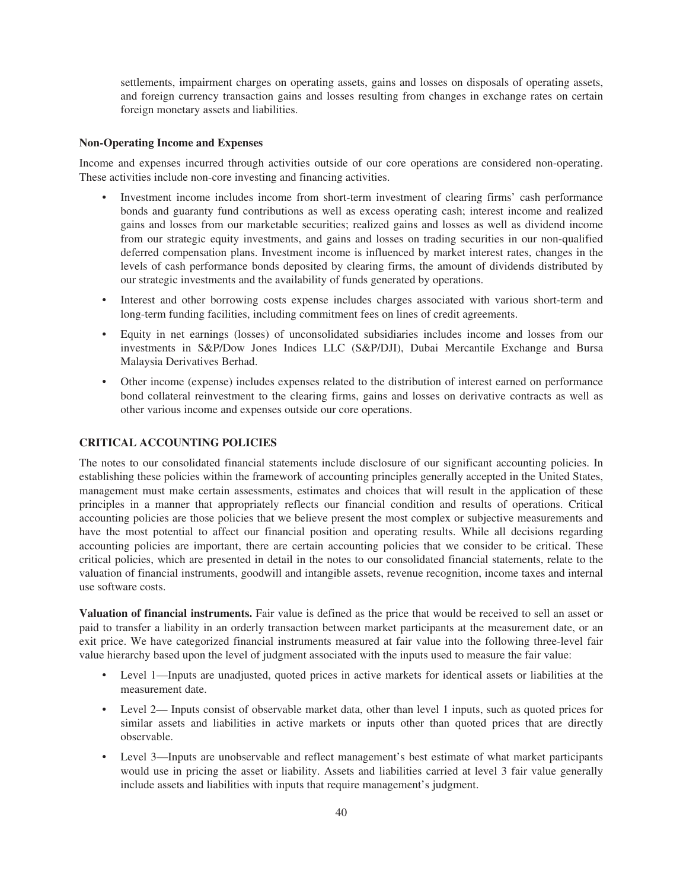settlements, impairment charges on operating assets, gains and losses on disposals of operating assets, and foreign currency transaction gains and losses resulting from changes in exchange rates on certain foreign monetary assets and liabilities.

**Non-Operating Income and Expenses**

Income and expenses incurred through activities outside of our core operations are considered non-operating. These activities include non-core investing and financing activities.

- Investment income includes income from short-term investment of clearing firms' cash performance bonds and guaranty fund contributions as well as excess operating cash; interest income and realized gains and losses from our marketable securities; realized gains and losses as well as dividend income from our strategic equity investments, and gains and losses on trading securities in our non-qualified deferred compensation plans. Investment income is influenced by market interest rates, changes in the levels of cash performance bonds deposited by clearing firms, the amount of dividends distributed by our strategic investments and the availability of funds generated by operations.
- Interest and other borrowing costs expense includes charges associated with various short-term and long-term funding facilities, including commitment fees on lines of credit agreements.
- Equity in net earnings (losses) of unconsolidated subsidiaries includes income and losses from our investments in S&P/Dow Jones Indices LLC (S&P/DJI), Dubai Mercantile Exchange and Bursa Malaysia Derivatives Berhad.
- Other income (expense) includes expenses related to the distribution of interest earned on performance bond collateral reinvestment to the clearing firms, gains and losses on derivative contracts as well as other various income and expenses outside our core operations.

## CRITICAL ACCOUNTING POLICIES

The notes to our consolidated financial statements include disclosure of our significant accounting policies. In establishing these policies within the framework of accounting principles generally accepted in the United States, management must make certain assessments, estimates and choices that will result in the application of these principles in a manner that appropriately reflects our financial condition and results of operations. Critical accounting policies are those policies that we believe present the most complex or subjective measurements and have the most potential to affect our financial position and operating results. While all decisions regarding accounting policies are important, there are certain accounting policies that we consider to be critical. These critical policies, which are presented in detail in the notes to our consolidated financial statements, relate to the valuation of financial instruments, goodwill and intangible assets, revenue recognition, income taxes and internal use software costs.

**Valuation of financial instruments.** Fair value is defined as the price that would be received to sell an asset or paid to transfer a liability in an orderly transaction between market participants at the measurement date, or an exit price. We have categorized financial instruments measured at fair value into the following three-level fair value hierarchy based upon the level of judgment associated with the inputs used to measure the fair value:

- Level 1—Inputs are unadjusted, quoted prices in active markets for identical assets or liabilities at the measurement date.
- Level 2— Inputs consist of observable market data, other than level 1 inputs, such as quoted prices for similar assets and liabilities in active markets or inputs other than quoted prices that are directly observable.
- Level 3—Inputs are unobservable and reflect management's best estimate of what market participants would use in pricing the asset or liability. Assets and liabilities carried at level 3 fair value generally include assets and liabilities with inputs that require management's judgment.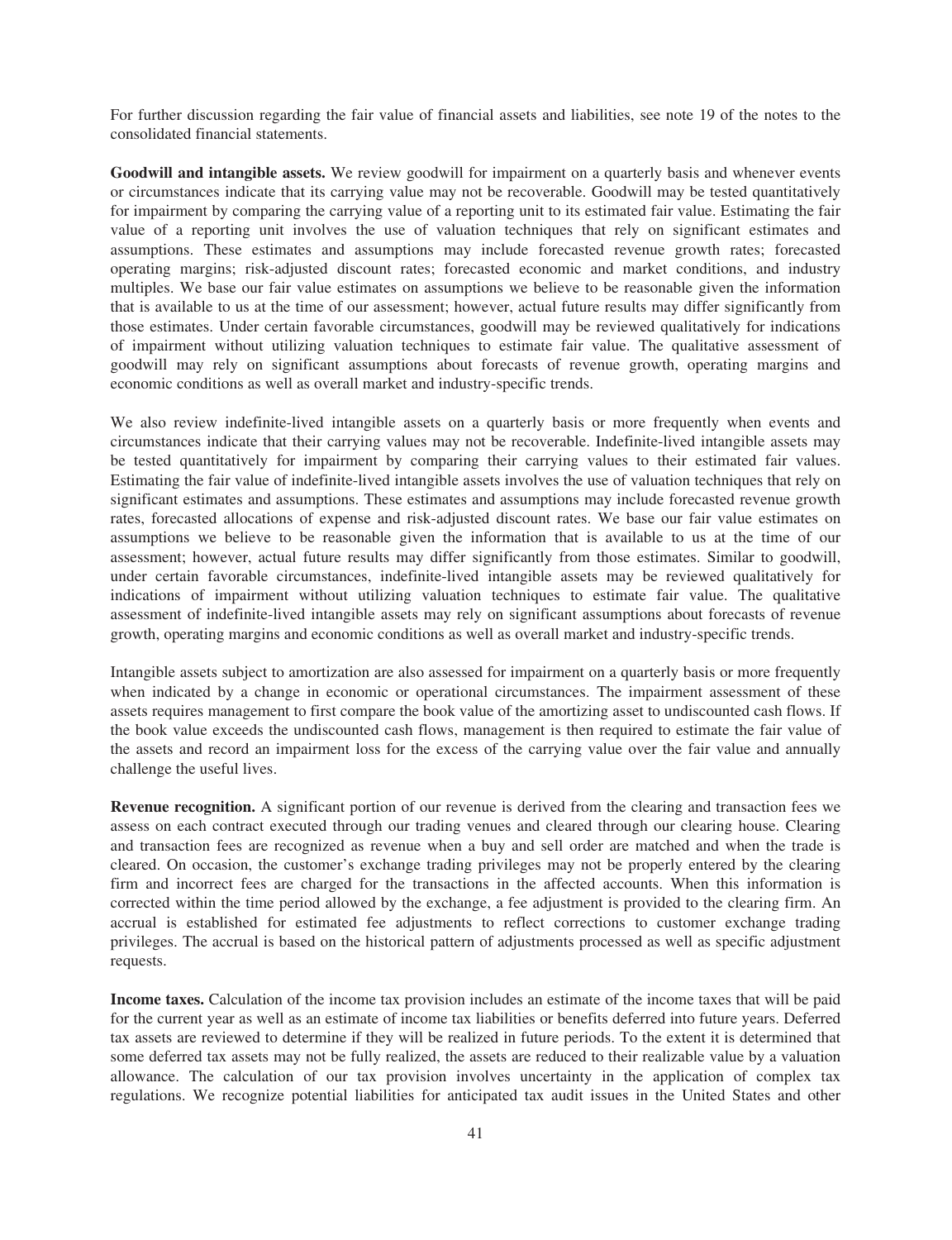For further discussion regarding the fair value of financial assets and liabilities, see note 19 of the notes to the consolidated financial statements.

**Goodwill and intangible assets.** We review goodwill for impairment on a quarterly basis and whenever events or circumstances indicate that its carrying value may not be recoverable. Goodwill may be tested quantitatively for impairment by comparing the carrying value of a reporting unit to its estimated fair value. Estimating the fair value of a reporting unit involves the use of valuation techniques that rely on significant estimates and assumptions. These estimates and assumptions may include forecasted revenue growth rates; forecasted operating margins; risk-adjusted discount rates; forecasted economic and market conditions, and industry multiples. We base our fair value estimates on assumptions we believe to be reasonable given the information that is available to us at the time of our assessment; however, actual future results may differ significantly from those estimates. Under certain favorable circumstances, goodwill may be reviewed qualitatively for indications of impairment without utilizing valuation techniques to estimate fair value. The qualitative assessment of goodwill may rely on significant assumptions about forecasts of revenue growth, operating margins and economic conditions as well as overall market and industry-specific trends.

We also review indefinite-lived intangible assets on a quarterly basis or more frequently when events and circumstances indicate that their carrying values may not be recoverable. Indefinite-lived intangible assets may be tested quantitatively for impairment by comparing their carrying values to their estimated fair values. Estimating the fair value of indefinite-lived intangible assets involves the use of valuation techniques that rely on significant estimates and assumptions. These estimates and assumptions may include forecasted revenue growth rates, forecasted allocations of expense and risk-adjusted discount rates. We base our fair value estimates on assumptions we believe to be reasonable given the information that is available to us at the time of our assessment; however, actual future results may differ significantly from those estimates. Similar to goodwill, under certain favorable circumstances, indefinite-lived intangible assets may be reviewed qualitatively for indications of impairment without utilizing valuation techniques to estimate fair value. The qualitative assessment of indefinite-lived intangible assets may rely on significant assumptions about forecasts of revenue growth, operating margins and economic conditions as well as overall market and industry-specific trends.

Intangible assets subject to amortization are also assessed for impairment on a quarterly basis or more frequently when indicated by a change in economic or operational circumstances. The impairment assessment of these assets requires management to first compare the book value of the amortizing asset to undiscounted cash flows. If the book value exceeds the undiscounted cash flows, management is then required to estimate the fair value of the assets and record an impairment loss for the excess of the carrying value over the fair value and annually challenge the useful lives.

**Revenue recognition.** A significant portion of our revenue is derived from the clearing and transaction fees we assess on each contract executed through our trading venues and cleared through our clearing house. Clearing and transaction fees are recognized as revenue when a buy and sell order are matched and when the trade is cleared. On occasion, the customer's exchange trading privileges may not be properly entered by the clearing firm and incorrect fees are charged for the transactions in the affected accounts. When this information is corrected within the time period allowed by the exchange, a fee adjustment is provided to the clearing firm. An accrual is established for estimated fee adjustments to reflect corrections to customer exchange trading privileges. The accrual is based on the historical pattern of adjustments processed as well as specific adjustment requests.

**Income taxes.** Calculation of the income tax provision includes an estimate of the income taxes that will be paid for the current year as well as an estimate of income tax liabilities or benefits deferred into future years. Deferred tax assets are reviewed to determine if they will be realized in future periods. To the extent it is determined that some deferred tax assets may not be fully realized, the assets are reduced to their realizable value by a valuation allowance. The calculation of our tax provision involves uncertainty in the application of complex tax regulations. We recognize potential liabilities for anticipated tax audit issues in the United States and other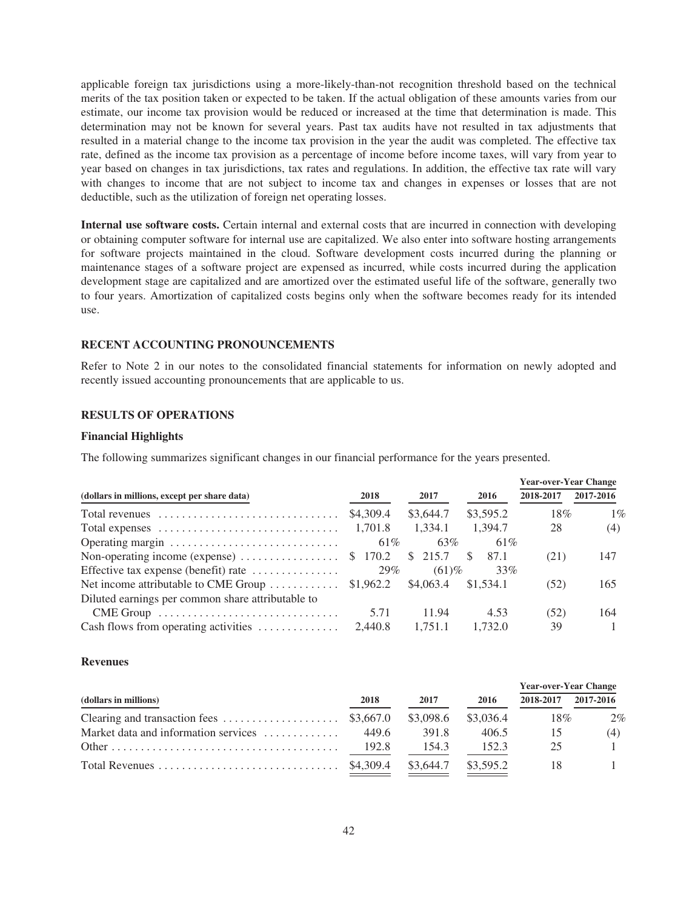applicable foreign tax jurisdictions using a more-likely-than-not recognition threshold based on the technical merits of the tax position taken or expected to be taken. If the actual obligation of these amounts varies from our estimate, our income tax provision would be reduced or increased at the time that determination is made. This determination may not be known for several years. Past tax audits have not resulted in tax adjustments that resulted in a material change to the income tax provision in the year the audit was completed. The effective tax rate, defined as the income tax provision as a percentage of income before income taxes, will vary from year to year based on changes in tax jurisdictions, tax rates and regulations. In addition, the effective tax rate will vary with changes to income that are not subject to income tax and changes in expenses or losses that are not deductible, such as the utilization of foreign net operating losses.

**Internal use software costs.** Certain internal and external costs that are incurred in connection with developing or obtaining computer software for internal use are capitalized. We also enter into software hosting arrangements for software projects maintained in the cloud. Software development costs incurred during the planning or maintenance stages of a software project are expensed as incurred, while costs incurred during the application development stage are capitalized and are amortized over the estimated useful life of the software, generally two to four years. Amortization of capitalized costs begins only when the software becomes ready for its intended use.

## RECENT ACCOUNTING PRONOUNCEMENTS

Refer to Note 2 in our notes to the consolidated financial statements for information on newly adopted and recently issued accounting pronouncements that are applicable to us.

## RESULTS OF OPERATIONS

### Financial Highlights

The following summarizes significant changes in our financial performance for the years presented.

| (dollars in millions, except per share data) | 2018 | 2017 | 2016 | Year-over-Year Change 2018-2017 | 2017-2016 |
|---|---|---|---|---|---|
| Total revenues | $4,309.4 | $3,644.7 | $3,595.2 | 18% | 1% |
| Total expenses | 1,701.8 | 1,334.1 | 1,394.7 | 28 | (4) |
| Operating margin | 61% | 63% | 61% | | |
| Non-operating income (expense) | $ 170.2 | $ 215.7 | $ 87.1 | (21) | 147 |
| Effective tax expense (benefit) rate | 29% | (61)% | 33% | | |
| Net income attributable to CME Group | $1,962.2 | $4,063.4 | $1,534.1 | (52) | 165 |
| Diluted earnings per common share attributable to CME Group | 5.71 | 11.94 | 4.53 | (52) | 164 |
| Cash flows from operating activities | 2,440.8 | 1,751.1 | 1,732.0 | 39 | 1 |

### Revenues

| (dollars in millions) | 2018 | 2017 | 2016 | Year-over-Year Change 2018-2017 | 2017-2016 |
|---|---|---|---|---|---|
| Clearing and transaction fees | $3,667.0 | $3,098.6 | $3,036.4 | 18% | 2% |
| Market data and information services | 449.6 | 391.8 | 406.5 | 15 | (4) |
| Other | 192.8 | 154.3 | 152.3 | 25 | 1 |
| Total Revenues | $4,309.4 | $3,644.7 | $3,595.2 | 18 | 1 |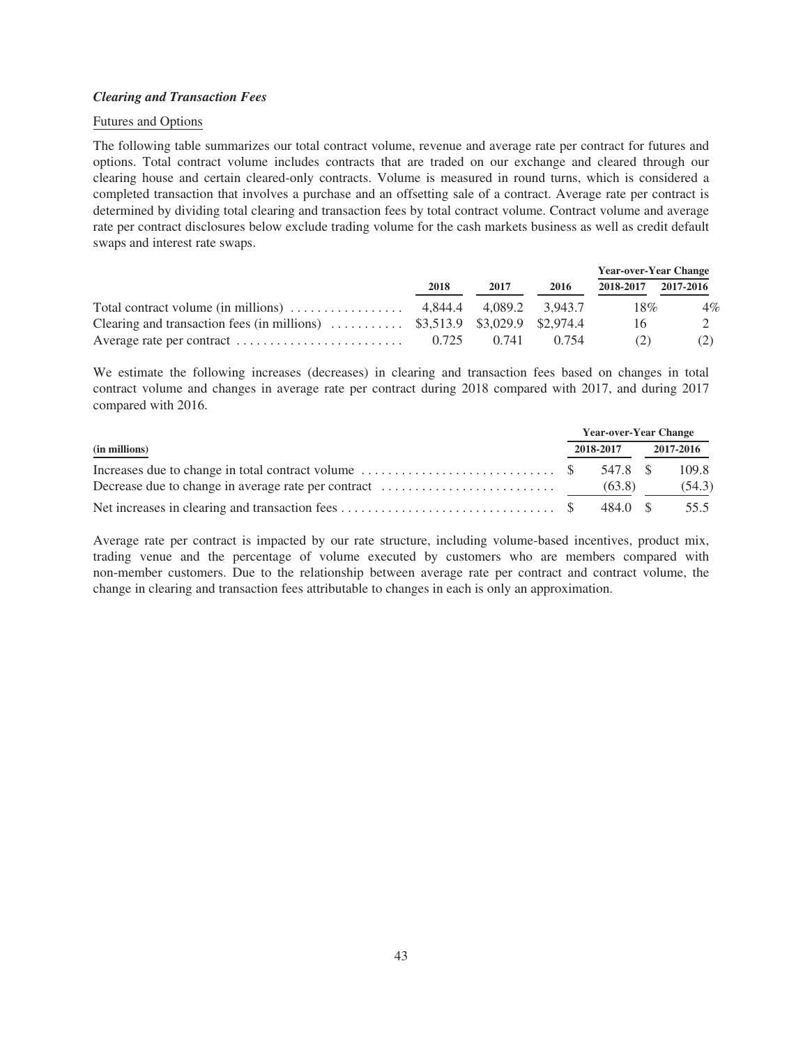***Clearing and Transaction Fees***

Futures and Options

The following table summarizes our total contract volume, revenue and average rate per contract for futures and options. Total contract volume includes contracts that are traded on our exchange and cleared through our clearing house and certain cleared-only contracts. Volume is measured in round turns, which is considered a completed transaction that involves a purchase and an offsetting sale of a contract. Average rate per contract is determined by dividing total clearing and transaction fees by total contract volume. Contract volume and average rate per contract disclosures below exclude trading volume for the cash markets business as well as credit default swaps and interest rate swaps.

| | | | | Year-over-Year Change | |
|---|---|---|---|---|---|
| | 2018 | 2017 | 2016 | 2018-2017 | 2017-2016 |
| Total contract volume (in millions) | 4,844.4 | 4,089.2 | 3,943.7 | 18% | 4% |
| Clearing and transaction fees (in millions) | $3,513.9 | $3,029.9 | $2,974.4 | 16 | 2 |
| Average rate per contract | 0.725 | 0.741 | 0.754 | (2) | (2) |

We estimate the following increases (decreases) in clearing and transaction fees based on changes in total contract volume and changes in average rate per contract during 2018 compared with 2017, and during 2017 compared with 2016.

| | Year-over-Year Change | |
|---|---|---|
| **(in millions)** | 2018-2017 | 2017-2016 |
| Increases due to change in total contract volume | $ 547.8 | $ 109.8 |
| Decrease due to change in average rate per contract | (63.8) | (54.3) |
| Net increases in clearing and transaction fees | $ 484.0 | $ 55.5 |

Average rate per contract is impacted by our rate structure, including volume-based incentives, product mix, trading venue and the percentage of volume executed by customers who are members compared with non-member customers. Due to the relationship between average rate per contract and contract volume, the change in clearing and transaction fees attributable to changes in each is only an approximation.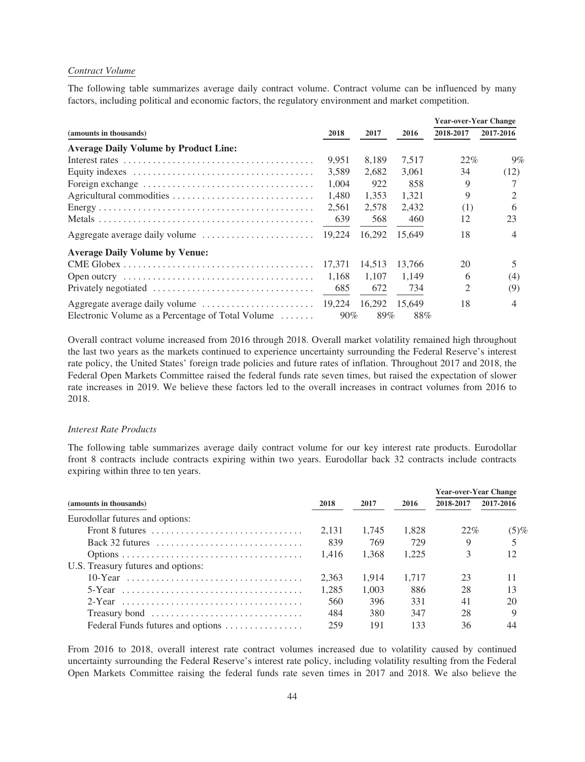*Contract Volume*

The following table summarizes average daily contract volume. Contract volume can be influenced by many factors, including political and economic factors, the regulatory environment and market competition.

| (amounts in thousands) | 2018 | 2017 | 2016 | Year-over-Year Change 2018-2017 | Year-over-Year Change 2017-2016 |
|---|---|---|---|---|---|
| **Average Daily Volume by Product Line:** | | | | | |
| Interest rates | 9,951 | 8,189 | 7,517 | 22% | 9% |
| Equity indexes | 3,589 | 2,682 | 3,061 | 34 | (12) |
| Foreign exchange | 1,004 | 922 | 858 | 9 | 7 |
| Agricultural commodities | 1,480 | 1,353 | 1,321 | 9 | 2 |
| Energy | 2,561 | 2,578 | 2,432 | (1) | 6 |
| Metals | 639 | 568 | 460 | 12 | 23 |
| Aggregate average daily volume | 19,224 | 16,292 | 15,649 | 18 | 4 |
| **Average Daily Volume by Venue:** | | | | | |
| CME Globex | 17,371 | 14,513 | 13,766 | 20 | 5 |
| Open outcry | 1,168 | 1,107 | 1,149 | 6 | (4) |
| Privately negotiated | 685 | 672 | 734 | 2 | (9) |
| Aggregate average daily volume | 19,224 | 16,292 | 15,649 | 18 | 4 |
| Electronic Volume as a Percentage of Total Volume | 90% | 89% | 88% | | |

Overall contract volume increased from 2016 through 2018. Overall market volatility remained high throughout the last two years as the markets continued to experience uncertainty surrounding the Federal Reserve's interest rate policy, the United States' foreign trade policies and future rates of inflation. Throughout 2017 and 2018, the Federal Open Markets Committee raised the federal funds rate seven times, but raised the expectation of slower rate increases in 2019. We believe these factors led to the overall increases in contract volumes from 2016 to 2018.

*Interest Rate Products*

The following table summarizes average daily contract volume for our key interest rate products. Eurodollar front 8 contracts include contracts expiring within two years. Eurodollar back 32 contracts include contracts expiring within three to ten years.

| (amounts in thousands) | 2018 | 2017 | 2016 | Year-over-Year Change 2018-2017 | Year-over-Year Change 2017-2016 |
|---|---|---|---|---|---|
| Eurodollar futures and options: | | | | | |
| Front 8 futures | 2,131 | 1,745 | 1,828 | 22% | (5)% |
| Back 32 futures | 839 | 769 | 729 | 9 | 5 |
| Options | 1,416 | 1,368 | 1,225 | 3 | 12 |
| U.S. Treasury futures and options: | | | | | |
| 10-Year | 2,363 | 1,914 | 1,717 | 23 | 11 |
| 5-Year | 1,285 | 1,003 | 886 | 28 | 13 |
| 2-Year | 560 | 396 | 331 | 41 | 20 |
| Treasury bond | 484 | 380 | 347 | 28 | 9 |
| Federal Funds futures and options | 259 | 191 | 133 | 36 | 44 |

From 2016 to 2018, overall interest rate contract volumes increased due to volatility caused by continued uncertainty surrounding the Federal Reserve's interest rate policy, including volatility resulting from the Federal Open Markets Committee raising the federal funds rate seven times in 2017 and 2018. We also believe the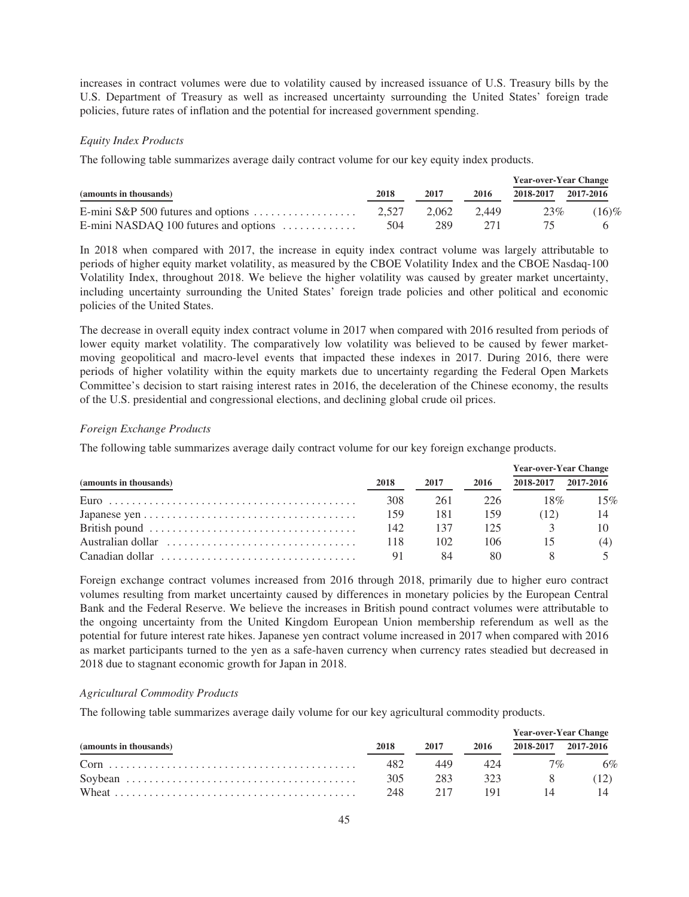increases in contract volumes were due to volatility caused by increased issuance of U.S. Treasury bills by the U.S. Department of Treasury as well as increased uncertainty surrounding the United States' foreign trade policies, future rates of inflation and the potential for increased government spending.

*Equity Index Products*

The following table summarizes average daily contract volume for our key equity index products.

| (amounts in thousands) | 2018 | 2017 | 2016 | Year-over-Year Change | |
|---|---|---|---|---|---|
| | | | | 2018-2017 | 2017-2016 |
| E-mini S&P 500 futures and options | 2,527 | 2,062 | 2,449 | 23% | (16)% |
| E-mini NASDAQ 100 futures and options | 504 | 289 | 271 | 75 | 6 |

In 2018 when compared with 2017, the increase in equity index contract volume was largely attributable to periods of higher equity market volatility, as measured by the CBOE Volatility Index and the CBOE Nasdaq-100 Volatility Index, throughout 2018. We believe the higher volatility was caused by greater market uncertainty, including uncertainty surrounding the United States' foreign trade policies and other political and economic policies of the United States.

The decrease in overall equity index contract volume in 2017 when compared with 2016 resulted from periods of lower equity market volatility. The comparatively low volatility was believed to be caused by fewer market-moving geopolitical and macro-level events that impacted these indexes in 2017. During 2016, there were periods of higher volatility within the equity markets due to uncertainty regarding the Federal Open Markets Committee's decision to start raising interest rates in 2016, the deceleration of the Chinese economy, the results of the U.S. presidential and congressional elections, and declining global crude oil prices.

*Foreign Exchange Products*

The following table summarizes average daily contract volume for our key foreign exchange products.

| (amounts in thousands) | 2018 | 2017 | 2016 | Year-over-Year Change | |
|---|---|---|---|---|---|
| | | | | 2018-2017 | 2017-2016 |
| Euro | 308 | 261 | 226 | 18% | 15% |
| Japanese yen | 159 | 181 | 159 | (12) | 14 |
| British pound | 142 | 137 | 125 | 3 | 10 |
| Australian dollar | 118 | 102 | 106 | 15 | (4) |
| Canadian dollar | 91 | 84 | 80 | 8 | 5 |

Foreign exchange contract volumes increased from 2016 through 2018, primarily due to higher euro contract volumes resulting from market uncertainty caused by differences in monetary policies by the European Central Bank and the Federal Reserve. We believe the increases in British pound contract volumes were attributable to the ongoing uncertainty from the United Kingdom European Union membership referendum as well as the potential for future interest rate hikes. Japanese yen contract volume increased in 2017 when compared with 2016 as market participants turned to the yen as a safe-haven currency when currency rates steadied but decreased in 2018 due to stagnant economic growth for Japan in 2018.

*Agricultural Commodity Products*

The following table summarizes average daily volume for our key agricultural commodity products.

| (amounts in thousands) | 2018 | 2017 | 2016 | Year-over-Year Change | |
|---|---|---|---|---|---|
| | | | | 2018-2017 | 2017-2016 |
| Corn | 482 | 449 | 424 | 7% | 6% |
| Soybean | 305 | 283 | 323 | 8 | (12) |
| Wheat | 248 | 217 | 191 | 14 | 14 |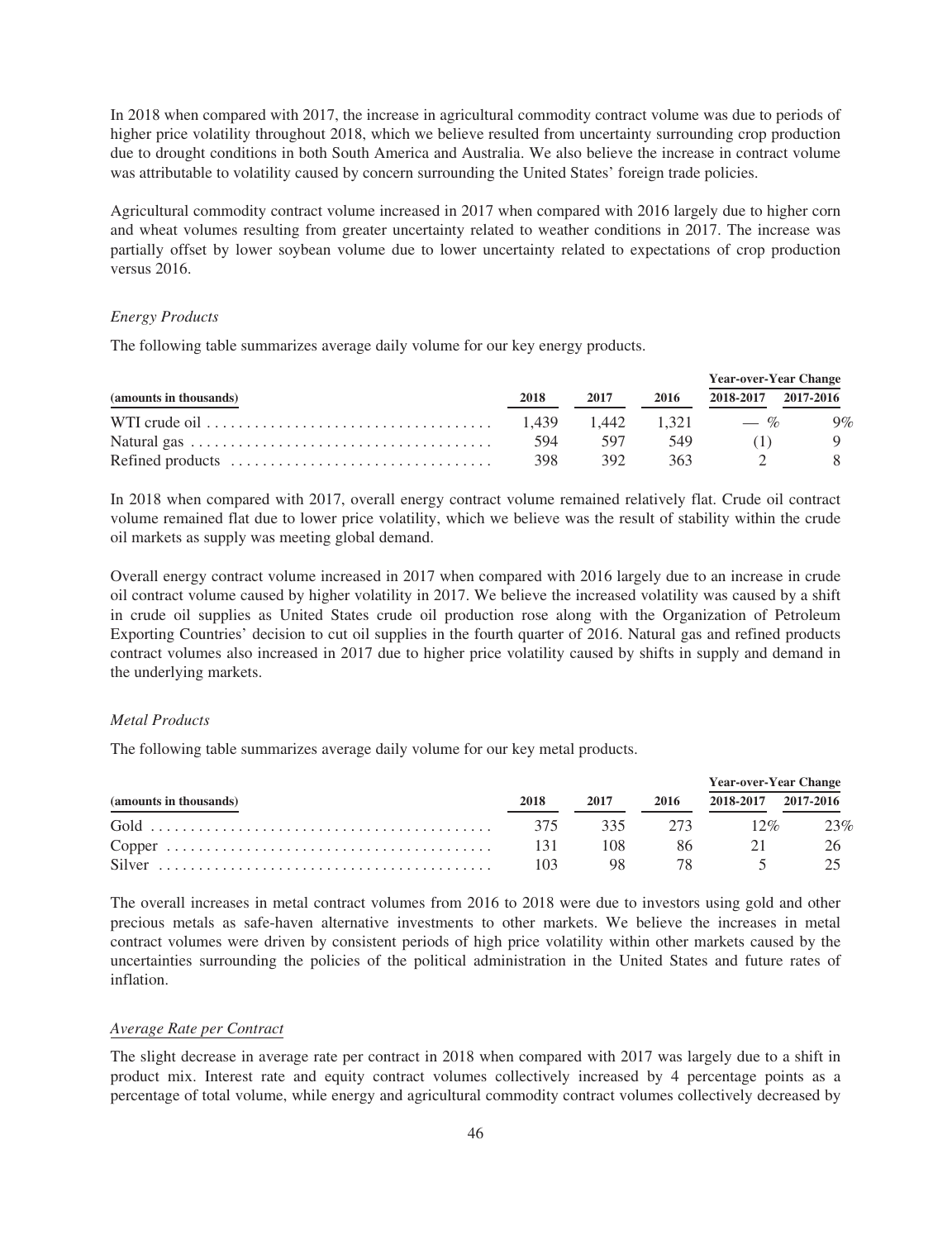In 2018 when compared with 2017, the increase in agricultural commodity contract volume was due to periods of higher price volatility throughout 2018, which we believe resulted from uncertainty surrounding crop production due to drought conditions in both South America and Australia. We also believe the increase in contract volume was attributable to volatility caused by concern surrounding the United States' foreign trade policies.

Agricultural commodity contract volume increased in 2017 when compared with 2016 largely due to higher corn and wheat volumes resulting from greater uncertainty related to weather conditions in 2017. The increase was partially offset by lower soybean volume due to lower uncertainty related to expectations of crop production versus 2016.

*Energy Products*

The following table summarizes average daily volume for our key energy products.

| (amounts in thousands) | 2018 | 2017 | 2016 | Year-over-Year Change 2018-2017 | 2017-2016 |
|---|---|---|---|---|---|
| WTI crude oil | 1,439 | 1,442 | 1,321 | — % | 9% |
| Natural gas | 594 | 597 | 549 | (1) | 9 |
| Refined products | 398 | 392 | 363 | 2 | 8 |

In 2018 when compared with 2017, overall energy contract volume remained relatively flat. Crude oil contract volume remained flat due to lower price volatility, which we believe was the result of stability within the crude oil markets as supply was meeting global demand.

Overall energy contract volume increased in 2017 when compared with 2016 largely due to an increase in crude oil contract volume caused by higher volatility in 2017. We believe the increased volatility was caused by a shift in crude oil supplies as United States crude oil production rose along with the Organization of Petroleum Exporting Countries' decision to cut oil supplies in the fourth quarter of 2016. Natural gas and refined products contract volumes also increased in 2017 due to higher price volatility caused by shifts in supply and demand in the underlying markets.

*Metal Products*

The following table summarizes average daily volume for our key metal products.

| (amounts in thousands) | 2018 | 2017 | 2016 | Year-over-Year Change 2018-2017 | 2017-2016 |
|---|---|---|---|---|---|
| Gold | 375 | 335 | 273 | 12% | 23% |
| Copper | 131 | 108 | 86 | 21 | 26 |
| Silver | 103 | 98 | 78 | 5 | 25 |

The overall increases in metal contract volumes from 2016 to 2018 were due to investors using gold and other precious metals as safe-haven alternative investments to other markets. We believe the increases in metal contract volumes were driven by consistent periods of high price volatility within other markets caused by the uncertainties surrounding the policies of the political administration in the United States and future rates of inflation.

*Average Rate per Contract*

The slight decrease in average rate per contract in 2018 when compared with 2017 was largely due to a shift in product mix. Interest rate and equity contract volumes collectively increased by 4 percentage points as a percentage of total volume, while energy and agricultural commodity contract volumes collectively decreased by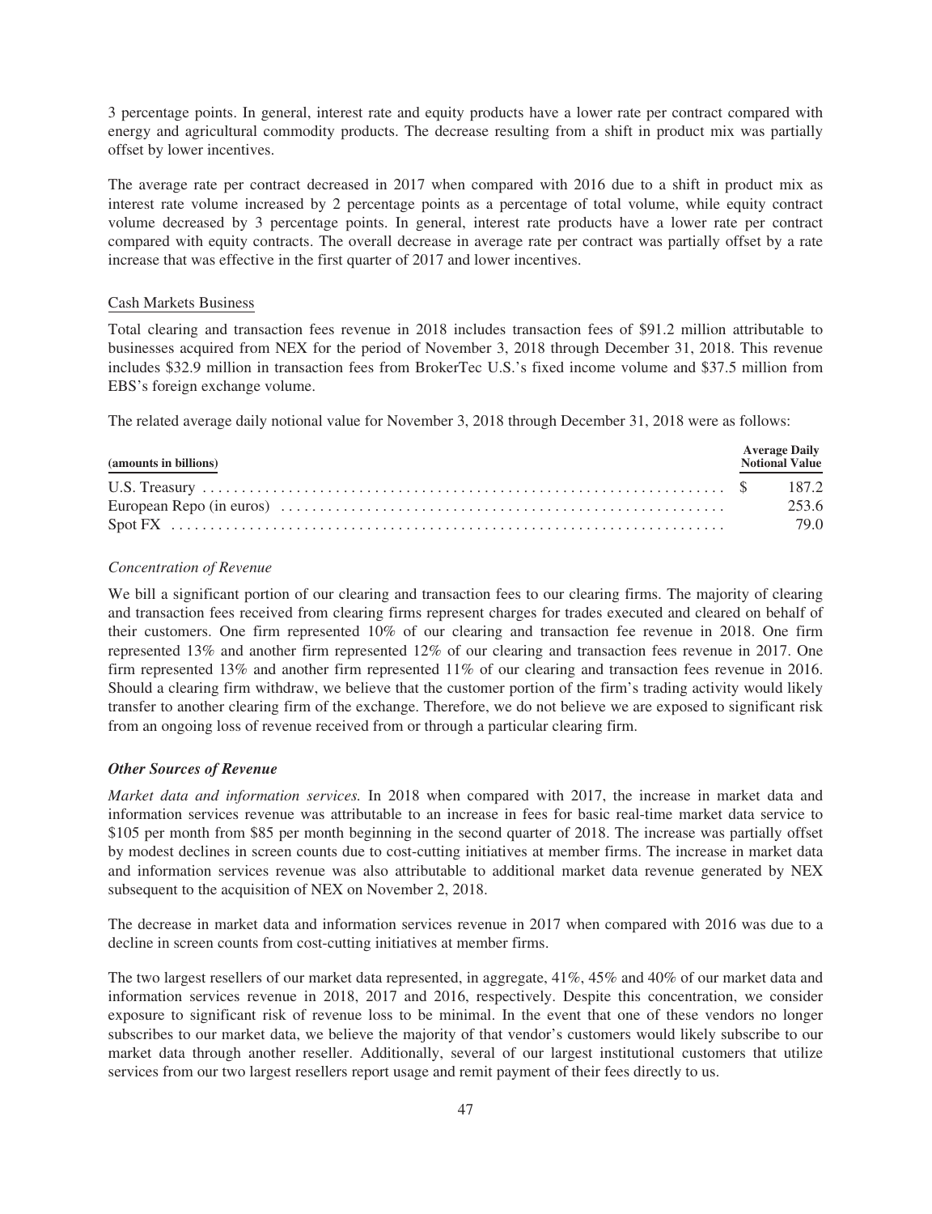3 percentage points. In general, interest rate and equity products have a lower rate per contract compared with energy and agricultural commodity products. The decrease resulting from a shift in product mix was partially offset by lower incentives.

The average rate per contract decreased in 2017 when compared with 2016 due to a shift in product mix as interest rate volume increased by 2 percentage points as a percentage of total volume, while equity contract volume decreased by 3 percentage points. In general, interest rate products have a lower rate per contract compared with equity contracts. The overall decrease in average rate per contract was partially offset by a rate increase that was effective in the first quarter of 2017 and lower incentives.

Cash Markets Business

Total clearing and transaction fees revenue in 2018 includes transaction fees of $91.2 million attributable to businesses acquired from NEX for the period of November 3, 2018 through December 31, 2018. This revenue includes $32.9 million in transaction fees from BrokerTec U.S.'s fixed income volume and $37.5 million from EBS's foreign exchange volume.

The related average daily notional value for November 3, 2018 through December 31, 2018 were as follows:

| (amounts in billions) | Average Daily Notional Value |
|---|---|
| U.S. Treasury | $ 187.2 |
| European Repo (in euros) | 253.6 |
| Spot FX | 79.0 |

*Concentration of Revenue*

We bill a significant portion of our clearing and transaction fees to our clearing firms. The majority of clearing and transaction fees received from clearing firms represent charges for trades executed and cleared on behalf of their customers. One firm represented 10% of our clearing and transaction fee revenue in 2018. One firm represented 13% and another firm represented 12% of our clearing and transaction fees revenue in 2017. One firm represented 13% and another firm represented 11% of our clearing and transaction fees revenue in 2016. Should a clearing firm withdraw, we believe that the customer portion of the firm's trading activity would likely transfer to another clearing firm of the exchange. Therefore, we do not believe we are exposed to significant risk from an ongoing loss of revenue received from or through a particular clearing firm.

***Other Sources of Revenue***

*Market data and information services.* In 2018 when compared with 2017, the increase in market data and information services revenue was attributable to an increase in fees for basic real-time market data service to $105 per month from $85 per month beginning in the second quarter of 2018. The increase was partially offset by modest declines in screen counts due to cost-cutting initiatives at member firms. The increase in market data and information services revenue was also attributable to additional market data revenue generated by NEX subsequent to the acquisition of NEX on November 2, 2018.

The decrease in market data and information services revenue in 2017 when compared with 2016 was due to a decline in screen counts from cost-cutting initiatives at member firms.

The two largest resellers of our market data represented, in aggregate, 41%, 45% and 40% of our market data and information services revenue in 2018, 2017 and 2016, respectively. Despite this concentration, we consider exposure to significant risk of revenue loss to be minimal. In the event that one of these vendors no longer subscribes to our market data, we believe the majority of that vendor's customers would likely subscribe to our market data through another reseller. Additionally, several of our largest institutional customers that utilize services from our two largest resellers report usage and remit payment of their fees directly to us.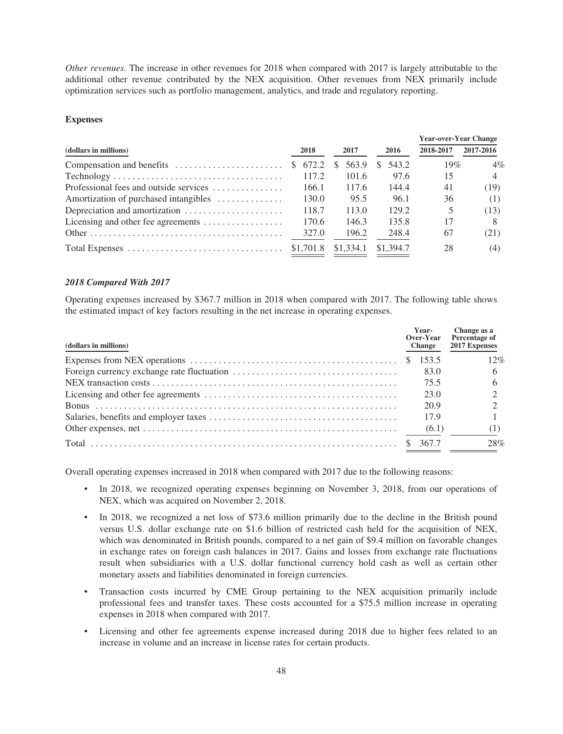*Other revenues.* The increase in other revenues for 2018 when compared with 2017 is largely attributable to the additional other revenue contributed by the NEX acquisition. Other revenues from NEX primarily include optimization services such as portfolio management, analytics, and trade and regulatory reporting.

**Expenses**

| (dollars in millions) | 2018 | 2017 | 2016 | Year-over-Year Change 2018-2017 | 2017-2016 |
|---|---|---|---|---|---|
| Compensation and benefits | $ 672.2 | $ 563.9 | $ 543.2 | 19% | 4% |
| Technology | 117.2 | 101.6 | 97.6 | 15 | 4 |
| Professional fees and outside services | 166.1 | 117.6 | 144.4 | 41 | (19) |
| Amortization of purchased intangibles | 130.0 | 95.5 | 96.1 | 36 | (1) |
| Depreciation and amortization | 118.7 | 113.0 | 129.2 | 5 | (13) |
| Licensing and other fee agreements | 170.6 | 146.3 | 135.8 | 17 | 8 |
| Other | 327.0 | 196.2 | 248.4 | 67 | (21) |
| Total Expenses | $1,701.8 | $1,334.1 | $1,394.7 | 28 | (4) |

***2018 Compared With 2017***

Operating expenses increased by $367.7 million in 2018 when compared with 2017. The following table shows the estimated impact of key factors resulting in the net increase in operating expenses.

| (dollars in millions) | Year-Over-Year Change | Change as a Percentage of 2017 Expenses |
|---|---|---|
| Expenses from NEX operations | $ 153.5 | 12% |
| Foreign currency exchange rate fluctuation | 83.0 | 6 |
| NEX transaction costs | 75.5 | 6 |
| Licensing and other fee agreements | 23.0 | 2 |
| Bonus | 20.9 | 2 |
| Salaries, benefits and employer taxes | 17.9 | 1 |
| Other expenses, net | (6.1) | (1) |
| Total | $ 367.7 | 28% |

Overall operating expenses increased in 2018 when compared with 2017 due to the following reasons:

- In 2018, we recognized operating expenses beginning on November 3, 2018, from our operations of NEX, which was acquired on November 2, 2018.
- In 2018, we recognized a net loss of $73.6 million primarily due to the decline in the British pound versus U.S. dollar exchange rate on $1.6 billion of restricted cash held for the acquisition of NEX, which was denominated in British pounds, compared to a net gain of $9.4 million on favorable changes in exchange rates on foreign cash balances in 2017. Gains and losses from exchange rate fluctuations result when subsidiaries with a U.S. dollar functional currency hold cash as well as certain other monetary assets and liabilities denominated in foreign currencies.
- Transaction costs incurred by CME Group pertaining to the NEX acquisition primarily include professional fees and transfer taxes. These costs accounted for a $75.5 million increase in operating expenses in 2018 when compared with 2017.
- Licensing and other fee agreements expense increased during 2018 due to higher fees related to an increase in volume and an increase in license rates for certain products.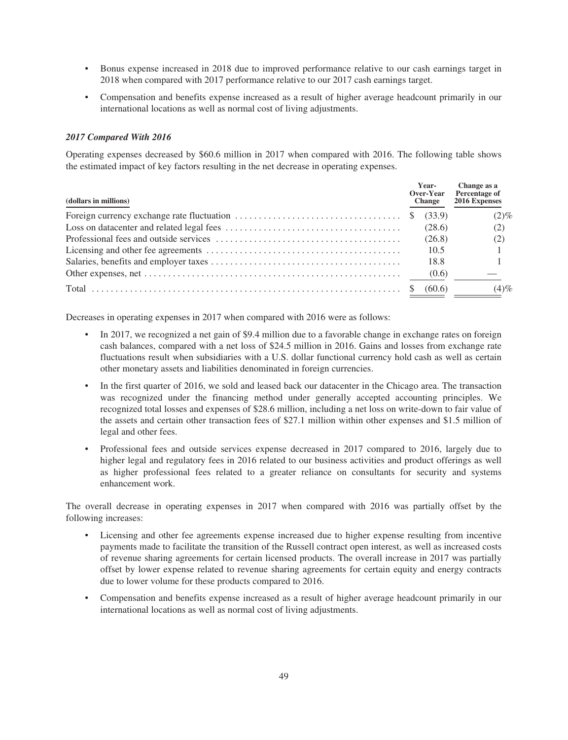- Bonus expense increased in 2018 due to improved performance relative to our cash earnings target in 2018 when compared with 2017 performance relative to our 2017 cash earnings target.
- Compensation and benefits expense increased as a result of higher average headcount primarily in our international locations as well as normal cost of living adjustments.

***2017 Compared With 2016***

Operating expenses decreased by $60.6 million in 2017 when compared with 2016. The following table shows the estimated impact of key factors resulting in the net decrease in operating expenses.

| (dollars in millions) | Year-Over-Year Change | Change as a Percentage of 2016 Expenses |
|---|---|---|
| Foreign currency exchange rate fluctuation | $ (33.9) | (2)% |
| Loss on datacenter and related legal fees | (28.6) | (2) |
| Professional fees and outside services | (26.8) | (2) |
| Licensing and other fee agreements | 10.5 | 1 |
| Salaries, benefits and employer taxes | 18.8 | 1 |
| Other expenses, net | (0.6) | — |
| Total | $ (60.6) | (4)% |

Decreases in operating expenses in 2017 when compared with 2016 were as follows:

- In 2017, we recognized a net gain of $9.4 million due to a favorable change in exchange rates on foreign cash balances, compared with a net loss of $24.5 million in 2016. Gains and losses from exchange rate fluctuations result when subsidiaries with a U.S. dollar functional currency hold cash as well as certain other monetary assets and liabilities denominated in foreign currencies.
- In the first quarter of 2016, we sold and leased back our datacenter in the Chicago area. The transaction was recognized under the financing method under generally accepted accounting principles. We recognized total losses and expenses of $28.6 million, including a net loss on write-down to fair value of the assets and certain other transaction fees of $27.1 million within other expenses and $1.5 million of legal and other fees.
- Professional fees and outside services expense decreased in 2017 compared to 2016, largely due to higher legal and regulatory fees in 2016 related to our business activities and product offerings as well as higher professional fees related to a greater reliance on consultants for security and systems enhancement work.

The overall decrease in operating expenses in 2017 when compared with 2016 was partially offset by the following increases:

- Licensing and other fee agreements expense increased due to higher expense resulting from incentive payments made to facilitate the transition of the Russell contract open interest, as well as increased costs of revenue sharing agreements for certain licensed products. The overall increase in 2017 was partially offset by lower expense related to revenue sharing agreements for certain equity and energy contracts due to lower volume for these products compared to 2016.
- Compensation and benefits expense increased as a result of higher average headcount primarily in our international locations as well as normal cost of living adjustments.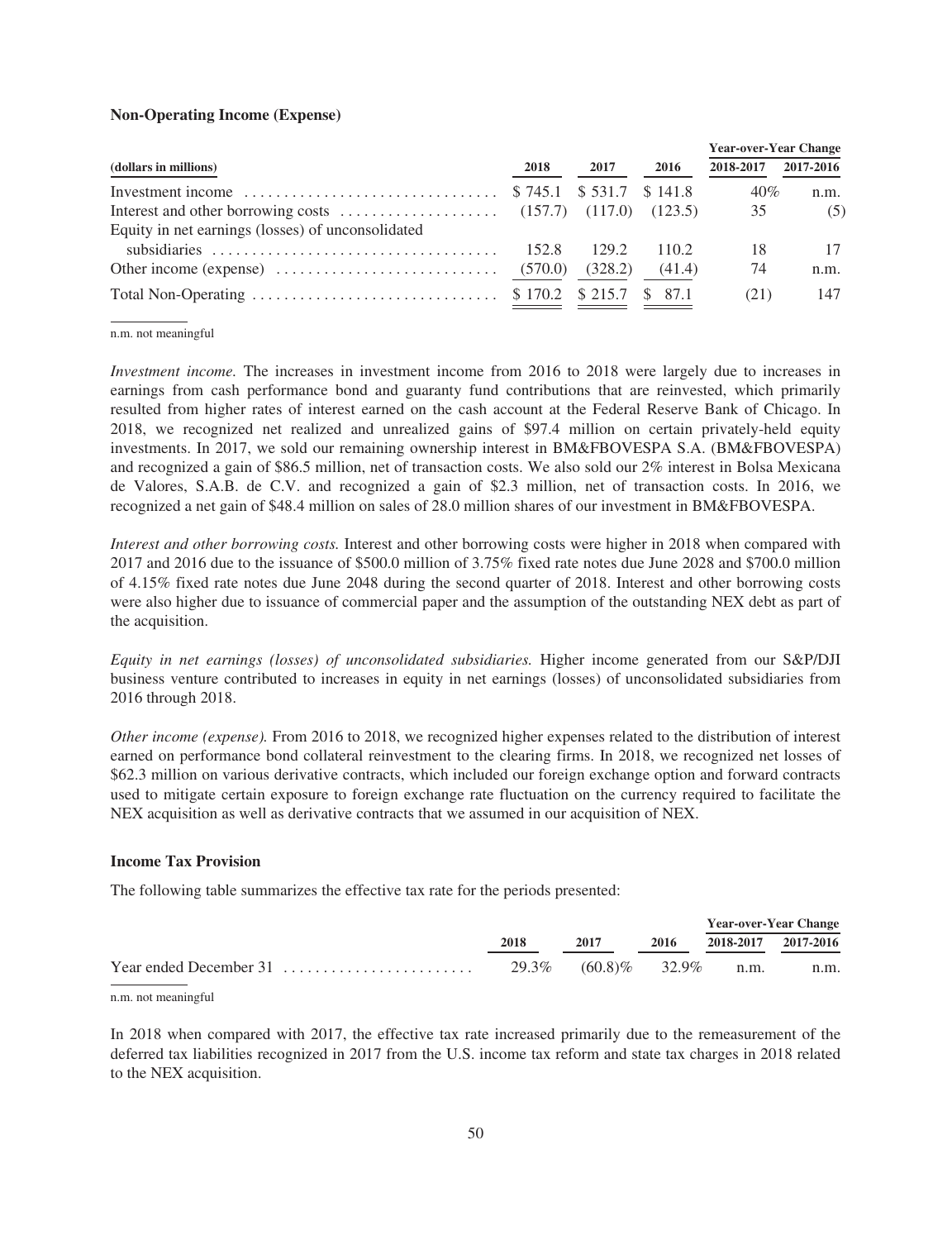### Non-Operating Income (Expense)

| (dollars in millions) | 2018 | 2017 | 2016 | Year-over-Year Change 2018-2017 | 2017-2016 |
|---|---|---|---|---|---|
| Investment income | $ 745.1 | $ 531.7 | $ 141.8 | 40% | n.m. |
| Interest and other borrowing costs | (157.7) | (117.0) | (123.5) | 35 | (5) |
| Equity in net earnings (losses) of unconsolidated subsidiaries | 152.8 | 129.2 | 110.2 | 18 | 17 |
| Other income (expense) | (570.0) | (328.2) | (41.4) | 74 | n.m. |
| Total Non-Operating | $ 170.2 | $ 215.7 | $ 87.1 | (21) | 147 |

n.m. not meaningful

*Investment income.* The increases in investment income from 2016 to 2018 were largely due to increases in earnings from cash performance bond and guaranty fund contributions that are reinvested, which primarily resulted from higher rates of interest earned on the cash account at the Federal Reserve Bank of Chicago. In 2018, we recognized net realized and unrealized gains of $97.4 million on certain privately-held equity investments. In 2017, we sold our remaining ownership interest in BM&FBOVESPA S.A. (BM&FBOVESPA) and recognized a gain of $86.5 million, net of transaction costs. We also sold our 2% interest in Bolsa Mexicana de Valores, S.A.B. de C.V. and recognized a gain of $2.3 million, net of transaction costs. In 2016, we recognized a net gain of $48.4 million on sales of 28.0 million shares of our investment in BM&FBOVESPA.

*Interest and other borrowing costs.* Interest and other borrowing costs were higher in 2018 when compared with 2017 and 2016 due to the issuance of $500.0 million of 3.75% fixed rate notes due June 2028 and $700.0 million of 4.15% fixed rate notes due June 2048 during the second quarter of 2018. Interest and other borrowing costs were also higher due to issuance of commercial paper and the assumption of the outstanding NEX debt as part of the acquisition.

*Equity in net earnings (losses) of unconsolidated subsidiaries.* Higher income generated from our S&P/DJI business venture contributed to increases in equity in net earnings (losses) of unconsolidated subsidiaries from 2016 through 2018.

*Other income (expense).* From 2016 to 2018, we recognized higher expenses related to the distribution of interest earned on performance bond collateral reinvestment to the clearing firms. In 2018, we recognized net losses of $62.3 million on various derivative contracts, which included our foreign exchange option and forward contracts used to mitigate certain exposure to foreign exchange rate fluctuation on the currency required to facilitate the NEX acquisition as well as derivative contracts that we assumed in our acquisition of NEX.

### Income Tax Provision

The following table summarizes the effective tax rate for the periods presented:

| | 2018 | 2017 | 2016 | Year-over-Year Change 2018-2017 | 2017-2016 |
|---|---|---|---|---|---|
| Year ended December 31 | 29.3% | (60.8)% | 32.9% | n.m. | n.m. |

n.m. not meaningful

In 2018 when compared with 2017, the effective tax rate increased primarily due to the remeasurement of the deferred tax liabilities recognized in 2017 from the U.S. income tax reform and state tax charges in 2018 related to the NEX acquisition.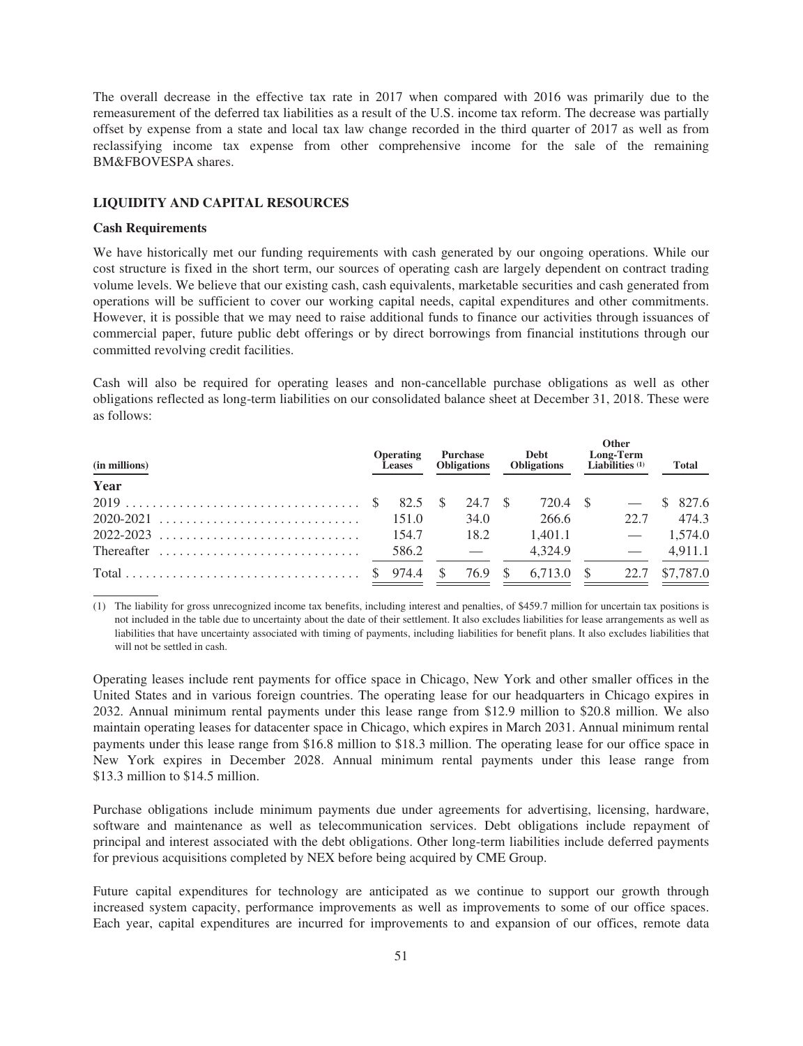The overall decrease in the effective tax rate in 2017 when compared with 2016 was primarily due to the remeasurement of the deferred tax liabilities as a result of the U.S. income tax reform. The decrease was partially offset by expense from a state and local tax law change recorded in the third quarter of 2017 as well as from reclassifying income tax expense from other comprehensive income for the sale of the remaining BM&FBOVESPA shares.

## LIQUIDITY AND CAPITAL RESOURCES

### Cash Requirements

We have historically met our funding requirements with cash generated by our ongoing operations. While our cost structure is fixed in the short term, our sources of operating cash are largely dependent on contract trading volume levels. We believe that our existing cash, cash equivalents, marketable securities and cash generated from operations will be sufficient to cover our working capital needs, capital expenditures and other commitments. However, it is possible that we may need to raise additional funds to finance our activities through issuances of commercial paper, future public debt offerings or by direct borrowings from financial institutions through our committed revolving credit facilities.

Cash will also be required for operating leases and non-cancellable purchase obligations as well as other obligations reflected as long-term liabilities on our consolidated balance sheet at December 31, 2018. These were as follows:

| (in millions) | Operating Leases | Purchase Obligations | Debt Obligations | Other Long-Term Liabilities (1) | Total |
|---|---|---|---|---|---|
| **Year** | | | | | |
| 2019 | $ 82.5 | $ 24.7 | $ 720.4 | $ — | $ 827.6 |
| 2020-2021 | 151.0 | 34.0 | 266.6 | 22.7 | 474.3 |
| 2022-2023 | 154.7 | 18.2 | 1,401.1 | — | 1,574.0 |
| Thereafter | 586.2 | — | 4,324.9 | — | 4,911.1 |
| Total | $ 974.4 | $ 76.9 | $ 6,713.0 | $ 22.7 | $7,787.0 |

(1) The liability for gross unrecognized income tax benefits, including interest and penalties, of $459.7 million for uncertain tax positions is not included in the table due to uncertainty about the date of their settlement. It also excludes liabilities for lease arrangements as well as liabilities that have uncertainty associated with timing of payments, including liabilities for benefit plans. It also excludes liabilities that will not be settled in cash.

Operating leases include rent payments for office space in Chicago, New York and other smaller offices in the United States and in various foreign countries. The operating lease for our headquarters in Chicago expires in 2032. Annual minimum rental payments under this lease range from $12.9 million to $20.8 million. We also maintain operating leases for datacenter space in Chicago, which expires in March 2031. Annual minimum rental payments under this lease range from $16.8 million to $18.3 million. The operating lease for our office space in New York expires in December 2028. Annual minimum rental payments under this lease range from $13.3 million to $14.5 million.

Purchase obligations include minimum payments due under agreements for advertising, licensing, hardware, software and maintenance as well as telecommunication services. Debt obligations include repayment of principal and interest associated with the debt obligations. Other long-term liabilities include deferred payments for previous acquisitions completed by NEX before being acquired by CME Group.

Future capital expenditures for technology are anticipated as we continue to support our growth through increased system capacity, performance improvements as well as improvements to some of our office spaces. Each year, capital expenditures are incurred for improvements to and expansion of our offices, remote data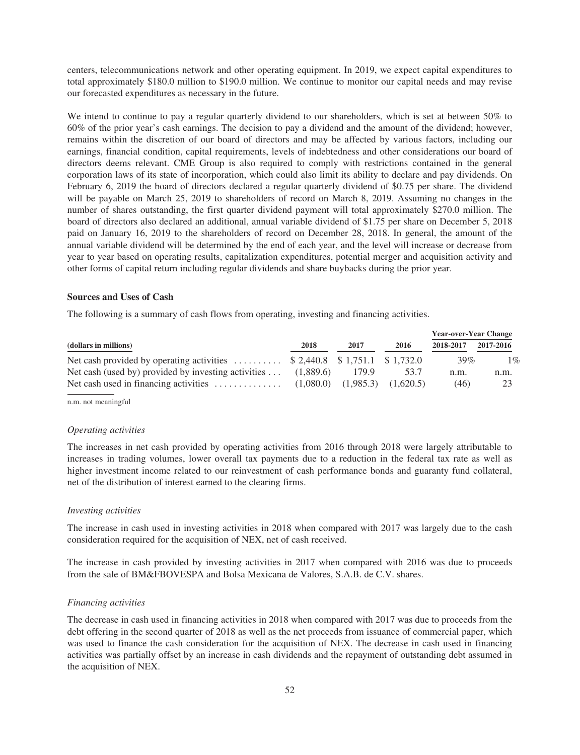centers, telecommunications network and other operating equipment. In 2019, we expect capital expenditures to total approximately $180.0 million to $190.0 million. We continue to monitor our capital needs and may revise our forecasted expenditures as necessary in the future.

We intend to continue to pay a regular quarterly dividend to our shareholders, which is set at between 50% to 60% of the prior year's cash earnings. The decision to pay a dividend and the amount of the dividend; however, remains within the discretion of our board of directors and may be affected by various factors, including our earnings, financial condition, capital requirements, levels of indebtedness and other considerations our board of directors deems relevant. CME Group is also required to comply with restrictions contained in the general corporation laws of its state of incorporation, which could also limit its ability to declare and pay dividends. On February 6, 2019 the board of directors declared a regular quarterly dividend of $0.75 per share. The dividend will be payable on March 25, 2019 to shareholders of record on March 8, 2019. Assuming no changes in the number of shares outstanding, the first quarter dividend payment will total approximately $270.0 million. The board of directors also declared an additional, annual variable dividend of $1.75 per share on December 5, 2018 paid on January 16, 2019 to the shareholders of record on December 28, 2018. In general, the amount of the annual variable dividend will be determined by the end of each year, and the level will increase or decrease from year to year based on operating results, capitalization expenditures, potential merger and acquisition activity and other forms of capital return including regular dividends and share buybacks during the prior year.

**Sources and Uses of Cash**

The following is a summary of cash flows from operating, investing and financing activities.

| (dollars in millions) | 2018 | 2017 | 2016 | Year-over-Year Change 2018-2017 | Year-over-Year Change 2017-2016 |
|---|---|---|---|---|---|
| Net cash provided by operating activities | $ 2,440.8 | $ 1,751.1 | $ 1,732.0 | 39% | 1% |
| Net cash (used by) provided by investing activities | (1,889.6) | 179.9 | 53.7 | n.m. | n.m. |
| Net cash used in financing activities | (1,080.0) | (1,985.3) | (1,620.5) | (46) | 23 |

n.m. not meaningful

*Operating activities*

The increases in net cash provided by operating activities from 2016 through 2018 were largely attributable to increases in trading volumes, lower overall tax payments due to a reduction in the federal tax rate as well as higher investment income related to our reinvestment of cash performance bonds and guaranty fund collateral, net of the distribution of interest earned to the clearing firms.

*Investing activities*

The increase in cash used in investing activities in 2018 when compared with 2017 was largely due to the cash consideration required for the acquisition of NEX, net of cash received.

The increase in cash provided by investing activities in 2017 when compared with 2016 was due to proceeds from the sale of BM&FBOVESPA and Bolsa Mexicana de Valores, S.A.B. de C.V. shares.

*Financing activities*

The decrease in cash used in financing activities in 2018 when compared with 2017 was due to proceeds from the debt offering in the second quarter of 2018 as well as the net proceeds from issuance of commercial paper, which was used to finance the cash consideration for the acquisition of NEX. The decrease in cash used in financing activities was partially offset by an increase in cash dividends and the repayment of outstanding debt assumed in the acquisition of NEX.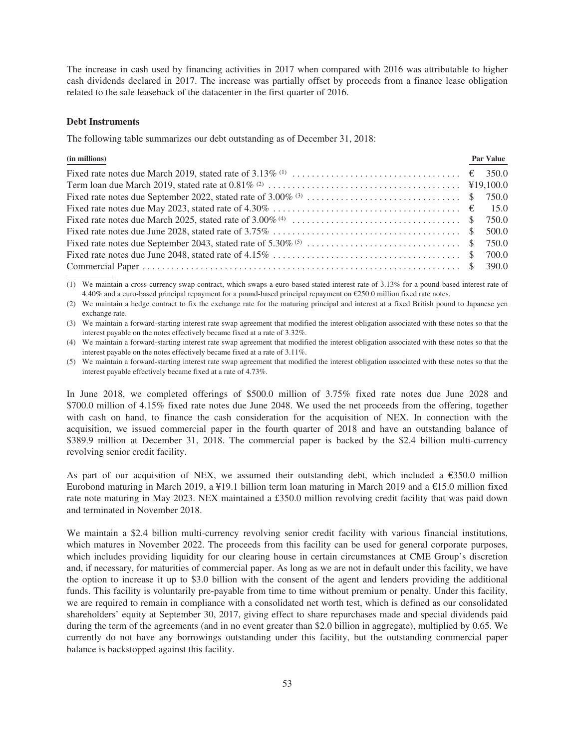The increase in cash used by financing activities in 2017 when compared with 2016 was attributable to higher cash dividends declared in 2017. The increase was partially offset by proceeds from a finance lease obligation related to the sale leaseback of the datacenter in the first quarter of 2016.

**Debt Instruments**

The following table summarizes our debt outstanding as of December 31, 2018:

| (in millions) | Par Value |
|---|---|
| Fixed rate notes due March 2019, stated rate of 3.13% [(1)] | € 350.0 |
| Term loan due March 2019, stated rate at 0.81% [(2)] | ¥19,100.0 |
| Fixed rate notes due September 2022, stated rate of 3.00% [(3)] | $ 750.0 |
| Fixed rate notes due May 2023, stated rate of 4.30% | € 15.0 |
| Fixed rate notes due March 2025, stated rate of 3.00% [(4)] | $ 750.0 |
| Fixed rate notes due June 2028, stated rate of 3.75% | $ 500.0 |
| Fixed rate notes due September 2043, stated rate of 5.30% [(5)] | $ 750.0 |
| Fixed rate notes due June 2048, stated rate of 4.15% | $ 700.0 |
| Commercial Paper | $ 390.0 |

(1) We maintain a cross-currency swap contract, which swaps a euro-based stated interest rate of 3.13% for a pound-based interest rate of 4.40% and a euro-based principal repayment for a pound-based principal repayment on €250.0 million fixed rate notes.

(2) We maintain a hedge contract to fix the exchange rate for the maturing principal and interest at a fixed British pound to Japanese yen exchange rate.

(3) We maintain a forward-starting interest rate swap agreement that modified the interest obligation associated with these notes so that the interest payable on the notes effectively became fixed at a rate of 3.32%.

(4) We maintain a forward-starting interest rate swap agreement that modified the interest obligation associated with these notes so that the interest payable on the notes effectively became fixed at a rate of 3.11%.

(5) We maintain a forward-starting interest rate swap agreement that modified the interest obligation associated with these notes so that the interest payable effectively became fixed at a rate of 4.73%.

In June 2018, we completed offerings of $500.0 million of 3.75% fixed rate notes due June 2028 and $700.0 million of 4.15% fixed rate notes due June 2048. We used the net proceeds from the offering, together with cash on hand, to finance the cash consideration for the acquisition of NEX. In connection with the acquisition, we issued commercial paper in the fourth quarter of 2018 and have an outstanding balance of $389.9 million at December 31, 2018. The commercial paper is backed by the $2.4 billion multi-currency revolving senior credit facility.

As part of our acquisition of NEX, we assumed their outstanding debt, which included a €350.0 million Eurobond maturing in March 2019, a ¥19.1 billion term loan maturing in March 2019 and a €15.0 million fixed rate note maturing in May 2023. NEX maintained a £350.0 million revolving credit facility that was paid down and terminated in November 2018.

We maintain a $2.4 billion multi-currency revolving senior credit facility with various financial institutions, which matures in November 2022. The proceeds from this facility can be used for general corporate purposes, which includes providing liquidity for our clearing house in certain circumstances at CME Group's discretion and, if necessary, for maturities of commercial paper. As long as we are not in default under this facility, we have the option to increase it up to $3.0 billion with the consent of the agent and lenders providing the additional funds. This facility is voluntarily pre-payable from time to time without premium or penalty. Under this facility, we are required to remain in compliance with a consolidated net worth test, which is defined as our consolidated shareholders' equity at September 30, 2017, giving effect to share repurchases made and special dividends paid during the term of the agreements (and in no event greater than $2.0 billion in aggregate), multiplied by 0.65. We currently do not have any borrowings outstanding under this facility, but the outstanding commercial paper balance is backstopped against this facility.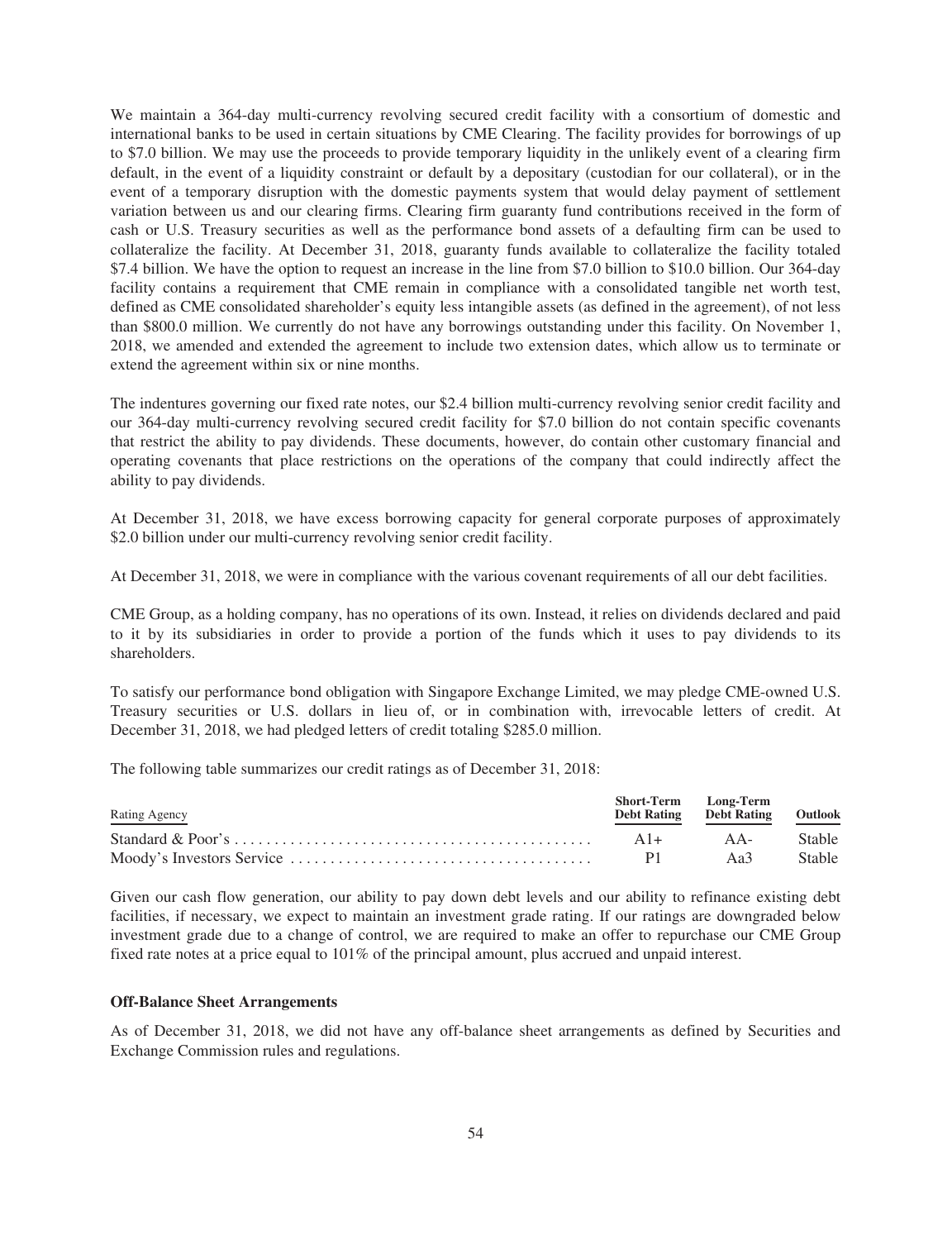We maintain a 364-day multi-currency revolving secured credit facility with a consortium of domestic and international banks to be used in certain situations by CME Clearing. The facility provides for borrowings of up to $7.0 billion. We may use the proceeds to provide temporary liquidity in the unlikely event of a clearing firm default, in the event of a liquidity constraint or default by a depositary (custodian for our collateral), or in the event of a temporary disruption with the domestic payments system that would delay payment of settlement variation between us and our clearing firms. Clearing firm guaranty fund contributions received in the form of cash or U.S. Treasury securities as well as the performance bond assets of a defaulting firm can be used to collateralize the facility. At December 31, 2018, guaranty funds available to collateralize the facility totaled $7.4 billion. We have the option to request an increase in the line from $7.0 billion to $10.0 billion. Our 364-day facility contains a requirement that CME remain in compliance with a consolidated tangible net worth test, defined as CME consolidated shareholder's equity less intangible assets (as defined in the agreement), of not less than $800.0 million. We currently do not have any borrowings outstanding under this facility. On November 1, 2018, we amended and extended the agreement to include two extension dates, which allow us to terminate or extend the agreement within six or nine months.

The indentures governing our fixed rate notes, our $2.4 billion multi-currency revolving senior credit facility and our 364-day multi-currency revolving secured credit facility for $7.0 billion do not contain specific covenants that restrict the ability to pay dividends. These documents, however, do contain other customary financial and operating covenants that place restrictions on the operations of the company that could indirectly affect the ability to pay dividends.

At December 31, 2018, we have excess borrowing capacity for general corporate purposes of approximately $2.0 billion under our multi-currency revolving senior credit facility.

At December 31, 2018, we were in compliance with the various covenant requirements of all our debt facilities.

CME Group, as a holding company, has no operations of its own. Instead, it relies on dividends declared and paid to it by its subsidiaries in order to provide a portion of the funds which it uses to pay dividends to its shareholders.

To satisfy our performance bond obligation with Singapore Exchange Limited, we may pledge CME-owned U.S. Treasury securities or U.S. dollars in lieu of, or in combination with, irrevocable letters of credit. At December 31, 2018, we had pledged letters of credit totaling $285.0 million.

The following table summarizes our credit ratings as of December 31, 2018:

| Rating Agency | Short-Term Debt Rating | Long-Term Debt Rating | Outlook |
|---|---|---|---|
| Standard & Poor's | A1+ | AA- | Stable |
| Moody's Investors Service | P1 | Aa3 | Stable |

Given our cash flow generation, our ability to pay down debt levels and our ability to refinance existing debt facilities, if necessary, we expect to maintain an investment grade rating. If our ratings are downgraded below investment grade due to a change of control, we are required to make an offer to repurchase our CME Group fixed rate notes at a price equal to 101% of the principal amount, plus accrued and unpaid interest.

**Off-Balance Sheet Arrangements**

As of December 31, 2018, we did not have any off-balance sheet arrangements as defined by Securities and Exchange Commission rules and regulations.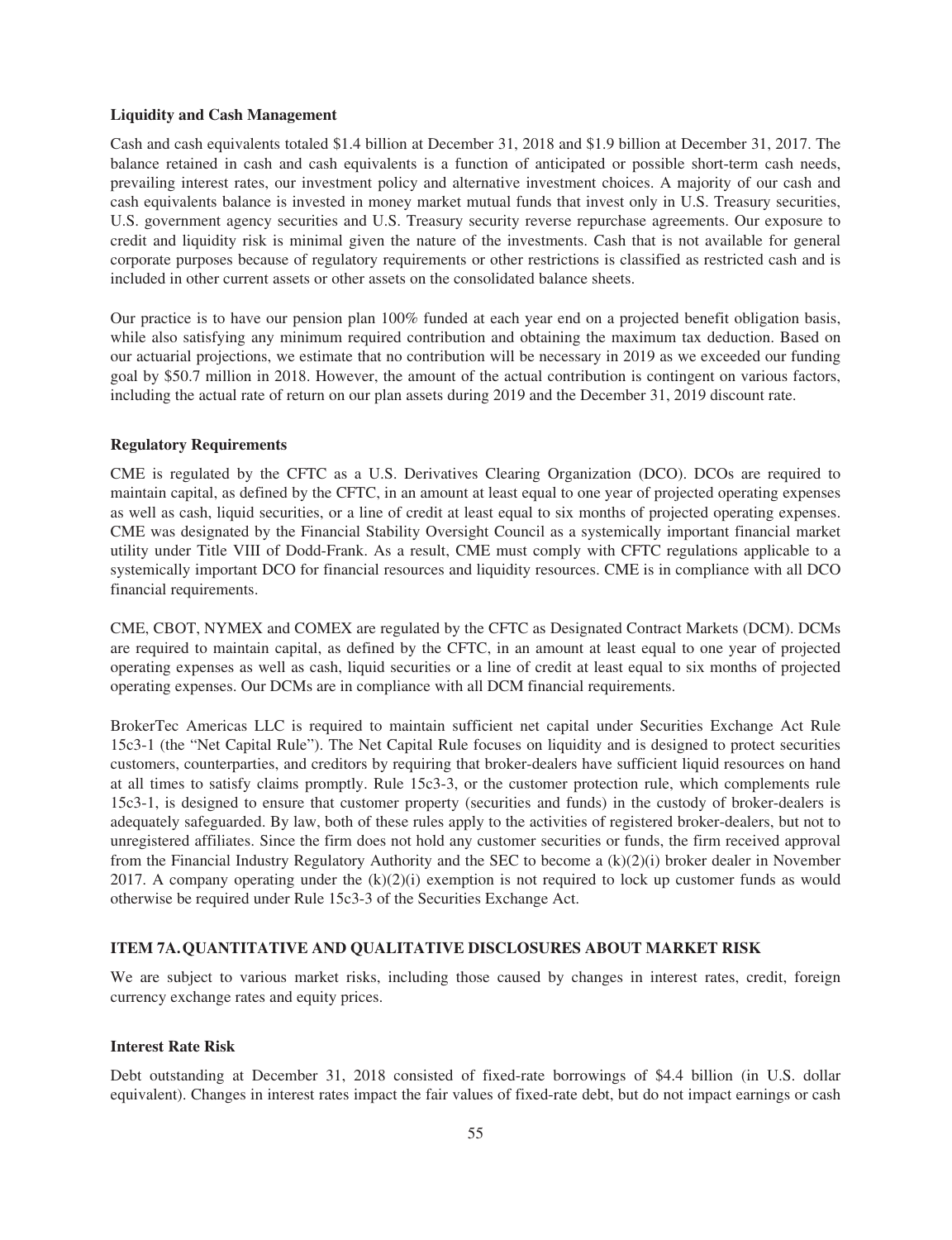**Liquidity and Cash Management**

Cash and cash equivalents totaled $1.4 billion at December 31, 2018 and $1.9 billion at December 31, 2017. The balance retained in cash and cash equivalents is a function of anticipated or possible short-term cash needs, prevailing interest rates, our investment policy and alternative investment choices. A majority of our cash and cash equivalents balance is invested in money market mutual funds that invest only in U.S. Treasury securities, U.S. government agency securities and U.S. Treasury security reverse repurchase agreements. Our exposure to credit and liquidity risk is minimal given the nature of the investments. Cash that is not available for general corporate purposes because of regulatory requirements or other restrictions is classified as restricted cash and is included in other current assets or other assets on the consolidated balance sheets.

Our practice is to have our pension plan 100% funded at each year end on a projected benefit obligation basis, while also satisfying any minimum required contribution and obtaining the maximum tax deduction. Based on our actuarial projections, we estimate that no contribution will be necessary in 2019 as we exceeded our funding goal by $50.7 million in 2018. However, the amount of the actual contribution is contingent on various factors, including the actual rate of return on our plan assets during 2019 and the December 31, 2019 discount rate.

**Regulatory Requirements**

CME is regulated by the CFTC as a U.S. Derivatives Clearing Organization (DCO). DCOs are required to maintain capital, as defined by the CFTC, in an amount at least equal to one year of projected operating expenses as well as cash, liquid securities, or a line of credit at least equal to six months of projected operating expenses. CME was designated by the Financial Stability Oversight Council as a systemically important financial market utility under Title VIII of Dodd-Frank. As a result, CME must comply with CFTC regulations applicable to a systemically important DCO for financial resources and liquidity resources. CME is in compliance with all DCO financial requirements.

CME, CBOT, NYMEX and COMEX are regulated by the CFTC as Designated Contract Markets (DCM). DCMs are required to maintain capital, as defined by the CFTC, in an amount at least equal to one year of projected operating expenses as well as cash, liquid securities or a line of credit at least equal to six months of projected operating expenses. Our DCMs are in compliance with all DCM financial requirements.

BrokerTec Americas LLC is required to maintain sufficient net capital under Securities Exchange Act Rule 15c3-1 (the "Net Capital Rule"). The Net Capital Rule focuses on liquidity and is designed to protect securities customers, counterparties, and creditors by requiring that broker-dealers have sufficient liquid resources on hand at all times to satisfy claims promptly. Rule 15c3-3, or the customer protection rule, which complements rule 15c3-1, is designed to ensure that customer property (securities and funds) in the custody of broker-dealers is adequately safeguarded. By law, both of these rules apply to the activities of registered broker-dealers, but not to unregistered affiliates. Since the firm does not hold any customer securities or funds, the firm received approval from the Financial Industry Regulatory Authority and the SEC to become a (k)(2)(i) broker dealer in November 2017. A company operating under the (k)(2)(i) exemption is not required to lock up customer funds as would otherwise be required under Rule 15c3-3 of the Securities Exchange Act.

## ITEM 7A. QUANTITATIVE AND QUALITATIVE DISCLOSURES ABOUT MARKET RISK

We are subject to various market risks, including those caused by changes in interest rates, credit, foreign currency exchange rates and equity prices.

**Interest Rate Risk**

Debt outstanding at December 31, 2018 consisted of fixed-rate borrowings of $4.4 billion (in U.S. dollar equivalent). Changes in interest rates impact the fair values of fixed-rate debt, but do not impact earnings or cash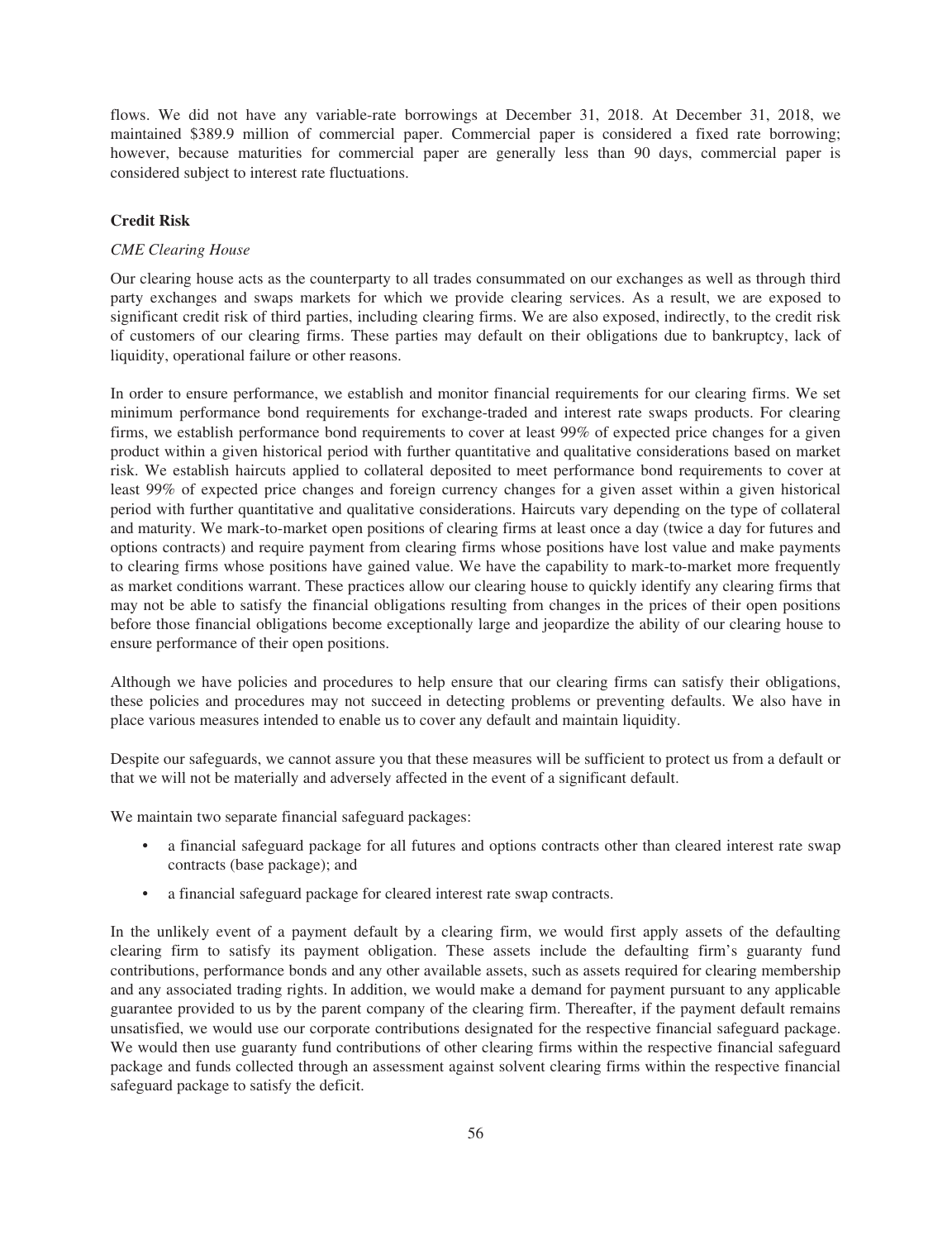flows. We did not have any variable-rate borrowings at December 31, 2018. At December 31, 2018, we maintained $389.9 million of commercial paper. Commercial paper is considered a fixed rate borrowing; however, because maturities for commercial paper are generally less than 90 days, commercial paper is considered subject to interest rate fluctuations.

**Credit Risk**

*CME Clearing House*

Our clearing house acts as the counterparty to all trades consummated on our exchanges as well as through third party exchanges and swaps markets for which we provide clearing services. As a result, we are exposed to significant credit risk of third parties, including clearing firms. We are also exposed, indirectly, to the credit risk of customers of our clearing firms. These parties may default on their obligations due to bankruptcy, lack of liquidity, operational failure or other reasons.

In order to ensure performance, we establish and monitor financial requirements for our clearing firms. We set minimum performance bond requirements for exchange-traded and interest rate swaps products. For clearing firms, we establish performance bond requirements to cover at least 99% of expected price changes for a given product within a given historical period with further quantitative and qualitative considerations based on market risk. We establish haircuts applied to collateral deposited to meet performance bond requirements to cover at least 99% of expected price changes and foreign currency changes for a given asset within a given historical period with further quantitative and qualitative considerations. Haircuts vary depending on the type of collateral and maturity. We mark-to-market open positions of clearing firms at least once a day (twice a day for futures and options contracts) and require payment from clearing firms whose positions have lost value and make payments to clearing firms whose positions have gained value. We have the capability to mark-to-market more frequently as market conditions warrant. These practices allow our clearing house to quickly identify any clearing firms that may not be able to satisfy the financial obligations resulting from changes in the prices of their open positions before those financial obligations become exceptionally large and jeopardize the ability of our clearing house to ensure performance of their open positions.

Although we have policies and procedures to help ensure that our clearing firms can satisfy their obligations, these policies and procedures may not succeed in detecting problems or preventing defaults. We also have in place various measures intended to enable us to cover any default and maintain liquidity.

Despite our safeguards, we cannot assure you that these measures will be sufficient to protect us from a default or that we will not be materially and adversely affected in the event of a significant default.

We maintain two separate financial safeguard packages:

- a financial safeguard package for all futures and options contracts other than cleared interest rate swap contracts (base package); and
- a financial safeguard package for cleared interest rate swap contracts.

In the unlikely event of a payment default by a clearing firm, we would first apply assets of the defaulting clearing firm to satisfy its payment obligation. These assets include the defaulting firm's guaranty fund contributions, performance bonds and any other available assets, such as assets required for clearing membership and any associated trading rights. In addition, we would make a demand for payment pursuant to any applicable guarantee provided to us by the parent company of the clearing firm. Thereafter, if the payment default remains unsatisfied, we would use our corporate contributions designated for the respective financial safeguard package. We would then use guaranty fund contributions of other clearing firms within the respective financial safeguard package and funds collected through an assessment against solvent clearing firms within the respective financial safeguard package to satisfy the deficit.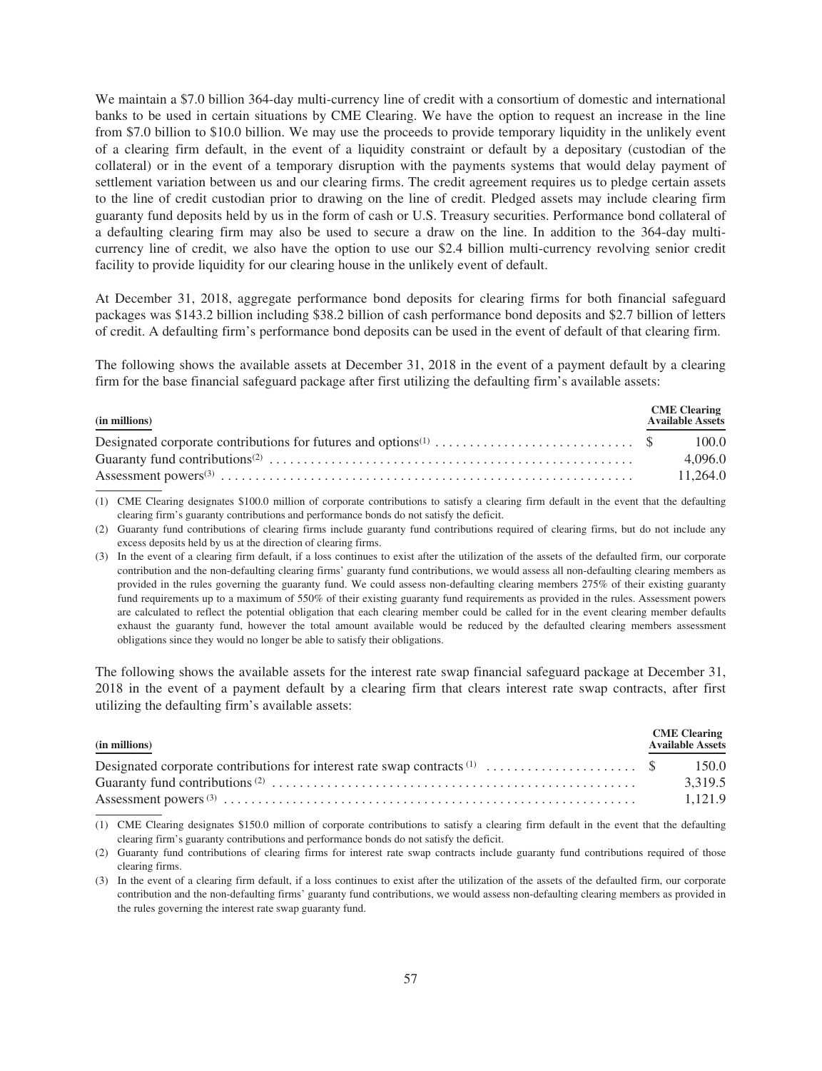We maintain a $7.0 billion 364-day multi-currency line of credit with a consortium of domestic and international banks to be used in certain situations by CME Clearing. We have the option to request an increase in the line from $7.0 billion to $10.0 billion. We may use the proceeds to provide temporary liquidity in the unlikely event of a clearing firm default, in the event of a liquidity constraint or default by a depositary (custodian of the collateral) or in the event of a temporary disruption with the payments systems that would delay payment of settlement variation between us and our clearing firms. The credit agreement requires us to pledge certain assets to the line of credit custodian prior to drawing on the line of credit. Pledged assets may include clearing firm guaranty fund deposits held by us in the form of cash or U.S. Treasury securities. Performance bond collateral of a defaulting clearing firm may also be used to secure a draw on the line. In addition to the 364-day multi-currency line of credit, we also have the option to use our $2.4 billion multi-currency revolving senior credit facility to provide liquidity for our clearing house in the unlikely event of default.

At December 31, 2018, aggregate performance bond deposits for clearing firms for both financial safeguard packages was $143.2 billion including $38.2 billion of cash performance bond deposits and $2.7 billion of letters of credit. A defaulting firm's performance bond deposits can be used in the event of default of that clearing firm.

The following shows the available assets at December 31, 2018 in the event of a payment default by a clearing firm for the base financial safeguard package after first utilizing the defaulting firm's available assets:

| (in millions) | CME Clearing Available Assets |
|---|---|
| Designated corporate contributions for futures and options[(1)] | $ 100.0 |
| Guaranty fund contributions[(2)] | 4,096.0 |
| Assessment powers[(3)] | 11,264.0 |

(1) CME Clearing designates $100.0 million of corporate contributions to satisfy a clearing firm default in the event that the defaulting clearing firm's guaranty contributions and performance bonds do not satisfy the deficit.

(2) Guaranty fund contributions of clearing firms include guaranty fund contributions required of clearing firms, but do not include any excess deposits held by us at the direction of clearing firms.

(3) In the event of a clearing firm default, if a loss continues to exist after the utilization of the assets of the defaulted firm, our corporate contribution and the non-defaulting clearing firms' guaranty fund contributions, we would assess all non-defaulting clearing members as provided in the rules governing the guaranty fund. We could assess non-defaulting clearing members 275% of their existing guaranty fund requirements up to a maximum of 550% of their existing guaranty fund requirements as provided in the rules. Assessment powers are calculated to reflect the potential obligation that each clearing member could be called for in the event clearing member defaults exhaust the guaranty fund, however the total amount available would be reduced by the defaulted clearing members assessment obligations since they would no longer be able to satisfy their obligations.

The following shows the available assets for the interest rate swap financial safeguard package at December 31, 2018 in the event of a payment default by a clearing firm that clears interest rate swap contracts, after first utilizing the defaulting firm's available assets:

| (in millions) | CME Clearing Available Assets |
|---|---|
| Designated corporate contributions for interest rate swap contracts[(1)] | $ 150.0 |
| Guaranty fund contributions[(2)] | 3,319.5 |
| Assessment powers[(3)] | 1,121.9 |

(1) CME Clearing designates $150.0 million of corporate contributions to satisfy a clearing firm default in the event that the defaulting clearing firm's guaranty contributions and performance bonds do not satisfy the deficit.

(2) Guaranty fund contributions of clearing firms for interest rate swap contracts include guaranty fund contributions required of those clearing firms.

(3) In the event of a clearing firm default, if a loss continues to exist after the utilization of the assets of the defaulted firm, our corporate contribution and the non-defaulting firms' guaranty fund contributions, we would assess non-defaulting clearing members as provided in the rules governing the interest rate swap guaranty fund.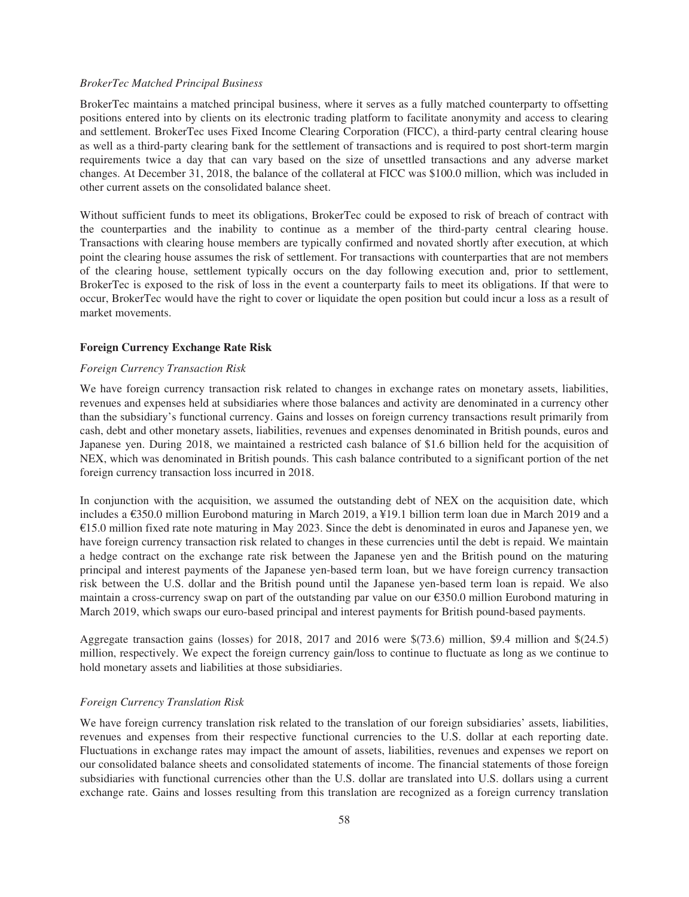*BrokerTec Matched Principal Business*

BrokerTec maintains a matched principal business, where it serves as a fully matched counterparty to offsetting positions entered into by clients on its electronic trading platform to facilitate anonymity and access to clearing and settlement. BrokerTec uses Fixed Income Clearing Corporation (FICC), a third-party central clearing house as well as a third-party clearing bank for the settlement of transactions and is required to post short-term margin requirements twice a day that can vary based on the size of unsettled transactions and any adverse market changes. At December 31, 2018, the balance of the collateral at FICC was $100.0 million, which was included in other current assets on the consolidated balance sheet.

Without sufficient funds to meet its obligations, BrokerTec could be exposed to risk of breach of contract with the counterparties and the inability to continue as a member of the third-party central clearing house. Transactions with clearing house members are typically confirmed and novated shortly after execution, at which point the clearing house assumes the risk of settlement. For transactions with counterparties that are not members of the clearing house, settlement typically occurs on the day following execution and, prior to settlement, BrokerTec is exposed to the risk of loss in the event a counterparty fails to meet its obligations. If that were to occur, BrokerTec would have the right to cover or liquidate the open position but could incur a loss as a result of market movements.

**Foreign Currency Exchange Rate Risk**

*Foreign Currency Transaction Risk*

We have foreign currency transaction risk related to changes in exchange rates on monetary assets, liabilities, revenues and expenses held at subsidiaries where those balances and activity are denominated in a currency other than the subsidiary's functional currency. Gains and losses on foreign currency transactions result primarily from cash, debt and other monetary assets, liabilities, revenues and expenses denominated in British pounds, euros and Japanese yen. During 2018, we maintained a restricted cash balance of $1.6 billion held for the acquisition of NEX, which was denominated in British pounds. This cash balance contributed to a significant portion of the net foreign currency transaction loss incurred in 2018.

In conjunction with the acquisition, we assumed the outstanding debt of NEX on the acquisition date, which includes a €350.0 million Eurobond maturing in March 2019, a ¥19.1 billion term loan due in March 2019 and a €15.0 million fixed rate note maturing in May 2023. Since the debt is denominated in euros and Japanese yen, we have foreign currency transaction risk related to changes in these currencies until the debt is repaid. We maintain a hedge contract on the exchange rate risk between the Japanese yen and the British pound on the maturing principal and interest payments of the Japanese yen-based term loan, but we have foreign currency transaction risk between the U.S. dollar and the British pound until the Japanese yen-based term loan is repaid. We also maintain a cross-currency swap on part of the outstanding par value on our €350.0 million Eurobond maturing in March 2019, which swaps our euro-based principal and interest payments for British pound-based payments.

Aggregate transaction gains (losses) for 2018, 2017 and 2016 were $(73.6) million, $9.4 million and $(24.5) million, respectively. We expect the foreign currency gain/loss to continue to fluctuate as long as we continue to hold monetary assets and liabilities at those subsidiaries.

*Foreign Currency Translation Risk*

We have foreign currency translation risk related to the translation of our foreign subsidiaries' assets, liabilities, revenues and expenses from their respective functional currencies to the U.S. dollar at each reporting date. Fluctuations in exchange rates may impact the amount of assets, liabilities, revenues and expenses we report on our consolidated balance sheets and consolidated statements of income. The financial statements of those foreign subsidiaries with functional currencies other than the U.S. dollar are translated into U.S. dollars using a current exchange rate. Gains and losses resulting from this translation are recognized as a foreign currency translation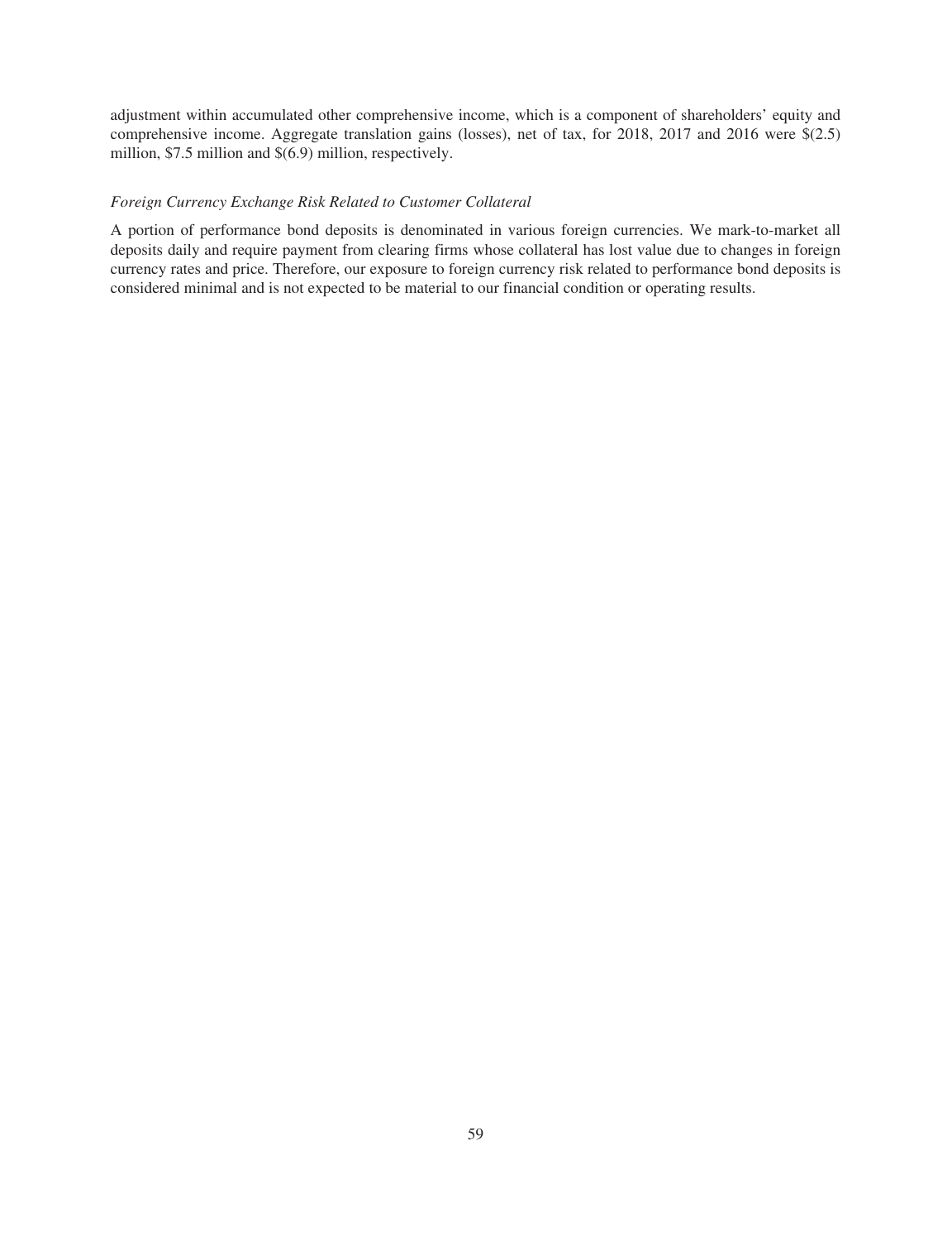adjustment within accumulated other comprehensive income, which is a component of shareholders' equity and comprehensive income. Aggregate translation gains (losses), net of tax, for 2018, 2017 and 2016 were $(2.5) million, $7.5 million and $(6.9) million, respectively.

*Foreign Currency Exchange Risk Related to Customer Collateral*

A portion of performance bond deposits is denominated in various foreign currencies. We mark-to-market all deposits daily and require payment from clearing firms whose collateral has lost value due to changes in foreign currency rates and price. Therefore, our exposure to foreign currency risk related to performance bond deposits is considered minimal and is not expected to be material to our financial condition or operating results.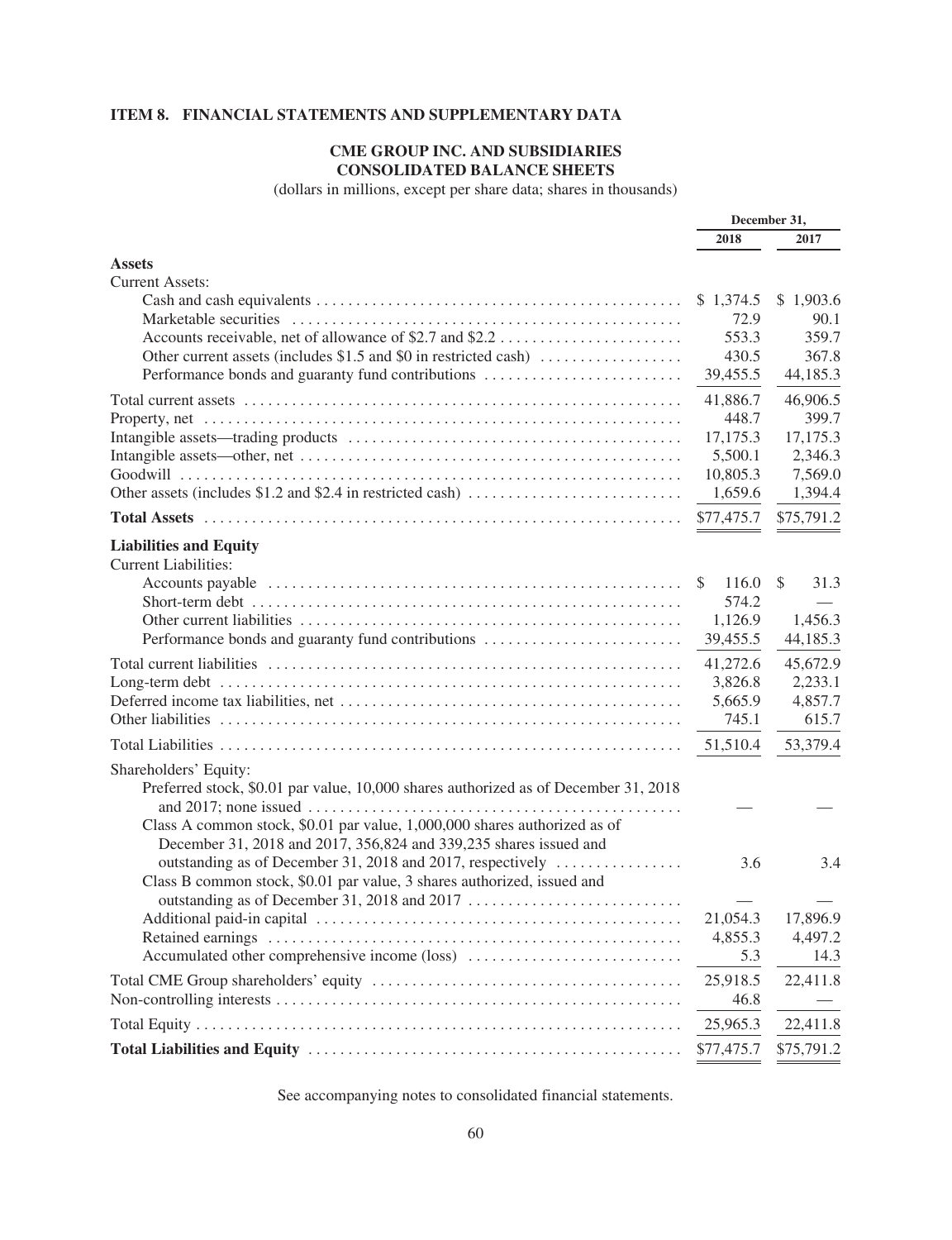## ITEM 8. FINANCIAL STATEMENTS AND SUPPLEMENTARY DATA

### CME GROUP INC. AND SUBSIDIARIES
### CONSOLIDATED BALANCE SHEETS

(dollars in millions, except per share data; shares in thousands)

| | December 31, 2018 | December 31, 2017 |
|---|---|---|
| **Assets** | | |
| Current Assets: | | |
| Cash and cash equivalents | $ 1,374.5 | $ 1,903.6 |
| Marketable securities | 72.9 | 90.1 |
| Accounts receivable, net of allowance of $2.7 and $2.2 | 553.3 | 359.7 |
| Other current assets (includes $1.5 and $0 in restricted cash) | 430.5 | 367.8 |
| Performance bonds and guaranty fund contributions | 39,455.5 | 44,185.3 |
| Total current assets | 41,886.7 | 46,906.5 |
| Property, net | 448.7 | 399.7 |
| Intangible assets—trading products | 17,175.3 | 17,175.3 |
| Intangible assets—other, net | 5,500.1 | 2,346.3 |
| Goodwill | 10,805.3 | 7,569.0 |
| Other assets (includes $1.2 and $2.4 in restricted cash) | 1,659.6 | 1,394.4 |
| **Total Assets** | $77,475.7 | $75,791.2 |
| **Liabilities and Equity** | | |
| Current Liabilities: | | |
| Accounts payable | $ 116.0 | $ 31.3 |
| Short-term debt | 574.2 | — |
| Other current liabilities | 1,126.9 | 1,456.3 |
| Performance bonds and guaranty fund contributions | 39,455.5 | 44,185.3 |
| Total current liabilities | 41,272.6 | 45,672.9 |
| Long-term debt | 3,826.8 | 2,233.1 |
| Deferred income tax liabilities, net | 5,665.9 | 4,857.7 |
| Other liabilities | 745.1 | 615.7 |
| Total Liabilities | 51,510.4 | 53,379.4 |
| Shareholders' Equity: | | |
| Preferred stock, $0.01 par value, 10,000 shares authorized as of December 31, 2018 and 2017; none issued | — | — |
| Class A common stock, $0.01 par value, 1,000,000 shares authorized as of December 31, 2018 and 2017, 356,824 and 339,235 shares issued and outstanding as of December 31, 2018 and 2017, respectively | 3.6 | 3.4 |
| Class B common stock, $0.01 par value, 3 shares authorized, issued and outstanding as of December 31, 2018 and 2017 | — | — |
| Additional paid-in capital | 21,054.3 | 17,896.9 |
| Retained earnings | 4,855.3 | 4,497.2 |
| Accumulated other comprehensive income (loss) | 5.3 | 14.3 |
| Total CME Group shareholders' equity | 25,918.5 | 22,411.8 |
| Non-controlling interests | 46.8 | — |
| Total Equity | 25,965.3 | 22,411.8 |
| **Total Liabilities and Equity** | $77,475.7 | $75,791.2 |

See accompanying notes to consolidated financial statements.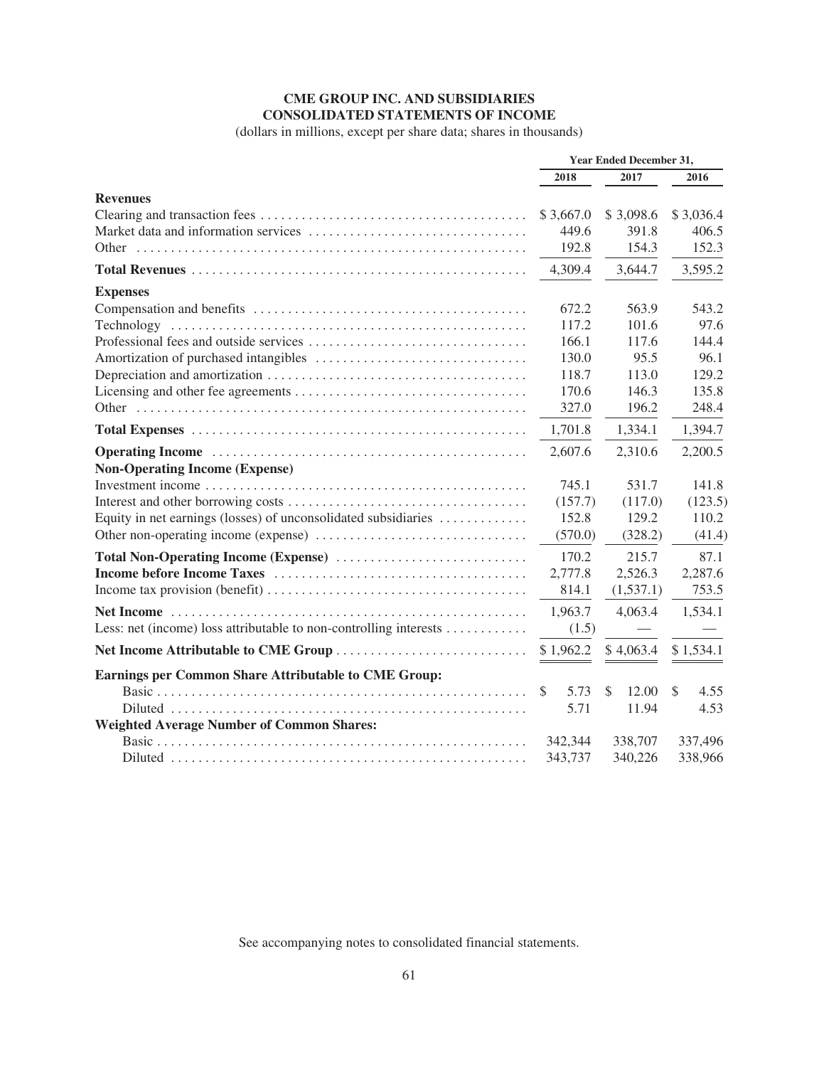# CME GROUP INC. AND SUBSIDIARIES
# CONSOLIDATED STATEMENTS OF INCOME

(dollars in millions, except per share data; shares in thousands)

| | Year Ended December 31, | | |
|---|---|---|---|
| | **2018** | **2017** | **2016** |
| **Revenues** | | | |
| Clearing and transaction fees | $ 3,667.0 | $ 3,098.6 | $ 3,036.4 |
| Market data and information services | 449.6 | 391.8 | 406.5 |
| Other | 192.8 | 154.3 | 152.3 |
| **Total Revenues** | 4,309.4 | 3,644.7 | 3,595.2 |
| **Expenses** | | | |
| Compensation and benefits | 672.2 | 563.9 | 543.2 |
| Technology | 117.2 | 101.6 | 97.6 |
| Professional fees and outside services | 166.1 | 117.6 | 144.4 |
| Amortization of purchased intangibles | 130.0 | 95.5 | 96.1 |
| Depreciation and amortization | 118.7 | 113.0 | 129.2 |
| Licensing and other fee agreements | 170.6 | 146.3 | 135.8 |
| Other | 327.0 | 196.2 | 248.4 |
| **Total Expenses** | 1,701.8 | 1,334.1 | 1,394.7 |
| **Operating Income** | 2,607.6 | 2,310.6 | 2,200.5 |
| **Non-Operating Income (Expense)** | | | |
| Investment income | 745.1 | 531.7 | 141.8 |
| Interest and other borrowing costs | (157.7) | (117.0) | (123.5) |
| Equity in net earnings (losses) of unconsolidated subsidiaries | 152.8 | 129.2 | 110.2 |
| Other non-operating income (expense) | (570.0) | (328.2) | (41.4) |
| **Total Non-Operating Income (Expense)** | 170.2 | 215.7 | 87.1 |
| **Income before Income Taxes** | 2,777.8 | 2,526.3 | 2,287.6 |
| Income tax provision (benefit) | 814.1 | (1,537.1) | 753.5 |
| **Net Income** | 1,963.7 | 4,063.4 | 1,534.1 |
| Less: net (income) loss attributable to non-controlling interests | (1.5) | — | — |
| **Net Income Attributable to CME Group** | $ 1,962.2 | $ 4,063.4 | $ 1,534.1 |
| **Earnings per Common Share Attributable to CME Group:** | | | |
| Basic | $ 5.73 | $ 12.00 | $ 4.55 |
| Diluted | 5.71 | 11.94 | 4.53 |
| **Weighted Average Number of Common Shares:** | | | |
| Basic | 342,344 | 338,707 | 337,496 |
| Diluted | 343,737 | 340,226 | 338,966 |

See accompanying notes to consolidated financial statements.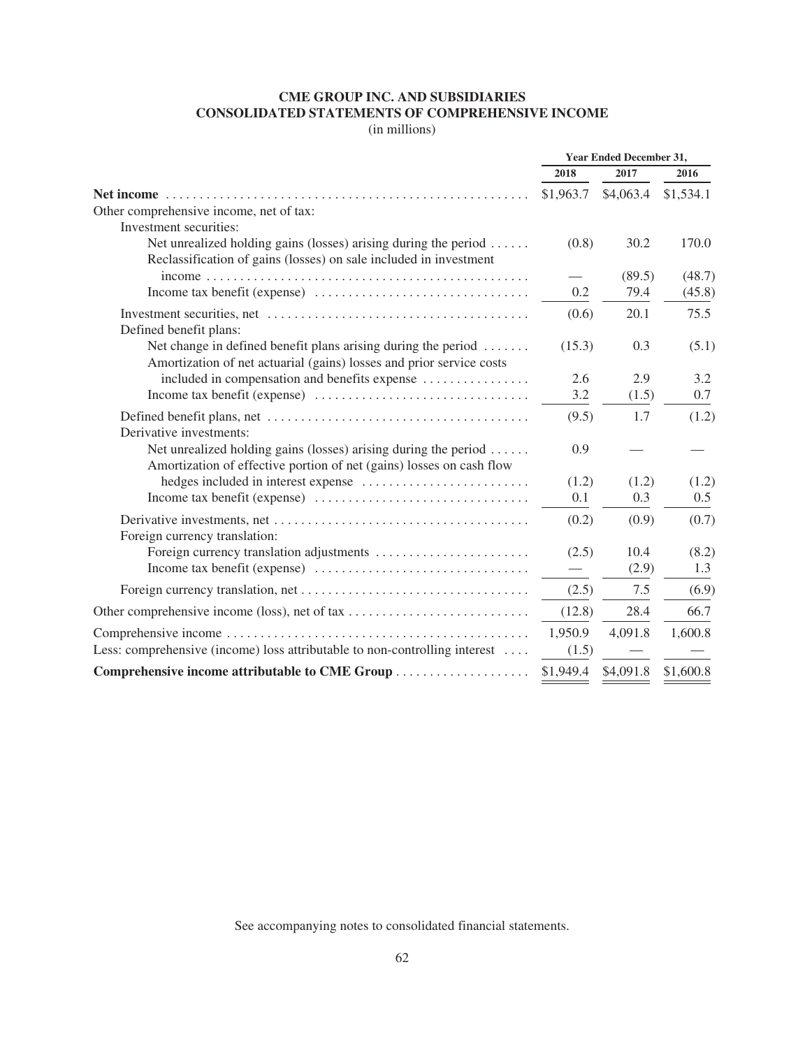# CME GROUP INC. AND SUBSIDIARIES
# CONSOLIDATED STATEMENTS OF COMPREHENSIVE INCOME

(in millions)

| | Year Ended December 31, | | |
|---|---|---|---|
| | 2018 | 2017 | 2016 |
| **Net income** | $1,963.7 | $4,063.4 | $1,534.1 |
| Other comprehensive income, net of tax: | | | |
| Investment securities: | | | |
| Net unrealized holding gains (losses) arising during the period | (0.8) | 30.2 | 170.0 |
| Reclassification of gains (losses) on sale included in investment income | — | (89.5) | (48.7) |
| Income tax benefit (expense) | 0.2 | 79.4 | (45.8) |
| Investment securities, net | (0.6) | 20.1 | 75.5 |
| Defined benefit plans: | | | |
| Net change in defined benefit plans arising during the period | (15.3) | 0.3 | (5.1) |
| Amortization of net actuarial (gains) losses and prior service costs included in compensation and benefits expense | 2.6 | 2.9 | 3.2 |
| Income tax benefit (expense) | 3.2 | (1.5) | 0.7 |
| Defined benefit plans, net | (9.5) | 1.7 | (1.2) |
| Derivative investments: | | | |
| Net unrealized holding gains (losses) arising during the period | 0.9 | — | — |
| Amortization of effective portion of net (gains) losses on cash flow hedges included in interest expense | (1.2) | (1.2) | (1.2) |
| Income tax benefit (expense) | 0.1 | 0.3 | 0.5 |
| Derivative investments, net | (0.2) | (0.9) | (0.7) |
| Foreign currency translation: | | | |
| Foreign currency translation adjustments | (2.5) | 10.4 | (8.2) |
| Income tax benefit (expense) | — | (2.9) | 1.3 |
| Foreign currency translation, net | (2.5) | 7.5 | (6.9) |
| Other comprehensive income (loss), net of tax | (12.8) | 28.4 | 66.7 |
| Comprehensive income | 1,950.9 | 4,091.8 | 1,600.8 |
| Less: comprehensive (income) loss attributable to non-controlling interest | (1.5) | — | — |
| **Comprehensive income attributable to CME Group** | $1,949.4 | $4,091.8 | $1,600.8 |

See accompanying notes to consolidated financial statements.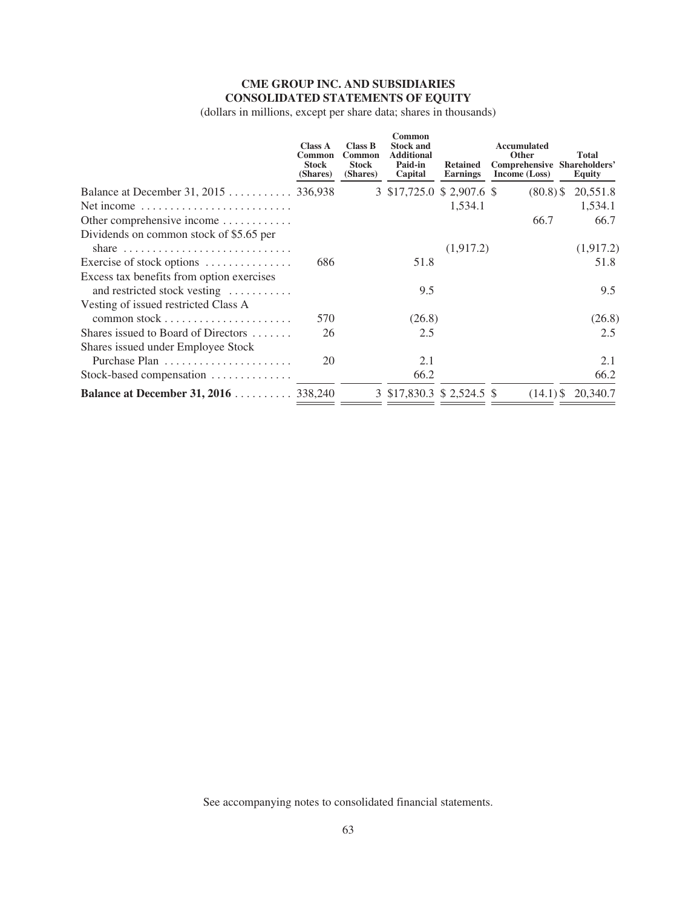# CME GROUP INC. AND SUBSIDIARIES
## CONSOLIDATED STATEMENTS OF EQUITY

(dollars in millions, except per share data; shares in thousands)

| | Class A Common Stock (Shares) | Class B Common Stock (Shares) | Common Stock and Additional Paid-in Capital | Retained Earnings | Accumulated Other Comprehensive Income (Loss) | Total Shareholders' Equity |
|---|---|---|---|---|---|---|
| Balance at December 31, 2015 | 336,938 | 3 | $17,725.0 | $ 2,907.6 | $ (80.8) | $ 20,551.8 |
| Net income | | | | 1,534.1 | | 1,534.1 |
| Other comprehensive income | | | | | 66.7 | 66.7 |
| Dividends on common stock of $5.65 per share | | | | (1,917.2) | | (1,917.2) |
| Exercise of stock options | 686 | | 51.8 | | | 51.8 |
| Excess tax benefits from option exercises and restricted stock vesting | | | 9.5 | | | 9.5 |
| Vesting of issued restricted Class A common stock | 570 | | (26.8) | | | (26.8) |
| Shares issued to Board of Directors | 26 | | 2.5 | | | 2.5 |
| Shares issued under Employee Stock Purchase Plan | 20 | | 2.1 | | | 2.1 |
| Stock-based compensation | | | 66.2 | | | 66.2 |
| **Balance at December 31, 2016** | 338,240 | 3 | $17,830.3 | $ 2,524.5 | $ (14.1) | $ 20,340.7 |

See accompanying notes to consolidated financial statements.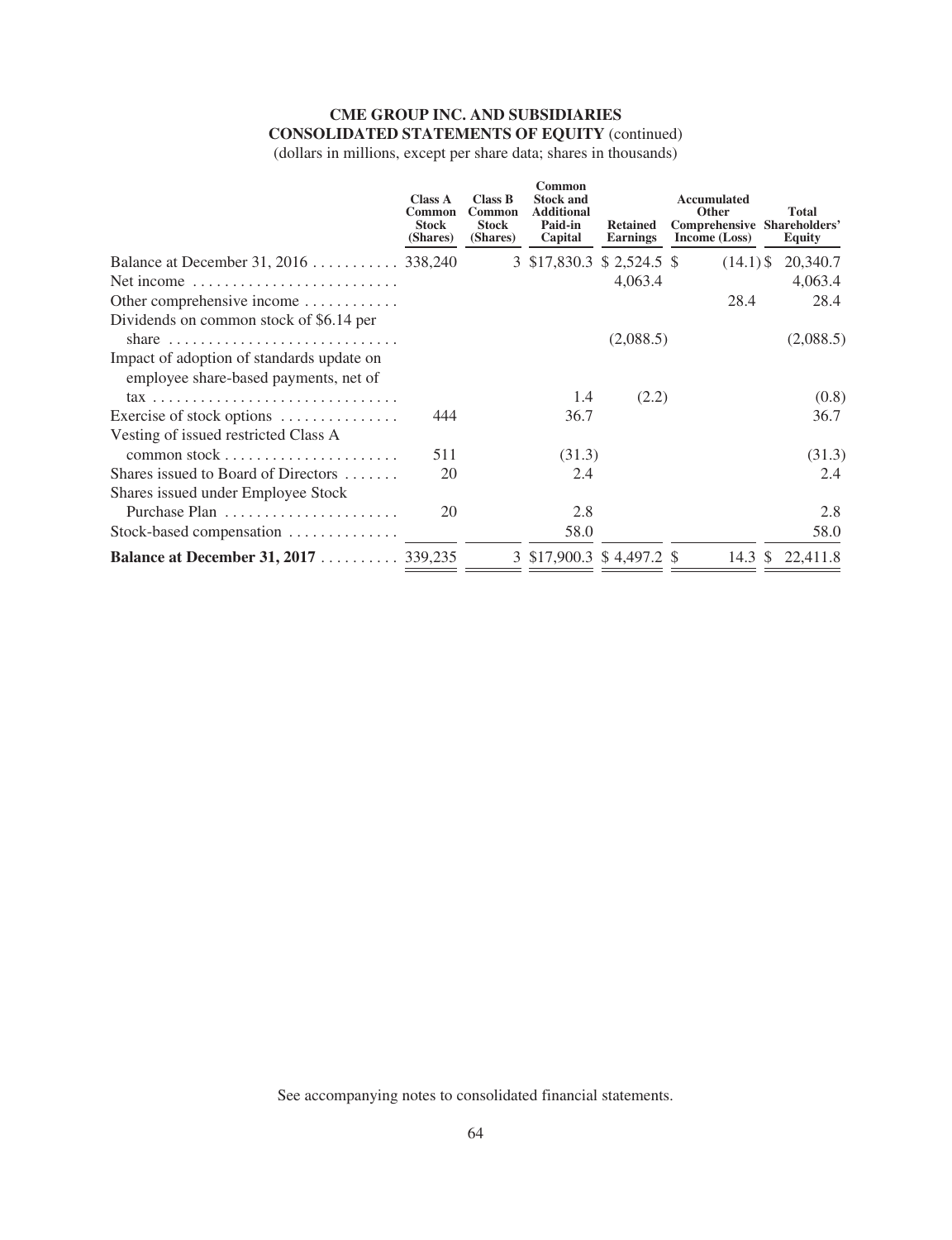**CME GROUP INC. AND SUBSIDIARIES**
**CONSOLIDATED STATEMENTS OF EQUITY** (continued)
(dollars in millions, except per share data; shares in thousands)

| | Class A Common Stock (Shares) | Class B Common Stock (Shares) | Common Stock and Additional Paid-in Capital | Retained Earnings | Accumulated Other Comprehensive Income (Loss) | Total Shareholders' Equity |
|---|---|---|---|---|---|---|
| Balance at December 31, 2016 | 338,240 | 3 | $17,830.3 | $ 2,524.5 | $ (14.1) | $ 20,340.7 |
| Net income | | | | 4,063.4 | | 4,063.4 |
| Other comprehensive income | | | | | 28.4 | 28.4 |
| Dividends on common stock of $6.14 per share | | | | (2,088.5) | | (2,088.5) |
| Impact of adoption of standards update on employee share-based payments, net of tax | | | 1.4 | (2.2) | | (0.8) |
| Exercise of stock options | 444 | | 36.7 | | | 36.7 |
| Vesting of issued restricted Class A common stock | 511 | | (31.3) | | | (31.3) |
| Shares issued to Board of Directors | 20 | | 2.4 | | | 2.4 |
| Shares issued under Employee Stock Purchase Plan | 20 | | 2.8 | | | 2.8 |
| Stock-based compensation | | | 58.0 | | | 58.0 |
| **Balance at December 31, 2017** | 339,235 | 3 | $17,900.3 | $ 4,497.2 | $ 14.3 | $ 22,411.8 |

See accompanying notes to consolidated financial statements.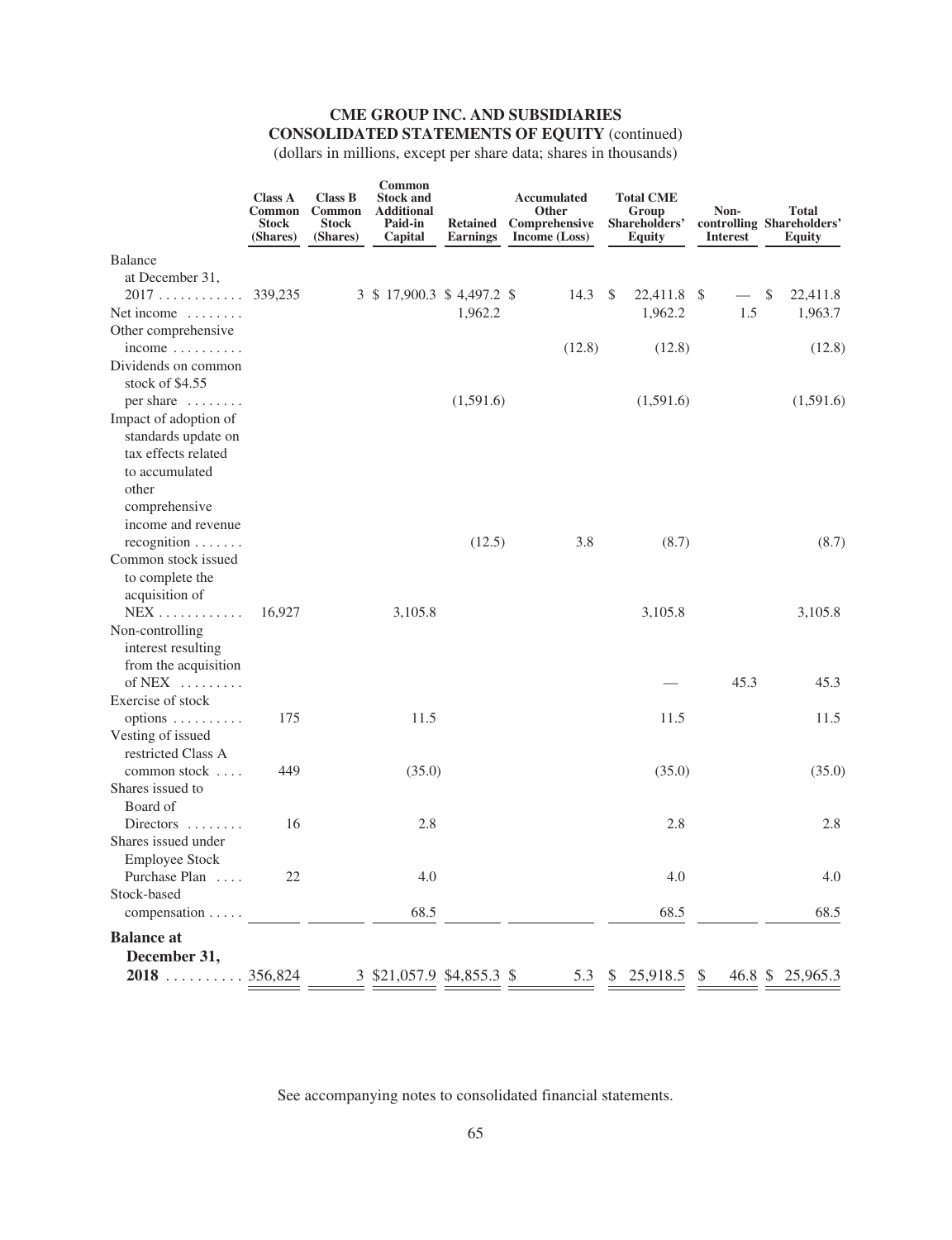# CME GROUP INC. AND SUBSIDIARIES

## CONSOLIDATED STATEMENTS OF EQUITY (continued)

(dollars in millions, except per share data; shares in thousands)

| | Class A Common Stock (Shares) | Class B Common Stock (Shares) | Common Stock and Additional Paid-in Capital | Retained Earnings | Accumulated Other Comprehensive Income (Loss) | Total CME Group Shareholders' Equity | Non-controlling Interest | Total Shareholders' Equity |
|---|---|---|---|---|---|---|---|---|
| Balance at December 31, 2017 | 339,235 | 3 | $ 17,900.3 | $ 4,497.2 | $ 14.3 | $ 22,411.8 | $ — | $ 22,411.8 |
| Net income | | | | 1,962.2 | | 1,962.2 | 1.5 | 1,963.7 |
| Other comprehensive income | | | | | (12.8) | (12.8) | | (12.8) |
| Dividends on common stock of $4.55 per share | | | | (1,591.6) | | (1,591.6) | | (1,591.6) |
| Impact of adoption of standards update on tax effects related to accumulated other comprehensive income and revenue recognition | | | | (12.5) | 3.8 | (8.7) | | (8.7) |
| Common stock issued to complete the acquisition of NEX | 16,927 | | 3,105.8 | | | 3,105.8 | | 3,105.8 |
| Non-controlling interest resulting from the acquisition of NEX | | | | | | — | 45.3 | 45.3 |
| Exercise of stock options | 175 | | 11.5 | | | 11.5 | | 11.5 |
| Vesting of issued restricted Class A common stock | 449 | | (35.0) | | | (35.0) | | (35.0) |
| Shares issued to Board of Directors | 16 | | 2.8 | | | 2.8 | | 2.8 |
| Shares issued under Employee Stock Purchase Plan | 22 | | 4.0 | | | 4.0 | | 4.0 |
| Stock-based compensation | | | 68.5 | | | 68.5 | | 68.5 |
| **Balance at December 31, 2018** | 356,824 | 3 | $21,057.9 | $4,855.3 | $ 5.3 | $ 25,918.5 | $ 46.8 | $ 25,965.3 |

See accompanying notes to consolidated financial statements.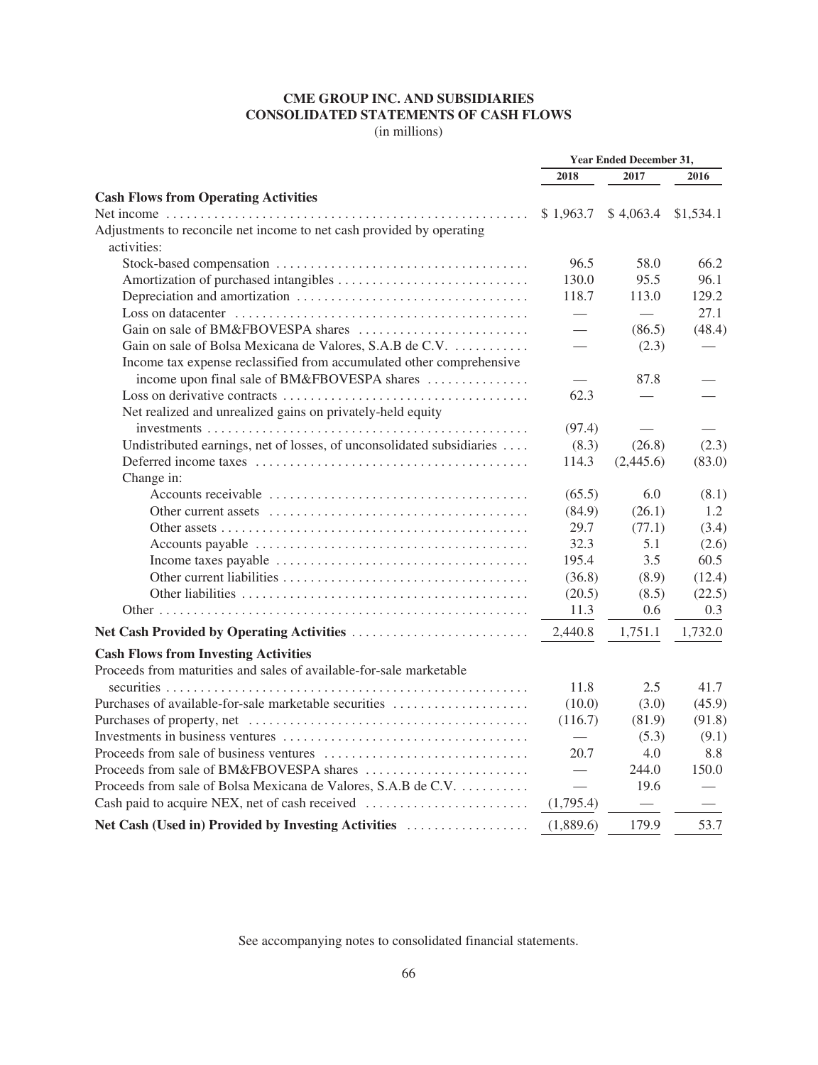# CME GROUP INC. AND SUBSIDIARIES
## CONSOLIDATED STATEMENTS OF CASH FLOWS
(in millions)

| | Year Ended December 31, | | |
|---|---|---|---|
| | 2018 | 2017 | 2016 |
| **Cash Flows from Operating Activities** | | | |
| Net income | $ 1,963.7 | $ 4,063.4 | $1,534.1 |
| Adjustments to reconcile net income to net cash provided by operating activities: | | | |
| Stock-based compensation | 96.5 | 58.0 | 66.2 |
| Amortization of purchased intangibles | 130.0 | 95.5 | 96.1 |
| Depreciation and amortization | 118.7 | 113.0 | 129.2 |
| Loss on datacenter | — | — | 27.1 |
| Gain on sale of BM&FBOVESPA shares | — | (86.5) | (48.4) |
| Gain on sale of Bolsa Mexicana de Valores, S.A.B de C.V. | — | (2.3) | — |
| Income tax expense reclassified from accumulated other comprehensive income upon final sale of BM&FBOVESPA shares | — | 87.8 | — |
| Loss on derivative contracts | 62.3 | — | — |
| Net realized and unrealized gains on privately-held equity investments | (97.4) | — | — |
| Undistributed earnings, net of losses, of unconsolidated subsidiaries | (8.3) | (26.8) | (2.3) |
| Deferred income taxes | 114.3 | (2,445.6) | (83.0) |
| Change in: | | | |
| Accounts receivable | (65.5) | 6.0 | (8.1) |
| Other current assets | (84.9) | (26.1) | 1.2 |
| Other assets | 29.7 | (77.1) | (3.4) |
| Accounts payable | 32.3 | 5.1 | (2.6) |
| Income taxes payable | 195.4 | 3.5 | 60.5 |
| Other current liabilities | (36.8) | (8.9) | (12.4) |
| Other liabilities | (20.5) | (8.5) | (22.5) |
| Other | 11.3 | 0.6 | 0.3 |
| **Net Cash Provided by Operating Activities** | 2,440.8 | 1,751.1 | 1,732.0 |
| **Cash Flows from Investing Activities** | | | |
| Proceeds from maturities and sales of available-for-sale marketable securities | 11.8 | 2.5 | 41.7 |
| Purchases of available-for-sale marketable securities | (10.0) | (3.0) | (45.9) |
| Purchases of property, net | (116.7) | (81.9) | (91.8) |
| Investments in business ventures | — | (5.3) | (9.1) |
| Proceeds from sale of business ventures | 20.7 | 4.0 | 8.8 |
| Proceeds from sale of BM&FBOVESPA shares | — | 244.0 | 150.0 |
| Proceeds from sale of Bolsa Mexicana de Valores, S.A.B de C.V. | — | 19.6 | — |
| Cash paid to acquire NEX, net of cash received | (1,795.4) | — | — |
| **Net Cash (Used in) Provided by Investing Activities** | (1,889.6) | 179.9 | 53.7 |

See accompanying notes to consolidated financial statements.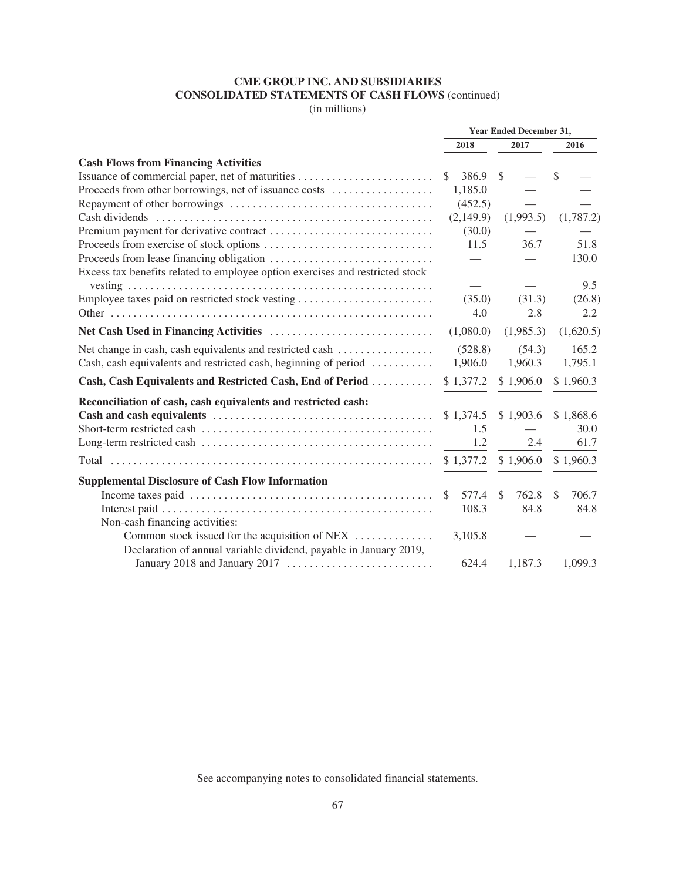# CME GROUP INC. AND SUBSIDIARIES
## CONSOLIDATED STATEMENTS OF CASH FLOWS (continued)
(in millions)

| | Year Ended December 31, | | |
|---|---|---|---|
| | 2018 | 2017 | 2016 |
| **Cash Flows from Financing Activities** | | | |
| Issuance of commercial paper, net of maturities | $ 386.9 | $ — | $ — |
| Proceeds from other borrowings, net of issuance costs | 1,185.0 | — | — |
| Repayment of other borrowings | (452.5) | — | — |
| Cash dividends | (2,149.9) | (1,993.5) | (1,787.2) |
| Premium payment for derivative contract | (30.0) | — | — |
| Proceeds from exercise of stock options | 11.5 | 36.7 | 51.8 |
| Proceeds from lease financing obligation | — | — | 130.0 |
| Excess tax benefits related to employee option exercises and restricted stock vesting | — | — | 9.5 |
| Employee taxes paid on restricted stock vesting | (35.0) | (31.3) | (26.8) |
| Other | 4.0 | 2.8 | 2.2 |
| **Net Cash Used in Financing Activities** | (1,080.0) | (1,985.3) | (1,620.5) |
| Net change in cash, cash equivalents and restricted cash | (528.8) | (54.3) | 165.2 |
| Cash, cash equivalents and restricted cash, beginning of period | 1,906.0 | 1,960.3 | 1,795.1 |
| **Cash, Cash Equivalents and Restricted Cash, End of Period** | $ 1,377.2 | $ 1,906.0 | $ 1,960.3 |
| **Reconciliation of cash, cash equivalents and restricted cash:** | | | |
| **Cash and cash equivalents** | $ 1,374.5 | $ 1,903.6 | $ 1,868.6 |
| Short-term restricted cash | 1.5 | — | 30.0 |
| Long-term restricted cash | 1.2 | 2.4 | 61.7 |
| Total | $ 1,377.2 | $ 1,906.0 | $ 1,960.3 |
| **Supplemental Disclosure of Cash Flow Information** | | | |
| Income taxes paid | $ 577.4 | $ 762.8 | $ 706.7 |
| Interest paid | 108.3 | 84.8 | 84.8 |
| Non-cash financing activities: | | | |
| Common stock issued for the acquisition of NEX | 3,105.8 | — | — |
| Declaration of annual variable dividend, payable in January 2019, January 2018 and January 2017 | 624.4 | 1,187.3 | 1,099.3 |

See accompanying notes to consolidated financial statements.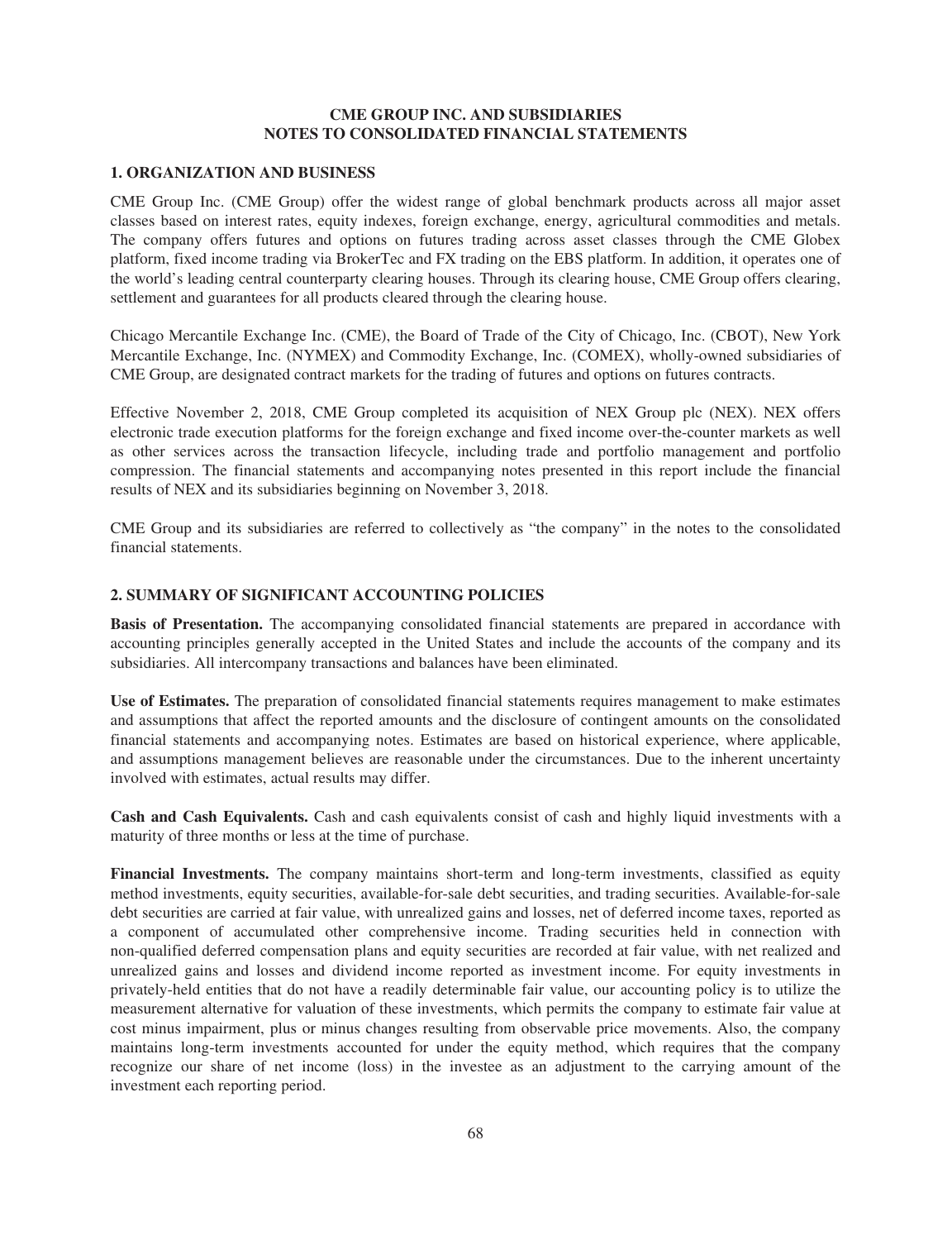# CME GROUP INC. AND SUBSIDIARIES
# NOTES TO CONSOLIDATED FINANCIAL STATEMENTS

## 1. ORGANIZATION AND BUSINESS

CME Group Inc. (CME Group) offer the widest range of global benchmark products across all major asset classes based on interest rates, equity indexes, foreign exchange, energy, agricultural commodities and metals. The company offers futures and options on futures trading across asset classes through the CME Globex platform, fixed income trading via BrokerTec and FX trading on the EBS platform. In addition, it operates one of the world's leading central counterparty clearing houses. Through its clearing house, CME Group offers clearing, settlement and guarantees for all products cleared through the clearing house.

Chicago Mercantile Exchange Inc. (CME), the Board of Trade of the City of Chicago, Inc. (CBOT), New York Mercantile Exchange, Inc. (NYMEX) and Commodity Exchange, Inc. (COMEX), wholly-owned subsidiaries of CME Group, are designated contract markets for the trading of futures and options on futures contracts.

Effective November 2, 2018, CME Group completed its acquisition of NEX Group plc (NEX). NEX offers electronic trade execution platforms for the foreign exchange and fixed income over-the-counter markets as well as other services across the transaction lifecycle, including trade and portfolio management and portfolio compression. The financial statements and accompanying notes presented in this report include the financial results of NEX and its subsidiaries beginning on November 3, 2018.

CME Group and its subsidiaries are referred to collectively as "the company" in the notes to the consolidated financial statements.

## 2. SUMMARY OF SIGNIFICANT ACCOUNTING POLICIES

**Basis of Presentation.** The accompanying consolidated financial statements are prepared in accordance with accounting principles generally accepted in the United States and include the accounts of the company and its subsidiaries. All intercompany transactions and balances have been eliminated.

**Use of Estimates.** The preparation of consolidated financial statements requires management to make estimates and assumptions that affect the reported amounts and the disclosure of contingent amounts on the consolidated financial statements and accompanying notes. Estimates are based on historical experience, where applicable, and assumptions management believes are reasonable under the circumstances. Due to the inherent uncertainty involved with estimates, actual results may differ.

**Cash and Cash Equivalents.** Cash and cash equivalents consist of cash and highly liquid investments with a maturity of three months or less at the time of purchase.

**Financial Investments.** The company maintains short-term and long-term investments, classified as equity method investments, equity securities, available-for-sale debt securities, and trading securities. Available-for-sale debt securities are carried at fair value, with unrealized gains and losses, net of deferred income taxes, reported as a component of accumulated other comprehensive income. Trading securities held in connection with non-qualified deferred compensation plans and equity securities are recorded at fair value, with net realized and unrealized gains and losses and dividend income reported as investment income. For equity investments in privately-held entities that do not have a readily determinable fair value, our accounting policy is to utilize the measurement alternative for valuation of these investments, which permits the company to estimate fair value at cost minus impairment, plus or minus changes resulting from observable price movements. Also, the company maintains long-term investments accounted for under the equity method, which requires that the company recognize our share of net income (loss) in the investee as an adjustment to the carrying amount of the investment each reporting period.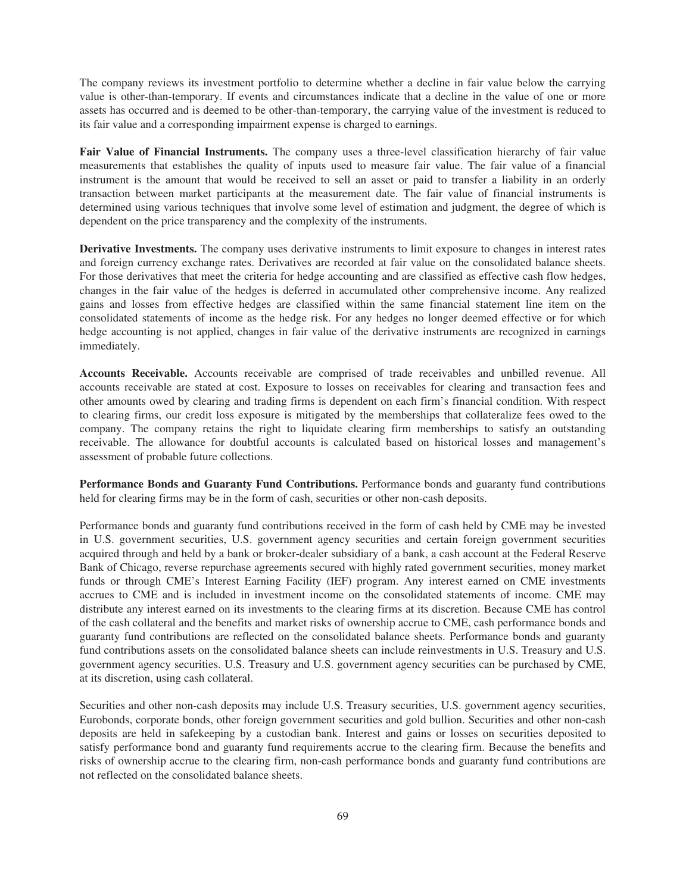The company reviews its investment portfolio to determine whether a decline in fair value below the carrying value is other-than-temporary. If events and circumstances indicate that a decline in the value of one or more assets has occurred and is deemed to be other-than-temporary, the carrying value of the investment is reduced to its fair value and a corresponding impairment expense is charged to earnings.

**Fair Value of Financial Instruments.** The company uses a three-level classification hierarchy of fair value measurements that establishes the quality of inputs used to measure fair value. The fair value of a financial instrument is the amount that would be received to sell an asset or paid to transfer a liability in an orderly transaction between market participants at the measurement date. The fair value of financial instruments is determined using various techniques that involve some level of estimation and judgment, the degree of which is dependent on the price transparency and the complexity of the instruments.

**Derivative Investments.** The company uses derivative instruments to limit exposure to changes in interest rates and foreign currency exchange rates. Derivatives are recorded at fair value on the consolidated balance sheets. For those derivatives that meet the criteria for hedge accounting and are classified as effective cash flow hedges, changes in the fair value of the hedges is deferred in accumulated other comprehensive income. Any realized gains and losses from effective hedges are classified within the same financial statement line item on the consolidated statements of income as the hedge risk. For any hedges no longer deemed effective or for which hedge accounting is not applied, changes in fair value of the derivative instruments are recognized in earnings immediately.

**Accounts Receivable.** Accounts receivable are comprised of trade receivables and unbilled revenue. All accounts receivable are stated at cost. Exposure to losses on receivables for clearing and transaction fees and other amounts owed by clearing and trading firms is dependent on each firm's financial condition. With respect to clearing firms, our credit loss exposure is mitigated by the memberships that collateralize fees owed to the company. The company retains the right to liquidate clearing firm memberships to satisfy an outstanding receivable. The allowance for doubtful accounts is calculated based on historical losses and management's assessment of probable future collections.

**Performance Bonds and Guaranty Fund Contributions.** Performance bonds and guaranty fund contributions held for clearing firms may be in the form of cash, securities or other non-cash deposits.

Performance bonds and guaranty fund contributions received in the form of cash held by CME may be invested in U.S. government securities, U.S. government agency securities and certain foreign government securities acquired through and held by a bank or broker-dealer subsidiary of a bank, a cash account at the Federal Reserve Bank of Chicago, reverse repurchase agreements secured with highly rated government securities, money market funds or through CME's Interest Earning Facility (IEF) program. Any interest earned on CME investments accrues to CME and is included in investment income on the consolidated statements of income. CME may distribute any interest earned on its investments to the clearing firms at its discretion. Because CME has control of the cash collateral and the benefits and market risks of ownership accrue to CME, cash performance bonds and guaranty fund contributions are reflected on the consolidated balance sheets. Performance bonds and guaranty fund contributions assets on the consolidated balance sheets can include reinvestments in U.S. Treasury and U.S. government agency securities. U.S. Treasury and U.S. government agency securities can be purchased by CME, at its discretion, using cash collateral.

Securities and other non-cash deposits may include U.S. Treasury securities, U.S. government agency securities, Eurobonds, corporate bonds, other foreign government securities and gold bullion. Securities and other non-cash deposits are held in safekeeping by a custodian bank. Interest and gains or losses on securities deposited to satisfy performance bond and guaranty fund requirements accrue to the clearing firm. Because the benefits and risks of ownership accrue to the clearing firm, non-cash performance bonds and guaranty fund contributions are not reflected on the consolidated balance sheets.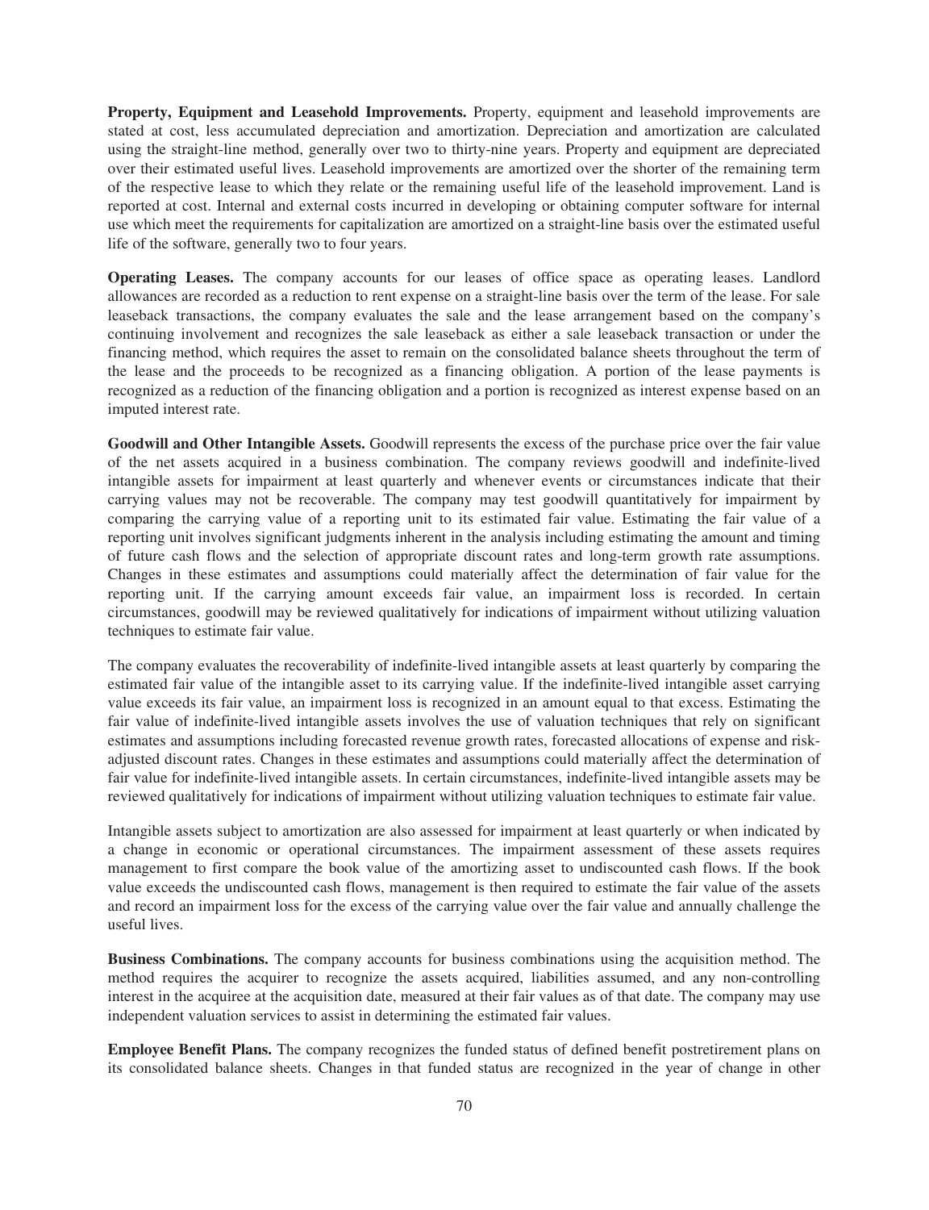**Property, Equipment and Leasehold Improvements.** Property, equipment and leasehold improvements are stated at cost, less accumulated depreciation and amortization. Depreciation and amortization are calculated using the straight-line method, generally over two to thirty-nine years. Property and equipment are depreciated over their estimated useful lives. Leasehold improvements are amortized over the shorter of the remaining term of the respective lease to which they relate or the remaining useful life of the leasehold improvement. Land is reported at cost. Internal and external costs incurred in developing or obtaining computer software for internal use which meet the requirements for capitalization are amortized on a straight-line basis over the estimated useful life of the software, generally two to four years.

**Operating Leases.** The company accounts for our leases of office space as operating leases. Landlord allowances are recorded as a reduction to rent expense on a straight-line basis over the term of the lease. For sale leaseback transactions, the company evaluates the sale and the lease arrangement based on the company's continuing involvement and recognizes the sale leaseback as either a sale leaseback transaction or under the financing method, which requires the asset to remain on the consolidated balance sheets throughout the term of the lease and the proceeds to be recognized as a financing obligation. A portion of the lease payments is recognized as a reduction of the financing obligation and a portion is recognized as interest expense based on an imputed interest rate.

**Goodwill and Other Intangible Assets.** Goodwill represents the excess of the purchase price over the fair value of the net assets acquired in a business combination. The company reviews goodwill and indefinite-lived intangible assets for impairment at least quarterly and whenever events or circumstances indicate that their carrying values may not be recoverable. The company may test goodwill quantitatively for impairment by comparing the carrying value of a reporting unit to its estimated fair value. Estimating the fair value of a reporting unit involves significant judgments inherent in the analysis including estimating the amount and timing of future cash flows and the selection of appropriate discount rates and long-term growth rate assumptions. Changes in these estimates and assumptions could materially affect the determination of fair value for the reporting unit. If the carrying amount exceeds fair value, an impairment loss is recorded. In certain circumstances, goodwill may be reviewed qualitatively for indications of impairment without utilizing valuation techniques to estimate fair value.

The company evaluates the recoverability of indefinite-lived intangible assets at least quarterly by comparing the estimated fair value of the intangible asset to its carrying value. If the indefinite-lived intangible asset carrying value exceeds its fair value, an impairment loss is recognized in an amount equal to that excess. Estimating the fair value of indefinite-lived intangible assets involves the use of valuation techniques that rely on significant estimates and assumptions including forecasted revenue growth rates, forecasted allocations of expense and risk-adjusted discount rates. Changes in these estimates and assumptions could materially affect the determination of fair value for indefinite-lived intangible assets. In certain circumstances, indefinite-lived intangible assets may be reviewed qualitatively for indications of impairment without utilizing valuation techniques to estimate fair value.

Intangible assets subject to amortization are also assessed for impairment at least quarterly or when indicated by a change in economic or operational circumstances. The impairment assessment of these assets requires management to first compare the book value of the amortizing asset to undiscounted cash flows. If the book value exceeds the undiscounted cash flows, management is then required to estimate the fair value of the assets and record an impairment loss for the excess of the carrying value over the fair value and annually challenge the useful lives.

**Business Combinations.** The company accounts for business combinations using the acquisition method. The method requires the acquirer to recognize the assets acquired, liabilities assumed, and any non-controlling interest in the acquiree at the acquisition date, measured at their fair values as of that date. The company may use independent valuation services to assist in determining the estimated fair values.

**Employee Benefit Plans.** The company recognizes the funded status of defined benefit postretirement plans on its consolidated balance sheets. Changes in that funded status are recognized in the year of change in other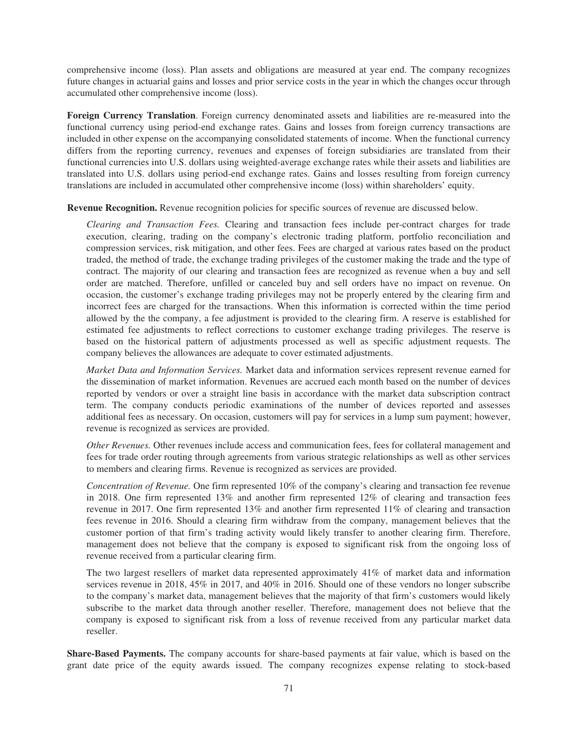comprehensive income (loss). Plan assets and obligations are measured at year end. The company recognizes future changes in actuarial gains and losses and prior service costs in the year in which the changes occur through accumulated other comprehensive income (loss).

**Foreign Currency Translation**. Foreign currency denominated assets and liabilities are re-measured into the functional currency using period-end exchange rates. Gains and losses from foreign currency transactions are included in other expense on the accompanying consolidated statements of income. When the functional currency differs from the reporting currency, revenues and expenses of foreign subsidiaries are translated from their functional currencies into U.S. dollars using weighted-average exchange rates while their assets and liabilities are translated into U.S. dollars using period-end exchange rates. Gains and losses resulting from foreign currency translations are included in accumulated other comprehensive income (loss) within shareholders' equity.

**Revenue Recognition.** Revenue recognition policies for specific sources of revenue are discussed below.

*Clearing and Transaction Fees.* Clearing and transaction fees include per-contract charges for trade execution, clearing, trading on the company's electronic trading platform, portfolio reconciliation and compression services, risk mitigation, and other fees. Fees are charged at various rates based on the product traded, the method of trade, the exchange trading privileges of the customer making the trade and the type of contract. The majority of our clearing and transaction fees are recognized as revenue when a buy and sell order are matched. Therefore, unfilled or canceled buy and sell orders have no impact on revenue. On occasion, the customer's exchange trading privileges may not be properly entered by the clearing firm and incorrect fees are charged for the transactions. When this information is corrected within the time period allowed by the the company, a fee adjustment is provided to the clearing firm. A reserve is established for estimated fee adjustments to reflect corrections to customer exchange trading privileges. The reserve is based on the historical pattern of adjustments processed as well as specific adjustment requests. The company believes the allowances are adequate to cover estimated adjustments.

*Market Data and Information Services.* Market data and information services represent revenue earned for the dissemination of market information. Revenues are accrued each month based on the number of devices reported by vendors or over a straight line basis in accordance with the market data subscription contract term. The company conducts periodic examinations of the number of devices reported and assesses additional fees as necessary. On occasion, customers will pay for services in a lump sum payment; however, revenue is recognized as services are provided.

*Other Revenues.* Other revenues include access and communication fees, fees for collateral management and fees for trade order routing through agreements from various strategic relationships as well as other services to members and clearing firms. Revenue is recognized as services are provided.

*Concentration of Revenue.* One firm represented 10% of the company's clearing and transaction fee revenue in 2018. One firm represented 13% and another firm represented 12% of clearing and transaction fees revenue in 2017. One firm represented 13% and another firm represented 11% of clearing and transaction fees revenue in 2016. Should a clearing firm withdraw from the company, management believes that the customer portion of that firm's trading activity would likely transfer to another clearing firm. Therefore, management does not believe that the company is exposed to significant risk from the ongoing loss of revenue received from a particular clearing firm.

The two largest resellers of market data represented approximately 41% of market data and information services revenue in 2018, 45% in 2017, and 40% in 2016. Should one of these vendors no longer subscribe to the company's market data, management believes that the majority of that firm's customers would likely subscribe to the market data through another reseller. Therefore, management does not believe that the company is exposed to significant risk from a loss of revenue received from any particular market data reseller.

**Share-Based Payments.** The company accounts for share-based payments at fair value, which is based on the grant date price of the equity awards issued. The company recognizes expense relating to stock-based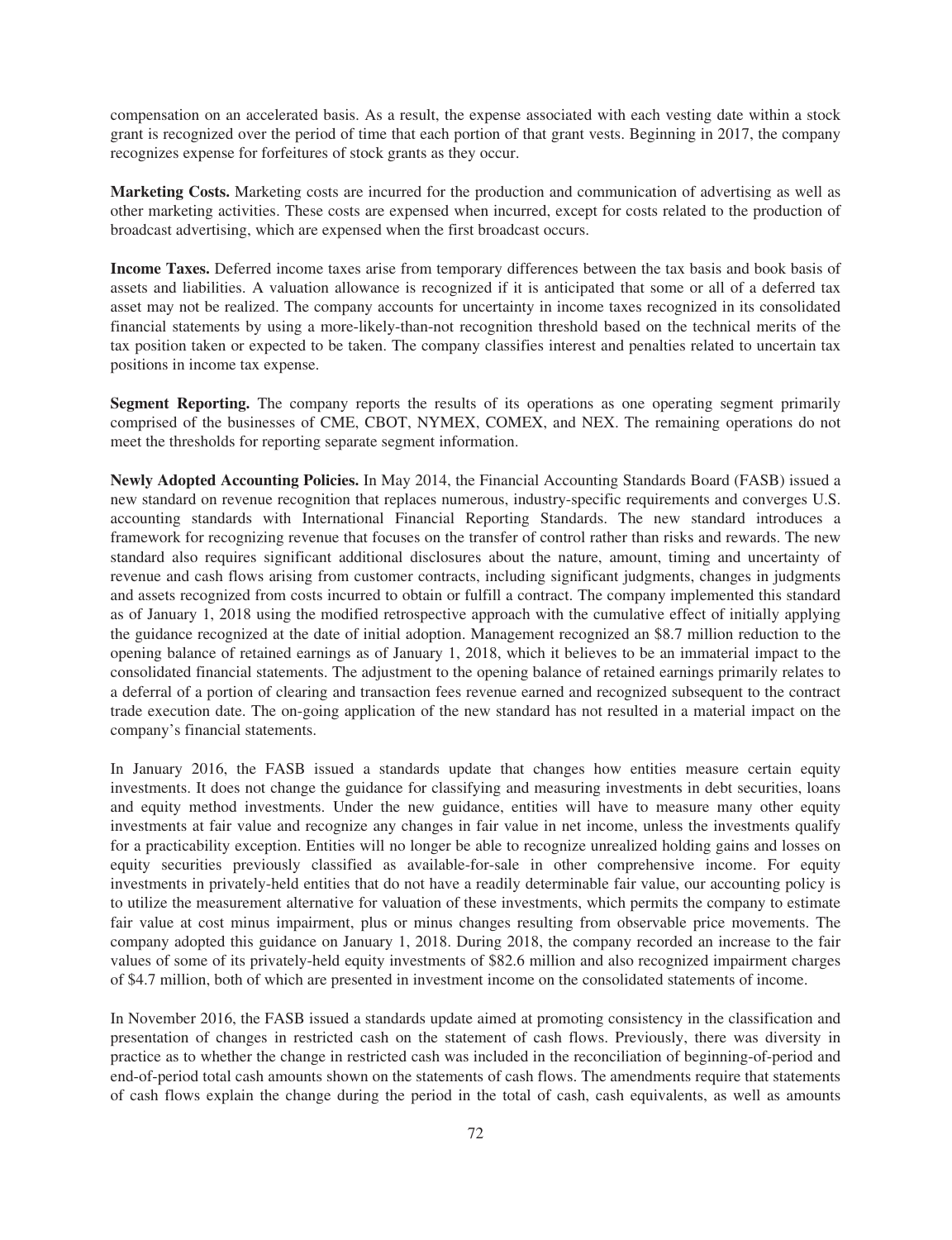compensation on an accelerated basis. As a result, the expense associated with each vesting date within a stock grant is recognized over the period of time that each portion of that grant vests. Beginning in 2017, the company recognizes expense for forfeitures of stock grants as they occur.

**Marketing Costs.** Marketing costs are incurred for the production and communication of advertising as well as other marketing activities. These costs are expensed when incurred, except for costs related to the production of broadcast advertising, which are expensed when the first broadcast occurs.

**Income Taxes.** Deferred income taxes arise from temporary differences between the tax basis and book basis of assets and liabilities. A valuation allowance is recognized if it is anticipated that some or all of a deferred tax asset may not be realized. The company accounts for uncertainty in income taxes recognized in its consolidated financial statements by using a more-likely-than-not recognition threshold based on the technical merits of the tax position taken or expected to be taken. The company classifies interest and penalties related to uncertain tax positions in income tax expense.

**Segment Reporting.** The company reports the results of its operations as one operating segment primarily comprised of the businesses of CME, CBOT, NYMEX, COMEX, and NEX. The remaining operations do not meet the thresholds for reporting separate segment information.

**Newly Adopted Accounting Policies.** In May 2014, the Financial Accounting Standards Board (FASB) issued a new standard on revenue recognition that replaces numerous, industry-specific requirements and converges U.S. accounting standards with International Financial Reporting Standards. The new standard introduces a framework for recognizing revenue that focuses on the transfer of control rather than risks and rewards. The new standard also requires significant additional disclosures about the nature, amount, timing and uncertainty of revenue and cash flows arising from customer contracts, including significant judgments, changes in judgments and assets recognized from costs incurred to obtain or fulfill a contract. The company implemented this standard as of January 1, 2018 using the modified retrospective approach with the cumulative effect of initially applying the guidance recognized at the date of initial adoption. Management recognized an $8.7 million reduction to the opening balance of retained earnings as of January 1, 2018, which it believes to be an immaterial impact to the consolidated financial statements. The adjustment to the opening balance of retained earnings primarily relates to a deferral of a portion of clearing and transaction fees revenue earned and recognized subsequent to the contract trade execution date. The on-going application of the new standard has not resulted in a material impact on the company's financial statements.

In January 2016, the FASB issued a standards update that changes how entities measure certain equity investments. It does not change the guidance for classifying and measuring investments in debt securities, loans and equity method investments. Under the new guidance, entities will have to measure many other equity investments at fair value and recognize any changes in fair value in net income, unless the investments qualify for a practicability exception. Entities will no longer be able to recognize unrealized holding gains and losses on equity securities previously classified as available-for-sale in other comprehensive income. For equity investments in privately-held entities that do not have a readily determinable fair value, our accounting policy is to utilize the measurement alternative for valuation of these investments, which permits the company to estimate fair value at cost minus impairment, plus or minus changes resulting from observable price movements. The company adopted this guidance on January 1, 2018. During 2018, the company recorded an increase to the fair values of some of its privately-held equity investments of $82.6 million and also recognized impairment charges of $4.7 million, both of which are presented in investment income on the consolidated statements of income.

In November 2016, the FASB issued a standards update aimed at promoting consistency in the classification and presentation of changes in restricted cash on the statement of cash flows. Previously, there was diversity in practice as to whether the change in restricted cash was included in the reconciliation of beginning-of-period and end-of-period total cash amounts shown on the statements of cash flows. The amendments require that statements of cash flows explain the change during the period in the total of cash, cash equivalents, as well as amounts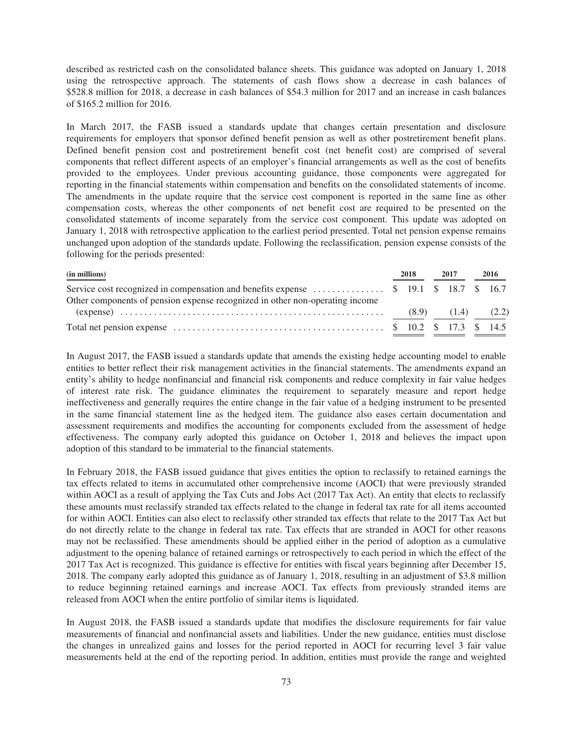described as restricted cash on the consolidated balance sheets. This guidance was adopted on January 1, 2018 using the retrospective approach. The statements of cash flows show a decrease in cash balances of $528.8 million for 2018, a decrease in cash balances of $54.3 million for 2017 and an increase in cash balances of $165.2 million for 2016.

In March 2017, the FASB issued a standards update that changes certain presentation and disclosure requirements for employers that sponsor defined benefit pension as well as other postretirement benefit plans. Defined benefit pension cost and postretirement benefit cost (net benefit cost) are comprised of several components that reflect different aspects of an employer's financial arrangements as well as the cost of benefits provided to the employees. Under previous accounting guidance, those components were aggregated for reporting in the financial statements within compensation and benefits on the consolidated statements of income. The amendments in the update require that the service cost component is reported in the same line as other compensation costs, whereas the other components of net benefit cost are required to be presented on the consolidated statements of income separately from the service cost component. This update was adopted on January 1, 2018 with retrospective application to the earliest period presented. Total net pension expense remains unchanged upon adoption of the standards update. Following the reclassification, pension expense consists of the following for the periods presented:

| (in millions) | 2018 | 2017 | 2016 |
|---|---|---|---|
| Service cost recognized in compensation and benefits expense | $ 19.1 | $ 18.7 | $ 16.7 |
| Other components of pension expense recognized in other non-operating income (expense) | (8.9) | (1.4) | (2.2) |
| Total net pension expense | $ 10.2 | $ 17.3 | $ 14.5 |

In August 2017, the FASB issued a standards update that amends the existing hedge accounting model to enable entities to better reflect their risk management activities in the financial statements. The amendments expand an entity's ability to hedge nonfinancial and financial risk components and reduce complexity in fair value hedges of interest rate risk. The guidance eliminates the requirement to separately measure and report hedge ineffectiveness and generally requires the entire change in the fair value of a hedging instrument to be presented in the same financial statement line as the hedged item. The guidance also eases certain documentation and assessment requirements and modifies the accounting for components excluded from the assessment of hedge effectiveness. The company early adopted this guidance on October 1, 2018 and believes the impact upon adoption of this standard to be immaterial to the financial statements.

In February 2018, the FASB issued guidance that gives entities the option to reclassify to retained earnings the tax effects related to items in accumulated other comprehensive income (AOCI) that were previously stranded within AOCI as a result of applying the Tax Cuts and Jobs Act (2017 Tax Act). An entity that elects to reclassify these amounts must reclassify stranded tax effects related to the change in federal tax rate for all items accounted for within AOCI. Entities can also elect to reclassify other stranded tax effects that relate to the 2017 Tax Act but do not directly relate to the change in federal tax rate. Tax effects that are stranded in AOCI for other reasons may not be reclassified. These amendments should be applied either in the period of adoption as a cumulative adjustment to the opening balance of retained earnings or retrospectively to each period in which the effect of the 2017 Tax Act is recognized. This guidance is effective for entities with fiscal years beginning after December 15, 2018. The company early adopted this guidance as of January 1, 2018, resulting in an adjustment of $3.8 million to reduce beginning retained earnings and increase AOCI. Tax effects from previously stranded items are released from AOCI when the entire portfolio of similar items is liquidated.

In August 2018, the FASB issued a standards update that modifies the disclosure requirements for fair value measurements of financial and nonfinancial assets and liabilities. Under the new guidance, entities must disclose the changes in unrealized gains and losses for the period reported in AOCI for recurring level 3 fair value measurements held at the end of the reporting period. In addition, entities must provide the range and weighted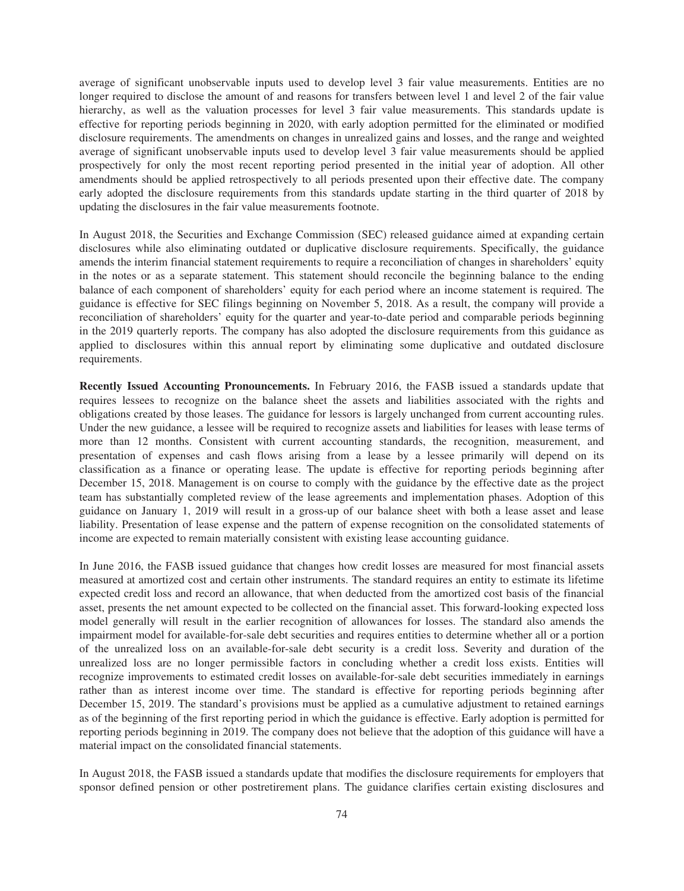average of significant unobservable inputs used to develop level 3 fair value measurements. Entities are no longer required to disclose the amount of and reasons for transfers between level 1 and level 2 of the fair value hierarchy, as well as the valuation processes for level 3 fair value measurements. This standards update is effective for reporting periods beginning in 2020, with early adoption permitted for the eliminated or modified disclosure requirements. The amendments on changes in unrealized gains and losses, and the range and weighted average of significant unobservable inputs used to develop level 3 fair value measurements should be applied prospectively for only the most recent reporting period presented in the initial year of adoption. All other amendments should be applied retrospectively to all periods presented upon their effective date. The company early adopted the disclosure requirements from this standards update starting in the third quarter of 2018 by updating the disclosures in the fair value measurements footnote.

In August 2018, the Securities and Exchange Commission (SEC) released guidance aimed at expanding certain disclosures while also eliminating outdated or duplicative disclosure requirements. Specifically, the guidance amends the interim financial statement requirements to require a reconciliation of changes in shareholders' equity in the notes or as a separate statement. This statement should reconcile the beginning balance to the ending balance of each component of shareholders' equity for each period where an income statement is required. The guidance is effective for SEC filings beginning on November 5, 2018. As a result, the company will provide a reconciliation of shareholders' equity for the quarter and year-to-date period and comparable periods beginning in the 2019 quarterly reports. The company has also adopted the disclosure requirements from this guidance as applied to disclosures within this annual report by eliminating some duplicative and outdated disclosure requirements.

**Recently Issued Accounting Pronouncements.** In February 2016, the FASB issued a standards update that requires lessees to recognize on the balance sheet the assets and liabilities associated with the rights and obligations created by those leases. The guidance for lessors is largely unchanged from current accounting rules. Under the new guidance, a lessee will be required to recognize assets and liabilities for leases with lease terms of more than 12 months. Consistent with current accounting standards, the recognition, measurement, and presentation of expenses and cash flows arising from a lease by a lessee primarily will depend on its classification as a finance or operating lease. The update is effective for reporting periods beginning after December 15, 2018. Management is on course to comply with the guidance by the effective date as the project team has substantially completed review of the lease agreements and implementation phases. Adoption of this guidance on January 1, 2019 will result in a gross-up of our balance sheet with both a lease asset and lease liability. Presentation of lease expense and the pattern of expense recognition on the consolidated statements of income are expected to remain materially consistent with existing lease accounting guidance.

In June 2016, the FASB issued guidance that changes how credit losses are measured for most financial assets measured at amortized cost and certain other instruments. The standard requires an entity to estimate its lifetime expected credit loss and record an allowance, that when deducted from the amortized cost basis of the financial asset, presents the net amount expected to be collected on the financial asset. This forward-looking expected loss model generally will result in the earlier recognition of allowances for losses. The standard also amends the impairment model for available-for-sale debt securities and requires entities to determine whether all or a portion of the unrealized loss on an available-for-sale debt security is a credit loss. Severity and duration of the unrealized loss are no longer permissible factors in concluding whether a credit loss exists. Entities will recognize improvements to estimated credit losses on available-for-sale debt securities immediately in earnings rather than as interest income over time. The standard is effective for reporting periods beginning after December 15, 2019. The standard's provisions must be applied as a cumulative adjustment to retained earnings as of the beginning of the first reporting period in which the guidance is effective. Early adoption is permitted for reporting periods beginning in 2019. The company does not believe that the adoption of this guidance will have a material impact on the consolidated financial statements.

In August 2018, the FASB issued a standards update that modifies the disclosure requirements for employers that sponsor defined pension or other postretirement plans. The guidance clarifies certain existing disclosures and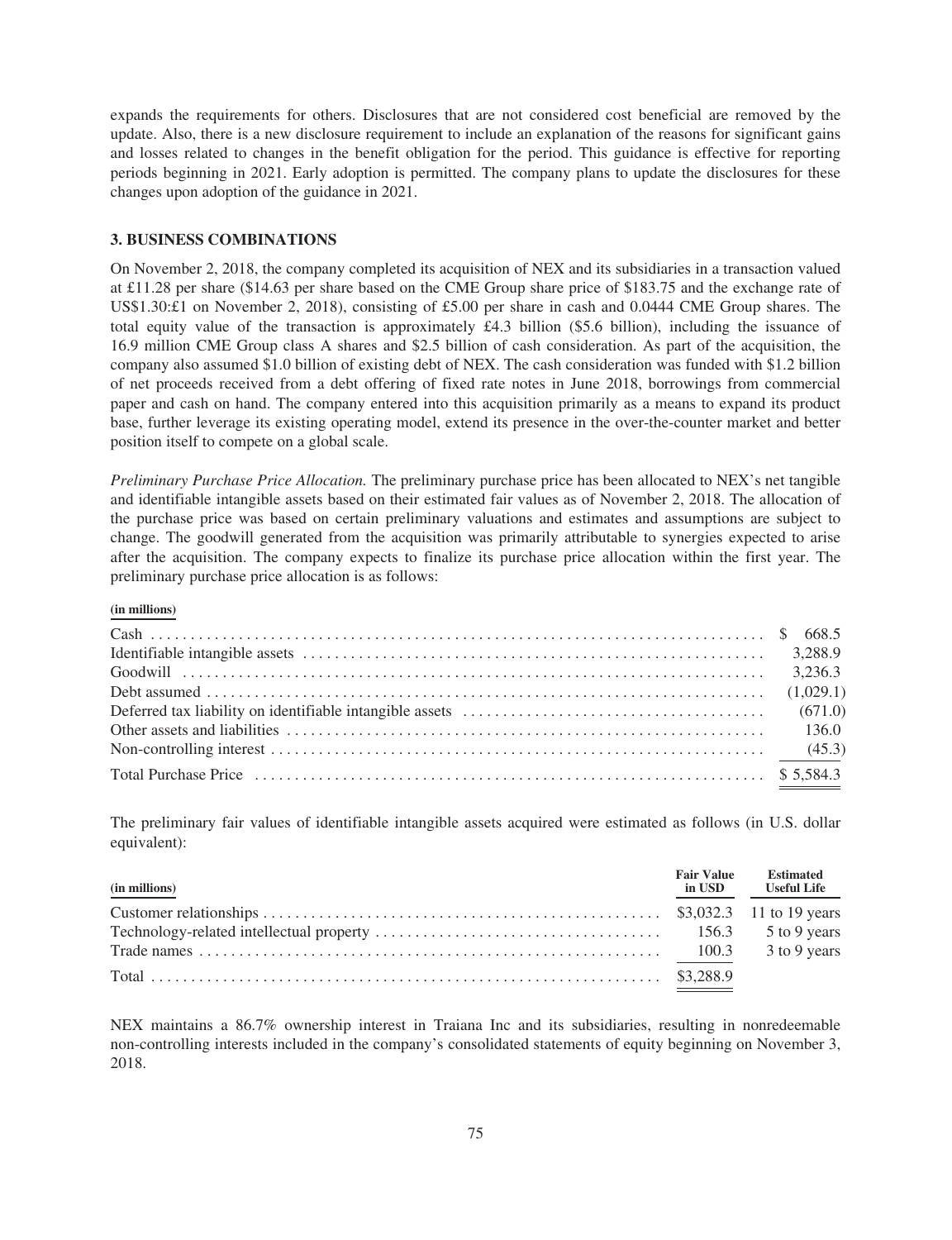expands the requirements for others. Disclosures that are not considered cost beneficial are removed by the update. Also, there is a new disclosure requirement to include an explanation of the reasons for significant gains and losses related to changes in the benefit obligation for the period. This guidance is effective for reporting periods beginning in 2021. Early adoption is permitted. The company plans to update the disclosures for these changes upon adoption of the guidance in 2021.

### 3. BUSINESS COMBINATIONS

On November 2, 2018, the company completed its acquisition of NEX and its subsidiaries in a transaction valued at £11.28 per share ($14.63 per share based on the CME Group share price of $183.75 and the exchange rate of US$1.30:£1 on November 2, 2018), consisting of £5.00 per share in cash and 0.0444 CME Group shares. The total equity value of the transaction is approximately £4.3 billion ($5.6 billion), including the issuance of 16.9 million CME Group class A shares and $2.5 billion of cash consideration. As part of the acquisition, the company also assumed $1.0 billion of existing debt of NEX. The cash consideration was funded with $1.2 billion of net proceeds received from a debt offering of fixed rate notes in June 2018, borrowings from commercial paper and cash on hand. The company entered into this acquisition primarily as a means to expand its product base, further leverage its existing operating model, extend its presence in the over-the-counter market and better position itself to compete on a global scale.

*Preliminary Purchase Price Allocation.* The preliminary purchase price has been allocated to NEX's net tangible and identifiable intangible assets based on their estimated fair values as of November 2, 2018. The allocation of the purchase price was based on certain preliminary valuations and estimates and assumptions are subject to change. The goodwill generated from the acquisition was primarily attributable to synergies expected to arise after the acquisition. The company expects to finalize its purchase price allocation within the first year. The preliminary purchase price allocation is as follows:

| (in millions) | |
|---|---|
| Cash | $ 668.5 |
| Identifiable intangible assets | 3,288.9 |
| Goodwill | 3,236.3 |
| Debt assumed | (1,029.1) |
| Deferred tax liability on identifiable intangible assets | (671.0) |
| Other assets and liabilities | 136.0 |
| Non-controlling interest | (45.3) |
| Total Purchase Price | $ 5,584.3 |

The preliminary fair values of identifiable intangible assets acquired were estimated as follows (in U.S. dollar equivalent):

| (in millions) | Fair Value in USD | Estimated Useful Life |
|---|---|---|
| Customer relationships | $3,032.3 | 11 to 19 years |
| Technology-related intellectual property | 156.3 | 5 to 9 years |
| Trade names | 100.3 | 3 to 9 years |
| Total | $3,288.9 | |

NEX maintains a 86.7% ownership interest in Traiana Inc and its subsidiaries, resulting in nonredeemable non-controlling interests included in the company's consolidated statements of equity beginning on November 3, 2018.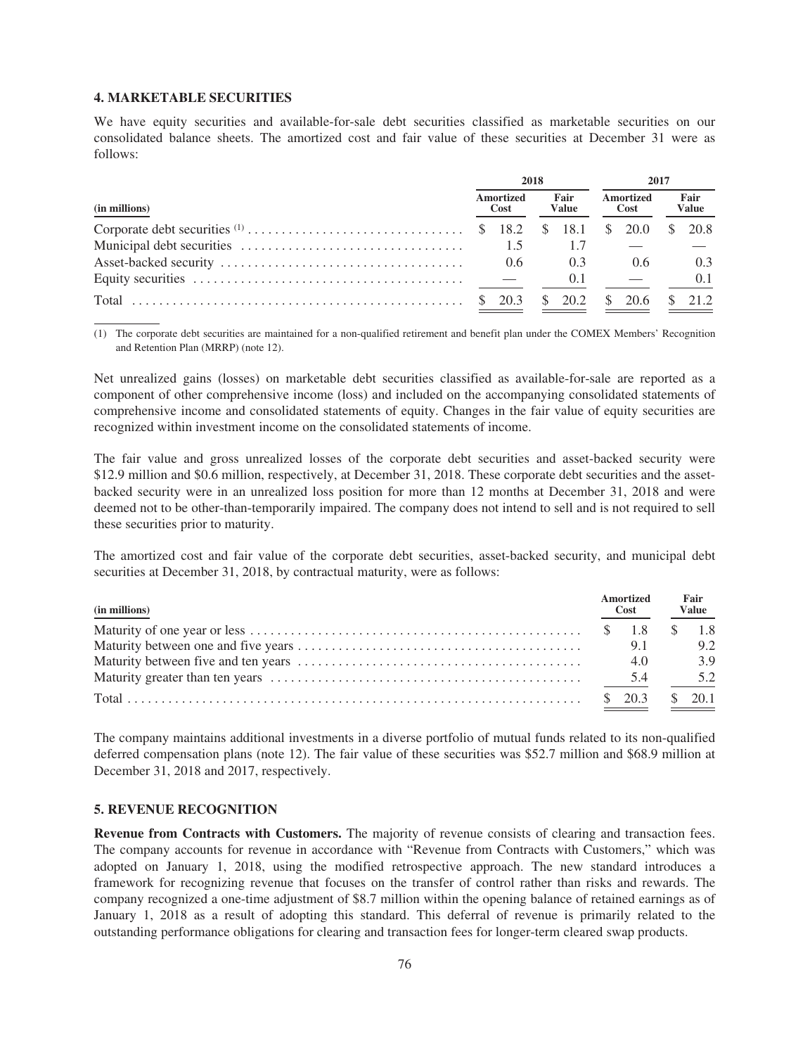## 4. MARKETABLE SECURITIES

We have equity securities and available-for-sale debt securities classified as marketable securities on our consolidated balance sheets. The amortized cost and fair value of these securities at December 31 were as follows:

| (in millions) | 2018 | | 2017 | |
|---|---|---|---|---|
| | Amortized Cost | Fair Value | Amortized Cost | Fair Value |
| Corporate debt securities (1) | $ 18.2 | $ 18.1 | $ 20.0 | $ 20.8 |
| Municipal debt securities | 1.5 | 1.7 | — | — |
| Asset-backed security | 0.6 | 0.3 | 0.6 | 0.3 |
| Equity securities | — | 0.1 | — | 0.1 |
| Total | $ 20.3 | $ 20.2 | $ 20.6 | $ 21.2 |

(1) The corporate debt securities are maintained for a non-qualified retirement and benefit plan under the COMEX Members' Recognition and Retention Plan (MRRP) (note 12).

Net unrealized gains (losses) on marketable debt securities classified as available-for-sale are reported as a component of other comprehensive income (loss) and included on the accompanying consolidated statements of comprehensive income and consolidated statements of equity. Changes in the fair value of equity securities are recognized within investment income on the consolidated statements of income.

The fair value and gross unrealized losses of the corporate debt securities and asset-backed security were $12.9 million and $0.6 million, respectively, at December 31, 2018. These corporate debt securities and the asset-backed security were in an unrealized loss position for more than 12 months at December 31, 2018 and were deemed not to be other-than-temporarily impaired. The company does not intend to sell and is not required to sell these securities prior to maturity.

The amortized cost and fair value of the corporate debt securities, asset-backed security, and municipal debt securities at December 31, 2018, by contractual maturity, were as follows:

| (in millions) | Amortized Cost | Fair Value |
|---|---|---|
| Maturity of one year or less | $ 1.8 | $ 1.8 |
| Maturity between one and five years | 9.1 | 9.2 |
| Maturity between five and ten years | 4.0 | 3.9 |
| Maturity greater than ten years | 5.4 | 5.2 |
| Total | $ 20.3 | $ 20.1 |

The company maintains additional investments in a diverse portfolio of mutual funds related to its non-qualified deferred compensation plans (note 12). The fair value of these securities was $52.7 million and $68.9 million at December 31, 2018 and 2017, respectively.

## 5. REVENUE RECOGNITION

**Revenue from Contracts with Customers.** The majority of revenue consists of clearing and transaction fees. The company accounts for revenue in accordance with "Revenue from Contracts with Customers," which was adopted on January 1, 2018, using the modified retrospective approach. The new standard introduces a framework for recognizing revenue that focuses on the transfer of control rather than risks and rewards. The company recognized a one-time adjustment of $8.7 million within the opening balance of retained earnings as of January 1, 2018 as a result of adopting this standard. This deferral of revenue is primarily related to the outstanding performance obligations for clearing and transaction fees for longer-term cleared swap products.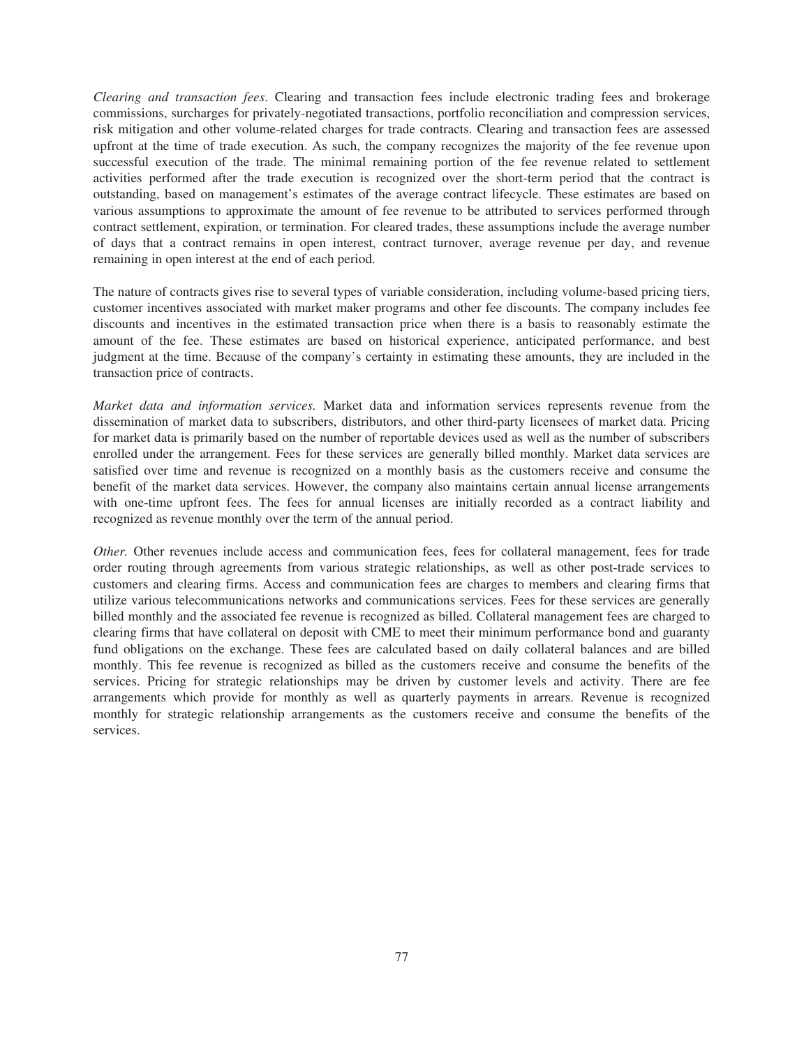*Clearing and transaction fees*. Clearing and transaction fees include electronic trading fees and brokerage commissions, surcharges for privately-negotiated transactions, portfolio reconciliation and compression services, risk mitigation and other volume-related charges for trade contracts. Clearing and transaction fees are assessed upfront at the time of trade execution. As such, the company recognizes the majority of the fee revenue upon successful execution of the trade. The minimal remaining portion of the fee revenue related to settlement activities performed after the trade execution is recognized over the short-term period that the contract is outstanding, based on management's estimates of the average contract lifecycle. These estimates are based on various assumptions to approximate the amount of fee revenue to be attributed to services performed through contract settlement, expiration, or termination. For cleared trades, these assumptions include the average number of days that a contract remains in open interest, contract turnover, average revenue per day, and revenue remaining in open interest at the end of each period.

The nature of contracts gives rise to several types of variable consideration, including volume-based pricing tiers, customer incentives associated with market maker programs and other fee discounts. The company includes fee discounts and incentives in the estimated transaction price when there is a basis to reasonably estimate the amount of the fee. These estimates are based on historical experience, anticipated performance, and best judgment at the time. Because of the company's certainty in estimating these amounts, they are included in the transaction price of contracts.

*Market data and information services.* Market data and information services represents revenue from the dissemination of market data to subscribers, distributors, and other third-party licensees of market data. Pricing for market data is primarily based on the number of reportable devices used as well as the number of subscribers enrolled under the arrangement. Fees for these services are generally billed monthly. Market data services are satisfied over time and revenue is recognized on a monthly basis as the customers receive and consume the benefit of the market data services. However, the company also maintains certain annual license arrangements with one-time upfront fees. The fees for annual licenses are initially recorded as a contract liability and recognized as revenue monthly over the term of the annual period.

*Other.* Other revenues include access and communication fees, fees for collateral management, fees for trade order routing through agreements from various strategic relationships, as well as other post-trade services to customers and clearing firms. Access and communication fees are charges to members and clearing firms that utilize various telecommunications networks and communications services. Fees for these services are generally billed monthly and the associated fee revenue is recognized as billed. Collateral management fees are charged to clearing firms that have collateral on deposit with CME to meet their minimum performance bond and guaranty fund obligations on the exchange. These fees are calculated based on daily collateral balances and are billed monthly. This fee revenue is recognized as billed as the customers receive and consume the benefits of the services. Pricing for strategic relationships may be driven by customer levels and activity. There are fee arrangements which provide for monthly as well as quarterly payments in arrears. Revenue is recognized monthly for strategic relationship arrangements as the customers receive and consume the benefits of the services.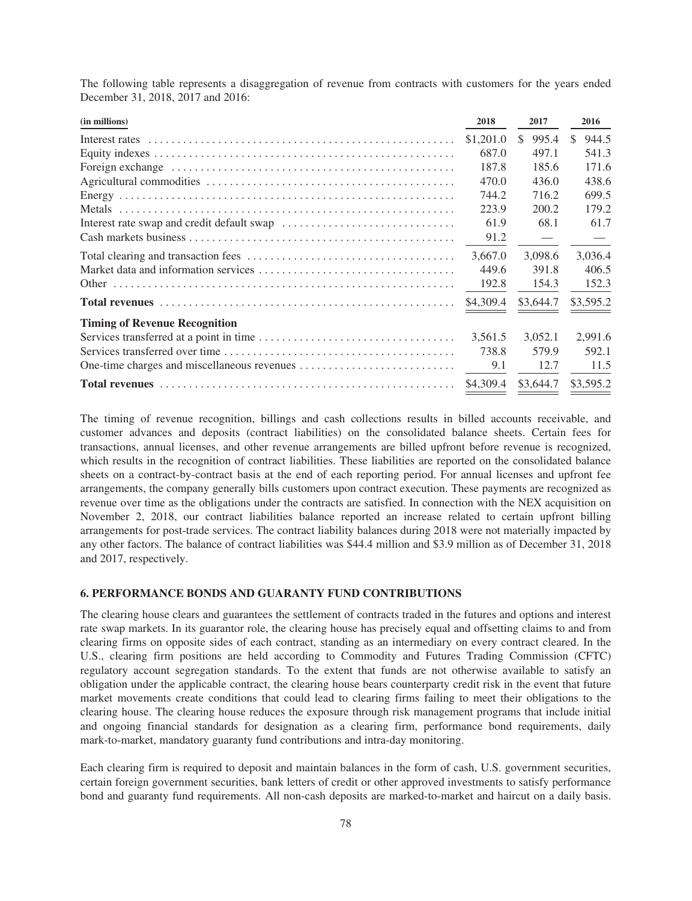The following table represents a disaggregation of revenue from contracts with customers for the years ended December 31, 2018, 2017 and 2016:

| (in millions) | 2018 | 2017 | 2016 |
|---|---|---|---|
| Interest rates | $1,201.0 | $ 995.4 | $ 944.5 |
| Equity indexes | 687.0 | 497.1 | 541.3 |
| Foreign exchange | 187.8 | 185.6 | 171.6 |
| Agricultural commodities | 470.0 | 436.0 | 438.6 |
| Energy | 744.2 | 716.2 | 699.5 |
| Metals | 223.9 | 200.2 | 179.2 |
| Interest rate swap and credit default swap | 61.9 | 68.1 | 61.7 |
| Cash markets business | 91.2 | — | — |
| Total clearing and transaction fees | 3,667.0 | 3,098.6 | 3,036.4 |
| Market data and information services | 449.6 | 391.8 | 406.5 |
| Other | 192.8 | 154.3 | 152.3 |
| **Total revenues** | $4,309.4 | $3,644.7 | $3,595.2 |
| **Timing of Revenue Recognition** | | | |
| Services transferred at a point in time | 3,561.5 | 3,052.1 | 2,991.6 |
| Services transferred over time | 738.8 | 579.9 | 592.1 |
| One-time charges and miscellaneous revenues | 9.1 | 12.7 | 11.5 |
| **Total revenues** | $4,309.4 | $3,644.7 | $3,595.2 |

The timing of revenue recognition, billings and cash collections results in billed accounts receivable, and customer advances and deposits (contract liabilities) on the consolidated balance sheets. Certain fees for transactions, annual licenses, and other revenue arrangements are billed upfront before revenue is recognized, which results in the recognition of contract liabilities. These liabilities are reported on the consolidated balance sheets on a contract-by-contract basis at the end of each reporting period. For annual licenses and upfront fee arrangements, the company generally bills customers upon contract execution. These payments are recognized as revenue over time as the obligations under the contracts are satisfied. In connection with the NEX acquisition on November 2, 2018, our contract liabilities balance reported an increase related to certain upfront billing arrangements for post-trade services. The contract liability balances during 2018 were not materially impacted by any other factors. The balance of contract liabilities was $44.4 million and $3.9 million as of December 31, 2018 and 2017, respectively.

## 6. PERFORMANCE BONDS AND GUARANTY FUND CONTRIBUTIONS

The clearing house clears and guarantees the settlement of contracts traded in the futures and options and interest rate swap markets. In its guarantor role, the clearing house has precisely equal and offsetting claims to and from clearing firms on opposite sides of each contract, standing as an intermediary on every contract cleared. In the U.S., clearing firm positions are held according to Commodity and Futures Trading Commission (CFTC) regulatory account segregation standards. To the extent that funds are not otherwise available to satisfy an obligation under the applicable contract, the clearing house bears counterparty credit risk in the event that future market movements create conditions that could lead to clearing firms failing to meet their obligations to the clearing house. The clearing house reduces the exposure through risk management programs that include initial and ongoing financial standards for designation as a clearing firm, performance bond requirements, daily mark-to-market, mandatory guaranty fund contributions and intra-day monitoring.

Each clearing firm is required to deposit and maintain balances in the form of cash, U.S. government securities, certain foreign government securities, bank letters of credit or other approved investments to satisfy performance bond and guaranty fund requirements. All non-cash deposits are marked-to-market and haircut on a daily basis.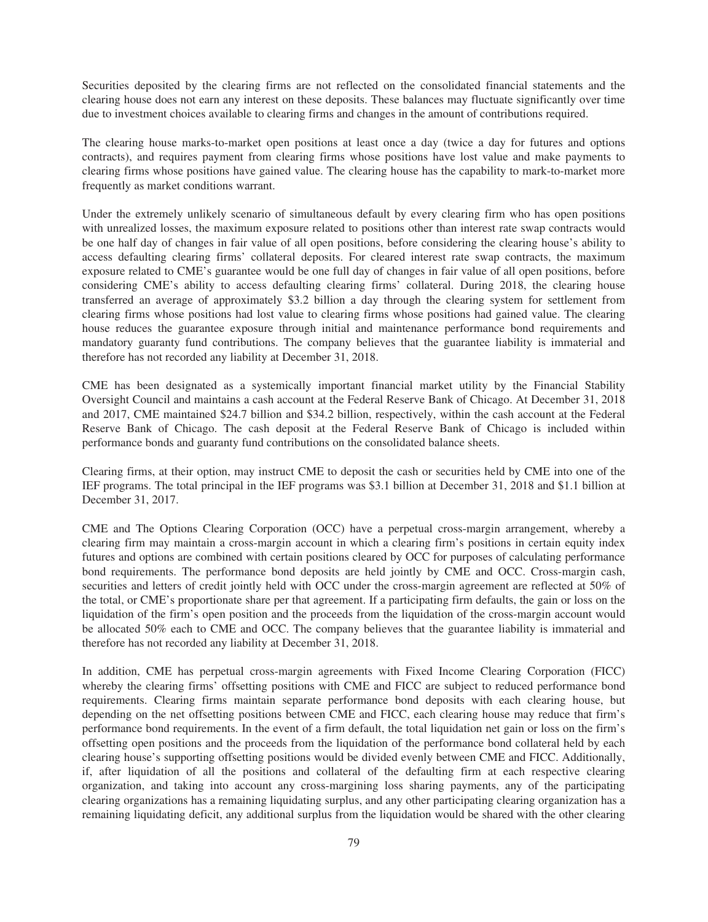Securities deposited by the clearing firms are not reflected on the consolidated financial statements and the clearing house does not earn any interest on these deposits. These balances may fluctuate significantly over time due to investment choices available to clearing firms and changes in the amount of contributions required.

The clearing house marks-to-market open positions at least once a day (twice a day for futures and options contracts), and requires payment from clearing firms whose positions have lost value and make payments to clearing firms whose positions have gained value. The clearing house has the capability to mark-to-market more frequently as market conditions warrant.

Under the extremely unlikely scenario of simultaneous default by every clearing firm who has open positions with unrealized losses, the maximum exposure related to positions other than interest rate swap contracts would be one half day of changes in fair value of all open positions, before considering the clearing house's ability to access defaulting clearing firms' collateral deposits. For cleared interest rate swap contracts, the maximum exposure related to CME's guarantee would be one full day of changes in fair value of all open positions, before considering CME's ability to access defaulting clearing firms' collateral. During 2018, the clearing house transferred an average of approximately $3.2 billion a day through the clearing system for settlement from clearing firms whose positions had lost value to clearing firms whose positions had gained value. The clearing house reduces the guarantee exposure through initial and maintenance performance bond requirements and mandatory guaranty fund contributions. The company believes that the guarantee liability is immaterial and therefore has not recorded any liability at December 31, 2018.

CME has been designated as a systemically important financial market utility by the Financial Stability Oversight Council and maintains a cash account at the Federal Reserve Bank of Chicago. At December 31, 2018 and 2017, CME maintained $24.7 billion and $34.2 billion, respectively, within the cash account at the Federal Reserve Bank of Chicago. The cash deposit at the Federal Reserve Bank of Chicago is included within performance bonds and guaranty fund contributions on the consolidated balance sheets.

Clearing firms, at their option, may instruct CME to deposit the cash or securities held by CME into one of the IEF programs. The total principal in the IEF programs was $3.1 billion at December 31, 2018 and $1.1 billion at December 31, 2017.

CME and The Options Clearing Corporation (OCC) have a perpetual cross-margin arrangement, whereby a clearing firm may maintain a cross-margin account in which a clearing firm's positions in certain equity index futures and options are combined with certain positions cleared by OCC for purposes of calculating performance bond requirements. The performance bond deposits are held jointly by CME and OCC. Cross-margin cash, securities and letters of credit jointly held with OCC under the cross-margin agreement are reflected at 50% of the total, or CME's proportionate share per that agreement. If a participating firm defaults, the gain or loss on the liquidation of the firm's open position and the proceeds from the liquidation of the cross-margin account would be allocated 50% each to CME and OCC. The company believes that the guarantee liability is immaterial and therefore has not recorded any liability at December 31, 2018.

In addition, CME has perpetual cross-margin agreements with Fixed Income Clearing Corporation (FICC) whereby the clearing firms' offsetting positions with CME and FICC are subject to reduced performance bond requirements. Clearing firms maintain separate performance bond deposits with each clearing house, but depending on the net offsetting positions between CME and FICC, each clearing house may reduce that firm's performance bond requirements. In the event of a firm default, the total liquidation net gain or loss on the firm's offsetting open positions and the proceeds from the liquidation of the performance bond collateral held by each clearing house's supporting offsetting positions would be divided evenly between CME and FICC. Additionally, if, after liquidation of all the positions and collateral of the defaulting firm at each respective clearing organization, and taking into account any cross-margining loss sharing payments, any of the participating clearing organizations has a remaining liquidating surplus, and any other participating clearing organization has a remaining liquidating deficit, any additional surplus from the liquidation would be shared with the other clearing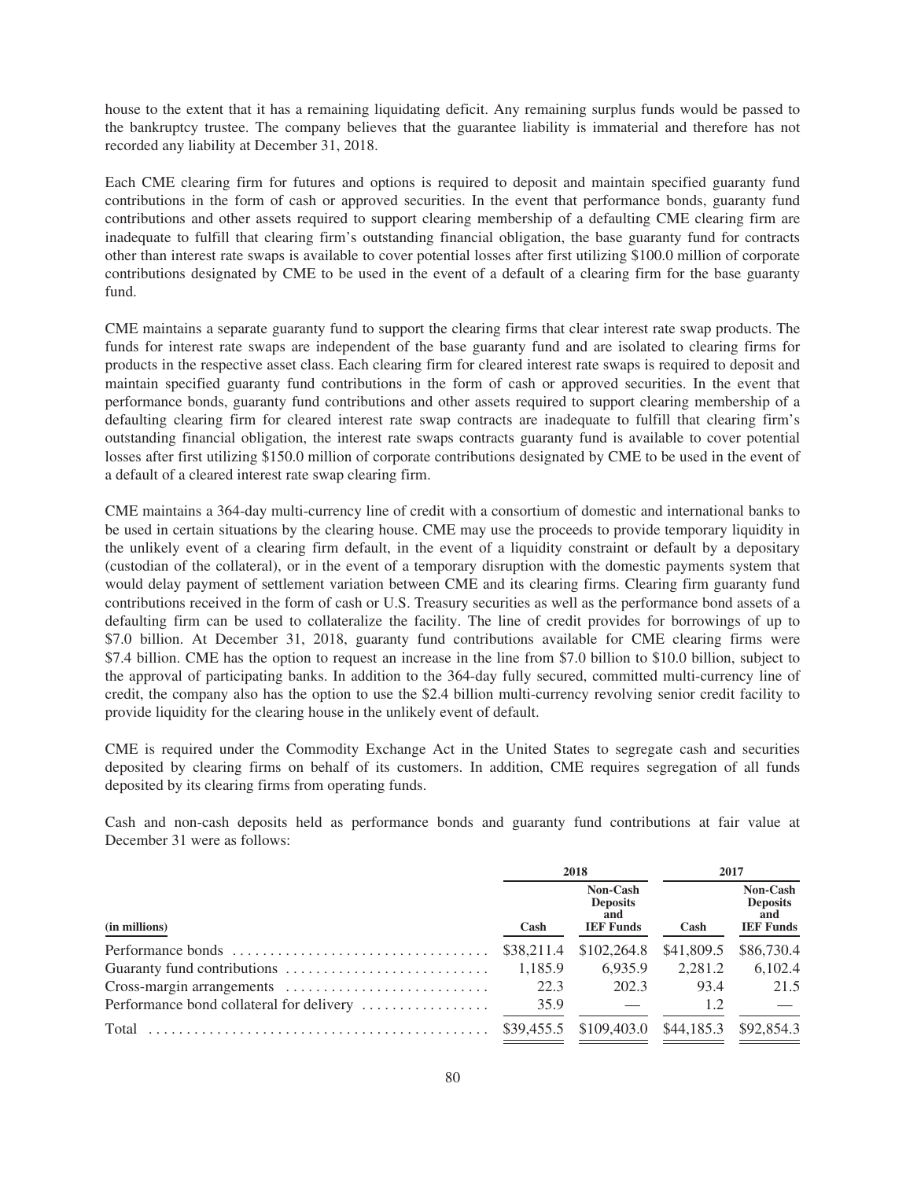house to the extent that it has a remaining liquidating deficit. Any remaining surplus funds would be passed to the bankruptcy trustee. The company believes that the guarantee liability is immaterial and therefore has not recorded any liability at December 31, 2018.

Each CME clearing firm for futures and options is required to deposit and maintain specified guaranty fund contributions in the form of cash or approved securities. In the event that performance bonds, guaranty fund contributions and other assets required to support clearing membership of a defaulting CME clearing firm are inadequate to fulfill that clearing firm's outstanding financial obligation, the base guaranty fund for contracts other than interest rate swaps is available to cover potential losses after first utilizing $100.0 million of corporate contributions designated by CME to be used in the event of a default of a clearing firm for the base guaranty fund.

CME maintains a separate guaranty fund to support the clearing firms that clear interest rate swap products. The funds for interest rate swaps are independent of the base guaranty fund and are isolated to clearing firms for products in the respective asset class. Each clearing firm for cleared interest rate swaps is required to deposit and maintain specified guaranty fund contributions in the form of cash or approved securities. In the event that performance bonds, guaranty fund contributions and other assets required to support clearing membership of a defaulting clearing firm for cleared interest rate swap contracts are inadequate to fulfill that clearing firm's outstanding financial obligation, the interest rate swaps contracts guaranty fund is available to cover potential losses after first utilizing $150.0 million of corporate contributions designated by CME to be used in the event of a default of a cleared interest rate swap clearing firm.

CME maintains a 364-day multi-currency line of credit with a consortium of domestic and international banks to be used in certain situations by the clearing house. CME may use the proceeds to provide temporary liquidity in the unlikely event of a clearing firm default, in the event of a liquidity constraint or default by a depositary (custodian of the collateral), or in the event of a temporary disruption with the domestic payments system that would delay payment of settlement variation between CME and its clearing firms. Clearing firm guaranty fund contributions received in the form of cash or U.S. Treasury securities as well as the performance bond assets of a defaulting firm can be used to collateralize the facility. The line of credit provides for borrowings of up to $7.0 billion. At December 31, 2018, guaranty fund contributions available for CME clearing firms were $7.4 billion. CME has the option to request an increase in the line from $7.0 billion to $10.0 billion, subject to the approval of participating banks. In addition to the 364-day fully secured, committed multi-currency line of credit, the company also has the option to use the $2.4 billion multi-currency revolving senior credit facility to provide liquidity for the clearing house in the unlikely event of default.

CME is required under the Commodity Exchange Act in the United States to segregate cash and securities deposited by clearing firms on behalf of its customers. In addition, CME requires segregation of all funds deposited by its clearing firms from operating funds.

Cash and non-cash deposits held as performance bonds and guaranty fund contributions at fair value at December 31 were as follows:

| (in millions) | 2018 | | 2017 | |
|---|---|---|---|---|
| | Cash | Non-Cash Deposits and IEF Funds | Cash | Non-Cash Deposits and IEF Funds |
| Performance bonds | $38,211.4 | $102,264.8 | $41,809.5 | $86,730.4 |
| Guaranty fund contributions | 1,185.9 | 6,935.9 | 2,281.2 | 6,102.4 |
| Cross-margin arrangements | 22.3 | 202.3 | 93.4 | 21.5 |
| Performance bond collateral for delivery | 35.9 | — | 1.2 | — |
| Total | $39,455.5 | $109,403.0 | $44,185.3 | $92,854.3 |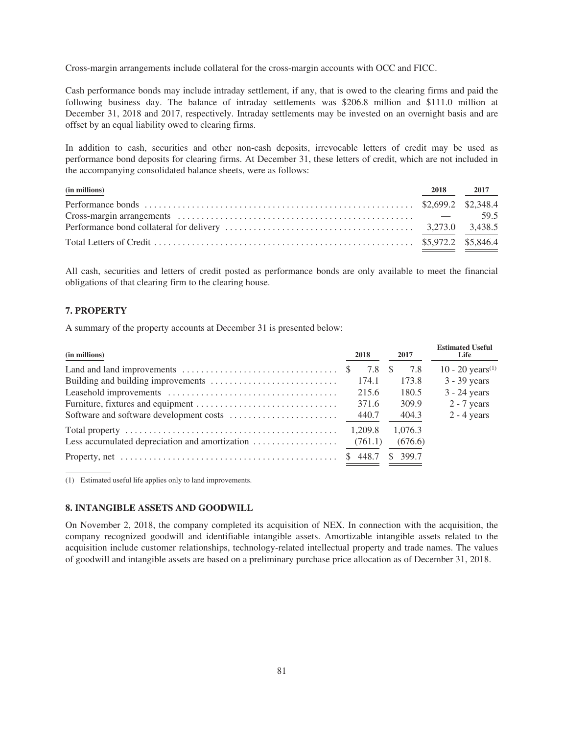Cross-margin arrangements include collateral for the cross-margin accounts with OCC and FICC.

Cash performance bonds may include intraday settlement, if any, that is owed to the clearing firms and paid the following business day. The balance of intraday settlements was $206.8 million and $111.0 million at December 31, 2018 and 2017, respectively. Intraday settlements may be invested on an overnight basis and are offset by an equal liability owed to clearing firms.

In addition to cash, securities and other non-cash deposits, irrevocable letters of credit may be used as performance bond deposits for clearing firms. At December 31, these letters of credit, which are not included in the accompanying consolidated balance sheets, were as follows:

| (in millions) | 2018 | 2017 |
|---|---|---|
| Performance bonds | $2,699.2 | $2,348.4 |
| Cross-margin arrangements | — | 59.5 |
| Performance bond collateral for delivery | 3,273.0 | 3,438.5 |
| Total Letters of Credit | $5,972.2 | $5,846.4 |

All cash, securities and letters of credit posted as performance bonds are only available to meet the financial obligations of that clearing firm to the clearing house.

## 7. PROPERTY

A summary of the property accounts at December 31 is presented below:

| (in millions) | 2018 | 2017 | Estimated Useful Life |
|---|---|---|---|
| Land and land improvements | $ 7.8 | $ 7.8 | 10 - 20 years(1) |
| Building and building improvements | 174.1 | 173.8 | 3 - 39 years |
| Leasehold improvements | 215.6 | 180.5 | 3 - 24 years |
| Furniture, fixtures and equipment | 371.6 | 309.9 | 2 - 7 years |
| Software and software development costs | 440.7 | 404.3 | 2 - 4 years |
| Total property | 1,209.8 | 1,076.3 | |
| Less accumulated depreciation and amortization | (761.1) | (676.6) | |
| Property, net | $ 448.7 | $ 399.7 | |

(1) Estimated useful life applies only to land improvements.

## 8. INTANGIBLE ASSETS AND GOODWILL

On November 2, 2018, the company completed its acquisition of NEX. In connection with the acquisition, the company recognized goodwill and identifiable intangible assets. Amortizable intangible assets related to the acquisition include customer relationships, technology-related intellectual property and trade names. The values of goodwill and intangible assets are based on a preliminary purchase price allocation as of December 31, 2018.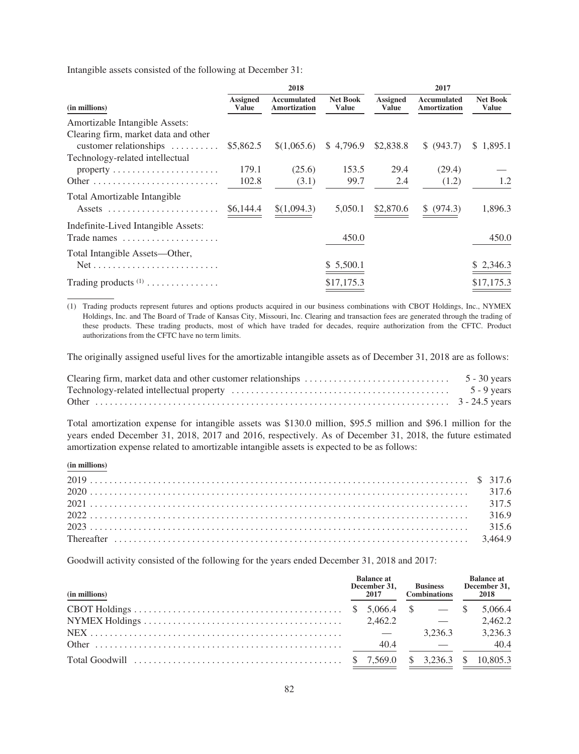Intangible assets consisted of the following at December 31:

| (in millions) | 2018 | | | 2017 | | |
|---|---|---|---|---|---|---|
| | Assigned Value | Accumulated Amortization | Net Book Value | Assigned Value | Accumulated Amortization | Net Book Value |
| Amortizable Intangible Assets: | | | | | | |
| Clearing firm, market data and other customer relationships | $5,862.5 | $(1,065.6) | $ 4,796.9 | $2,838.8 | $ (943.7) | $ 1,895.1 |
| Technology-related intellectual property | 179.1 | (25.6) | 153.5 | 29.4 | (29.4) | — |
| Other | 102.8 | (3.1) | 99.7 | 2.4 | (1.2) | 1.2 |
| Total Amortizable Intangible Assets | $6,144.4 | $(1,094.3) | 5,050.1 | $2,870.6 | $ (974.3) | 1,896.3 |
| Indefinite-Lived Intangible Assets: | | | | | | |
| Trade names | | | 450.0 | | | 450.0 |
| Total Intangible Assets—Other, Net | | | $ 5,500.1 | | | $ 2,346.3 |
| Trading products (1) | | | $17,175.3 | | | $17,175.3 |

(1) Trading products represent futures and options products acquired in our business combinations with CBOT Holdings, Inc., NYMEX Holdings, Inc. and The Board of Trade of Kansas City, Missouri, Inc. Clearing and transaction fees are generated through the trading of these products. These trading products, most of which have traded for decades, require authorization from the CFTC. Product authorizations from the CFTC have no term limits.

The originally assigned useful lives for the amortizable intangible assets as of December 31, 2018 are as follows:

| | |
|---|---|
| Clearing firm, market data and other customer relationships | 5 - 30 years |
| Technology-related intellectual property | 5 - 9 years |
| Other | 3 - 24.5 years |

Total amortization expense for intangible assets was $130.0 million, $95.5 million and $96.1 million for the years ended December 31, 2018, 2017 and 2016, respectively. As of December 31, 2018, the future estimated amortization expense related to amortizable intangible assets is expected to be as follows:

| (in millions) | |
|---|---|
| 2019 | $ 317.6 |
| 2020 | 317.6 |
| 2021 | 317.5 |
| 2022 | 316.9 |
| 2023 | 315.6 |
| Thereafter | 3,464.9 |

Goodwill activity consisted of the following for the years ended December 31, 2018 and 2017:

| (in millions) | Balance at December 31, 2017 | Business Combinations | Balance at December 31, 2018 |
|---|---|---|---|
| CBOT Holdings | $ 5,066.4 | $ — | $ 5,066.4 |
| NYMEX Holdings | 2,462.2 | — | 2,462.2 |
| NEX | — | 3,236.3 | 3,236.3 |
| Other | 40.4 | — | 40.4 |
| Total Goodwill | $ 7,569.0 | $ 3,236.3 | $ 10,805.3 |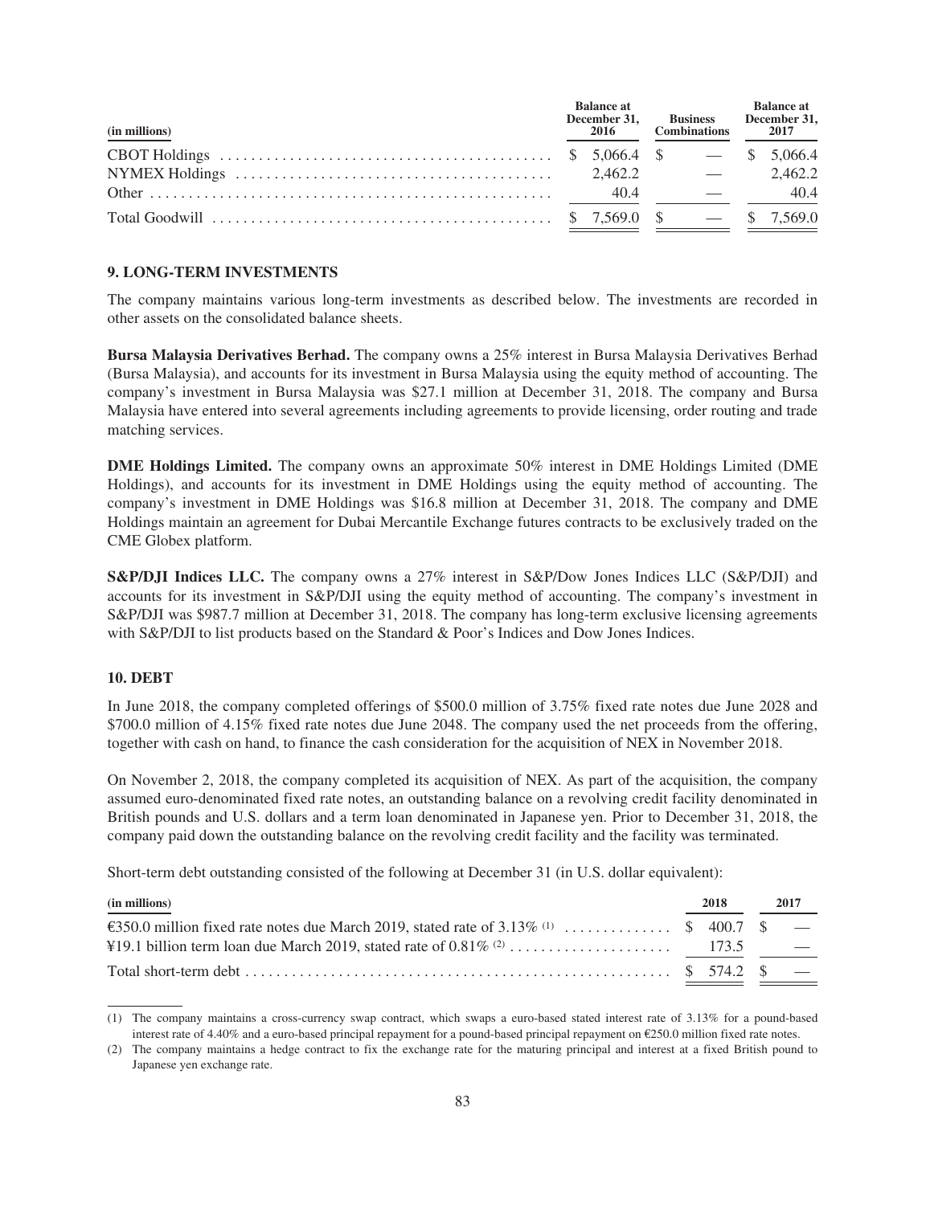| (in millions) | Balance at December 31, 2016 | Business Combinations | Balance at December 31, 2017 |
|---|---|---|---|
| CBOT Holdings | $ 5,066.4 | $ — | $ 5,066.4 |
| NYMEX Holdings | 2,462.2 | — | 2,462.2 |
| Other | 40.4 | — | 40.4 |
| Total Goodwill | $ 7,569.0 | $ — | $ 7,569.0 |

## 9. LONG-TERM INVESTMENTS

The company maintains various long-term investments as described below. The investments are recorded in other assets on the consolidated balance sheets.

**Bursa Malaysia Derivatives Berhad.** The company owns a 25% interest in Bursa Malaysia Derivatives Berhad (Bursa Malaysia), and accounts for its investment in Bursa Malaysia using the equity method of accounting. The company's investment in Bursa Malaysia was $27.1 million at December 31, 2018. The company and Bursa Malaysia have entered into several agreements including agreements to provide licensing, order routing and trade matching services.

**DME Holdings Limited.** The company owns an approximate 50% interest in DME Holdings Limited (DME Holdings), and accounts for its investment in DME Holdings using the equity method of accounting. The company's investment in DME Holdings was $16.8 million at December 31, 2018. The company and DME Holdings maintain an agreement for Dubai Mercantile Exchange futures contracts to be exclusively traded on the CME Globex platform.

**S&P/DJI Indices LLC.** The company owns a 27% interest in S&P/Dow Jones Indices LLC (S&P/DJI) and accounts for its investment in S&P/DJI using the equity method of accounting. The company's investment in S&P/DJI was $987.7 million at December 31, 2018. The company has long-term exclusive licensing agreements with S&P/DJI to list products based on the Standard & Poor's Indices and Dow Jones Indices.

## 10. DEBT

In June 2018, the company completed offerings of $500.0 million of 3.75% fixed rate notes due June 2028 and $700.0 million of 4.15% fixed rate notes due June 2048. The company used the net proceeds from the offering, together with cash on hand, to finance the cash consideration for the acquisition of NEX in November 2018.

On November 2, 2018, the company completed its acquisition of NEX. As part of the acquisition, the company assumed euro-denominated fixed rate notes, an outstanding balance on a revolving credit facility denominated in British pounds and U.S. dollars and a term loan denominated in Japanese yen. Prior to December 31, 2018, the company paid down the outstanding balance on the revolving credit facility and the facility was terminated.

Short-term debt outstanding consisted of the following at December 31 (in U.S. dollar equivalent):

| (in millions) | 2018 | 2017 |
|---|---|---|
| €350.0 million fixed rate notes due March 2019, stated rate of 3.13% (1) | $ 400.7 | $ — |
| ¥19.1 billion term loan due March 2019, stated rate of 0.81% (2) | 173.5 | — |
| Total short-term debt | $ 574.2 | $ — |

(1) The company maintains a cross-currency swap contract, which swaps a euro-based stated interest rate of 3.13% for a pound-based interest rate of 4.40% and a euro-based principal repayment for a pound-based principal repayment on €250.0 million fixed rate notes.

(2) The company maintains a hedge contract to fix the exchange rate for the maturing principal and interest at a fixed British pound to Japanese yen exchange rate.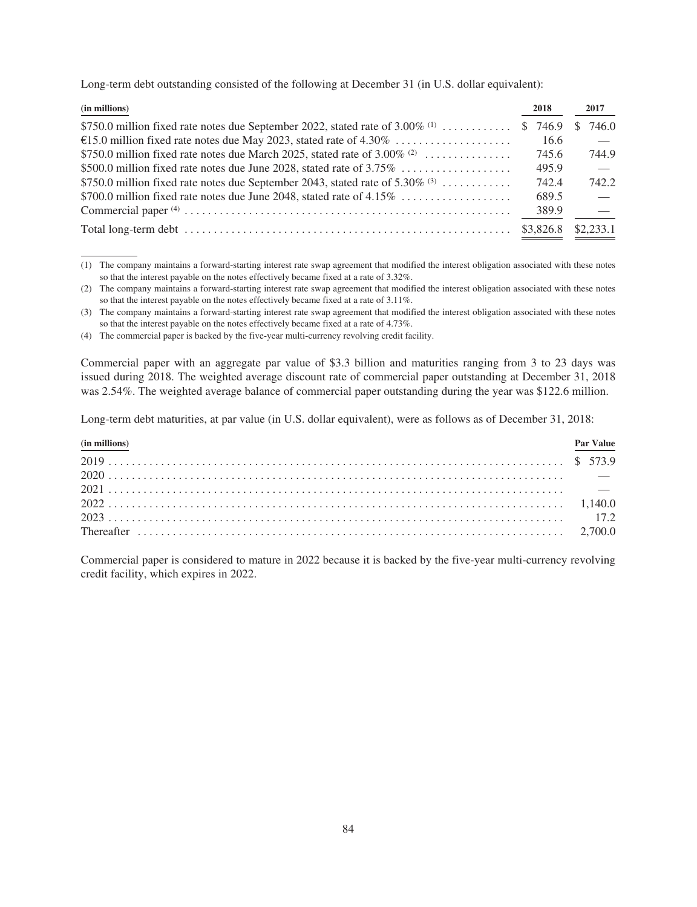Long-term debt outstanding consisted of the following at December 31 (in U.S. dollar equivalent):

| (in millions) | 2018 | 2017 |
|---|---|---|
| $750.0 million fixed rate notes due September 2022, stated rate of 3.00% [(1)] | $ 746.9 | $ 746.0 |
| €15.0 million fixed rate notes due May 2023, stated rate of 4.30% | 16.6 | — |
| $750.0 million fixed rate notes due March 2025, stated rate of 3.00% [(2)] | 745.6 | 744.9 |
| $500.0 million fixed rate notes due June 2028, stated rate of 3.75% | 495.9 | — |
| $750.0 million fixed rate notes due September 2043, stated rate of 5.30% [(3)] | 742.4 | 742.2 |
| $700.0 million fixed rate notes due June 2048, stated rate of 4.15% | 689.5 | — |
| Commercial paper [(4)] | 389.9 | — |
| Total long-term debt | $3,826.8 | $2,233.1 |

(1) The company maintains a forward-starting interest rate swap agreement that modified the interest obligation associated with these notes so that the interest payable on the notes effectively became fixed at a rate of 3.32%.

(2) The company maintains a forward-starting interest rate swap agreement that modified the interest obligation associated with these notes so that the interest payable on the notes effectively became fixed at a rate of 3.11%.

(3) The company maintains a forward-starting interest rate swap agreement that modified the interest obligation associated with these notes so that the interest payable on the notes effectively became fixed at a rate of 4.73%.

(4) The commercial paper is backed by the five-year multi-currency revolving credit facility.

Commercial paper with an aggregate par value of $3.3 billion and maturities ranging from 3 to 23 days was issued during 2018. The weighted average discount rate of commercial paper outstanding at December 31, 2018 was 2.54%. The weighted average balance of commercial paper outstanding during the year was $122.6 million.

Long-term debt maturities, at par value (in U.S. dollar equivalent), were as follows as of December 31, 2018:

| (in millions) | Par Value |
|---|---|
| 2019 | $ 573.9 |
| 2020 | — |
| 2021 | — |
| 2022 | 1,140.0 |
| 2023 | 17.2 |
| Thereafter | 2,700.0 |

Commercial paper is considered to mature in 2022 because it is backed by the five-year multi-currency revolving credit facility, which expires in 2022.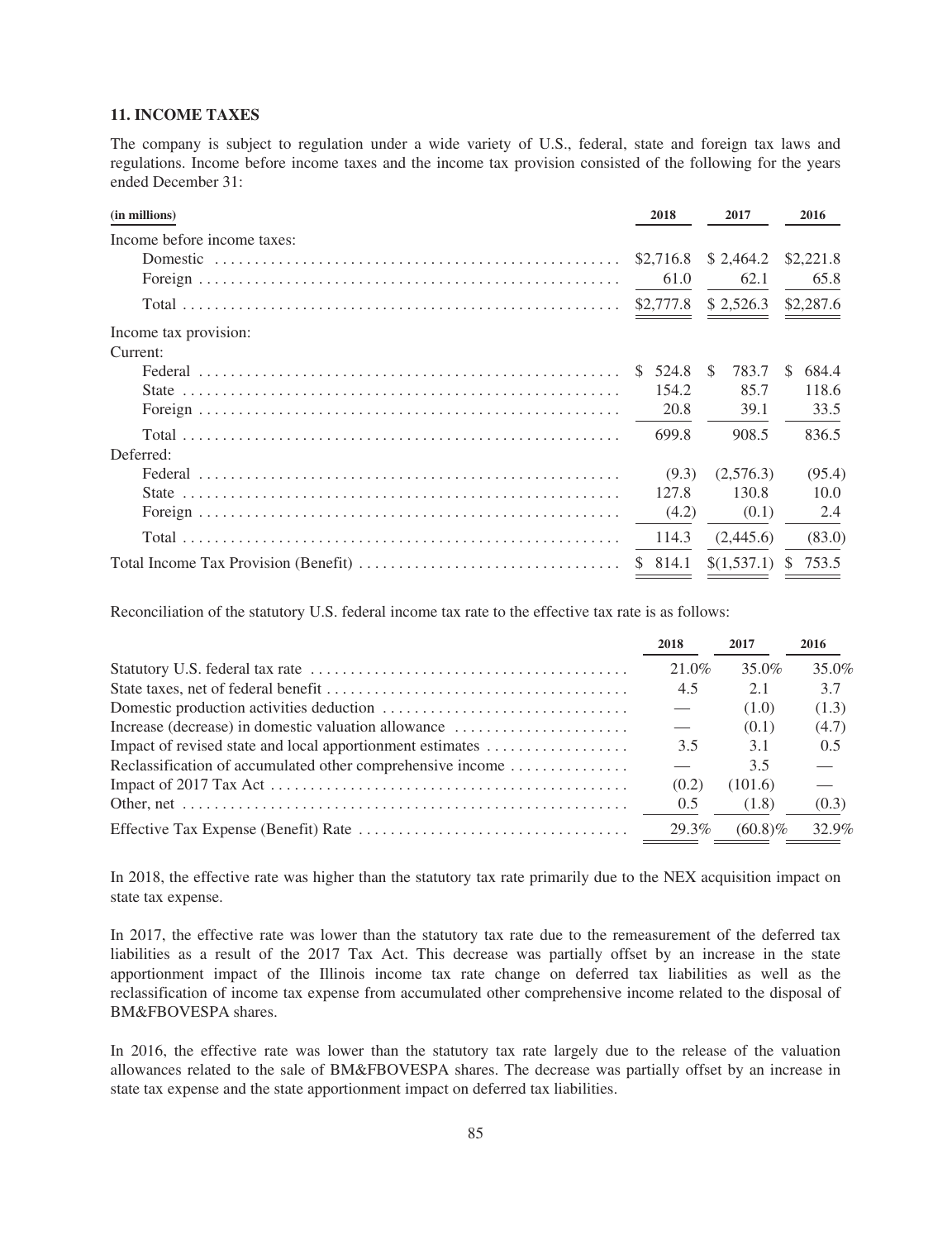### 11. INCOME TAXES

The company is subject to regulation under a wide variety of U.S., federal, state and foreign tax laws and regulations. Income before income taxes and the income tax provision consisted of the following for the years ended December 31:

| (in millions) | 2018 | 2017 | 2016 |
|---|---|---|---|
| Income before income taxes: | | | |
| Domestic | $2,716.8 | $ 2,464.2 | $2,221.8 |
| Foreign | 61.0 | 62.1 | 65.8 |
| Total | $2,777.8 | $ 2,526.3 | $2,287.6 |
| Income tax provision: | | | |
| Current: | | | |
| Federal | $ 524.8 | $ 783.7 | $ 684.4 |
| State | 154.2 | 85.7 | 118.6 |
| Foreign | 20.8 | 39.1 | 33.5 |
| Total | 699.8 | 908.5 | 836.5 |
| Deferred: | | | |
| Federal | (9.3) | (2,576.3) | (95.4) |
| State | 127.8 | 130.8 | 10.0 |
| Foreign | (4.2) | (0.1) | 2.4 |
| Total | 114.3 | (2,445.6) | (83.0) |
| Total Income Tax Provision (Benefit) | $ 814.1 | $(1,537.1) | $ 753.5 |

Reconciliation of the statutory U.S. federal income tax rate to the effective tax rate is as follows:

| | 2018 | 2017 | 2016 |
|---|---|---|---|
| Statutory U.S. federal tax rate | 21.0% | 35.0% | 35.0% |
| State taxes, net of federal benefit | 4.5 | 2.1 | 3.7 |
| Domestic production activities deduction | — | (1.0) | (1.3) |
| Increase (decrease) in domestic valuation allowance | — | (0.1) | (4.7) |
| Impact of revised state and local apportionment estimates | 3.5 | 3.1 | 0.5 |
| Reclassification of accumulated other comprehensive income | — | 3.5 | — |
| Impact of 2017 Tax Act | (0.2) | (101.6) | — |
| Other, net | 0.5 | (1.8) | (0.3) |
| Effective Tax Expense (Benefit) Rate | 29.3% | (60.8)% | 32.9% |

In 2018, the effective rate was higher than the statutory tax rate primarily due to the NEX acquisition impact on state tax expense.

In 2017, the effective rate was lower than the statutory tax rate due to the remeasurement of the deferred tax liabilities as a result of the 2017 Tax Act. This decrease was partially offset by an increase in the state apportionment impact of the Illinois income tax rate change on deferred tax liabilities as well as the reclassification of income tax expense from accumulated other comprehensive income related to the disposal of BM&FBOVESPA shares.

In 2016, the effective rate was lower than the statutory tax rate largely due to the release of the valuation allowances related to the sale of BM&FBOVESPA shares. The decrease was partially offset by an increase in state tax expense and the state apportionment impact on deferred tax liabilities.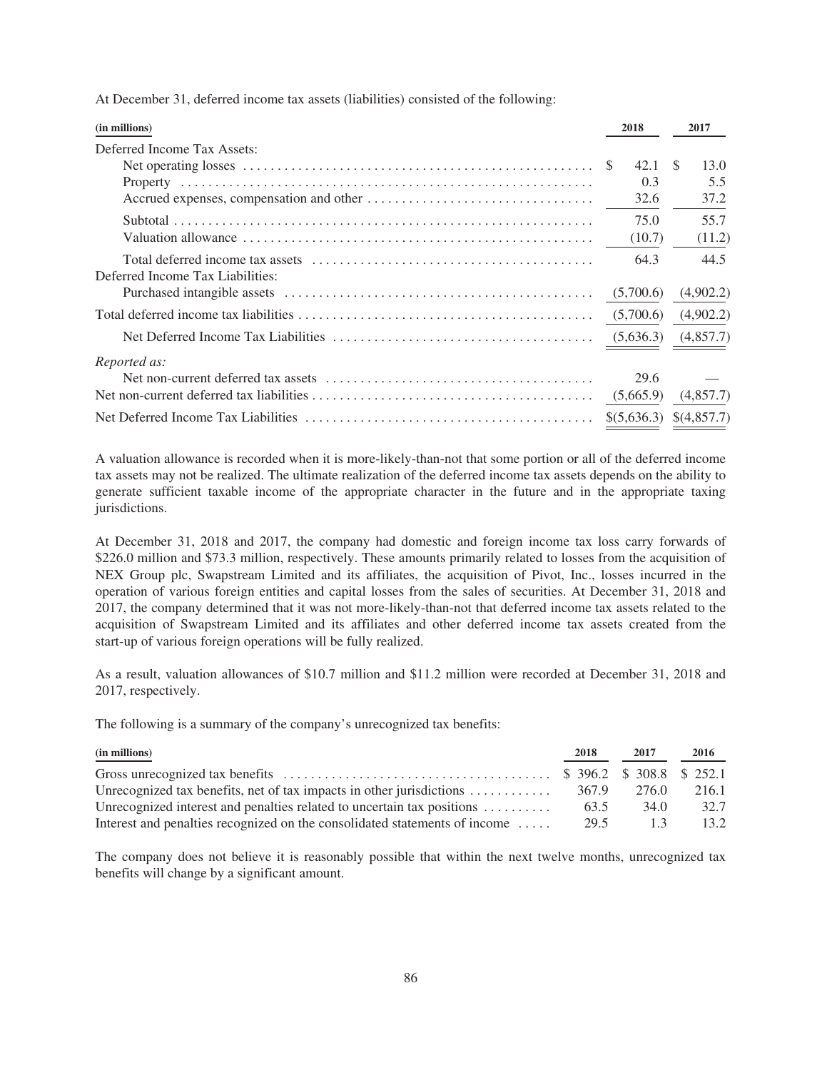At December 31, deferred income tax assets (liabilities) consisted of the following:

| (in millions) | 2018 | 2017 |
|---|---|---|
| Deferred Income Tax Assets: | | |
| Net operating losses | $ 42.1 | $ 13.0 |
| Property | 0.3 | 5.5 |
| Accrued expenses, compensation and other | 32.6 | 37.2 |
| Subtotal | 75.0 | 55.7 |
| Valuation allowance | (10.7) | (11.2) |
| Total deferred income tax assets | 64.3 | 44.5 |
| Deferred Income Tax Liabilities: | | |
| Purchased intangible assets | (5,700.6) | (4,902.2) |
| Total deferred income tax liabilities | (5,700.6) | (4,902.2) |
| Net Deferred Income Tax Liabilities | (5,636.3) | (4,857.7) |
| *Reported as:* | | |
| Net non-current deferred tax assets | 29.6 | — |
| Net non-current deferred tax liabilities | (5,665.9) | (4,857.7) |
| Net Deferred Income Tax Liabilities | $(5,636.3) | $(4,857.7) |

A valuation allowance is recorded when it is more-likely-than-not that some portion or all of the deferred income tax assets may not be realized. The ultimate realization of the deferred income tax assets depends on the ability to generate sufficient taxable income of the appropriate character in the future and in the appropriate taxing jurisdictions.

At December 31, 2018 and 2017, the company had domestic and foreign income tax loss carry forwards of $226.0 million and $73.3 million, respectively. These amounts primarily related to losses from the acquisition of NEX Group plc, Swapstream Limited and its affiliates, the acquisition of Pivot, Inc., losses incurred in the operation of various foreign entities and capital losses from the sales of securities. At December 31, 2018 and 2017, the company determined that it was not more-likely-than-not that deferred income tax assets related to the acquisition of Swapstream Limited and its affiliates and other deferred income tax assets created from the start-up of various foreign operations will be fully realized.

As a result, valuation allowances of $10.7 million and $11.2 million were recorded at December 31, 2018 and 2017, respectively.

The following is a summary of the company's unrecognized tax benefits:

| (in millions) | 2018 | 2017 | 2016 |
|---|---|---|---|
| Gross unrecognized tax benefits | $ 396.2 | $ 308.8 | $ 252.1 |
| Unrecognized tax benefits, net of tax impacts in other jurisdictions | 367.9 | 276.0 | 216.1 |
| Unrecognized interest and penalties related to uncertain tax positions | 63.5 | 34.0 | 32.7 |
| Interest and penalties recognized on the consolidated statements of income | 29.5 | 1.3 | 13.2 |

The company does not believe it is reasonably possible that within the next twelve months, unrecognized tax benefits will change by a significant amount.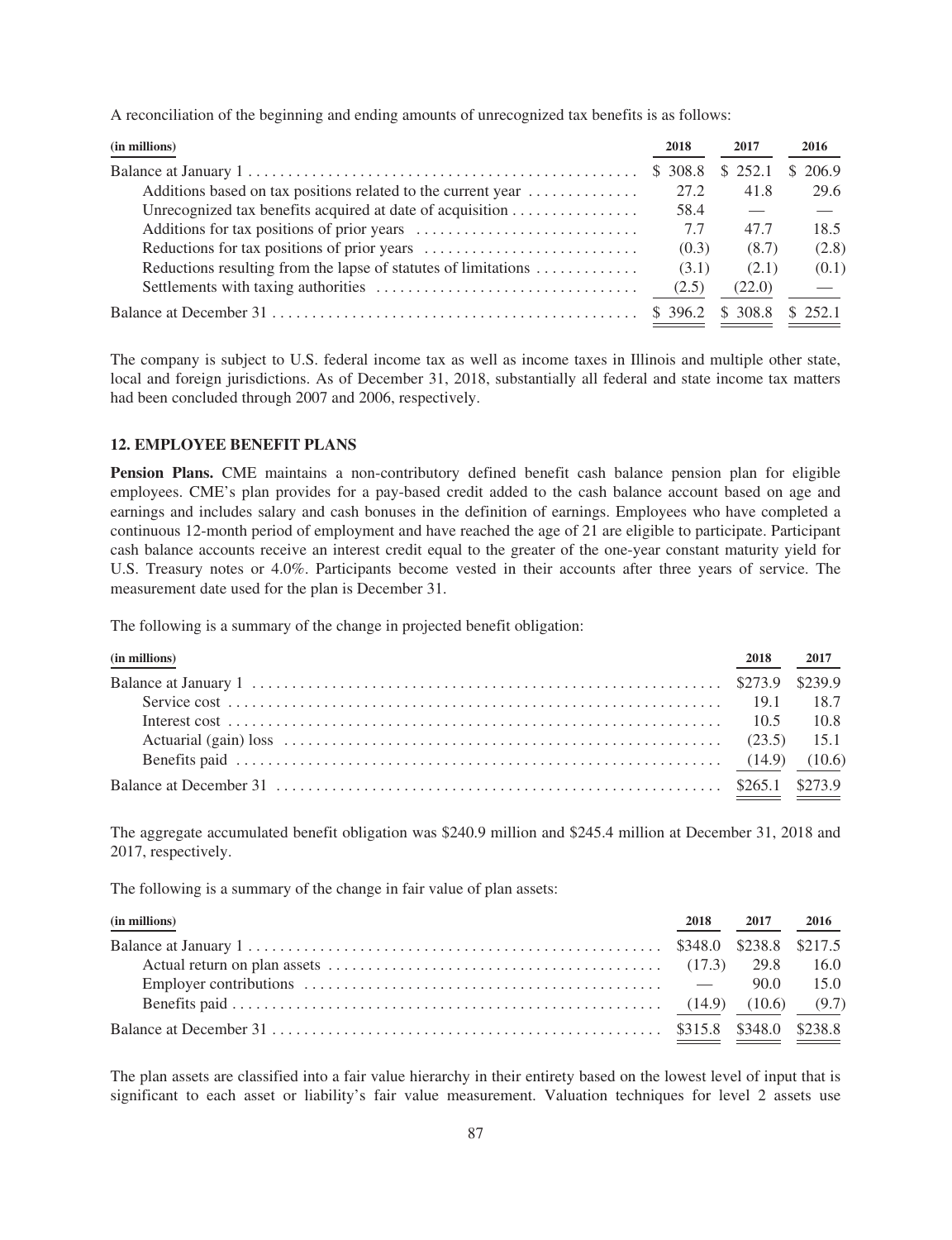A reconciliation of the beginning and ending amounts of unrecognized tax benefits is as follows:

| (in millions) | 2018 | 2017 | 2016 |
|---|---|---|---|
| Balance at January 1 | $ 308.8 | $ 252.1 | $ 206.9 |
| Additions based on tax positions related to the current year | 27.2 | 41.8 | 29.6 |
| Unrecognized tax benefits acquired at date of acquisition | 58.4 | — | — |
| Additions for tax positions of prior years | 7.7 | 47.7 | 18.5 |
| Reductions for tax positions of prior years | (0.3) | (8.7) | (2.8) |
| Reductions resulting from the lapse of statutes of limitations | (3.1) | (2.1) | (0.1) |
| Settlements with taxing authorities | (2.5) | (22.0) | — |
| Balance at December 31 | $ 396.2 | $ 308.8 | $ 252.1 |

The company is subject to U.S. federal income tax as well as income taxes in Illinois and multiple other state, local and foreign jurisdictions. As of December 31, 2018, substantially all federal and state income tax matters had been concluded through 2007 and 2006, respectively.

## 12. EMPLOYEE BENEFIT PLANS

**Pension Plans.** CME maintains a non-contributory defined benefit cash balance pension plan for eligible employees. CME's plan provides for a pay-based credit added to the cash balance account based on age and earnings and includes salary and cash bonuses in the definition of earnings. Employees who have completed a continuous 12-month period of employment and have reached the age of 21 are eligible to participate. Participant cash balance accounts receive an interest credit equal to the greater of the one-year constant maturity yield for U.S. Treasury notes or 4.0%. Participants become vested in their accounts after three years of service. The measurement date used for the plan is December 31.

The following is a summary of the change in projected benefit obligation:

| (in millions) | 2018 | 2017 |
|---|---|---|
| Balance at January 1 | $273.9 | $239.9 |
| Service cost | 19.1 | 18.7 |
| Interest cost | 10.5 | 10.8 |
| Actuarial (gain) loss | (23.5) | 15.1 |
| Benefits paid | (14.9) | (10.6) |
| Balance at December 31 | $265.1 | $273.9 |

The aggregate accumulated benefit obligation was $240.9 million and $245.4 million at December 31, 2018 and 2017, respectively.

The following is a summary of the change in fair value of plan assets:

| (in millions) | 2018 | 2017 | 2016 |
|---|---|---|---|
| Balance at January 1 | $348.0 | $238.8 | $217.5 |
| Actual return on plan assets | (17.3) | 29.8 | 16.0 |
| Employer contributions | — | 90.0 | 15.0 |
| Benefits paid | (14.9) | (10.6) | (9.7) |
| Balance at December 31 | $315.8 | $348.0 | $238.8 |

The plan assets are classified into a fair value hierarchy in their entirety based on the lowest level of input that is significant to each asset or liability's fair value measurement. Valuation techniques for level 2 assets use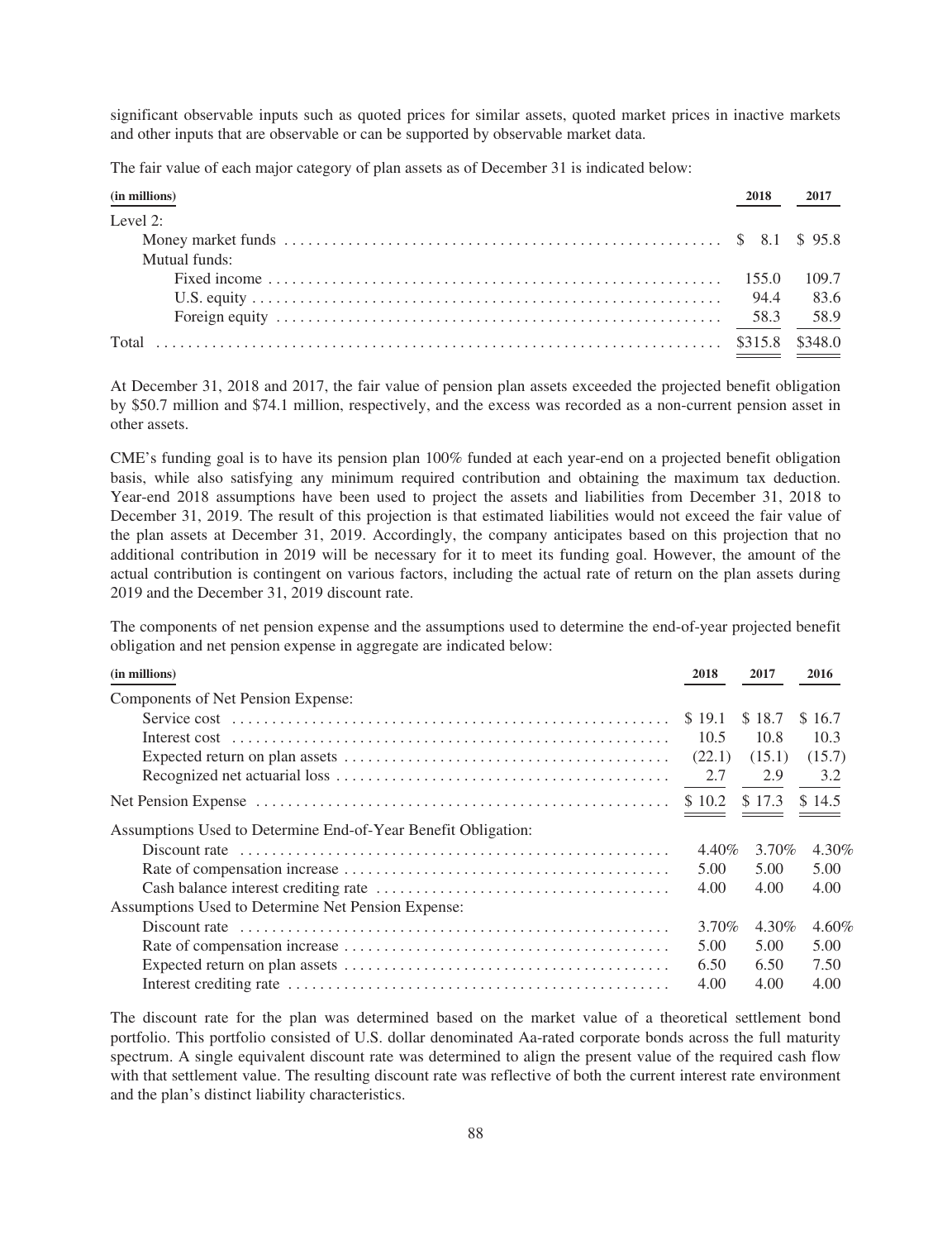significant observable inputs such as quoted prices for similar assets, quoted market prices in inactive markets and other inputs that are observable or can be supported by observable market data.

The fair value of each major category of plan assets as of December 31 is indicated below:

| (in millions) | 2018 | 2017 |
|---|---|---|
| Level 2: | | |
| Money market funds | $ 8.1 | $ 95.8 |
| Mutual funds: | | |
| Fixed income | 155.0 | 109.7 |
| U.S. equity | 94.4 | 83.6 |
| Foreign equity | 58.3 | 58.9 |
| Total | $315.8 | $348.0 |

At December 31, 2018 and 2017, the fair value of pension plan assets exceeded the projected benefit obligation by $50.7 million and $74.1 million, respectively, and the excess was recorded as a non-current pension asset in other assets.

CME's funding goal is to have its pension plan 100% funded at each year-end on a projected benefit obligation basis, while also satisfying any minimum required contribution and obtaining the maximum tax deduction. Year-end 2018 assumptions have been used to project the assets and liabilities from December 31, 2018 to December 31, 2019. The result of this projection is that estimated liabilities would not exceed the fair value of the plan assets at December 31, 2019. Accordingly, the company anticipates based on this projection that no additional contribution in 2019 will be necessary for it to meet its funding goal. However, the amount of the actual contribution is contingent on various factors, including the actual rate of return on the plan assets during 2019 and the December 31, 2019 discount rate.

The components of net pension expense and the assumptions used to determine the end-of-year projected benefit obligation and net pension expense in aggregate are indicated below:

| (in millions) | 2018 | 2017 | 2016 |
|---|---|---|---|
| Components of Net Pension Expense: | | | |
| Service cost | $ 19.1 | $ 18.7 | $ 16.7 |
| Interest cost | 10.5 | 10.8 | 10.3 |
| Expected return on plan assets | (22.1) | (15.1) | (15.7) |
| Recognized net actuarial loss | 2.7 | 2.9 | 3.2 |
| Net Pension Expense | $ 10.2 | $ 17.3 | $ 14.5 |
| Assumptions Used to Determine End-of-Year Benefit Obligation: | | | |
| Discount rate | 4.40% | 3.70% | 4.30% |
| Rate of compensation increase | 5.00 | 5.00 | 5.00 |
| Cash balance interest crediting rate | 4.00 | 4.00 | 4.00 |
| Assumptions Used to Determine Net Pension Expense: | | | |
| Discount rate | 3.70% | 4.30% | 4.60% |
| Rate of compensation increase | 5.00 | 5.00 | 5.00 |
| Expected return on plan assets | 6.50 | 6.50 | 7.50 |
| Interest crediting rate | 4.00 | 4.00 | 4.00 |

The discount rate for the plan was determined based on the market value of a theoretical settlement bond portfolio. This portfolio consisted of U.S. dollar denominated Aa-rated corporate bonds across the full maturity spectrum. A single equivalent discount rate was determined to align the present value of the required cash flow with that settlement value. The resulting discount rate was reflective of both the current interest rate environment and the plan's distinct liability characteristics.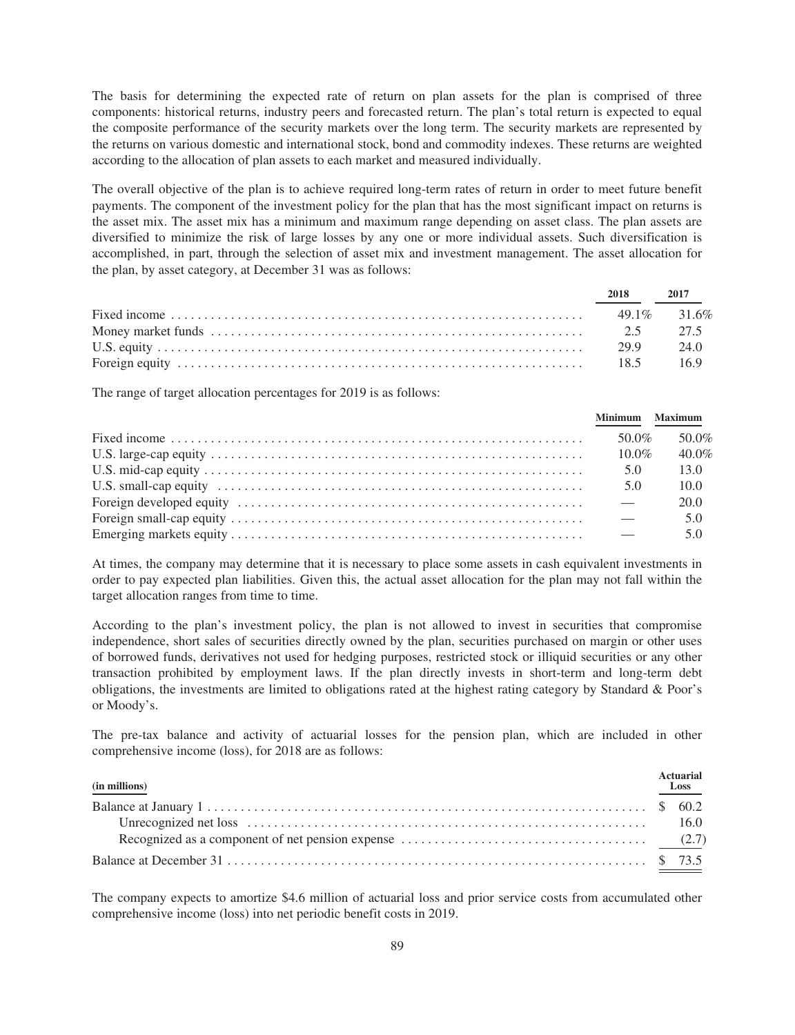The basis for determining the expected rate of return on plan assets for the plan is comprised of three components: historical returns, industry peers and forecasted return. The plan's total return is expected to equal the composite performance of the security markets over the long term. The security markets are represented by the returns on various domestic and international stock, bond and commodity indexes. These returns are weighted according to the allocation of plan assets to each market and measured individually.

The overall objective of the plan is to achieve required long-term rates of return in order to meet future benefit payments. The component of the investment policy for the plan that has the most significant impact on returns is the asset mix. The asset mix has a minimum and maximum range depending on asset class. The plan assets are diversified to minimize the risk of large losses by any one or more individual assets. Such diversification is accomplished, in part, through the selection of asset mix and investment management. The asset allocation for the plan, by asset category, at December 31 was as follows:

| | 2018 | 2017 |
|---|---|---|
| Fixed income | 49.1% | 31.6% |
| Money market funds | 2.5 | 27.5 |
| U.S. equity | 29.9 | 24.0 |
| Foreign equity | 18.5 | 16.9 |

The range of target allocation percentages for 2019 is as follows:

| | Minimum | Maximum |
|---|---|---|
| Fixed income | 50.0% | 50.0% |
| U.S. large-cap equity | 10.0% | 40.0% |
| U.S. mid-cap equity | 5.0 | 13.0 |
| U.S. small-cap equity | 5.0 | 10.0 |
| Foreign developed equity | — | 20.0 |
| Foreign small-cap equity | — | 5.0 |
| Emerging markets equity | — | 5.0 |

At times, the company may determine that it is necessary to place some assets in cash equivalent investments in order to pay expected plan liabilities. Given this, the actual asset allocation for the plan may not fall within the target allocation ranges from time to time.

According to the plan's investment policy, the plan is not allowed to invest in securities that compromise independence, short sales of securities directly owned by the plan, securities purchased on margin or other uses of borrowed funds, derivatives not used for hedging purposes, restricted stock or illiquid securities or any other transaction prohibited by employment laws. If the plan directly invests in short-term and long-term debt obligations, the investments are limited to obligations rated at the highest rating category by Standard & Poor's or Moody's.

The pre-tax balance and activity of actuarial losses for the pension plan, which are included in other comprehensive income (loss), for 2018 are as follows:

| (in millions) | Actuarial Loss |
|---|---|
| Balance at January 1 | $ 60.2 |
| Unrecognized net loss | 16.0 |
| Recognized as a component of net pension expense | (2.7) |
| Balance at December 31 | $ 73.5 |

The company expects to amortize $4.6 million of actuarial loss and prior service costs from accumulated other comprehensive income (loss) into net periodic benefit costs in 2019.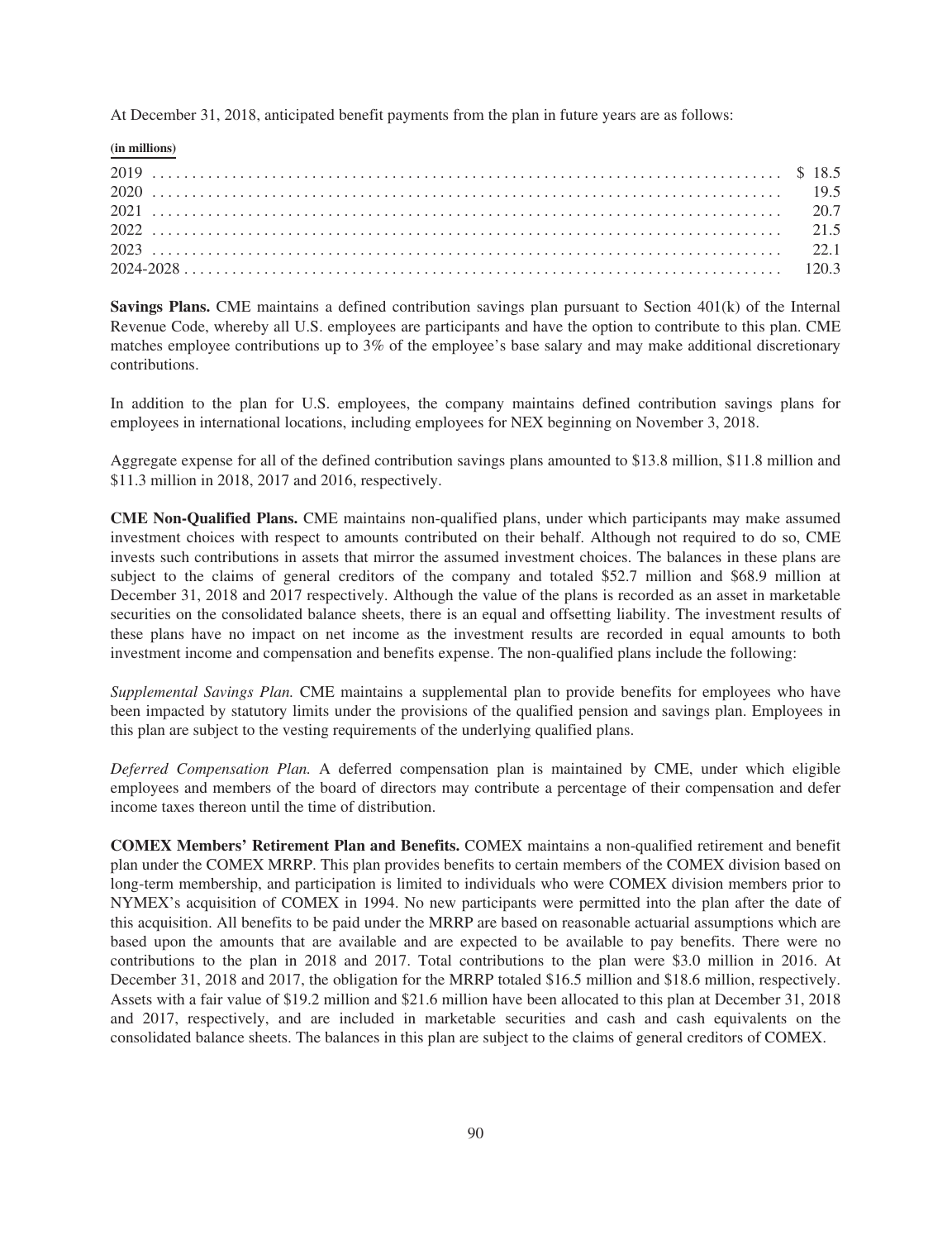At December 31, 2018, anticipated benefit payments from the plan in future years are as follows:

| (in millions) | |
|---|---|
| 2019 | $ 18.5 |
| 2020 | 19.5 |
| 2021 | 20.7 |
| 2022 | 21.5 |
| 2023 | 22.1 |
| 2024-2028 | 120.3 |

**Savings Plans.** CME maintains a defined contribution savings plan pursuant to Section 401(k) of the Internal Revenue Code, whereby all U.S. employees are participants and have the option to contribute to this plan. CME matches employee contributions up to 3% of the employee's base salary and may make additional discretionary contributions.

In addition to the plan for U.S. employees, the company maintains defined contribution savings plans for employees in international locations, including employees for NEX beginning on November 3, 2018.

Aggregate expense for all of the defined contribution savings plans amounted to $13.8 million, $11.8 million and $11.3 million in 2018, 2017 and 2016, respectively.

**CME Non-Qualified Plans.** CME maintains non-qualified plans, under which participants may make assumed investment choices with respect to amounts contributed on their behalf. Although not required to do so, CME invests such contributions in assets that mirror the assumed investment choices. The balances in these plans are subject to the claims of general creditors of the company and totaled $52.7 million and $68.9 million at December 31, 2018 and 2017 respectively. Although the value of the plans is recorded as an asset in marketable securities on the consolidated balance sheets, there is an equal and offsetting liability. The investment results of these plans have no impact on net income as the investment results are recorded in equal amounts to both investment income and compensation and benefits expense. The non-qualified plans include the following:

*Supplemental Savings Plan.* CME maintains a supplemental plan to provide benefits for employees who have been impacted by statutory limits under the provisions of the qualified pension and savings plan. Employees in this plan are subject to the vesting requirements of the underlying qualified plans.

*Deferred Compensation Plan.* A deferred compensation plan is maintained by CME, under which eligible employees and members of the board of directors may contribute a percentage of their compensation and defer income taxes thereon until the time of distribution.

**COMEX Members' Retirement Plan and Benefits.** COMEX maintains a non-qualified retirement and benefit plan under the COMEX MRRP. This plan provides benefits to certain members of the COMEX division based on long-term membership, and participation is limited to individuals who were COMEX division members prior to NYMEX's acquisition of COMEX in 1994. No new participants were permitted into the plan after the date of this acquisition. All benefits to be paid under the MRRP are based on reasonable actuarial assumptions which are based upon the amounts that are available and are expected to be available to pay benefits. There were no contributions to the plan in 2018 and 2017. Total contributions to the plan were $3.0 million in 2016. At December 31, 2018 and 2017, the obligation for the MRRP totaled $16.5 million and $18.6 million, respectively. Assets with a fair value of $19.2 million and $21.6 million have been allocated to this plan at December 31, 2018 and 2017, respectively, and are included in marketable securities and cash and cash equivalents on the consolidated balance sheets. The balances in this plan are subject to the claims of general creditors of COMEX.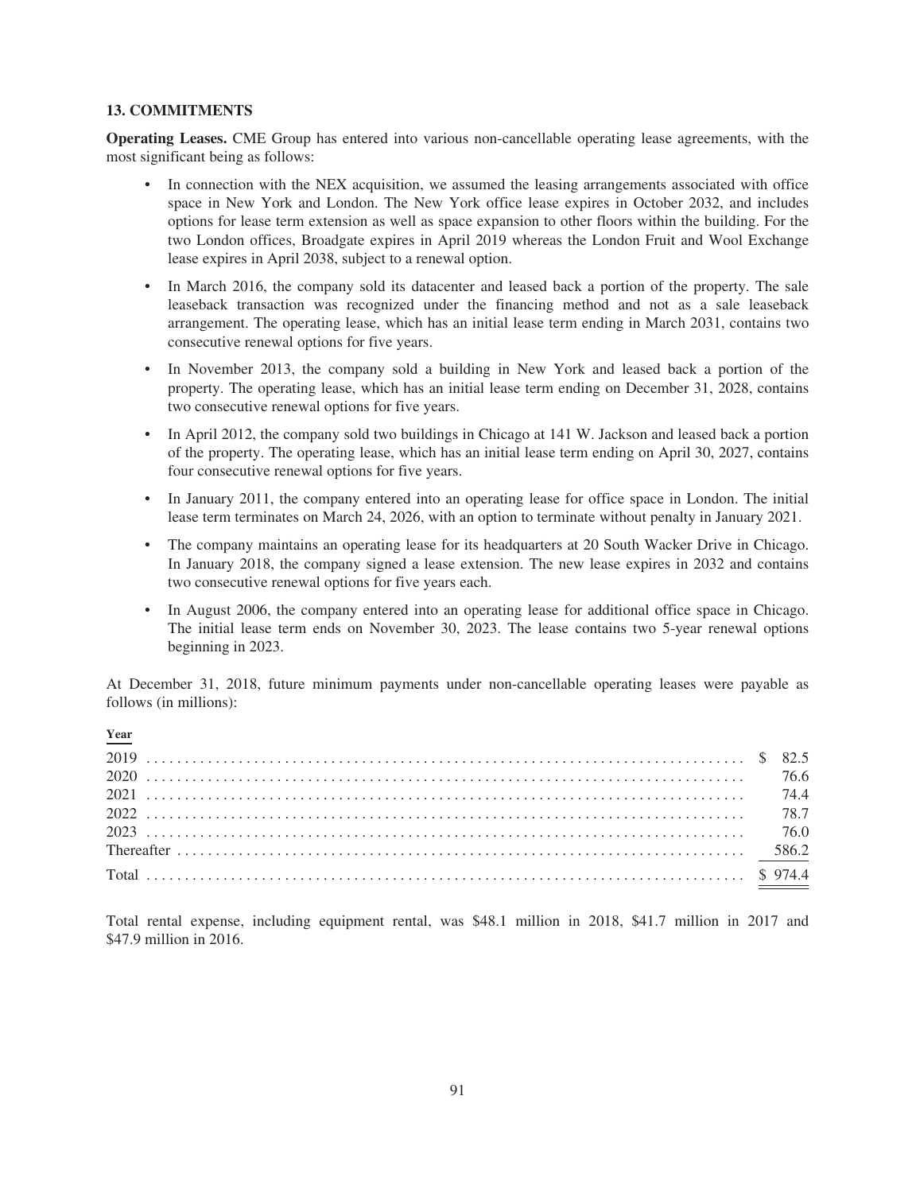### 13. COMMITMENTS

**Operating Leases.** CME Group has entered into various non-cancellable operating lease agreements, with the most significant being as follows:

- In connection with the NEX acquisition, we assumed the leasing arrangements associated with office space in New York and London. The New York office lease expires in October 2032, and includes options for lease term extension as well as space expansion to other floors within the building. For the two London offices, Broadgate expires in April 2019 whereas the London Fruit and Wool Exchange lease expires in April 2038, subject to a renewal option.
- In March 2016, the company sold its datacenter and leased back a portion of the property. The sale leaseback transaction was recognized under the financing method and not as a sale leaseback arrangement. The operating lease, which has an initial lease term ending in March 2031, contains two consecutive renewal options for five years.
- In November 2013, the company sold a building in New York and leased back a portion of the property. The operating lease, which has an initial lease term ending on December 31, 2028, contains two consecutive renewal options for five years.
- In April 2012, the company sold two buildings in Chicago at 141 W. Jackson and leased back a portion of the property. The operating lease, which has an initial lease term ending on April 30, 2027, contains four consecutive renewal options for five years.
- In January 2011, the company entered into an operating lease for office space in London. The initial lease term terminates on March 24, 2026, with an option to terminate without penalty in January 2021.
- The company maintains an operating lease for its headquarters at 20 South Wacker Drive in Chicago. In January 2018, the company signed a lease extension. The new lease expires in 2032 and contains two consecutive renewal options for five years each.
- In August 2006, the company entered into an operating lease for additional office space in Chicago. The initial lease term ends on November 30, 2023. The lease contains two 5-year renewal options beginning in 2023.

At December 31, 2018, future minimum payments under non-cancellable operating leases were payable as follows (in millions):

| Year | |
|---|---|
| 2019 | $ 82.5 |
| 2020 | 76.6 |
| 2021 | 74.4 |
| 2022 | 78.7 |
| 2023 | 76.0 |
| Thereafter | 586.2 |
| Total | $ 974.4 |

Total rental expense, including equipment rental, was $48.1 million in 2018, $41.7 million in 2017 and $47.9 million in 2016.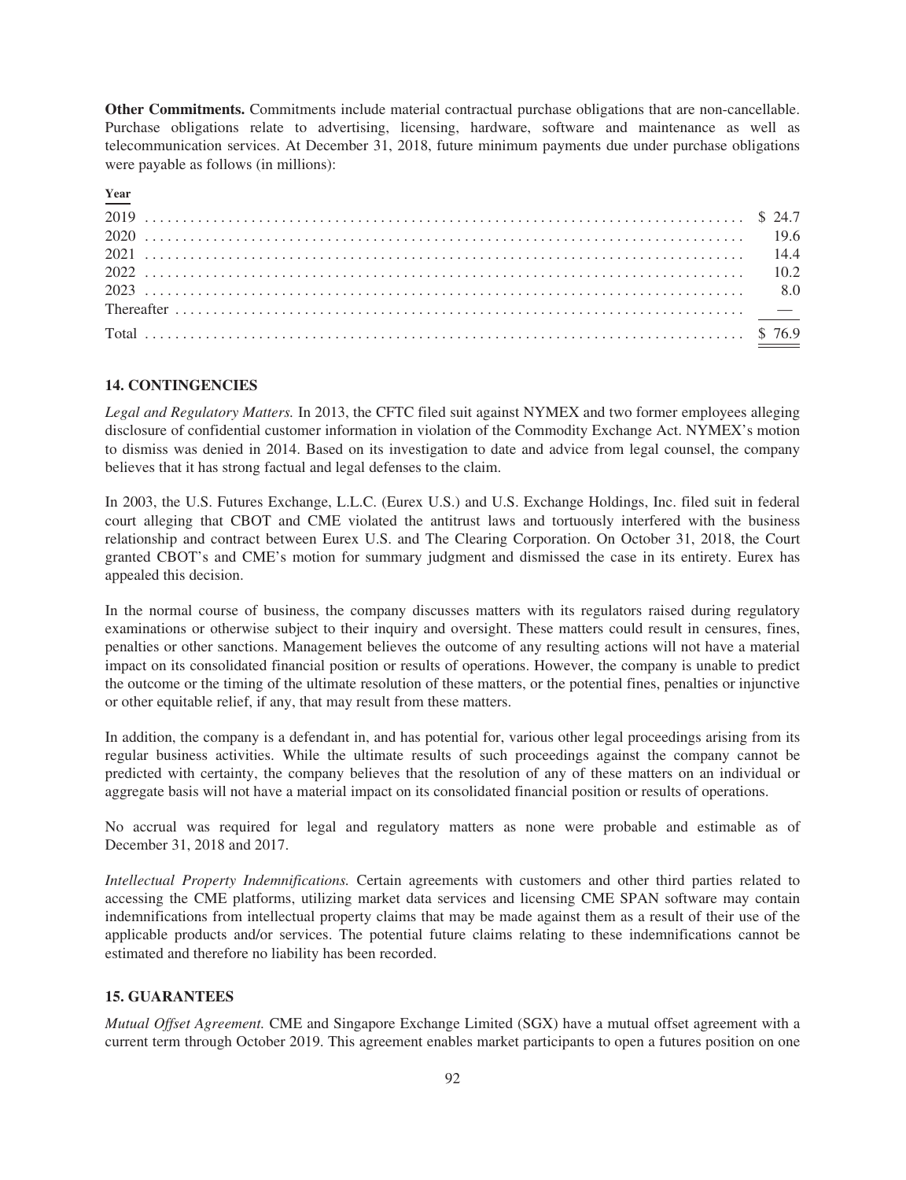**Other Commitments.** Commitments include material contractual purchase obligations that are non-cancellable. Purchase obligations relate to advertising, licensing, hardware, software and maintenance as well as telecommunication services. At December 31, 2018, future minimum payments due under purchase obligations were payable as follows (in millions):

| Year | |
|---|---|
| 2019 | $ 24.7 |
| 2020 | 19.6 |
| 2021 | 14.4 |
| 2022 | 10.2 |
| 2023 | 8.0 |
| Thereafter | — |
| Total | $ 76.9 |

### 14. CONTINGENCIES

*Legal and Regulatory Matters.* In 2013, the CFTC filed suit against NYMEX and two former employees alleging disclosure of confidential customer information in violation of the Commodity Exchange Act. NYMEX's motion to dismiss was denied in 2014. Based on its investigation to date and advice from legal counsel, the company believes that it has strong factual and legal defenses to the claim.

In 2003, the U.S. Futures Exchange, L.L.C. (Eurex U.S.) and U.S. Exchange Holdings, Inc. filed suit in federal court alleging that CBOT and CME violated the antitrust laws and tortuously interfered with the business relationship and contract between Eurex U.S. and The Clearing Corporation. On October 31, 2018, the Court granted CBOT's and CME's motion for summary judgment and dismissed the case in its entirety. Eurex has appealed this decision.

In the normal course of business, the company discusses matters with its regulators raised during regulatory examinations or otherwise subject to their inquiry and oversight. These matters could result in censures, fines, penalties or other sanctions. Management believes the outcome of any resulting actions will not have a material impact on its consolidated financial position or results of operations. However, the company is unable to predict the outcome or the timing of the ultimate resolution of these matters, or the potential fines, penalties or injunctive or other equitable relief, if any, that may result from these matters.

In addition, the company is a defendant in, and has potential for, various other legal proceedings arising from its regular business activities. While the ultimate results of such proceedings against the company cannot be predicted with certainty, the company believes that the resolution of any of these matters on an individual or aggregate basis will not have a material impact on its consolidated financial position or results of operations.

No accrual was required for legal and regulatory matters as none were probable and estimable as of December 31, 2018 and 2017.

*Intellectual Property Indemnifications.* Certain agreements with customers and other third parties related to accessing the CME platforms, utilizing market data services and licensing CME SPAN software may contain indemnifications from intellectual property claims that may be made against them as a result of their use of the applicable products and/or services. The potential future claims relating to these indemnifications cannot be estimated and therefore no liability has been recorded.

### 15. GUARANTEES

*Mutual Offset Agreement.* CME and Singapore Exchange Limited (SGX) have a mutual offset agreement with a current term through October 2019. This agreement enables market participants to open a futures position on one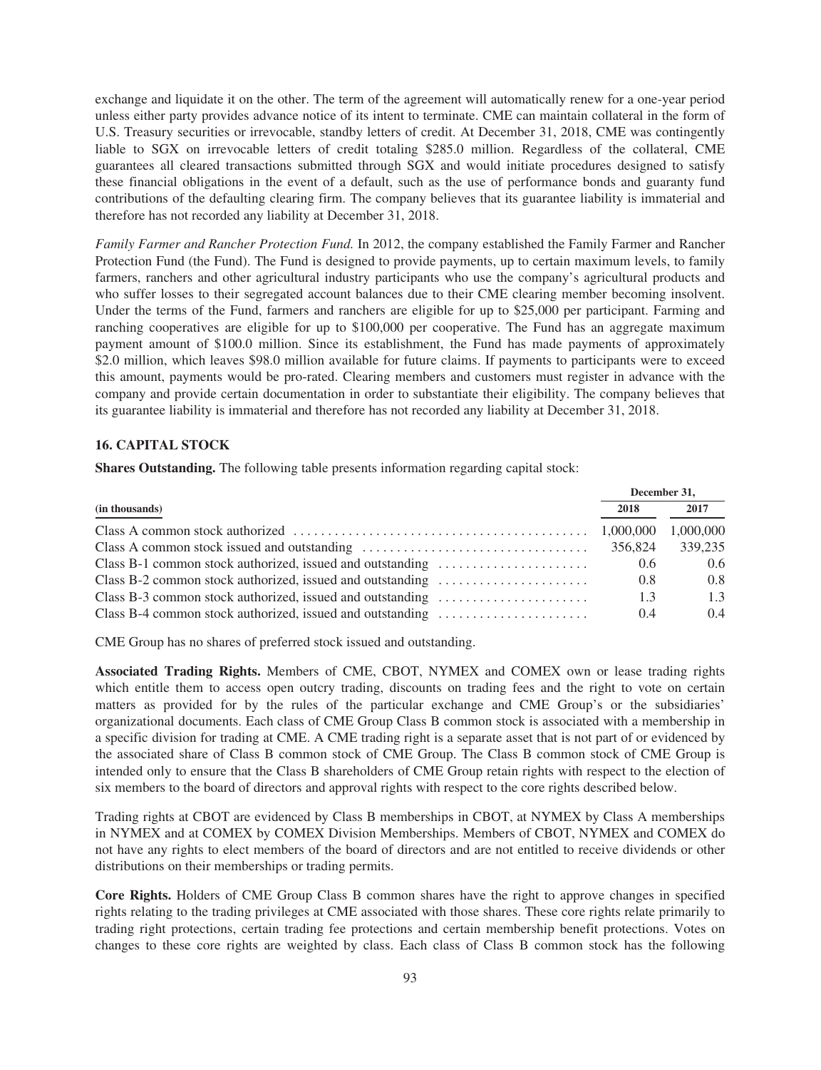exchange and liquidate it on the other. The term of the agreement will automatically renew for a one-year period unless either party provides advance notice of its intent to terminate. CME can maintain collateral in the form of U.S. Treasury securities or irrevocable, standby letters of credit. At December 31, 2018, CME was contingently liable to SGX on irrevocable letters of credit totaling \$285.0 million. Regardless of the collateral, CME guarantees all cleared transactions submitted through SGX and would initiate procedures designed to satisfy these financial obligations in the event of a default, such as the use of performance bonds and guaranty fund contributions of the defaulting clearing firm. The company believes that its guarantee liability is immaterial and therefore has not recorded any liability at December 31, 2018.

*Family Farmer and Rancher Protection Fund.* In 2012, the company established the Family Farmer and Rancher Protection Fund (the Fund). The Fund is designed to provide payments, up to certain maximum levels, to family farmers, ranchers and other agricultural industry participants who use the company's agricultural products and who suffer losses to their segregated account balances due to their CME clearing member becoming insolvent. Under the terms of the Fund, farmers and ranchers are eligible for up to \$25,000 per participant. Farming and ranching cooperatives are eligible for up to \$100,000 per cooperative. The Fund has an aggregate maximum payment amount of \$100.0 million. Since its establishment, the Fund has made payments of approximately \$2.0 million, which leaves \$98.0 million available for future claims. If payments to participants were to exceed this amount, payments would be pro-rated. Clearing members and customers must register in advance with the company and provide certain documentation in order to substantiate their eligibility. The company believes that its guarantee liability is immaterial and therefore has not recorded any liability at December 31, 2018.

## 16. CAPITAL STOCK

**Shares Outstanding.** The following table presents information regarding capital stock:

| (in thousands) | December 31, 2018 | December 31, 2017 |
|---|---|---|
| Class A common stock authorized | 1,000,000 | 1,000,000 |
| Class A common stock issued and outstanding | 356,824 | 339,235 |
| Class B-1 common stock authorized, issued and outstanding | 0.6 | 0.6 |
| Class B-2 common stock authorized, issued and outstanding | 0.8 | 0.8 |
| Class B-3 common stock authorized, issued and outstanding | 1.3 | 1.3 |
| Class B-4 common stock authorized, issued and outstanding | 0.4 | 0.4 |

CME Group has no shares of preferred stock issued and outstanding.

**Associated Trading Rights.** Members of CME, CBOT, NYMEX and COMEX own or lease trading rights which entitle them to access open outcry trading, discounts on trading fees and the right to vote on certain matters as provided for by the rules of the particular exchange and CME Group's or the subsidiaries' organizational documents. Each class of CME Group Class B common stock is associated with a membership in a specific division for trading at CME. A CME trading right is a separate asset that is not part of or evidenced by the associated share of Class B common stock of CME Group. The Class B common stock of CME Group is intended only to ensure that the Class B shareholders of CME Group retain rights with respect to the election of six members to the board of directors and approval rights with respect to the core rights described below.

Trading rights at CBOT are evidenced by Class B memberships in CBOT, at NYMEX by Class A memberships in NYMEX and at COMEX by COMEX Division Memberships. Members of CBOT, NYMEX and COMEX do not have any rights to elect members of the board of directors and are not entitled to receive dividends or other distributions on their memberships or trading permits.

**Core Rights.** Holders of CME Group Class B common shares have the right to approve changes in specified rights relating to the trading privileges at CME associated with those shares. These core rights relate primarily to trading right protections, certain trading fee protections and certain membership benefit protections. Votes on changes to these core rights are weighted by class. Each class of Class B common stock has the following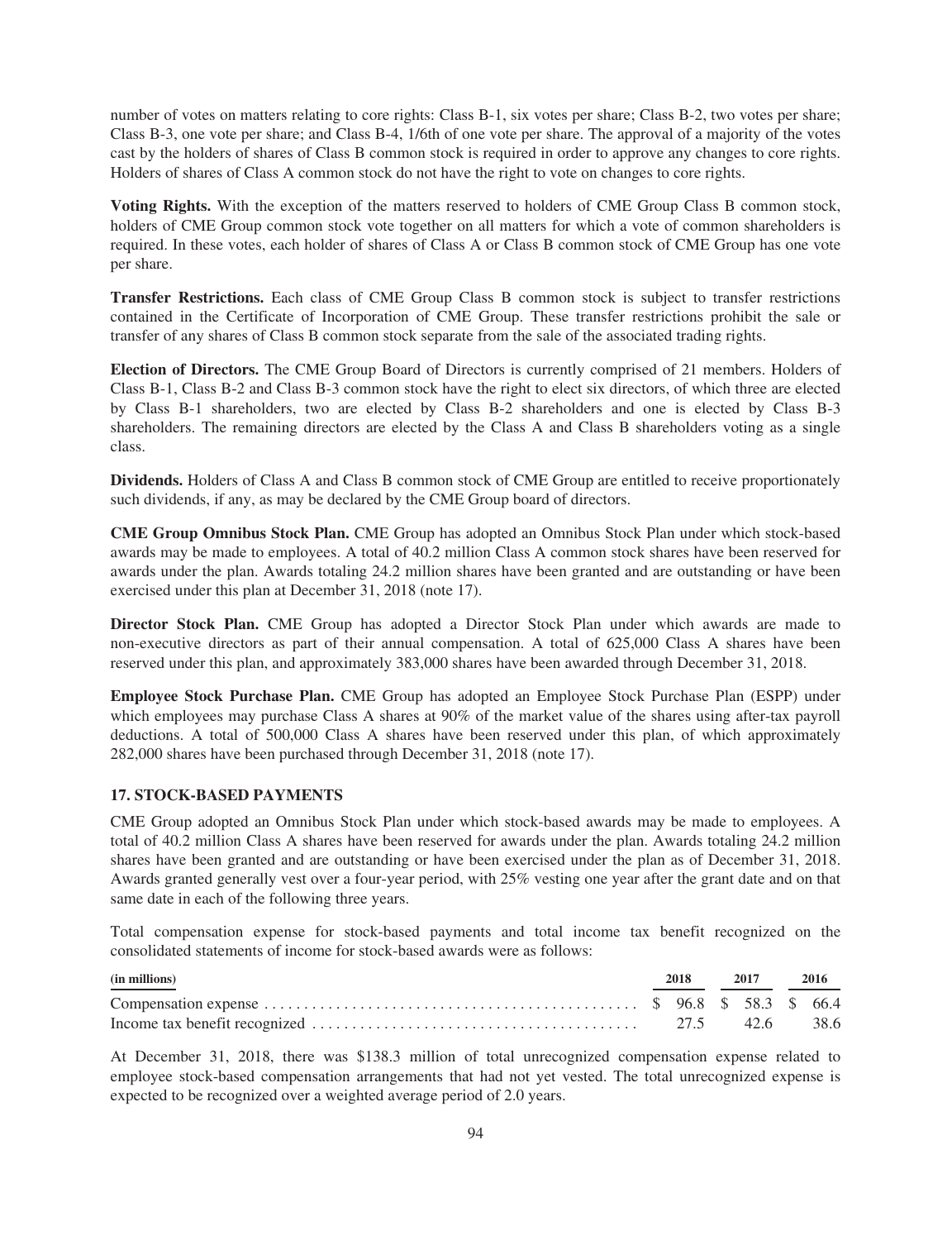number of votes on matters relating to core rights: Class B-1, six votes per share; Class B-2, two votes per share; Class B-3, one vote per share; and Class B-4, 1/6th of one vote per share. The approval of a majority of the votes cast by the holders of shares of Class B common stock is required in order to approve any changes to core rights. Holders of shares of Class A common stock do not have the right to vote on changes to core rights.

**Voting Rights.** With the exception of the matters reserved to holders of CME Group Class B common stock, holders of CME Group common stock vote together on all matters for which a vote of common shareholders is required. In these votes, each holder of shares of Class A or Class B common stock of CME Group has one vote per share.

**Transfer Restrictions.** Each class of CME Group Class B common stock is subject to transfer restrictions contained in the Certificate of Incorporation of CME Group. These transfer restrictions prohibit the sale or transfer of any shares of Class B common stock separate from the sale of the associated trading rights.

**Election of Directors.** The CME Group Board of Directors is currently comprised of 21 members. Holders of Class B-1, Class B-2 and Class B-3 common stock have the right to elect six directors, of which three are elected by Class B-1 shareholders, two are elected by Class B-2 shareholders and one is elected by Class B-3 shareholders. The remaining directors are elected by the Class A and Class B shareholders voting as a single class.

**Dividends.** Holders of Class A and Class B common stock of CME Group are entitled to receive proportionately such dividends, if any, as may be declared by the CME Group board of directors.

**CME Group Omnibus Stock Plan.** CME Group has adopted an Omnibus Stock Plan under which stock-based awards may be made to employees. A total of 40.2 million Class A common stock shares have been reserved for awards under the plan. Awards totaling 24.2 million shares have been granted and are outstanding or have been exercised under this plan at December 31, 2018 (note 17).

**Director Stock Plan.** CME Group has adopted a Director Stock Plan under which awards are made to non-executive directors as part of their annual compensation. A total of 625,000 Class A shares have been reserved under this plan, and approximately 383,000 shares have been awarded through December 31, 2018.

**Employee Stock Purchase Plan.** CME Group has adopted an Employee Stock Purchase Plan (ESPP) under which employees may purchase Class A shares at 90% of the market value of the shares using after-tax payroll deductions. A total of 500,000 Class A shares have been reserved under this plan, of which approximately 282,000 shares have been purchased through December 31, 2018 (note 17).

### 17. STOCK-BASED PAYMENTS

CME Group adopted an Omnibus Stock Plan under which stock-based awards may be made to employees. A total of 40.2 million Class A shares have been reserved for awards under the plan. Awards totaling 24.2 million shares have been granted and are outstanding or have been exercised under the plan as of December 31, 2018. Awards granted generally vest over a four-year period, with 25% vesting one year after the grant date and on that same date in each of the following three years.

Total compensation expense for stock-based payments and total income tax benefit recognized on the consolidated statements of income for stock-based awards were as follows:

| (in millions) | 2018 | 2017 | 2016 |
|---|---|---|---|
| Compensation expense | $ 96.8 | $ 58.3 | $ 66.4 |
| Income tax benefit recognized | 27.5 | 42.6 | 38.6 |

At December 31, 2018, there was $138.3 million of total unrecognized compensation expense related to employee stock-based compensation arrangements that had not yet vested. The total unrecognized expense is expected to be recognized over a weighted average period of 2.0 years.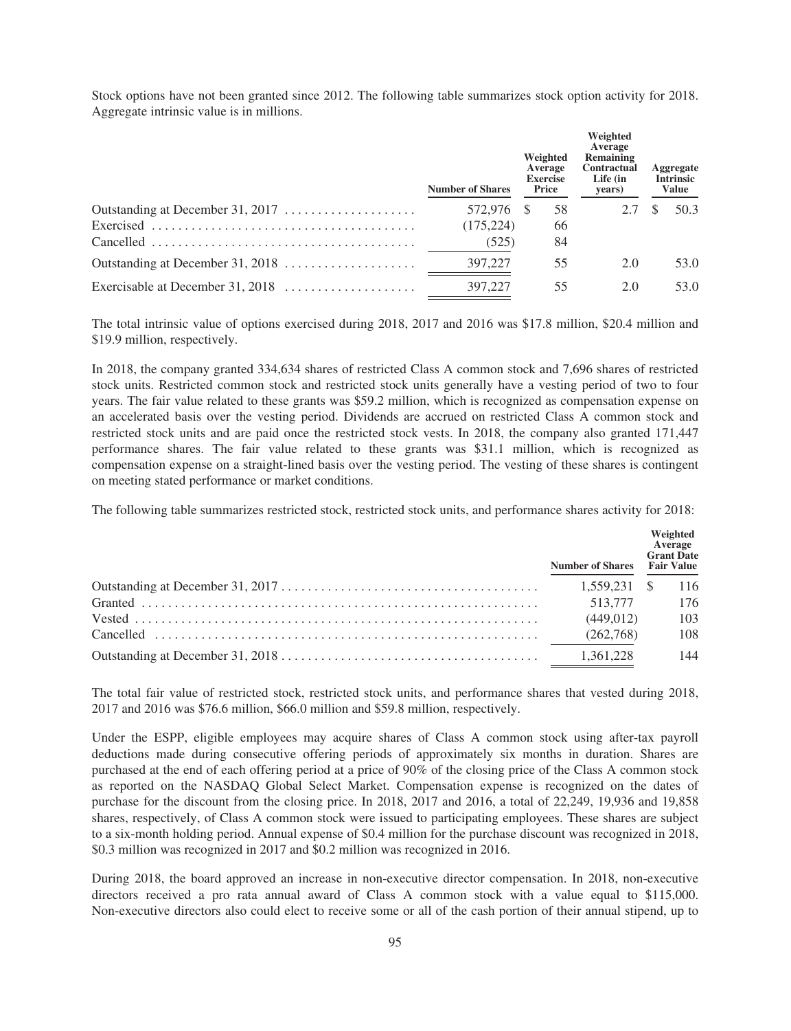Stock options have not been granted since 2012. The following table summarizes stock option activity for 2018. Aggregate intrinsic value is in millions.

| | Number of Shares | Weighted Average Exercise Price | Weighted Average Remaining Contractual Life (in years) | Aggregate Intrinsic Value |
|---|---|---|---|---|
| Outstanding at December 31, 2017 | 572,976 | $ 58 | 2.7 | $ 50.3 |
| Exercised | (175,224) | 66 | | |
| Cancelled | (525) | 84 | | |
| Outstanding at December 31, 2018 | 397,227 | 55 | 2.0 | 53.0 |
| Exercisable at December 31, 2018 | 397,227 | 55 | 2.0 | 53.0 |

The total intrinsic value of options exercised during 2018, 2017 and 2016 was $17.8 million, $20.4 million and $19.9 million, respectively.

In 2018, the company granted 334,634 shares of restricted Class A common stock and 7,696 shares of restricted stock units. Restricted common stock and restricted stock units generally have a vesting period of two to four years. The fair value related to these grants was $59.2 million, which is recognized as compensation expense on an accelerated basis over the vesting period. Dividends are accrued on restricted Class A common stock and restricted stock units and are paid once the restricted stock vests. In 2018, the company also granted 171,447 performance shares. The fair value related to these grants was $31.1 million, which is recognized as compensation expense on a straight-lined basis over the vesting period. The vesting of these shares is contingent on meeting stated performance or market conditions.

The following table summarizes restricted stock, restricted stock units, and performance shares activity for 2018:

| | Number of Shares | Weighted Average Grant Date Fair Value |
|---|---|---|
| Outstanding at December 31, 2017 | 1,559,231 | $ 116 |
| Granted | 513,777 | 176 |
| Vested | (449,012) | 103 |
| Cancelled | (262,768) | 108 |
| Outstanding at December 31, 2018 | 1,361,228 | 144 |

The total fair value of restricted stock, restricted stock units, and performance shares that vested during 2018, 2017 and 2016 was $76.6 million, $66.0 million and $59.8 million, respectively.

Under the ESPP, eligible employees may acquire shares of Class A common stock using after-tax payroll deductions made during consecutive offering periods of approximately six months in duration. Shares are purchased at the end of each offering period at a price of 90% of the closing price of the Class A common stock as reported on the NASDAQ Global Select Market. Compensation expense is recognized on the dates of purchase for the discount from the closing price. In 2018, 2017 and 2016, a total of 22,249, 19,936 and 19,858 shares, respectively, of Class A common stock were issued to participating employees. These shares are subject to a six-month holding period. Annual expense of $0.4 million for the purchase discount was recognized in 2018, $0.3 million was recognized in 2017 and $0.2 million was recognized in 2016.

During 2018, the board approved an increase in non-executive director compensation. In 2018, non-executive directors received a pro rata annual award of Class A common stock with a value equal to $115,000. Non-executive directors also could elect to receive some or all of the cash portion of their annual stipend, up to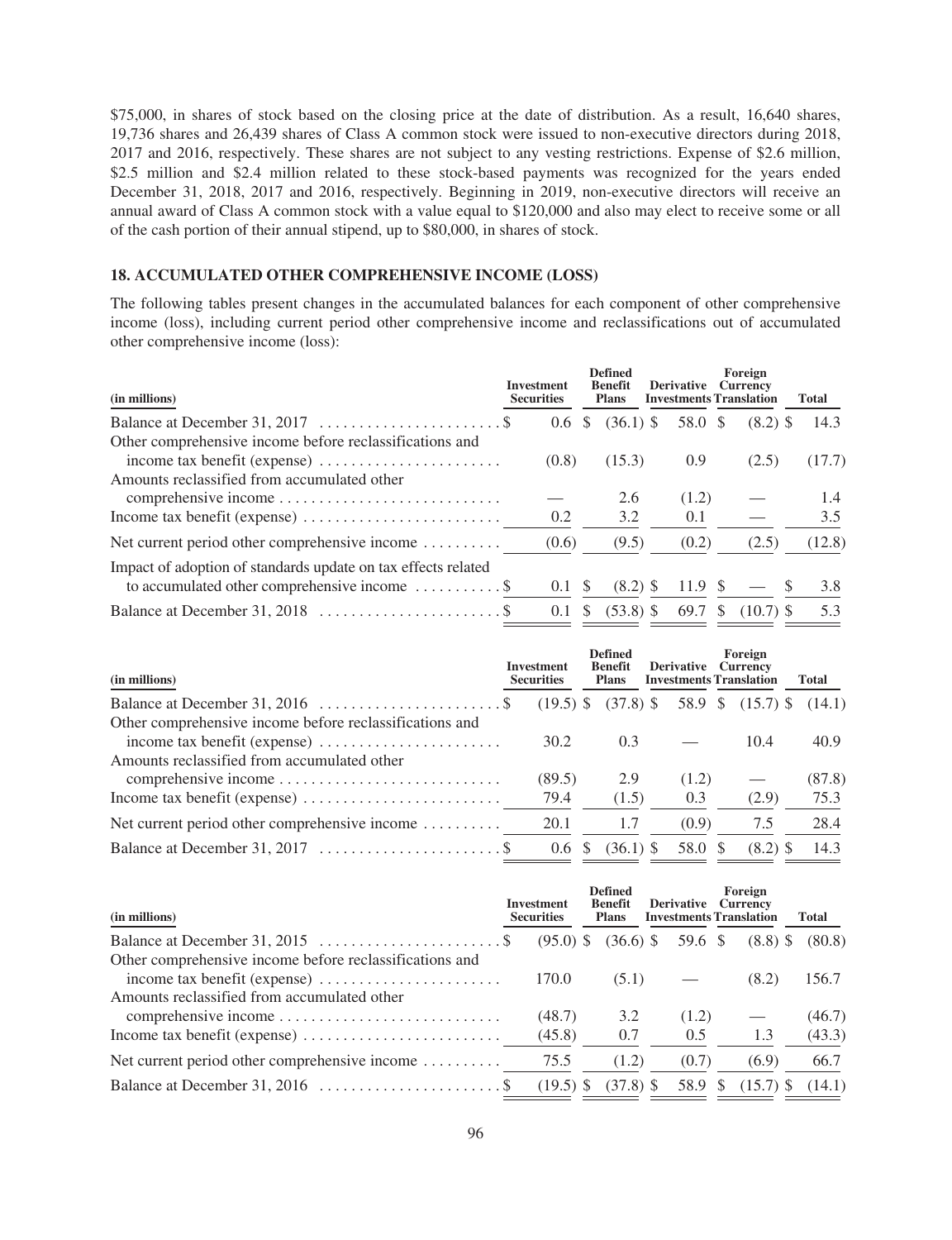$75,000, in shares of stock based on the closing price at the date of distribution. As a result, 16,640 shares, 19,736 shares and 26,439 shares of Class A common stock were issued to non-executive directors during 2018, 2017 and 2016, respectively. These shares are not subject to any vesting restrictions. Expense of $2.6 million, $2.5 million and $2.4 million related to these stock-based payments was recognized for the years ended December 31, 2018, 2017 and 2016, respectively. Beginning in 2019, non-executive directors will receive an annual award of Class A common stock with a value equal to $120,000 and also may elect to receive some or all of the cash portion of their annual stipend, up to $80,000, in shares of stock.

## 18. ACCUMULATED OTHER COMPREHENSIVE INCOME (LOSS)

The following tables present changes in the accumulated balances for each component of other comprehensive income (loss), including current period other comprehensive income and reclassifications out of accumulated other comprehensive income (loss):

| (in millions) | Investment Securities | Defined Benefit Plans | Derivative Investments | Foreign Currency Translation | Total |
|---|---|---|---|---|---|
| Balance at December 31, 2017 | $ 0.6 | $ (36.1) | $ 58.0 | $ (8.2) | $ 14.3 |
| Other comprehensive income before reclassifications and income tax benefit (expense) | (0.8) | (15.3) | 0.9 | (2.5) | (17.7) |
| Amounts reclassified from accumulated other comprehensive income | — | 2.6 | (1.2) | — | 1.4 |
| Income tax benefit (expense) | 0.2 | 3.2 | 0.1 | — | 3.5 |
| Net current period other comprehensive income | (0.6) | (9.5) | (0.2) | (2.5) | (12.8) |
| Impact of adoption of standards update on tax effects related to accumulated other comprehensive income | $ 0.1 | $ (8.2) | $ 11.9 | $ — | $ 3.8 |
| Balance at December 31, 2018 | $ 0.1 | $ (53.8) | $ 69.7 | $ (10.7) | $ 5.3 |

| (in millions) | Investment Securities | Defined Benefit Plans | Derivative Investments | Foreign Currency Translation | Total |
|---|---|---|---|---|---|
| Balance at December 31, 2016 | $ (19.5) | $ (37.8) | $ 58.9 | $ (15.7) | $ (14.1) |
| Other comprehensive income before reclassifications and income tax benefit (expense) | 30.2 | 0.3 | — | 10.4 | 40.9 |
| Amounts reclassified from accumulated other comprehensive income | (89.5) | 2.9 | (1.2) | — | (87.8) |
| Income tax benefit (expense) | 79.4 | (1.5) | 0.3 | (2.9) | 75.3 |
| Net current period other comprehensive income | 20.1 | 1.7 | (0.9) | 7.5 | 28.4 |
| Balance at December 31, 2017 | $ 0.6 | $ (36.1) | $ 58.0 | $ (8.2) | $ 14.3 |

| (in millions) | Investment Securities | Defined Benefit Plans | Derivative Investments | Foreign Currency Translation | Total |
|---|---|---|---|---|---|
| Balance at December 31, 2015 | $ (95.0) | $ (36.6) | $ 59.6 | $ (8.8) | $ (80.8) |
| Other comprehensive income before reclassifications and income tax benefit (expense) | 170.0 | (5.1) | — | (8.2) | 156.7 |
| Amounts reclassified from accumulated other comprehensive income | (48.7) | 3.2 | (1.2) | — | (46.7) |
| Income tax benefit (expense) | (45.8) | 0.7 | 0.5 | 1.3 | (43.3) |
| Net current period other comprehensive income | 75.5 | (1.2) | (0.7) | (6.9) | 66.7 |
| Balance at December 31, 2016 | $ (19.5) | $ (37.8) | $ 58.9 | $ (15.7) | $ (14.1) |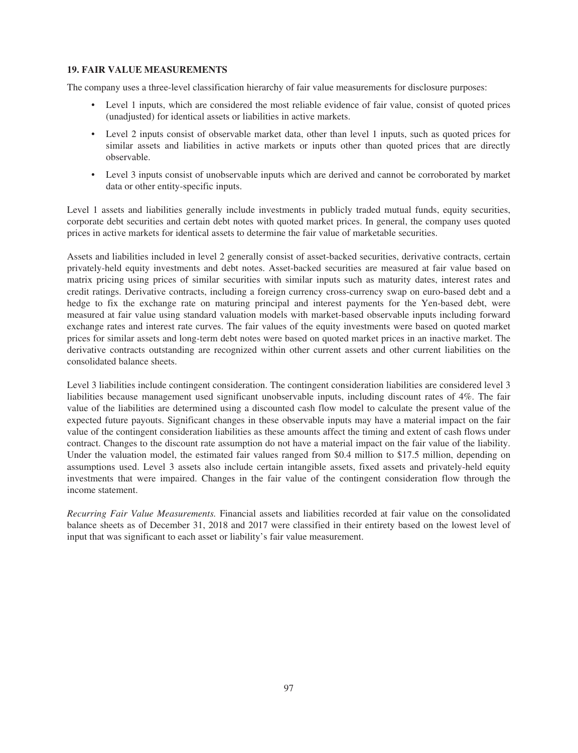### 19. FAIR VALUE MEASUREMENTS

The company uses a three-level classification hierarchy of fair value measurements for disclosure purposes:

- Level 1 inputs, which are considered the most reliable evidence of fair value, consist of quoted prices (unadjusted) for identical assets or liabilities in active markets.
- Level 2 inputs consist of observable market data, other than level 1 inputs, such as quoted prices for similar assets and liabilities in active markets or inputs other than quoted prices that are directly observable.
- Level 3 inputs consist of unobservable inputs which are derived and cannot be corroborated by market data or other entity-specific inputs.

Level 1 assets and liabilities generally include investments in publicly traded mutual funds, equity securities, corporate debt securities and certain debt notes with quoted market prices. In general, the company uses quoted prices in active markets for identical assets to determine the fair value of marketable securities.

Assets and liabilities included in level 2 generally consist of asset-backed securities, derivative contracts, certain privately-held equity investments and debt notes. Asset-backed securities are measured at fair value based on matrix pricing using prices of similar securities with similar inputs such as maturity dates, interest rates and credit ratings. Derivative contracts, including a foreign currency cross-currency swap on euro-based debt and a hedge to fix the exchange rate on maturing principal and interest payments for the Yen-based debt, were measured at fair value using standard valuation models with market-based observable inputs including forward exchange rates and interest rate curves. The fair values of the equity investments were based on quoted market prices for similar assets and long-term debt notes were based on quoted market prices in an inactive market. The derivative contracts outstanding are recognized within other current assets and other current liabilities on the consolidated balance sheets.

Level 3 liabilities include contingent consideration. The contingent consideration liabilities are considered level 3 liabilities because management used significant unobservable inputs, including discount rates of 4%. The fair value of the liabilities are determined using a discounted cash flow model to calculate the present value of the expected future payouts. Significant changes in these observable inputs may have a material impact on the fair value of the contingent consideration liabilities as these amounts affect the timing and extent of cash flows under contract. Changes to the discount rate assumption do not have a material impact on the fair value of the liability. Under the valuation model, the estimated fair values ranged from $0.4 million to $17.5 million, depending on assumptions used. Level 3 assets also include certain intangible assets, fixed assets and privately-held equity investments that were impaired. Changes in the fair value of the contingent consideration flow through the income statement.

*Recurring Fair Value Measurements.* Financial assets and liabilities recorded at fair value on the consolidated balance sheets as of December 31, 2018 and 2017 were classified in their entirety based on the lowest level of input that was significant to each asset or liability's fair value measurement.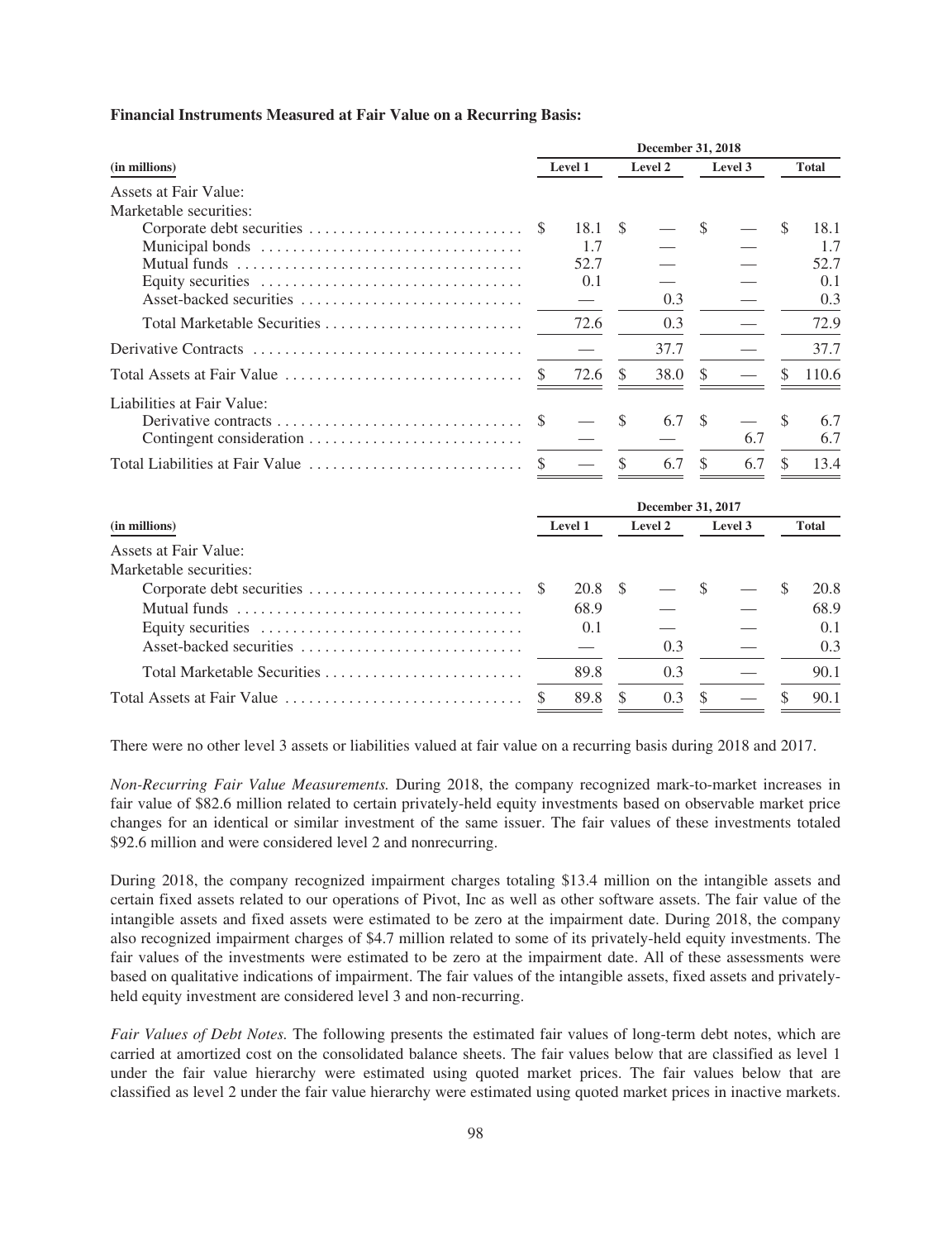**Financial Instruments Measured at Fair Value on a Recurring Basis:**

| (in millions) | December 31, 2018 | | | |
|---|---|---|---|---|
| | Level 1 | Level 2 | Level 3 | Total |
| Assets at Fair Value: | | | | |
| Marketable securities: | | | | |
| Corporate debt securities | $ 18.1 | $ — | $ — | $ 18.1 |
| Municipal bonds | 1.7 | — | — | 1.7 |
| Mutual funds | 52.7 | — | — | 52.7 |
| Equity securities | 0.1 | — | — | 0.1 |
| Asset-backed securities | — | 0.3 | — | 0.3 |
| Total Marketable Securities | 72.6 | 0.3 | — | 72.9 |
| Derivative Contracts | — | 37.7 | — | 37.7 |
| Total Assets at Fair Value | $ 72.6 | $ 38.0 | $ — | $ 110.6 |
| Liabilities at Fair Value: | | | | |
| Derivative contracts | $ — | $ 6.7 | $ — | $ 6.7 |
| Contingent consideration | — | — | 6.7 | 6.7 |
| Total Liabilities at Fair Value | $ — | $ 6.7 | $ 6.7 | $ 13.4 |

| (in millions) | December 31, 2017 | | | |
|---|---|---|---|---|
| | Level 1 | Level 2 | Level 3 | Total |
| Assets at Fair Value: | | | | |
| Marketable securities: | | | | |
| Corporate debt securities | $ 20.8 | $ — | $ — | $ 20.8 |
| Mutual funds | 68.9 | — | — | 68.9 |
| Equity securities | 0.1 | — | — | 0.1 |
| Asset-backed securities | — | 0.3 | — | 0.3 |
| Total Marketable Securities | 89.8 | 0.3 | — | 90.1 |
| Total Assets at Fair Value | $ 89.8 | $ 0.3 | $ — | $ 90.1 |

There were no other level 3 assets or liabilities valued at fair value on a recurring basis during 2018 and 2017.

*Non-Recurring Fair Value Measurements.* During 2018, the company recognized mark-to-market increases in fair value of $82.6 million related to certain privately-held equity investments based on observable market price changes for an identical or similar investment of the same issuer. The fair values of these investments totaled $92.6 million and were considered level 2 and nonrecurring.

During 2018, the company recognized impairment charges totaling $13.4 million on the intangible assets and certain fixed assets related to our operations of Pivot, Inc as well as other software assets. The fair value of the intangible assets and fixed assets were estimated to be zero at the impairment date. During 2018, the company also recognized impairment charges of $4.7 million related to some of its privately-held equity investments. The fair values of the investments were estimated to be zero at the impairment date. All of these assessments were based on qualitative indications of impairment. The fair values of the intangible assets, fixed assets and privately-held equity investment are considered level 3 and non-recurring.

*Fair Values of Debt Notes.* The following presents the estimated fair values of long-term debt notes, which are carried at amortized cost on the consolidated balance sheets. The fair values below that are classified as level 1 under the fair value hierarchy were estimated using quoted market prices. The fair values below that are classified as level 2 under the fair value hierarchy were estimated using quoted market prices in inactive markets.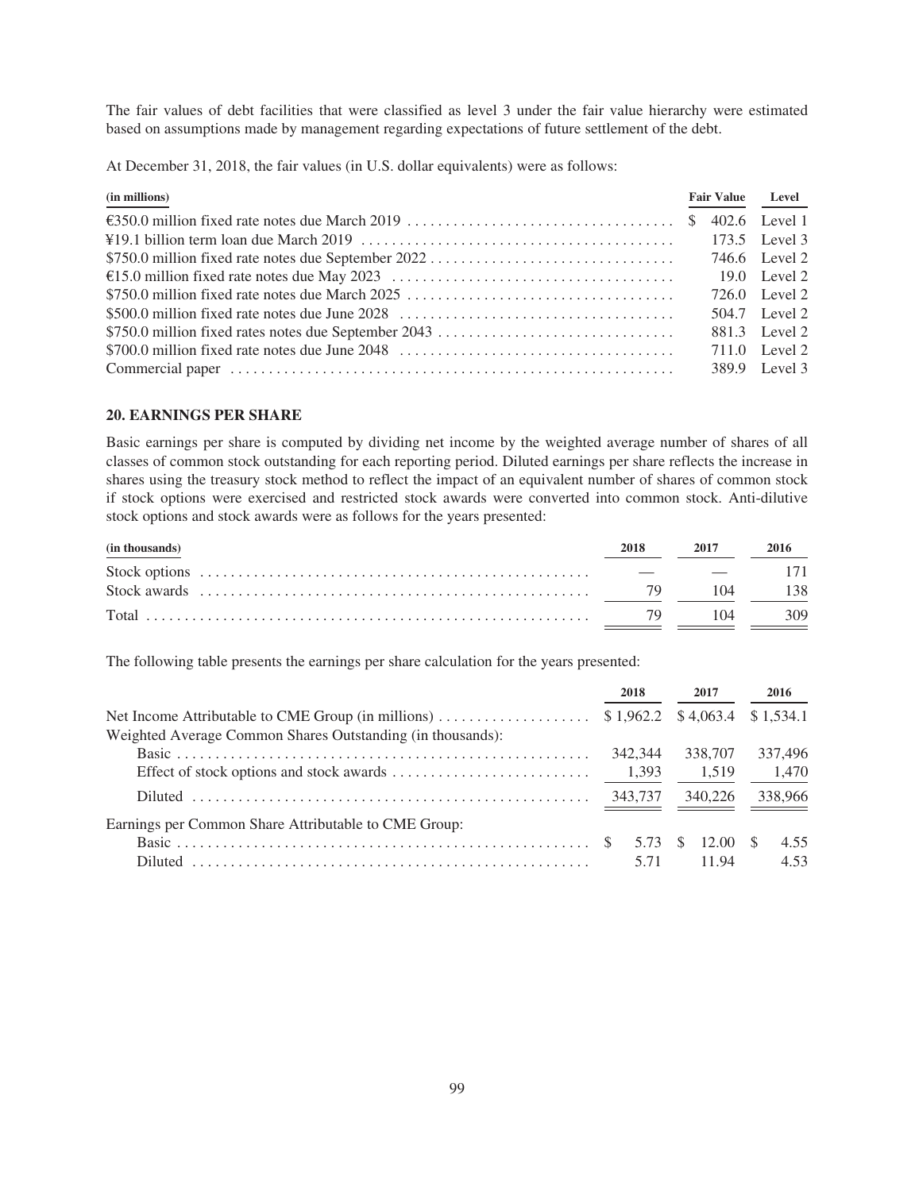The fair values of debt facilities that were classified as level 3 under the fair value hierarchy were estimated based on assumptions made by management regarding expectations of future settlement of the debt.

At December 31, 2018, the fair values (in U.S. dollar equivalents) were as follows:

| (in millions) | Fair Value | Level |
|---|---|---|
| €350.0 million fixed rate notes due March 2019 | $ 402.6 | Level 1 |
| ¥19.1 billion term loan due March 2019 | 173.5 | Level 3 |
| $750.0 million fixed rate notes due September 2022 | 746.6 | Level 2 |
| €15.0 million fixed rate notes due May 2023 | 19.0 | Level 2 |
| $750.0 million fixed rate notes due March 2025 | 726.0 | Level 2 |
| $500.0 million fixed rate notes due June 2028 | 504.7 | Level 2 |
| $750.0 million fixed rates notes due September 2043 | 881.3 | Level 2 |
| $700.0 million fixed rate notes due June 2048 | 711.0 | Level 2 |
| Commercial paper | 389.9 | Level 3 |

## 20. EARNINGS PER SHARE

Basic earnings per share is computed by dividing net income by the weighted average number of shares of all classes of common stock outstanding for each reporting period. Diluted earnings per share reflects the increase in shares using the treasury stock method to reflect the impact of an equivalent number of shares of common stock if stock options were exercised and restricted stock awards were converted into common stock. Anti-dilutive stock options and stock awards were as follows for the years presented:

| (in thousands) | 2018 | 2017 | 2016 |
|---|---|---|---|
| Stock options | — | — | 171 |
| Stock awards | 79 | 104 | 138 |
| Total | 79 | 104 | 309 |

The following table presents the earnings per share calculation for the years presented:

| | 2018 | 2017 | 2016 |
|---|---|---|---|
| Net Income Attributable to CME Group (in millions) | $ 1,962.2 | $ 4,063.4 | $ 1,534.1 |
| Weighted Average Common Shares Outstanding (in thousands): | | | |
| Basic | 342,344 | 338,707 | 337,496 |
| Effect of stock options and stock awards | 1,393 | 1,519 | 1,470 |
| Diluted | 343,737 | 340,226 | 338,966 |
| Earnings per Common Share Attributable to CME Group: | | | |
| Basic | $ 5.73 | $ 12.00 | $ 4.55 |
| Diluted | 5.71 | 11.94 | 4.53 |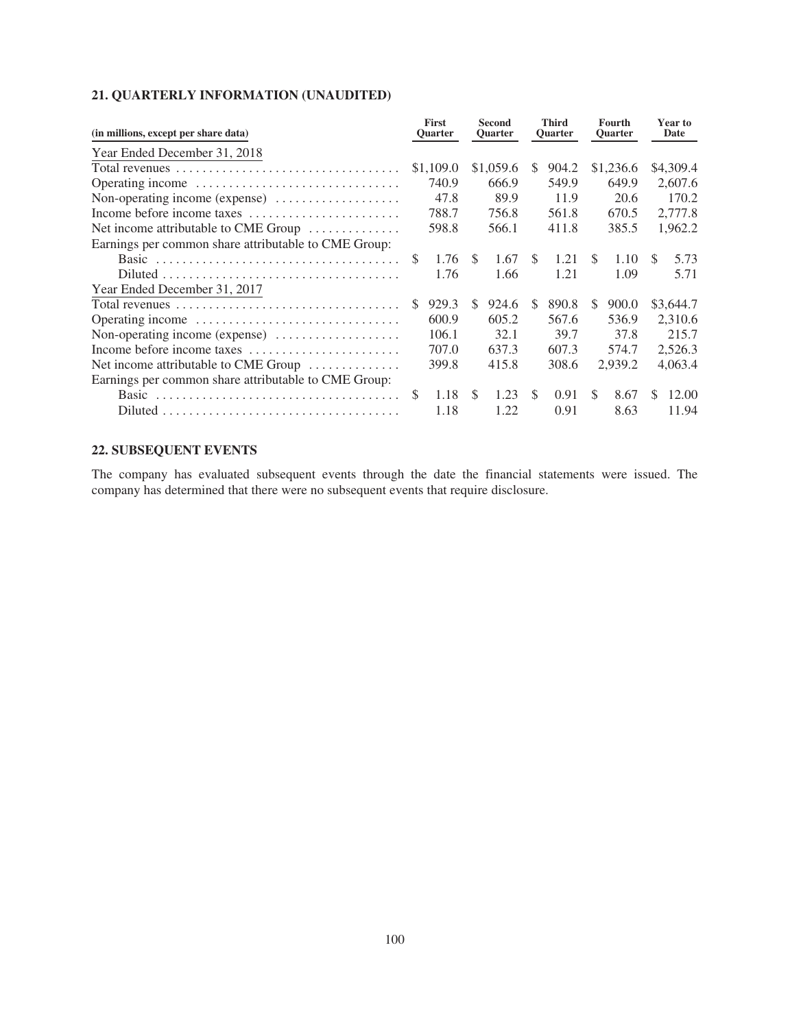## 21. QUARTERLY INFORMATION (UNAUDITED)

| (in millions, except per share data) | First Quarter | Second Quarter | Third Quarter | Fourth Quarter | Year to Date |
|---|---|---|---|---|---|
| Year Ended December 31, 2018 | | | | | |
| Total revenues | $1,109.0 | $1,059.6 | $ 904.2 | $1,236.6 | $4,309.4 |
| Operating income | 740.9 | 666.9 | 549.9 | 649.9 | 2,607.6 |
| Non-operating income (expense) | 47.8 | 89.9 | 11.9 | 20.6 | 170.2 |
| Income before income taxes | 788.7 | 756.8 | 561.8 | 670.5 | 2,777.8 |
| Net income attributable to CME Group | 598.8 | 566.1 | 411.8 | 385.5 | 1,962.2 |
| Earnings per common share attributable to CME Group: | | | | | |
| Basic | $ 1.76 | $ 1.67 | $ 1.21 | $ 1.10 | $ 5.73 |
| Diluted | 1.76 | 1.66 | 1.21 | 1.09 | 5.71 |
| Year Ended December 31, 2017 | | | | | |
| Total revenues | $ 929.3 | $ 924.6 | $ 890.8 | $ 900.0 | $3,644.7 |
| Operating income | 600.9 | 605.2 | 567.6 | 536.9 | 2,310.6 |
| Non-operating income (expense) | 106.1 | 32.1 | 39.7 | 37.8 | 215.7 |
| Income before income taxes | 707.0 | 637.3 | 607.3 | 574.7 | 2,526.3 |
| Net income attributable to CME Group | 399.8 | 415.8 | 308.6 | 2,939.2 | 4,063.4 |
| Earnings per common share attributable to CME Group: | | | | | |
| Basic | $ 1.18 | $ 1.23 | $ 0.91 | $ 8.67 | $ 12.00 |
| Diluted | 1.18 | 1.22 | 0.91 | 8.63 | 11.94 |

## 22. SUBSEQUENT EVENTS

The company has evaluated subsequent events through the date the financial statements were issued. The company has determined that there were no subsequent events that require disclosure.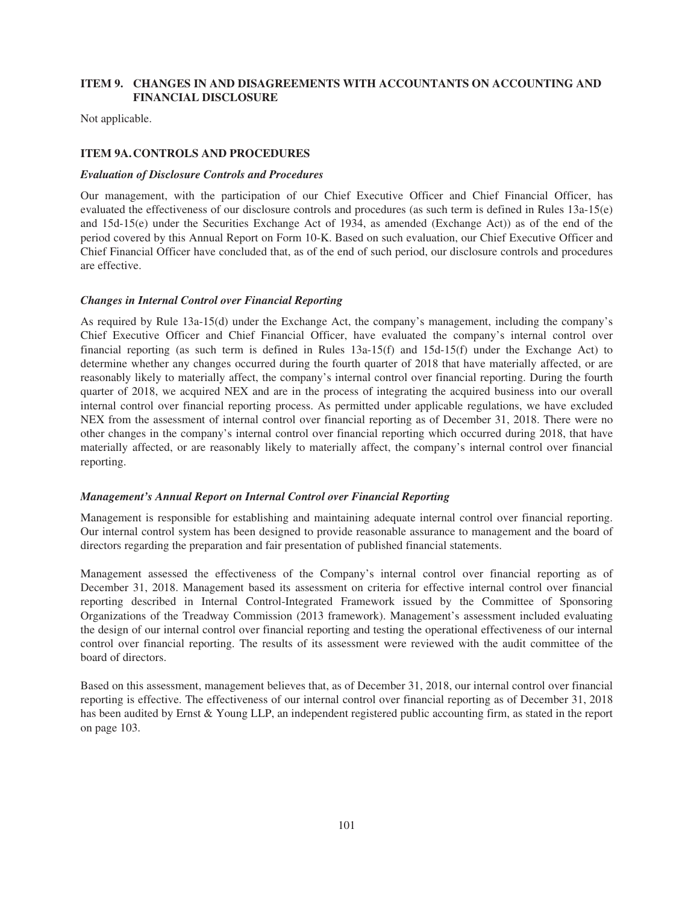## ITEM 9. CHANGES IN AND DISAGREEMENTS WITH ACCOUNTANTS ON ACCOUNTING AND FINANCIAL DISCLOSURE

Not applicable.

## ITEM 9A. CONTROLS AND PROCEDURES

***Evaluation of Disclosure Controls and Procedures***

Our management, with the participation of our Chief Executive Officer and Chief Financial Officer, has evaluated the effectiveness of our disclosure controls and procedures (as such term is defined in Rules 13a-15(e) and 15d-15(e) under the Securities Exchange Act of 1934, as amended (Exchange Act)) as of the end of the period covered by this Annual Report on Form 10-K. Based on such evaluation, our Chief Executive Officer and Chief Financial Officer have concluded that, as of the end of such period, our disclosure controls and procedures are effective.

***Changes in Internal Control over Financial Reporting***

As required by Rule 13a-15(d) under the Exchange Act, the company's management, including the company's Chief Executive Officer and Chief Financial Officer, have evaluated the company's internal control over financial reporting (as such term is defined in Rules 13a-15(f) and 15d-15(f) under the Exchange Act) to determine whether any changes occurred during the fourth quarter of 2018 that have materially affected, or are reasonably likely to materially affect, the company's internal control over financial reporting. During the fourth quarter of 2018, we acquired NEX and are in the process of integrating the acquired business into our overall internal control over financial reporting process. As permitted under applicable regulations, we have excluded NEX from the assessment of internal control over financial reporting as of December 31, 2018. There were no other changes in the company's internal control over financial reporting which occurred during 2018, that have materially affected, or are reasonably likely to materially affect, the company's internal control over financial reporting.

***Management's Annual Report on Internal Control over Financial Reporting***

Management is responsible for establishing and maintaining adequate internal control over financial reporting. Our internal control system has been designed to provide reasonable assurance to management and the board of directors regarding the preparation and fair presentation of published financial statements.

Management assessed the effectiveness of the Company's internal control over financial reporting as of December 31, 2018. Management based its assessment on criteria for effective internal control over financial reporting described in Internal Control-Integrated Framework issued by the Committee of Sponsoring Organizations of the Treadway Commission (2013 framework). Management's assessment included evaluating the design of our internal control over financial reporting and testing the operational effectiveness of our internal control over financial reporting. The results of its assessment were reviewed with the audit committee of the board of directors.

Based on this assessment, management believes that, as of December 31, 2018, our internal control over financial reporting is effective. The effectiveness of our internal control over financial reporting as of December 31, 2018 has been audited by Ernst & Young LLP, an independent registered public accounting firm, as stated in the report on page 103.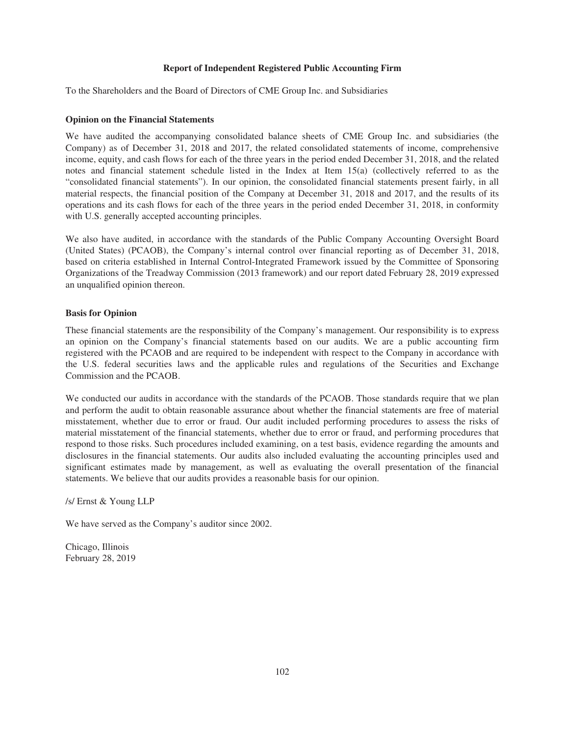## Report of Independent Registered Public Accounting Firm

To the Shareholders and the Board of Directors of CME Group Inc. and Subsidiaries

### Opinion on the Financial Statements

We have audited the accompanying consolidated balance sheets of CME Group Inc. and subsidiaries (the Company) as of December 31, 2018 and 2017, the related consolidated statements of income, comprehensive income, equity, and cash flows for each of the three years in the period ended December 31, 2018, and the related notes and financial statement schedule listed in the Index at Item 15(a) (collectively referred to as the "consolidated financial statements"). In our opinion, the consolidated financial statements present fairly, in all material respects, the financial position of the Company at December 31, 2018 and 2017, and the results of its operations and its cash flows for each of the three years in the period ended December 31, 2018, in conformity with U.S. generally accepted accounting principles.

We also have audited, in accordance with the standards of the Public Company Accounting Oversight Board (United States) (PCAOB), the Company's internal control over financial reporting as of December 31, 2018, based on criteria established in Internal Control-Integrated Framework issued by the Committee of Sponsoring Organizations of the Treadway Commission (2013 framework) and our report dated February 28, 2019 expressed an unqualified opinion thereon.

### Basis for Opinion

These financial statements are the responsibility of the Company's management. Our responsibility is to express an opinion on the Company's financial statements based on our audits. We are a public accounting firm registered with the PCAOB and are required to be independent with respect to the Company in accordance with the U.S. federal securities laws and the applicable rules and regulations of the Securities and Exchange Commission and the PCAOB.

We conducted our audits in accordance with the standards of the PCAOB. Those standards require that we plan and perform the audit to obtain reasonable assurance about whether the financial statements are free of material misstatement, whether due to error or fraud. Our audit included performing procedures to assess the risks of material misstatement of the financial statements, whether due to error or fraud, and performing procedures that respond to those risks. Such procedures included examining, on a test basis, evidence regarding the amounts and disclosures in the financial statements. Our audits also included evaluating the accounting principles used and significant estimates made by management, as well as evaluating the overall presentation of the financial statements. We believe that our audits provides a reasonable basis for our opinion.

/s/ Ernst & Young LLP

We have served as the Company's auditor since 2002.

Chicago, Illinois
February 28, 2019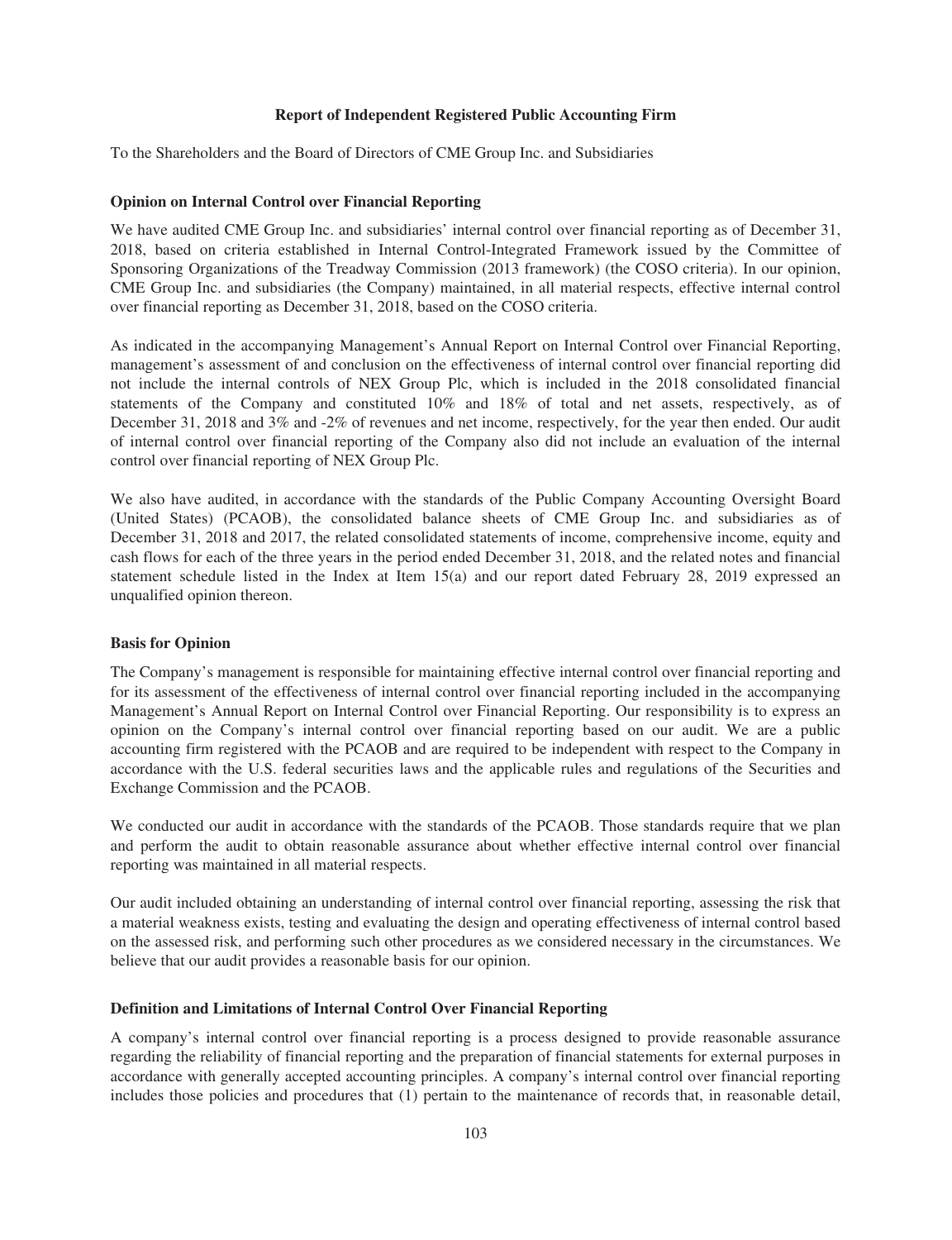## Report of Independent Registered Public Accounting Firm

To the Shareholders and the Board of Directors of CME Group Inc. and Subsidiaries

### Opinion on Internal Control over Financial Reporting

We have audited CME Group Inc. and subsidiaries' internal control over financial reporting as of December 31, 2018, based on criteria established in Internal Control-Integrated Framework issued by the Committee of Sponsoring Organizations of the Treadway Commission (2013 framework) (the COSO criteria). In our opinion, CME Group Inc. and subsidiaries (the Company) maintained, in all material respects, effective internal control over financial reporting as December 31, 2018, based on the COSO criteria.

As indicated in the accompanying Management's Annual Report on Internal Control over Financial Reporting, management's assessment of and conclusion on the effectiveness of internal control over financial reporting did not include the internal controls of NEX Group Plc, which is included in the 2018 consolidated financial statements of the Company and constituted 10% and 18% of total and net assets, respectively, as of December 31, 2018 and 3% and -2% of revenues and net income, respectively, for the year then ended. Our audit of internal control over financial reporting of the Company also did not include an evaluation of the internal control over financial reporting of NEX Group Plc.

We also have audited, in accordance with the standards of the Public Company Accounting Oversight Board (United States) (PCAOB), the consolidated balance sheets of CME Group Inc. and subsidiaries as of December 31, 2018 and 2017, the related consolidated statements of income, comprehensive income, equity and cash flows for each of the three years in the period ended December 31, 2018, and the related notes and financial statement schedule listed in the Index at Item 15(a) and our report dated February 28, 2019 expressed an unqualified opinion thereon.

### Basis for Opinion

The Company's management is responsible for maintaining effective internal control over financial reporting and for its assessment of the effectiveness of internal control over financial reporting included in the accompanying Management's Annual Report on Internal Control over Financial Reporting. Our responsibility is to express an opinion on the Company's internal control over financial reporting based on our audit. We are a public accounting firm registered with the PCAOB and are required to be independent with respect to the Company in accordance with the U.S. federal securities laws and the applicable rules and regulations of the Securities and Exchange Commission and the PCAOB.

We conducted our audit in accordance with the standards of the PCAOB. Those standards require that we plan and perform the audit to obtain reasonable assurance about whether effective internal control over financial reporting was maintained in all material respects.

Our audit included obtaining an understanding of internal control over financial reporting, assessing the risk that a material weakness exists, testing and evaluating the design and operating effectiveness of internal control based on the assessed risk, and performing such other procedures as we considered necessary in the circumstances. We believe that our audit provides a reasonable basis for our opinion.

### Definition and Limitations of Internal Control Over Financial Reporting

A company's internal control over financial reporting is a process designed to provide reasonable assurance regarding the reliability of financial reporting and the preparation of financial statements for external purposes in accordance with generally accepted accounting principles. A company's internal control over financial reporting includes those policies and procedures that (1) pertain to the maintenance of records that, in reasonable detail,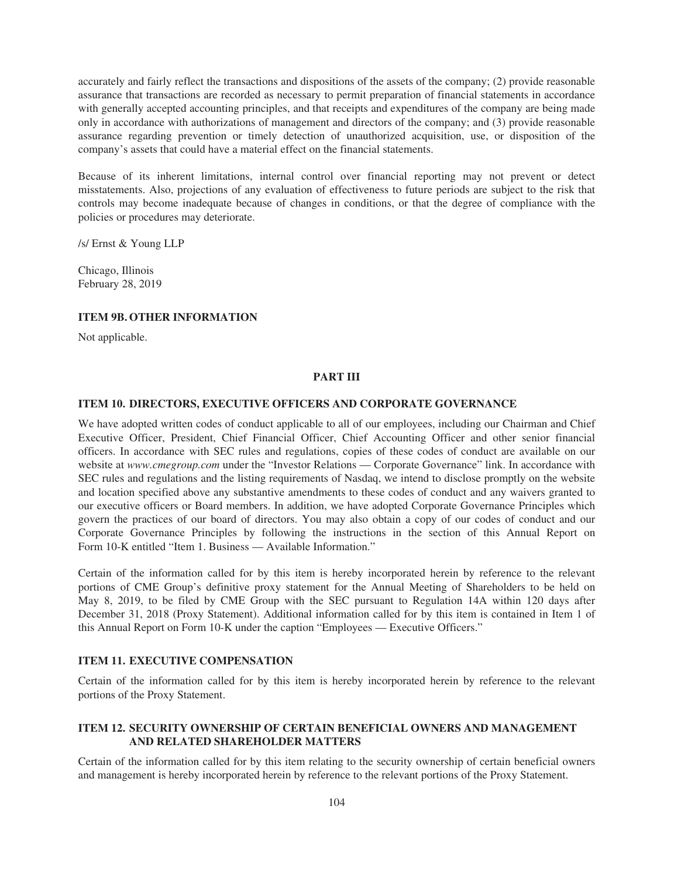accurately and fairly reflect the transactions and dispositions of the assets of the company; (2) provide reasonable assurance that transactions are recorded as necessary to permit preparation of financial statements in accordance with generally accepted accounting principles, and that receipts and expenditures of the company are being made only in accordance with authorizations of management and directors of the company; and (3) provide reasonable assurance regarding prevention or timely detection of unauthorized acquisition, use, or disposition of the company's assets that could have a material effect on the financial statements.

Because of its inherent limitations, internal control over financial reporting may not prevent or detect misstatements. Also, projections of any evaluation of effectiveness to future periods are subject to the risk that controls may become inadequate because of changes in conditions, or that the degree of compliance with the policies or procedures may deteriorate.

/s/ Ernst & Young LLP

Chicago, Illinois
February 28, 2019

### ITEM 9B. OTHER INFORMATION

Not applicable.

## PART III

### ITEM 10. DIRECTORS, EXECUTIVE OFFICERS AND CORPORATE GOVERNANCE

We have adopted written codes of conduct applicable to all of our employees, including our Chairman and Chief Executive Officer, President, Chief Financial Officer, Chief Accounting Officer and other senior financial officers. In accordance with SEC rules and regulations, copies of these codes of conduct are available on our website at *www.cmegroup.com* under the "Investor Relations — Corporate Governance" link. In accordance with SEC rules and regulations and the listing requirements of Nasdaq, we intend to disclose promptly on the website and location specified above any substantive amendments to these codes of conduct and any waivers granted to our executive officers or Board members. In addition, we have adopted Corporate Governance Principles which govern the practices of our board of directors. You may also obtain a copy of our codes of conduct and our Corporate Governance Principles by following the instructions in the section of this Annual Report on Form 10-K entitled "Item 1. Business — Available Information."

Certain of the information called for by this item is hereby incorporated herein by reference to the relevant portions of CME Group's definitive proxy statement for the Annual Meeting of Shareholders to be held on May 8, 2019, to be filed by CME Group with the SEC pursuant to Regulation 14A within 120 days after December 31, 2018 (Proxy Statement). Additional information called for by this item is contained in Item 1 of this Annual Report on Form 10-K under the caption "Employees — Executive Officers."

### ITEM 11. EXECUTIVE COMPENSATION

Certain of the information called for by this item is hereby incorporated herein by reference to the relevant portions of the Proxy Statement.

### ITEM 12. SECURITY OWNERSHIP OF CERTAIN BENEFICIAL OWNERS AND MANAGEMENT AND RELATED SHAREHOLDER MATTERS

Certain of the information called for by this item relating to the security ownership of certain beneficial owners and management is hereby incorporated herein by reference to the relevant portions of the Proxy Statement.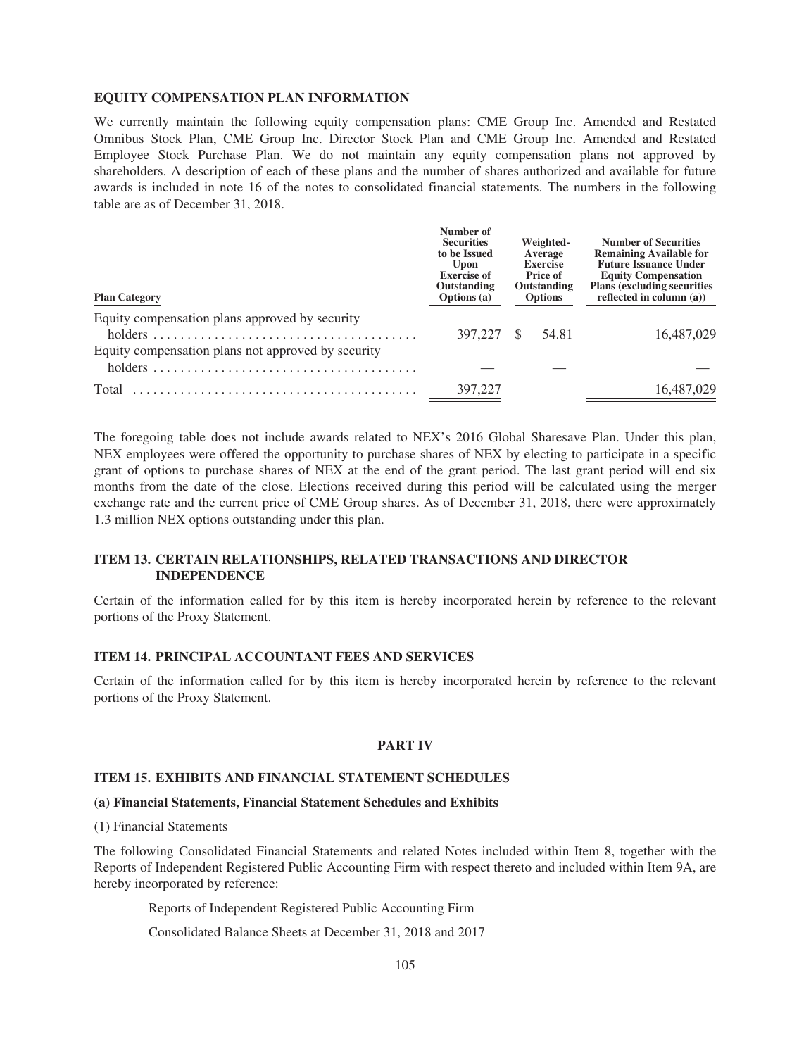### EQUITY COMPENSATION PLAN INFORMATION

We currently maintain the following equity compensation plans: CME Group Inc. Amended and Restated Omnibus Stock Plan, CME Group Inc. Director Stock Plan and CME Group Inc. Amended and Restated Employee Stock Purchase Plan. We do not maintain any equity compensation plans not approved by shareholders. A description of each of these plans and the number of shares authorized and available for future awards is included in note 16 of the notes to consolidated financial statements. The numbers in the following table are as of December 31, 2018.

| Plan Category | Number of Securities to be Issued Upon Exercise of Outstanding Options (a) | Weighted-Average Exercise Price of Outstanding Options | Number of Securities Remaining Available for Future Issuance Under Equity Compensation Plans (excluding securities reflected in column (a)) |
|---|---|---|---|
| Equity compensation plans approved by security holders | 397,227 | $ 54.81 | 16,487,029 |
| Equity compensation plans not approved by security holders | — | — | — |
| Total | 397,227 | | 16,487,029 |

The foregoing table does not include awards related to NEX's 2016 Global Sharesave Plan. Under this plan, NEX employees were offered the opportunity to purchase shares of NEX by electing to participate in a specific grant of options to purchase shares of NEX at the end of the grant period. The last grant period will end six months from the date of the close. Elections received during this period will be calculated using the merger exchange rate and the current price of CME Group shares. As of December 31, 2018, there were approximately 1.3 million NEX options outstanding under this plan.

### ITEM 13. CERTAIN RELATIONSHIPS, RELATED TRANSACTIONS AND DIRECTOR INDEPENDENCE

Certain of the information called for by this item is hereby incorporated herein by reference to the relevant portions of the Proxy Statement.

### ITEM 14. PRINCIPAL ACCOUNTANT FEES AND SERVICES

Certain of the information called for by this item is hereby incorporated herein by reference to the relevant portions of the Proxy Statement.

## PART IV

### ITEM 15. EXHIBITS AND FINANCIAL STATEMENT SCHEDULES

**(a) Financial Statements, Financial Statement Schedules and Exhibits**

(1) Financial Statements

The following Consolidated Financial Statements and related Notes included within Item 8, together with the Reports of Independent Registered Public Accounting Firm with respect thereto and included within Item 9A, are hereby incorporated by reference:

Reports of Independent Registered Public Accounting Firm

Consolidated Balance Sheets at December 31, 2018 and 2017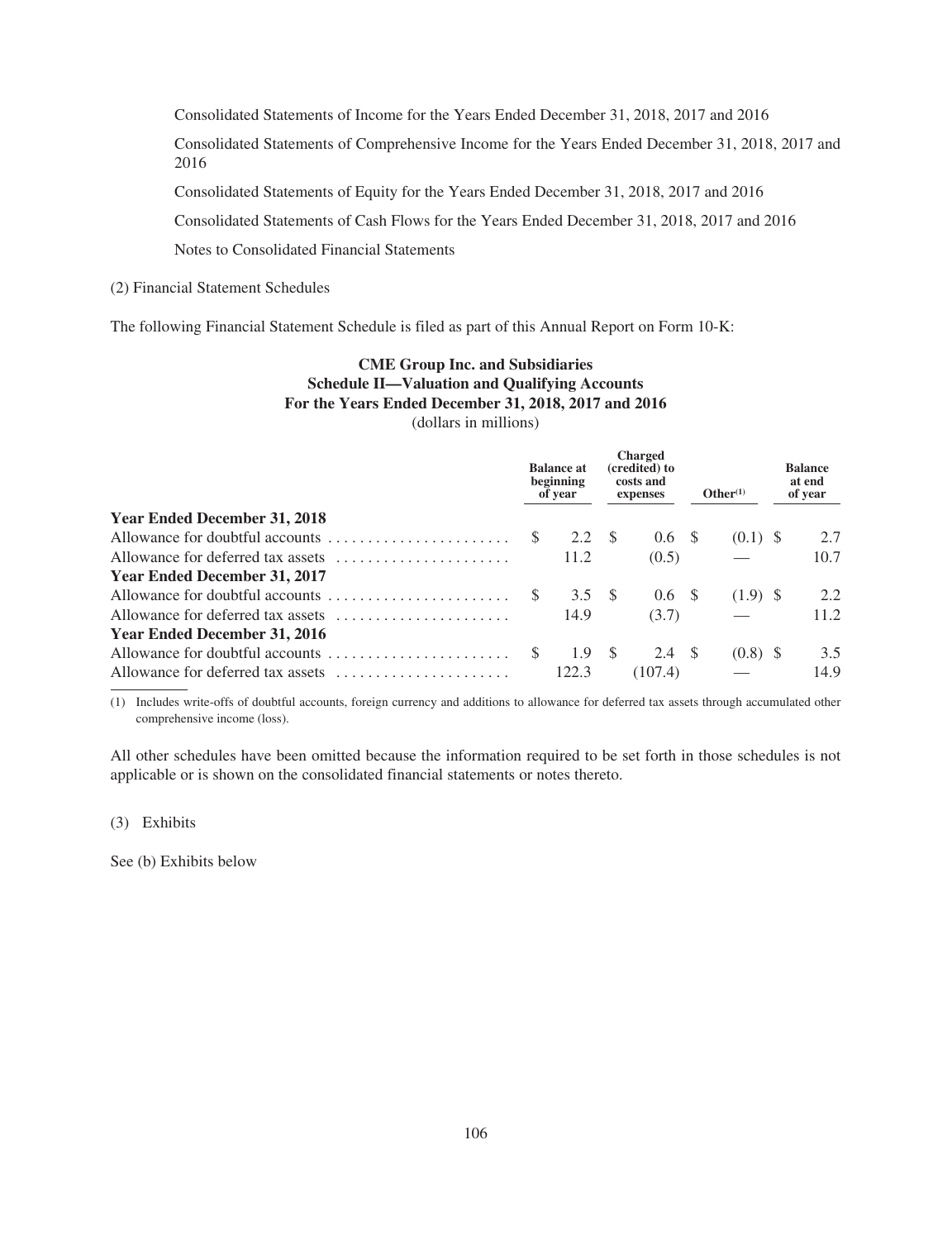Consolidated Statements of Income for the Years Ended December 31, 2018, 2017 and 2016

Consolidated Statements of Comprehensive Income for the Years Ended December 31, 2018, 2017 and 2016

Consolidated Statements of Equity for the Years Ended December 31, 2018, 2017 and 2016

Consolidated Statements of Cash Flows for the Years Ended December 31, 2018, 2017 and 2016

Notes to Consolidated Financial Statements

(2) Financial Statement Schedules

The following Financial Statement Schedule is filed as part of this Annual Report on Form 10-K:

**CME Group Inc. and Subsidiaries**
**Schedule II—Valuation and Qualifying Accounts**
**For the Years Ended December 31, 2018, 2017 and 2016**
(dollars in millions)

| | Balance at beginning of year | Charged (credited) to costs and expenses | Other[1] | Balance at end of year |
|---|---|---|---|---|
| **Year Ended December 31, 2018** | | | | |
| Allowance for doubtful accounts | $ 2.2 | $ 0.6 | $ (0.1) | $ 2.7 |
| Allowance for deferred tax assets | 11.2 | (0.5) | — | 10.7 |
| **Year Ended December 31, 2017** | | | | |
| Allowance for doubtful accounts | $ 3.5 | $ 0.6 | $ (1.9) | $ 2.2 |
| Allowance for deferred tax assets | 14.9 | (3.7) | — | 11.2 |
| **Year Ended December 31, 2016** | | | | |
| Allowance for doubtful accounts | $ 1.9 | $ 2.4 | $ (0.8) | $ 3.5 |
| Allowance for deferred tax assets | 122.3 | (107.4) | — | 14.9 |

(1) Includes write-offs of doubtful accounts, foreign currency and additions to allowance for deferred tax assets through accumulated other comprehensive income (loss).

All other schedules have been omitted because the information required to be set forth in those schedules is not applicable or is shown on the consolidated financial statements or notes thereto.

(3) Exhibits

See (b) Exhibits below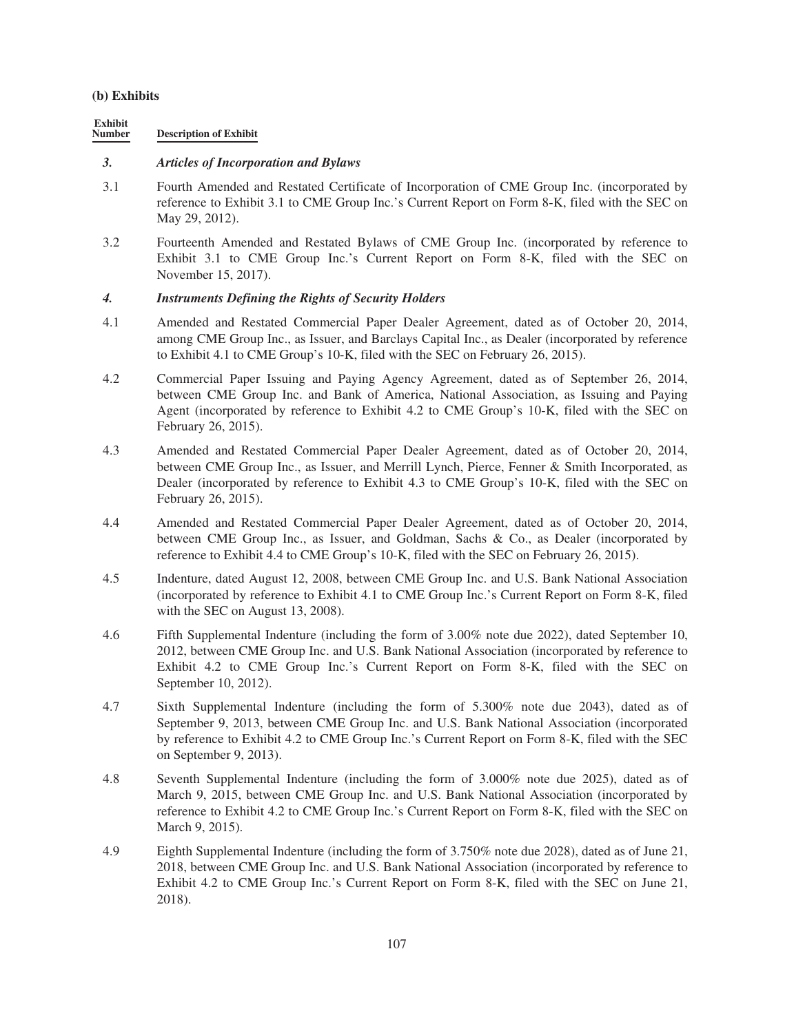**(b) Exhibits**

| Exhibit Number | Description of Exhibit |
|---|---|
| ***3.*** | ***Articles of Incorporation and Bylaws*** |
| 3.1 | Fourth Amended and Restated Certificate of Incorporation of CME Group Inc. (incorporated by reference to Exhibit 3.1 to CME Group Inc.'s Current Report on Form 8-K, filed with the SEC on May 29, 2012). |
| 3.2 | Fourteenth Amended and Restated Bylaws of CME Group Inc. (incorporated by reference to Exhibit 3.1 to CME Group Inc.'s Current Report on Form 8-K, filed with the SEC on November 15, 2017). |
| ***4.*** | ***Instruments Defining the Rights of Security Holders*** |
| 4.1 | Amended and Restated Commercial Paper Dealer Agreement, dated as of October 20, 2014, among CME Group Inc., as Issuer, and Barclays Capital Inc., as Dealer (incorporated by reference to Exhibit 4.1 to CME Group's 10-K, filed with the SEC on February 26, 2015). |
| 4.2 | Commercial Paper Issuing and Paying Agency Agreement, dated as of September 26, 2014, between CME Group Inc. and Bank of America, National Association, as Issuing and Paying Agent (incorporated by reference to Exhibit 4.2 to CME Group's 10-K, filed with the SEC on February 26, 2015). |
| 4.3 | Amended and Restated Commercial Paper Dealer Agreement, dated as of October 20, 2014, between CME Group Inc., as Issuer, and Merrill Lynch, Pierce, Fenner & Smith Incorporated, as Dealer (incorporated by reference to Exhibit 4.3 to CME Group's 10-K, filed with the SEC on February 26, 2015). |
| 4.4 | Amended and Restated Commercial Paper Dealer Agreement, dated as of October 20, 2014, between CME Group Inc., as Issuer, and Goldman, Sachs & Co., as Dealer (incorporated by reference to Exhibit 4.4 to CME Group's 10-K, filed with the SEC on February 26, 2015). |
| 4.5 | Indenture, dated August 12, 2008, between CME Group Inc. and U.S. Bank National Association (incorporated by reference to Exhibit 4.1 to CME Group Inc.'s Current Report on Form 8-K, filed with the SEC on August 13, 2008). |
| 4.6 | Fifth Supplemental Indenture (including the form of 3.00% note due 2022), dated September 10, 2012, between CME Group Inc. and U.S. Bank National Association (incorporated by reference to Exhibit 4.2 to CME Group Inc.'s Current Report on Form 8-K, filed with the SEC on September 10, 2012). |
| 4.7 | Sixth Supplemental Indenture (including the form of 5.300% note due 2043), dated as of September 9, 2013, between CME Group Inc. and U.S. Bank National Association (incorporated by reference to Exhibit 4.2 to CME Group Inc.'s Current Report on Form 8-K, filed with the SEC on September 9, 2013). |
| 4.8 | Seventh Supplemental Indenture (including the form of 3.000% note due 2025), dated as of March 9, 2015, between CME Group Inc. and U.S. Bank National Association (incorporated by reference to Exhibit 4.2 to CME Group Inc.'s Current Report on Form 8-K, filed with the SEC on March 9, 2015). |
| 4.9 | Eighth Supplemental Indenture (including the form of 3.750% note due 2028), dated as of June 21, 2018, between CME Group Inc. and U.S. Bank National Association (incorporated by reference to Exhibit 4.2 to CME Group Inc.'s Current Report on Form 8-K, filed with the SEC on June 21, 2018). |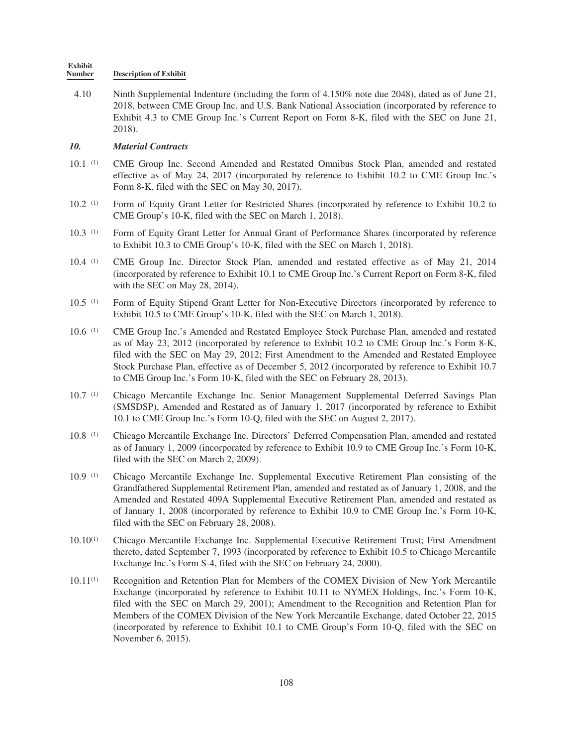| Exhibit Number | Description of Exhibit |
|---|---|
| 4.10 | Ninth Supplemental Indenture (including the form of 4.150% note due 2048), dated as of June 21, 2018, between CME Group Inc. and U.S. Bank National Association (incorporated by reference to Exhibit 4.3 to CME Group Inc.'s Current Report on Form 8-K, filed with the SEC on June 21, 2018). |

***10. Material Contracts***

| | |
|---|---|
| 10.1 [(1)] | CME Group Inc. Second Amended and Restated Omnibus Stock Plan, amended and restated effective as of May 24, 2017 (incorporated by reference to Exhibit 10.2 to CME Group Inc.'s Form 8-K, filed with the SEC on May 30, 2017). |
| 10.2 [(1)] | Form of Equity Grant Letter for Restricted Shares (incorporated by reference to Exhibit 10.2 to CME Group's 10-K, filed with the SEC on March 1, 2018). |
| 10.3 [(1)] | Form of Equity Grant Letter for Annual Grant of Performance Shares (incorporated by reference to Exhibit 10.3 to CME Group's 10-K, filed with the SEC on March 1, 2018). |
| 10.4 [(1)] | CME Group Inc. Director Stock Plan, amended and restated effective as of May 21, 2014 (incorporated by reference to Exhibit 10.1 to CME Group Inc.'s Current Report on Form 8-K, filed with the SEC on May 28, 2014). |
| 10.5 [(1)] | Form of Equity Stipend Grant Letter for Non-Executive Directors (incorporated by reference to Exhibit 10.5 to CME Group's 10-K, filed with the SEC on March 1, 2018). |
| 10.6 [(1)] | CME Group Inc.'s Amended and Restated Employee Stock Purchase Plan, amended and restated as of May 23, 2012 (incorporated by reference to Exhibit 10.2 to CME Group Inc.'s Form 8-K, filed with the SEC on May 29, 2012; First Amendment to the Amended and Restated Employee Stock Purchase Plan, effective as of December 5, 2012 (incorporated by reference to Exhibit 10.7 to CME Group Inc.'s Form 10-K, filed with the SEC on February 28, 2013). |
| 10.7 [(1)] | Chicago Mercantile Exchange Inc. Senior Management Supplemental Deferred Savings Plan (SMSDSP), Amended and Restated as of January 1, 2017 (incorporated by reference to Exhibit 10.1 to CME Group Inc.'s Form 10-Q, filed with the SEC on August 2, 2017). |
| 10.8 [(1)] | Chicago Mercantile Exchange Inc. Directors' Deferred Compensation Plan, amended and restated as of January 1, 2009 (incorporated by reference to Exhibit 10.9 to CME Group Inc.'s Form 10-K, filed with the SEC on March 2, 2009). |
| 10.9 [(1)] | Chicago Mercantile Exchange Inc. Supplemental Executive Retirement Plan consisting of the Grandfathered Supplemental Retirement Plan, amended and restated as of January 1, 2008, and the Amended and Restated 409A Supplemental Executive Retirement Plan, amended and restated as of January 1, 2008 (incorporated by reference to Exhibit 10.9 to CME Group Inc.'s Form 10-K, filed with the SEC on February 28, 2008). |
| 10.10[(1)] | Chicago Mercantile Exchange Inc. Supplemental Executive Retirement Trust; First Amendment thereto, dated September 7, 1993 (incorporated by reference to Exhibit 10.5 to Chicago Mercantile Exchange Inc.'s Form S-4, filed with the SEC on February 24, 2000). |
| 10.11[(1)] | Recognition and Retention Plan for Members of the COMEX Division of New York Mercantile Exchange (incorporated by reference to Exhibit 10.11 to NYMEX Holdings, Inc.'s Form 10-K, filed with the SEC on March 29, 2001); Amendment to the Recognition and Retention Plan for Members of the COMEX Division of the New York Mercantile Exchange, dated October 22, 2015 (incorporated by reference to Exhibit 10.1 to CME Group's Form 10-Q, filed with the SEC on November 6, 2015). |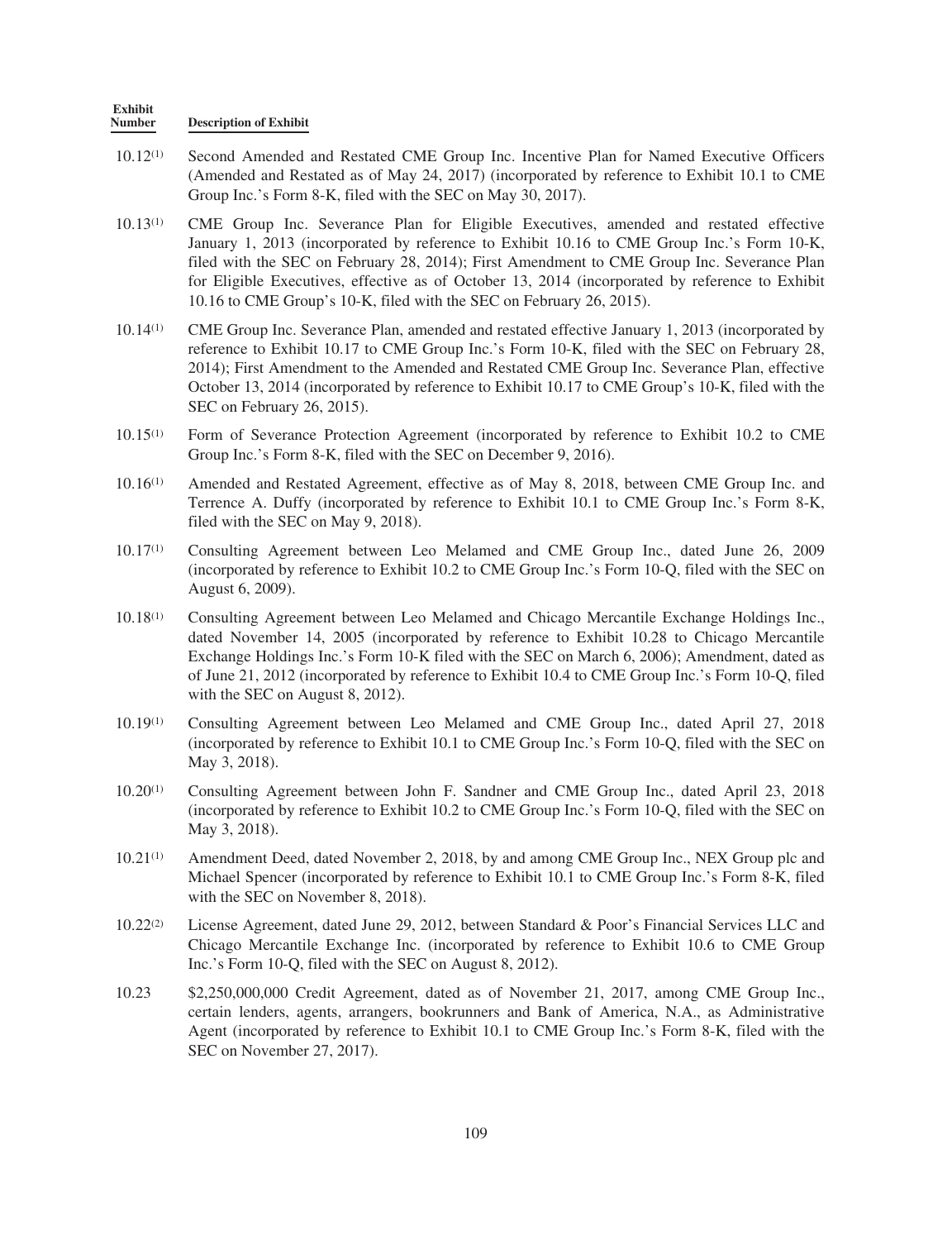| Exhibit Number | Description of Exhibit |
|---|---|
| 10.12[(1)] | Second Amended and Restated CME Group Inc. Incentive Plan for Named Executive Officers (Amended and Restated as of May 24, 2017) (incorporated by reference to Exhibit 10.1 to CME Group Inc.'s Form 8-K, filed with the SEC on May 30, 2017). |
| 10.13[(1)] | CME Group Inc. Severance Plan for Eligible Executives, amended and restated effective January 1, 2013 (incorporated by reference to Exhibit 10.16 to CME Group Inc.'s Form 10-K, filed with the SEC on February 28, 2014); First Amendment to CME Group Inc. Severance Plan for Eligible Executives, effective as of October 13, 2014 (incorporated by reference to Exhibit 10.16 to CME Group's 10-K, filed with the SEC on February 26, 2015). |
| 10.14[(1)] | CME Group Inc. Severance Plan, amended and restated effective January 1, 2013 (incorporated by reference to Exhibit 10.17 to CME Group Inc.'s Form 10-K, filed with the SEC on February 28, 2014); First Amendment to the Amended and Restated CME Group Inc. Severance Plan, effective October 13, 2014 (incorporated by reference to Exhibit 10.17 to CME Group's 10-K, filed with the SEC on February 26, 2015). |
| 10.15[(1)] | Form of Severance Protection Agreement (incorporated by reference to Exhibit 10.2 to CME Group Inc.'s Form 8-K, filed with the SEC on December 9, 2016). |
| 10.16[(1)] | Amended and Restated Agreement, effective as of May 8, 2018, between CME Group Inc. and Terrence A. Duffy (incorporated by reference to Exhibit 10.1 to CME Group Inc.'s Form 8-K, filed with the SEC on May 9, 2018). |
| 10.17[(1)] | Consulting Agreement between Leo Melamed and CME Group Inc., dated June 26, 2009 (incorporated by reference to Exhibit 10.2 to CME Group Inc.'s Form 10-Q, filed with the SEC on August 6, 2009). |
| 10.18[(1)] | Consulting Agreement between Leo Melamed and Chicago Mercantile Exchange Holdings Inc., dated November 14, 2005 (incorporated by reference to Exhibit 10.28 to Chicago Mercantile Exchange Holdings Inc.'s Form 10-K filed with the SEC on March 6, 2006); Amendment, dated as of June 21, 2012 (incorporated by reference to Exhibit 10.4 to CME Group Inc.'s Form 10-Q, filed with the SEC on August 8, 2012). |
| 10.19[(1)] | Consulting Agreement between Leo Melamed and CME Group Inc., dated April 27, 2018 (incorporated by reference to Exhibit 10.1 to CME Group Inc.'s Form 10-Q, filed with the SEC on May 3, 2018). |
| 10.20[(1)] | Consulting Agreement between John F. Sandner and CME Group Inc., dated April 23, 2018 (incorporated by reference to Exhibit 10.2 to CME Group Inc.'s Form 10-Q, filed with the SEC on May 3, 2018). |
| 10.21[(1)] | Amendment Deed, dated November 2, 2018, by and among CME Group Inc., NEX Group plc and Michael Spencer (incorporated by reference to Exhibit 10.1 to CME Group Inc.'s Form 8-K, filed with the SEC on November 8, 2018). |
| 10.22[(2)] | License Agreement, dated June 29, 2012, between Standard & Poor's Financial Services LLC and Chicago Mercantile Exchange Inc. (incorporated by reference to Exhibit 10.6 to CME Group Inc.'s Form 10-Q, filed with the SEC on August 8, 2012). |
| 10.23 | $2,250,000,000 Credit Agreement, dated as of November 21, 2017, among CME Group Inc., certain lenders, agents, arrangers, bookrunners and Bank of America, N.A., as Administrative Agent (incorporated by reference to Exhibit 10.1 to CME Group Inc.'s Form 8-K, filed with the SEC on November 27, 2017). |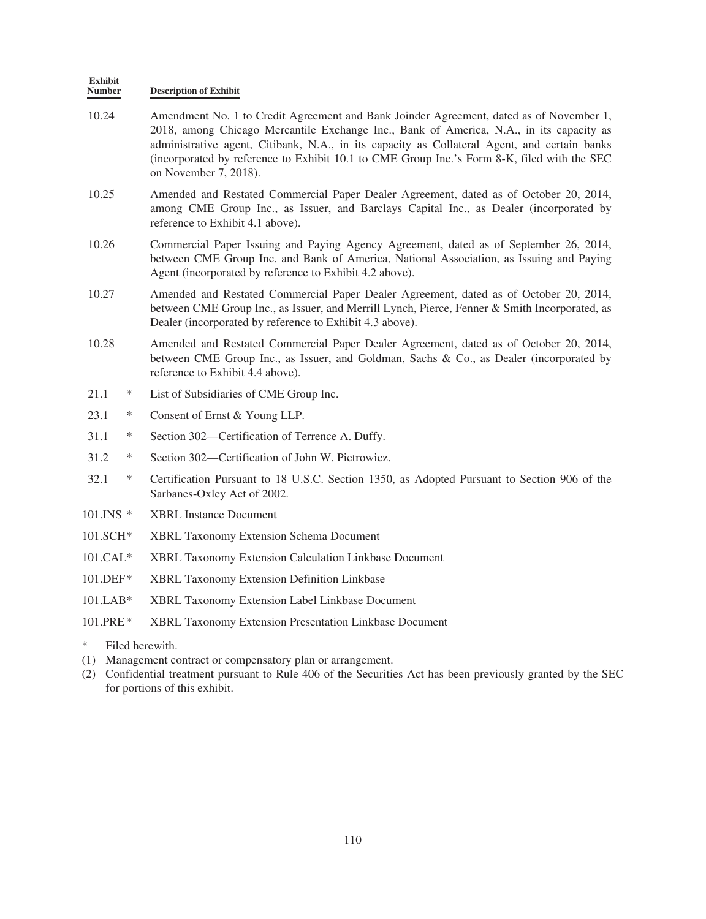| Exhibit Number | Description of Exhibit |
|---|---|
| 10.24 | Amendment No. 1 to Credit Agreement and Bank Joinder Agreement, dated as of November 1, 2018, among Chicago Mercantile Exchange Inc., Bank of America, N.A., in its capacity as administrative agent, Citibank, N.A., in its capacity as Collateral Agent, and certain banks (incorporated by reference to Exhibit 10.1 to CME Group Inc.'s Form 8-K, filed with the SEC on November 7, 2018). |
| 10.25 | Amended and Restated Commercial Paper Dealer Agreement, dated as of October 20, 2014, among CME Group Inc., as Issuer, and Barclays Capital Inc., as Dealer (incorporated by reference to Exhibit 4.1 above). |
| 10.26 | Commercial Paper Issuing and Paying Agency Agreement, dated as of September 26, 2014, between CME Group Inc. and Bank of America, National Association, as Issuing and Paying Agent (incorporated by reference to Exhibit 4.2 above). |
| 10.27 | Amended and Restated Commercial Paper Dealer Agreement, dated as of October 20, 2014, between CME Group Inc., as Issuer, and Merrill Lynch, Pierce, Fenner & Smith Incorporated, as Dealer (incorporated by reference to Exhibit 4.3 above). |
| 10.28 | Amended and Restated Commercial Paper Dealer Agreement, dated as of October 20, 2014, between CME Group Inc., as Issuer, and Goldman, Sachs & Co., as Dealer (incorporated by reference to Exhibit 4.4 above). |
| 21.1 * | List of Subsidiaries of CME Group Inc. |
| 23.1 * | Consent of Ernst & Young LLP. |
| 31.1 * | Section 302—Certification of Terrence A. Duffy. |
| 31.2 * | Section 302—Certification of John W. Pietrowicz. |
| 32.1 * | Certification Pursuant to 18 U.S.C. Section 1350, as Adopted Pursuant to Section 906 of the Sarbanes-Oxley Act of 2002. |
| 101.INS * | XBRL Instance Document |
| 101.SCH* | XBRL Taxonomy Extension Schema Document |
| 101.CAL* | XBRL Taxonomy Extension Calculation Linkbase Document |
| 101.DEF* | XBRL Taxonomy Extension Definition Linkbase |
| 101.LAB* | XBRL Taxonomy Extension Label Linkbase Document |
| 101.PRE* | XBRL Taxonomy Extension Presentation Linkbase Document |

\* Filed herewith.

(1) Management contract or compensatory plan or arrangement.

(2) Confidential treatment pursuant to Rule 406 of the Securities Act has been previously granted by the SEC for portions of this exhibit.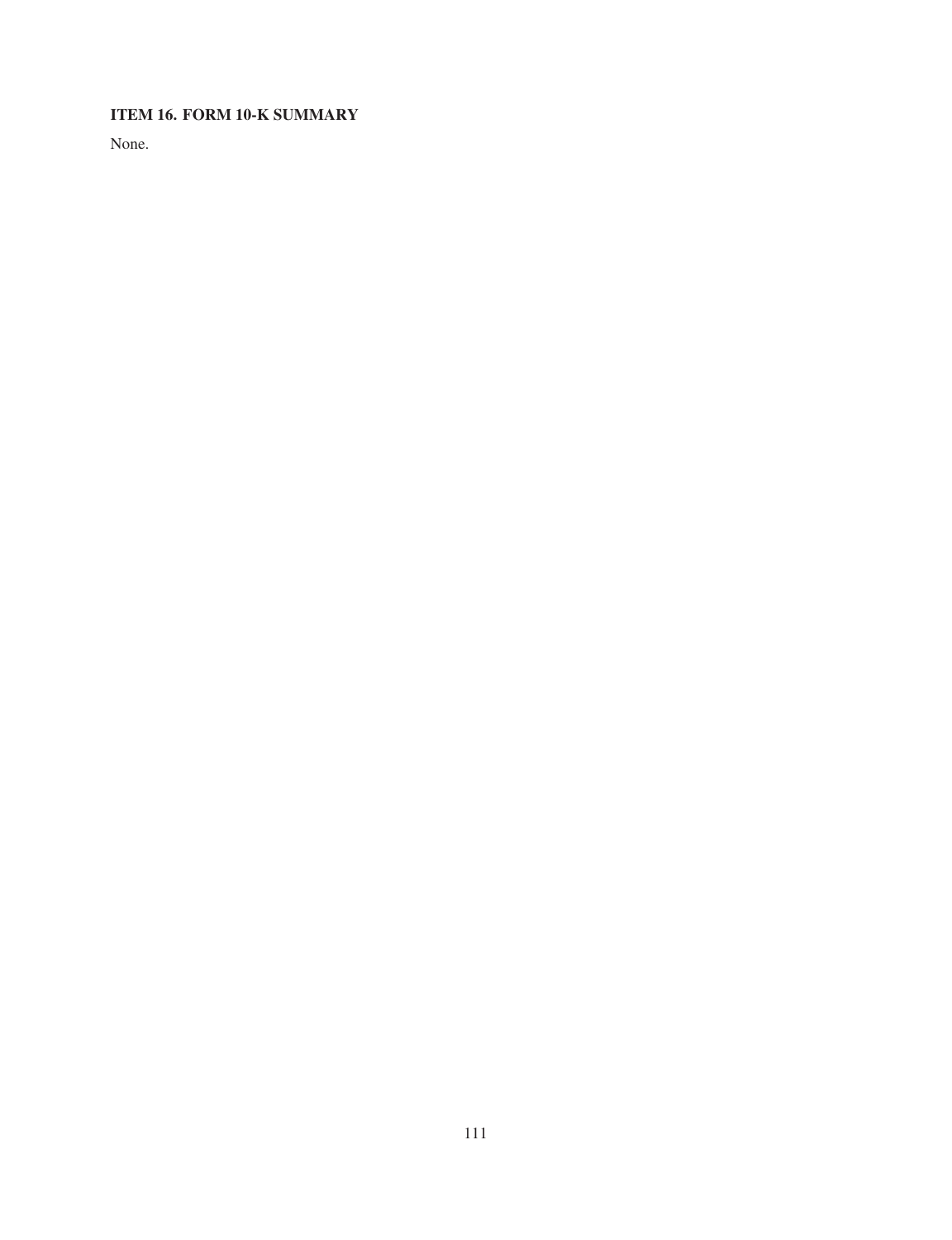### ITEM 16. FORM 10-K SUMMARY

None.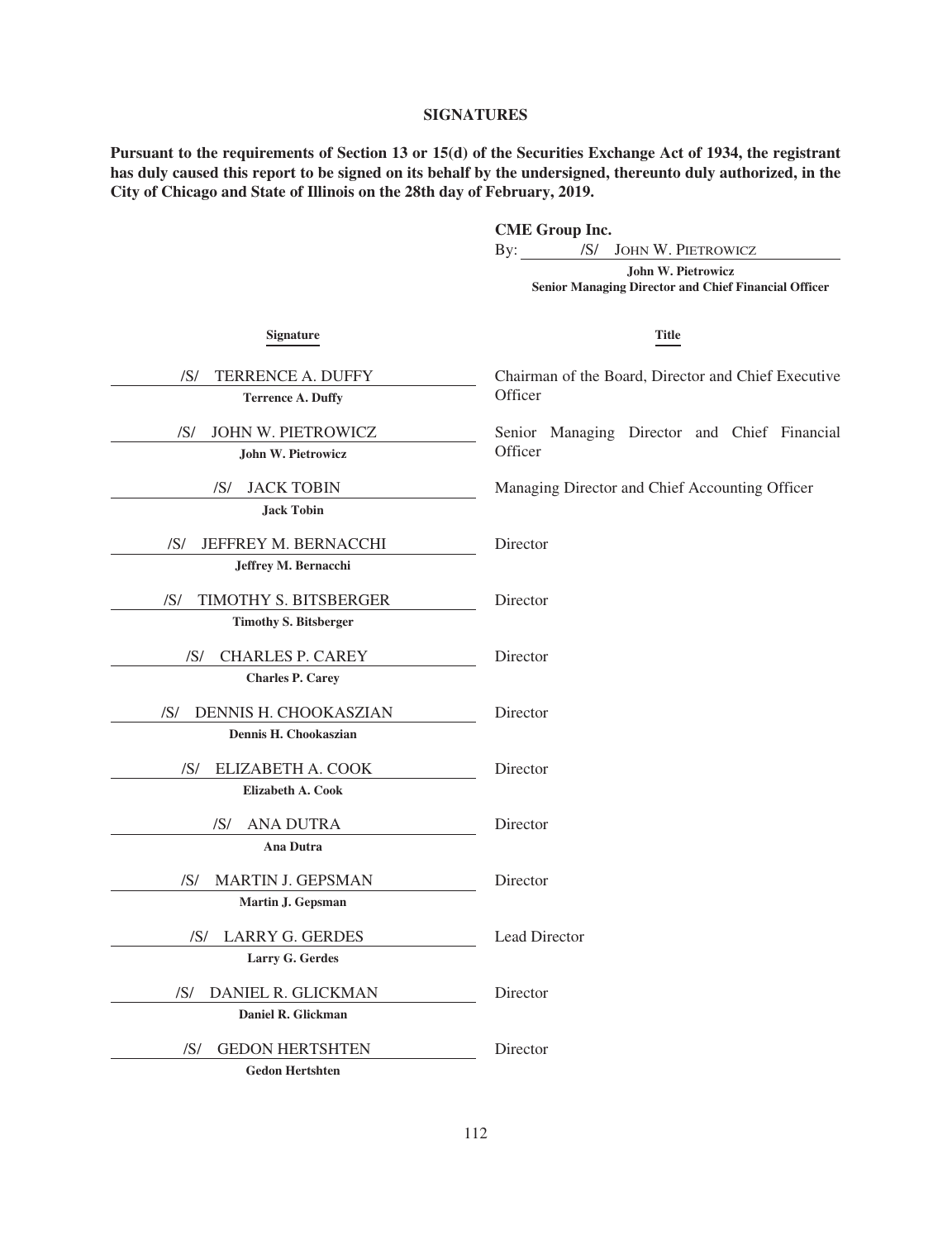## SIGNATURES

**Pursuant to the requirements of Section 13 or 15(d) of the Securities Exchange Act of 1934, the registrant has duly caused this report to be signed on its behalf by the undersigned, thereunto duly authorized, in the City of Chicago and State of Illinois on the 28th day of February, 2019.**

**CME Group Inc.**

By: /S/ JOHN W. PIETROWICZ

**John W. Pietrowicz**
**Senior Managing Director and Chief Financial Officer**

| Signature | Title |
|---|---|
| /S/ TERRENCE A. DUFFY<br>**Terrence A. Duffy** | Chairman of the Board, Director and Chief Executive Officer |
| /S/ JOHN W. PIETROWICZ<br>**John W. Pietrowicz** | Senior Managing Director and Chief Financial Officer |
| /S/ JACK TOBIN<br>**Jack Tobin** | Managing Director and Chief Accounting Officer |
| /S/ JEFFREY M. BERNACCHI<br>**Jeffrey M. Bernacchi** | Director |
| /S/ TIMOTHY S. BITSBERGER<br>**Timothy S. Bitsberger** | Director |
| /S/ CHARLES P. CAREY<br>**Charles P. Carey** | Director |
| /S/ DENNIS H. CHOOKASZIAN<br>**Dennis H. Chookaszian** | Director |
| /S/ ELIZABETH A. COOK<br>**Elizabeth A. Cook** | Director |
| /S/ ANA DUTRA<br>**Ana Dutra** | Director |
| /S/ MARTIN J. GEPSMAN<br>**Martin J. Gepsman** | Director |
| /S/ LARRY G. GERDES<br>**Larry G. Gerdes** | Lead Director |
| /S/ DANIEL R. GLICKMAN<br>**Daniel R. Glickman** | Director |
| /S/ GEDON HERTSHTEN<br>**Gedon Hertshten** | Director |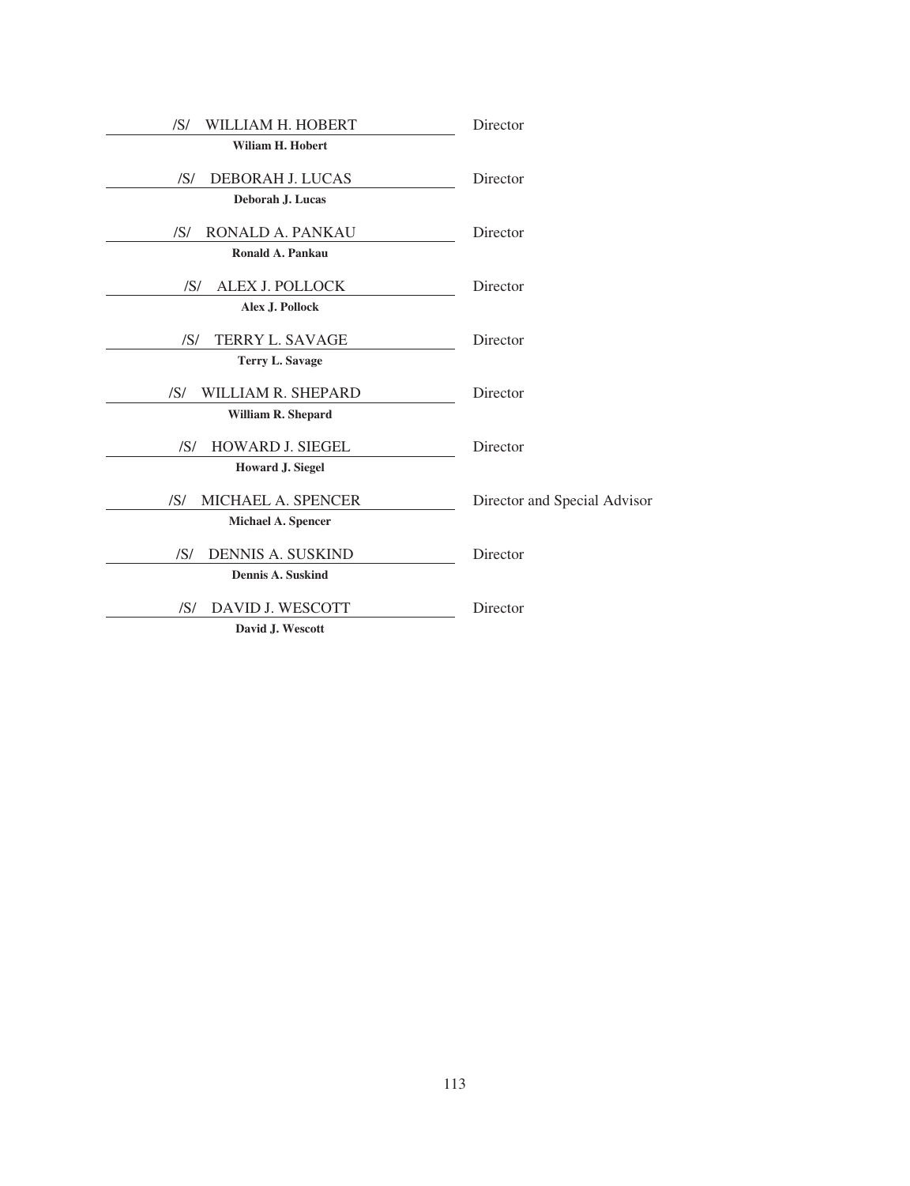| | |
|---|---|
| /S/ WILLIAM H. HOBERT<br>**Wiliam H. Hobert** | Director |
| /S/ DEBORAH J. LUCAS<br>**Deborah J. Lucas** | Director |
| /S/ RONALD A. PANKAU<br>**Ronald A. Pankau** | Director |
| /S/ ALEX J. POLLOCK<br>**Alex J. Pollock** | Director |
| /S/ TERRY L. SAVAGE<br>**Terry L. Savage** | Director |
| /S/ WILLIAM R. SHEPARD<br>**William R. Shepard** | Director |
| /S/ HOWARD J. SIEGEL<br>**Howard J. Siegel** | Director |
| /S/ MICHAEL A. SPENCER<br>**Michael A. Spencer** | Director and Special Advisor |
| /S/ DENNIS A. SUSKIND<br>**Dennis A. Suskind** | Director |
| /S/ DAVID J. WESCOTT<br>**David J. Wescott** | Director |